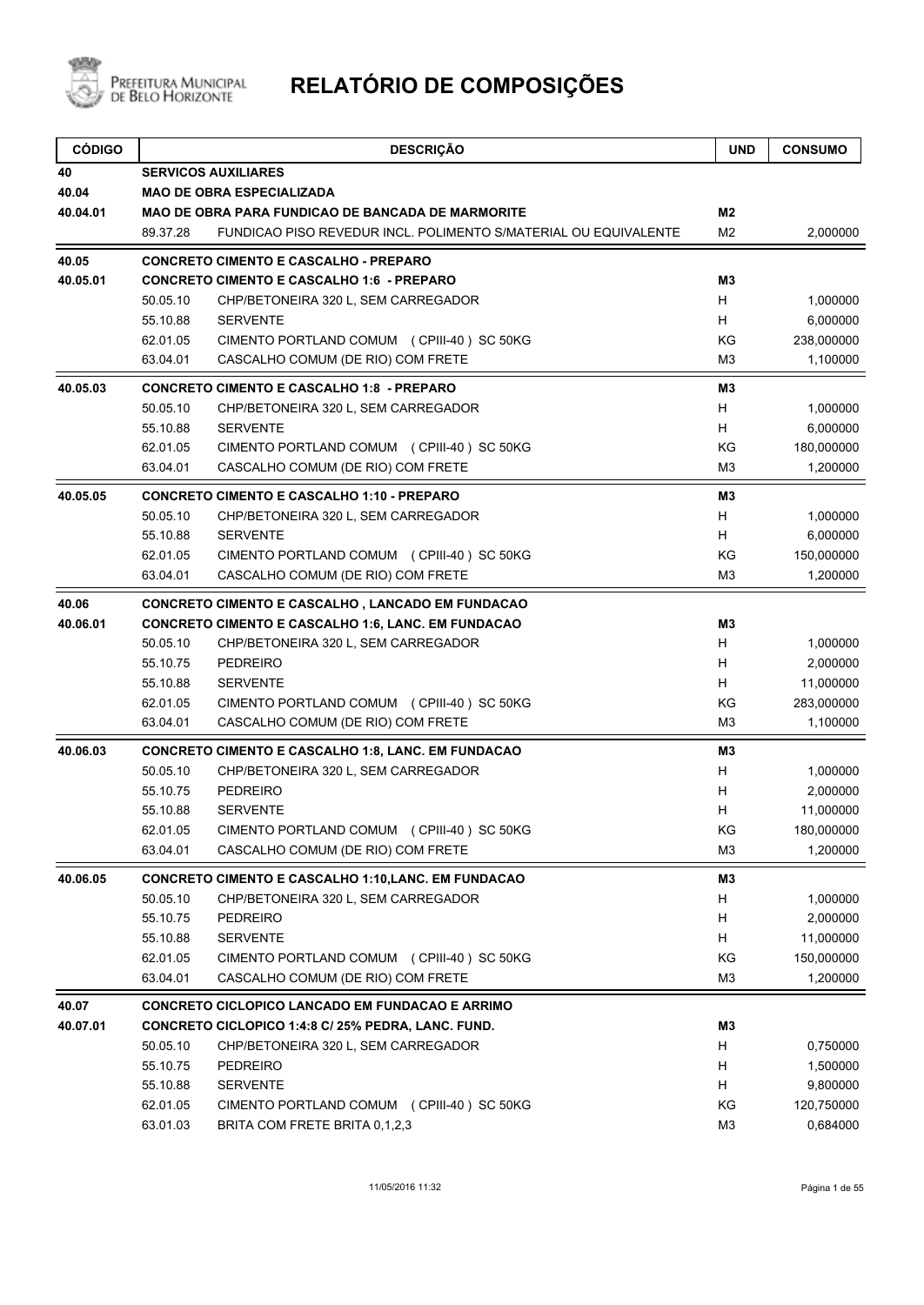# RELATÓRIO DE COMPOSIÇÕES

Prefeitura Municipal de Belo Horizonte

| CÓDIGO | | DESCRIÇÃO | UND | CONSUMO |
|---|---|---|---|---|
| **40** | **SERVICOS AUXILIARES** | | | |
| **40.04** | **MAO DE OBRA ESPECIALIZADA** | | | |
| **40.04.01** | **MAO DE OBRA PARA FUNDICAO DE BANCADA DE MARMORITE** | | **M2** | |
| | 89.37.28 | FUNDICAO PISO REVEDUR INCL. POLIMENTO S/MATERIAL OU EQUIVALENTE | M2 | 2,000000 |
| **40.05** | **CONCRETO CIMENTO E CASCALHO - PREPARO** | | | |
| **40.05.01** | **CONCRETO CIMENTO E CASCALHO 1:6 - PREPARO** | | **M3** | |
| | 50.05.10 | CHP/BETONEIRA 320 L, SEM CARREGADOR | H | 1,000000 |
| | 55.10.88 | SERVENTE | H | 6,000000 |
| | 62.01.05 | CIMENTO PORTLAND COMUM (CPIII-40) SC 50KG | KG | 238,000000 |
| | 63.04.01 | CASCALHO COMUM (DE RIO) COM FRETE | M3 | 1,100000 |
| **40.05.03** | **CONCRETO CIMENTO E CASCALHO 1:8 - PREPARO** | | **M3** | |
| | 50.05.10 | CHP/BETONEIRA 320 L, SEM CARREGADOR | H | 1,000000 |
| | 55.10.88 | SERVENTE | H | 6,000000 |
| | 62.01.05 | CIMENTO PORTLAND COMUM (CPIII-40) SC 50KG | KG | 180,000000 |
| | 63.04.01 | CASCALHO COMUM (DE RIO) COM FRETE | M3 | 1,200000 |
| **40.05.05** | **CONCRETO CIMENTO E CASCALHO 1:10 - PREPARO** | | **M3** | |
| | 50.05.10 | CHP/BETONEIRA 320 L, SEM CARREGADOR | H | 1,000000 |
| | 55.10.88 | SERVENTE | H | 6,000000 |
| | 62.01.05 | CIMENTO PORTLAND COMUM (CPIII-40) SC 50KG | KG | 150,000000 |
| | 63.04.01 | CASCALHO COMUM (DE RIO) COM FRETE | M3 | 1,200000 |
| **40.06** | **CONCRETO CIMENTO E CASCALHO , LANCADO EM FUNDACAO** | | | |
| **40.06.01** | **CONCRETO CIMENTO E CASCALHO 1:6, LANC. EM FUNDACAO** | | **M3** | |
| | 50.05.10 | CHP/BETONEIRA 320 L, SEM CARREGADOR | H | 1,000000 |
| | 55.10.75 | PEDREIRO | H | 2,000000 |
| | 55.10.88 | SERVENTE | H | 11,000000 |
| | 62.01.05 | CIMENTO PORTLAND COMUM (CPIII-40) SC 50KG | KG | 283,000000 |
| | 63.04.01 | CASCALHO COMUM (DE RIO) COM FRETE | M3 | 1,100000 |
| **40.06.03** | **CONCRETO CIMENTO E CASCALHO 1:8, LANC. EM FUNDACAO** | | **M3** | |
| | 50.05.10 | CHP/BETONEIRA 320 L, SEM CARREGADOR | H | 1,000000 |
| | 55.10.75 | PEDREIRO | H | 2,000000 |
| | 55.10.88 | SERVENTE | H | 11,000000 |
| | 62.01.05 | CIMENTO PORTLAND COMUM (CPIII-40) SC 50KG | KG | 180,000000 |
| | 63.04.01 | CASCALHO COMUM (DE RIO) COM FRETE | M3 | 1,200000 |
| **40.06.05** | **CONCRETO CIMENTO E CASCALHO 1:10,LANC. EM FUNDACAO** | | **M3** | |
| | 50.05.10 | CHP/BETONEIRA 320 L, SEM CARREGADOR | H | 1,000000 |
| | 55.10.75 | PEDREIRO | H | 2,000000 |
| | 55.10.88 | SERVENTE | H | 11,000000 |
| | 62.01.05 | CIMENTO PORTLAND COMUM (CPIII-40) SC 50KG | KG | 150,000000 |
| | 63.04.01 | CASCALHO COMUM (DE RIO) COM FRETE | M3 | 1,200000 |
| **40.07** | **CONCRETO CICLOPICO LANCADO EM FUNDACAO E ARRIMO** | | | |
| **40.07.01** | **CONCRETO CICLOPICO 1:4:8 C/ 25% PEDRA, LANC. FUND.** | | **M3** | |
| | 50.05.10 | CHP/BETONEIRA 320 L, SEM CARREGADOR | H | 0,750000 |
| | 55.10.75 | PEDREIRO | H | 1,500000 |
| | 55.10.88 | SERVENTE | H | 9,800000 |
| | 62.01.05 | CIMENTO PORTLAND COMUM (CPIII-40) SC 50KG | KG | 120,750000 |
| | 63.01.03 | BRITA COM FRETE BRITA 0,1,2,3 | M3 | 0,684000 |

11/05/2016 11:32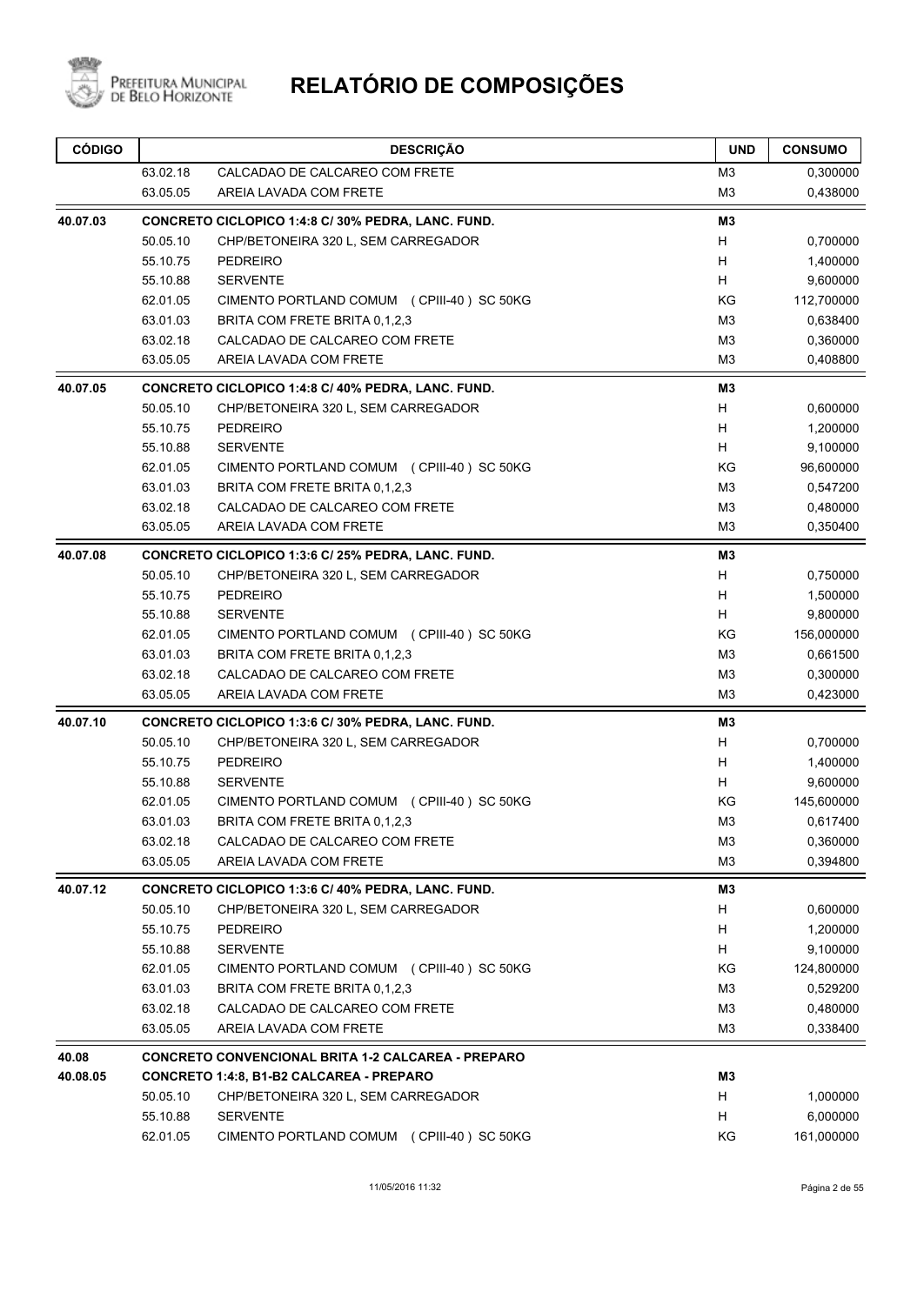# RELATÓRIO DE COMPOSIÇÕES

| CÓDIGO | | DESCRIÇÃO | UND | CONSUMO |
|---|---|---|---|---|
| | 63.02.18 | CALCADAO DE CALCAREO COM FRETE | M3 | 0,300000 |
| | 63.05.05 | AREIA LAVADA COM FRETE | M3 | 0,438000 |
| **40.07.03** | | **CONCRETO CICLOPICO 1:4:8 C/ 30% PEDRA, LANC. FUND.** | **M3** | |
| | 50.05.10 | CHP/BETONEIRA 320 L, SEM CARREGADOR | H | 0,700000 |
| | 55.10.75 | PEDREIRO | H | 1,400000 |
| | 55.10.88 | SERVENTE | H | 9,600000 |
| | 62.01.05 | CIMENTO PORTLAND COMUM (CPIII-40) SC 50KG | KG | 112,700000 |
| | 63.01.03 | BRITA COM FRETE BRITA 0,1,2,3 | M3 | 0,638400 |
| | 63.02.18 | CALCADAO DE CALCAREO COM FRETE | M3 | 0,360000 |
| | 63.05.05 | AREIA LAVADA COM FRETE | M3 | 0,408800 |
| **40.07.05** | | **CONCRETO CICLOPICO 1:4:8 C/ 40% PEDRA, LANC. FUND.** | **M3** | |
| | 50.05.10 | CHP/BETONEIRA 320 L, SEM CARREGADOR | H | 0,600000 |
| | 55.10.75 | PEDREIRO | H | 1,200000 |
| | 55.10.88 | SERVENTE | H | 9,100000 |
| | 62.01.05 | CIMENTO PORTLAND COMUM (CPIII-40) SC 50KG | KG | 96,600000 |
| | 63.01.03 | BRITA COM FRETE BRITA 0,1,2,3 | M3 | 0,547200 |
| | 63.02.18 | CALCADAO DE CALCAREO COM FRETE | M3 | 0,480000 |
| | 63.05.05 | AREIA LAVADA COM FRETE | M3 | 0,350400 |
| **40.07.08** | | **CONCRETO CICLOPICO 1:3:6 C/ 25% PEDRA, LANC. FUND.** | **M3** | |
| | 50.05.10 | CHP/BETONEIRA 320 L, SEM CARREGADOR | H | 0,750000 |
| | 55.10.75 | PEDREIRO | H | 1,500000 |
| | 55.10.88 | SERVENTE | H | 9,800000 |
| | 62.01.05 | CIMENTO PORTLAND COMUM (CPIII-40) SC 50KG | KG | 156,000000 |
| | 63.01.03 | BRITA COM FRETE BRITA 0,1,2,3 | M3 | 0,661500 |
| | 63.02.18 | CALCADAO DE CALCAREO COM FRETE | M3 | 0,300000 |
| | 63.05.05 | AREIA LAVADA COM FRETE | M3 | 0,423000 |
| **40.07.10** | | **CONCRETO CICLOPICO 1:3:6 C/ 30% PEDRA, LANC. FUND.** | **M3** | |
| | 50.05.10 | CHP/BETONEIRA 320 L, SEM CARREGADOR | H | 0,700000 |
| | 55.10.75 | PEDREIRO | H | 1,400000 |
| | 55.10.88 | SERVENTE | H | 9,600000 |
| | 62.01.05 | CIMENTO PORTLAND COMUM (CPIII-40) SC 50KG | KG | 145,600000 |
| | 63.01.03 | BRITA COM FRETE BRITA 0,1,2,3 | M3 | 0,617400 |
| | 63.02.18 | CALCADAO DE CALCAREO COM FRETE | M3 | 0,360000 |
| | 63.05.05 | AREIA LAVADA COM FRETE | M3 | 0,394800 |
| **40.07.12** | | **CONCRETO CICLOPICO 1:3:6 C/ 40% PEDRA, LANC. FUND.** | **M3** | |
| | 50.05.10 | CHP/BETONEIRA 320 L, SEM CARREGADOR | H | 0,600000 |
| | 55.10.75 | PEDREIRO | H | 1,200000 |
| | 55.10.88 | SERVENTE | H | 9,100000 |
| | 62.01.05 | CIMENTO PORTLAND COMUM (CPIII-40) SC 50KG | KG | 124,800000 |
| | 63.01.03 | BRITA COM FRETE BRITA 0,1,2,3 | M3 | 0,529200 |
| | 63.02.18 | CALCADAO DE CALCAREO COM FRETE | M3 | 0,480000 |
| | 63.05.05 | AREIA LAVADA COM FRETE | M3 | 0,338400 |
| **40.08** | | **CONCRETO CONVENCIONAL BRITA 1-2 CALCAREA - PREPARO** | | |
| **40.08.05** | | **CONCRETO 1:4:8, B1-B2 CALCAREA - PREPARO** | **M3** | |
| | 50.05.10 | CHP/BETONEIRA 320 L, SEM CARREGADOR | H | 1,000000 |
| | 55.10.88 | SERVENTE | H | 6,000000 |
| | 62.01.05 | CIMENTO PORTLAND COMUM (CPIII-40) SC 50KG | KG | 161,000000 |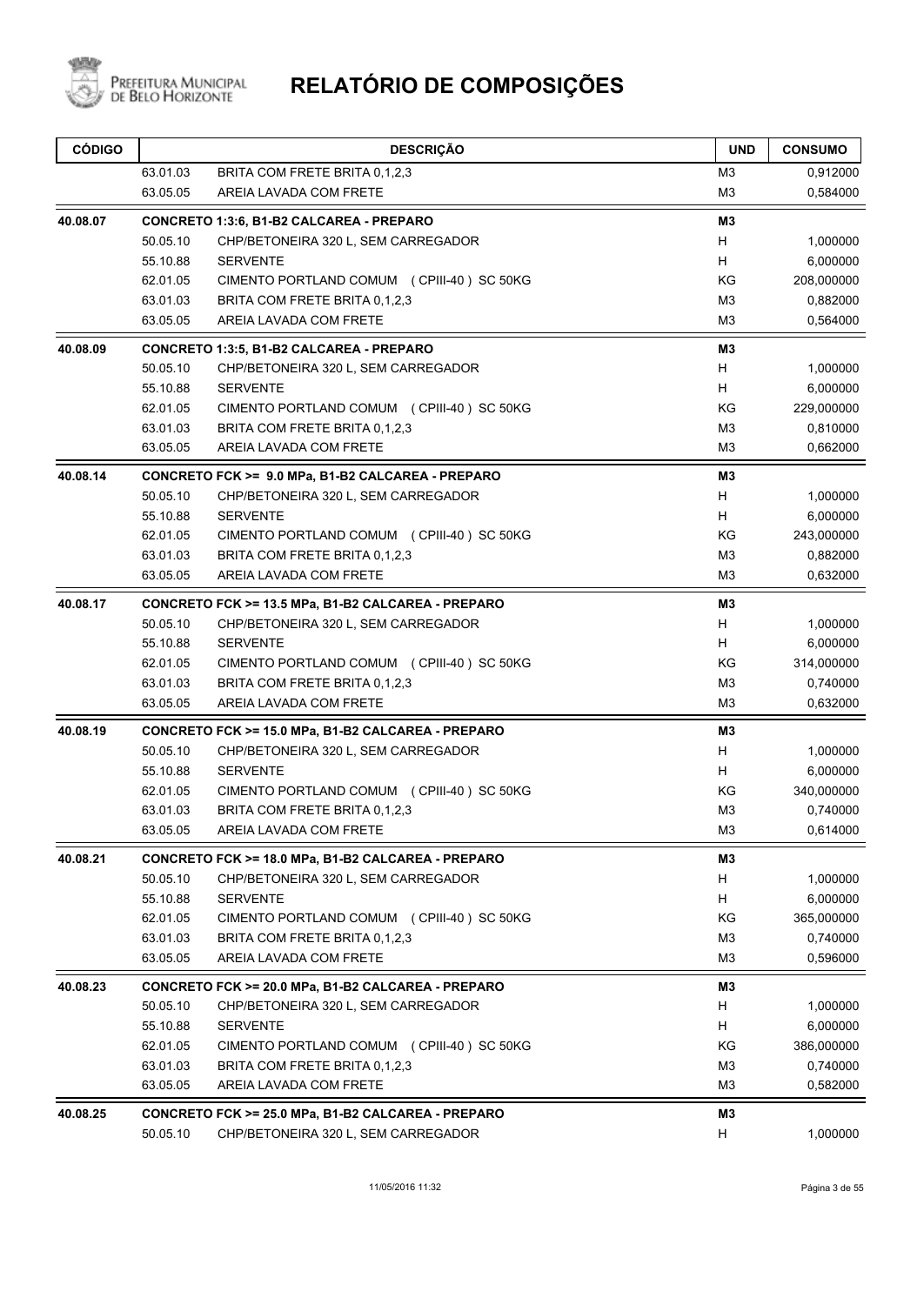# RELATÓRIO DE COMPOSIÇÕES

| CÓDIGO | | DESCRIÇÃO | UND | CONSUMO |
|---|---|---|---|---|
| | 63.01.03 | BRITA COM FRETE BRITA 0,1,2,3 | M3 | 0,912000 |
| | 63.05.05 | AREIA LAVADA COM FRETE | M3 | 0,584000 |
| **40.08.07** | | **CONCRETO 1:3:6, B1-B2 CALCAREA - PREPARO** | **M3** | |
| | 50.05.10 | CHP/BETONEIRA 320 L, SEM CARREGADOR | H | 1,000000 |
| | 55.10.88 | SERVENTE | H | 6,000000 |
| | 62.01.05 | CIMENTO PORTLAND COMUM (CPIII-40) SC 50KG | KG | 208,000000 |
| | 63.01.03 | BRITA COM FRETE BRITA 0,1,2,3 | M3 | 0,882000 |
| | 63.05.05 | AREIA LAVADA COM FRETE | M3 | 0,564000 |
| **40.08.09** | | **CONCRETO 1:3:5, B1-B2 CALCAREA - PREPARO** | **M3** | |
| | 50.05.10 | CHP/BETONEIRA 320 L, SEM CARREGADOR | H | 1,000000 |
| | 55.10.88 | SERVENTE | H | 6,000000 |
| | 62.01.05 | CIMENTO PORTLAND COMUM (CPIII-40) SC 50KG | KG | 229,000000 |
| | 63.01.03 | BRITA COM FRETE BRITA 0,1,2,3 | M3 | 0,810000 |
| | 63.05.05 | AREIA LAVADA COM FRETE | M3 | 0,662000 |
| **40.08.14** | | **CONCRETO FCK >= 9.0 MPa, B1-B2 CALCAREA - PREPARO** | **M3** | |
| | 50.05.10 | CHP/BETONEIRA 320 L, SEM CARREGADOR | H | 1,000000 |
| | 55.10.88 | SERVENTE | H | 6,000000 |
| | 62.01.05 | CIMENTO PORTLAND COMUM (CPIII-40) SC 50KG | KG | 243,000000 |
| | 63.01.03 | BRITA COM FRETE BRITA 0,1,2,3 | M3 | 0,882000 |
| | 63.05.05 | AREIA LAVADA COM FRETE | M3 | 0,632000 |
| **40.08.17** | | **CONCRETO FCK >= 13.5 MPa, B1-B2 CALCAREA - PREPARO** | **M3** | |
| | 50.05.10 | CHP/BETONEIRA 320 L, SEM CARREGADOR | H | 1,000000 |
| | 55.10.88 | SERVENTE | H | 6,000000 |
| | 62.01.05 | CIMENTO PORTLAND COMUM (CPIII-40) SC 50KG | KG | 314,000000 |
| | 63.01.03 | BRITA COM FRETE BRITA 0,1,2,3 | M3 | 0,740000 |
| | 63.05.05 | AREIA LAVADA COM FRETE | M3 | 0,632000 |
| **40.08.19** | | **CONCRETO FCK >= 15.0 MPa, B1-B2 CALCAREA - PREPARO** | **M3** | |
| | 50.05.10 | CHP/BETONEIRA 320 L, SEM CARREGADOR | H | 1,000000 |
| | 55.10.88 | SERVENTE | H | 6,000000 |
| | 62.01.05 | CIMENTO PORTLAND COMUM (CPIII-40) SC 50KG | KG | 340,000000 |
| | 63.01.03 | BRITA COM FRETE BRITA 0,1,2,3 | M3 | 0,740000 |
| | 63.05.05 | AREIA LAVADA COM FRETE | M3 | 0,614000 |
| **40.08.21** | | **CONCRETO FCK >= 18.0 MPa, B1-B2 CALCAREA - PREPARO** | **M3** | |
| | 50.05.10 | CHP/BETONEIRA 320 L, SEM CARREGADOR | H | 1,000000 |
| | 55.10.88 | SERVENTE | H | 6,000000 |
| | 62.01.05 | CIMENTO PORTLAND COMUM (CPIII-40) SC 50KG | KG | 365,000000 |
| | 63.01.03 | BRITA COM FRETE BRITA 0,1,2,3 | M3 | 0,740000 |
| | 63.05.05 | AREIA LAVADA COM FRETE | M3 | 0,596000 |
| **40.08.23** | | **CONCRETO FCK >= 20.0 MPa, B1-B2 CALCAREA - PREPARO** | **M3** | |
| | 50.05.10 | CHP/BETONEIRA 320 L, SEM CARREGADOR | H | 1,000000 |
| | 55.10.88 | SERVENTE | H | 6,000000 |
| | 62.01.05 | CIMENTO PORTLAND COMUM (CPIII-40) SC 50KG | KG | 386,000000 |
| | 63.01.03 | BRITA COM FRETE BRITA 0,1,2,3 | M3 | 0,740000 |
| | 63.05.05 | AREIA LAVADA COM FRETE | M3 | 0,582000 |
| **40.08.25** | | **CONCRETO FCK >= 25.0 MPa, B1-B2 CALCAREA - PREPARO** | **M3** | |
| | 50.05.10 | CHP/BETONEIRA 320 L, SEM CARREGADOR | H | 1,000000 |

11/05/2016 11:32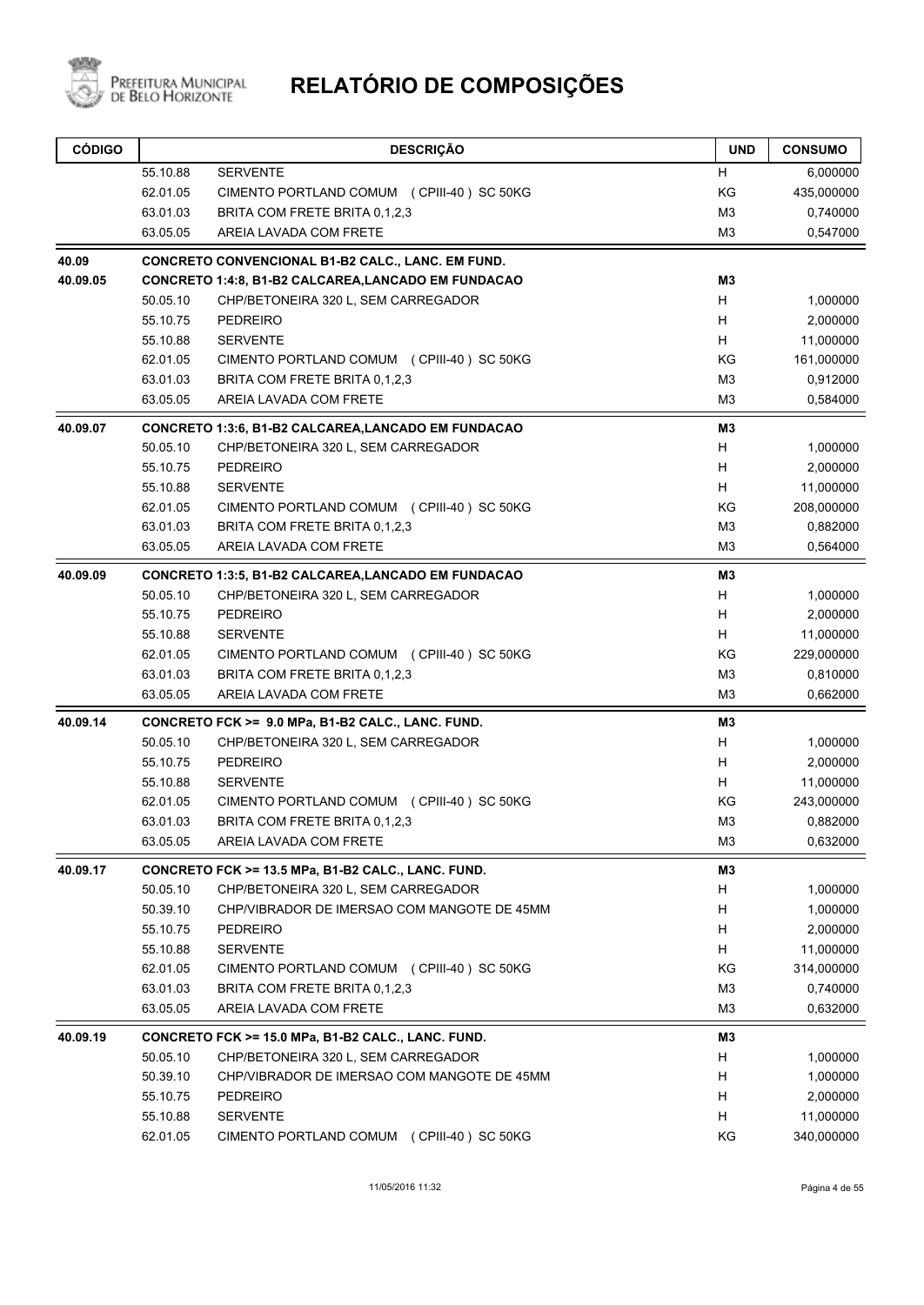# RELATÓRIO DE COMPOSIÇÕES

| CÓDIGO | | DESCRIÇÃO | UND | CONSUMO |
|---|---|---|---|---|
| | 55.10.88 | SERVENTE | H | 6,000000 |
| | 62.01.05 | CIMENTO PORTLAND COMUM (CPIII-40) SC 50KG | KG | 435,000000 |
| | 63.01.03 | BRITA COM FRETE BRITA 0,1,2,3 | M3 | 0,740000 |
| | 63.05.05 | AREIA LAVADA COM FRETE | M3 | 0,547000 |
| **40.09** | | **CONCRETO CONVENCIONAL B1-B2 CALC., LANC. EM FUND.** | | |
| **40.09.05** | | **CONCRETO 1:4:8, B1-B2 CALCAREA,LANCADO EM FUNDACAO** | **M3** | |
| | 50.05.10 | CHP/BETONEIRA 320 L, SEM CARREGADOR | H | 1,000000 |
| | 55.10.75 | PEDREIRO | H | 2,000000 |
| | 55.10.88 | SERVENTE | H | 11,000000 |
| | 62.01.05 | CIMENTO PORTLAND COMUM (CPIII-40) SC 50KG | KG | 161,000000 |
| | 63.01.03 | BRITA COM FRETE BRITA 0,1,2,3 | M3 | 0,912000 |
| | 63.05.05 | AREIA LAVADA COM FRETE | M3 | 0,584000 |
| **40.09.07** | | **CONCRETO 1:3:6, B1-B2 CALCAREA,LANCADO EM FUNDACAO** | **M3** | |
| | 50.05.10 | CHP/BETONEIRA 320 L, SEM CARREGADOR | H | 1,000000 |
| | 55.10.75 | PEDREIRO | H | 2,000000 |
| | 55.10.88 | SERVENTE | H | 11,000000 |
| | 62.01.05 | CIMENTO PORTLAND COMUM (CPIII-40) SC 50KG | KG | 208,000000 |
| | 63.01.03 | BRITA COM FRETE BRITA 0,1,2,3 | M3 | 0,882000 |
| | 63.05.05 | AREIA LAVADA COM FRETE | M3 | 0,564000 |
| **40.09.09** | | **CONCRETO 1:3:5, B1-B2 CALCAREA,LANCADO EM FUNDACAO** | **M3** | |
| | 50.05.10 | CHP/BETONEIRA 320 L, SEM CARREGADOR | H | 1,000000 |
| | 55.10.75 | PEDREIRO | H | 2,000000 |
| | 55.10.88 | SERVENTE | H | 11,000000 |
| | 62.01.05 | CIMENTO PORTLAND COMUM (CPIII-40) SC 50KG | KG | 229,000000 |
| | 63.01.03 | BRITA COM FRETE BRITA 0,1,2,3 | M3 | 0,810000 |
| | 63.05.05 | AREIA LAVADA COM FRETE | M3 | 0,662000 |
| **40.09.14** | | **CONCRETO FCK >= 9.0 MPa, B1-B2 CALC., LANC. FUND.** | **M3** | |
| | 50.05.10 | CHP/BETONEIRA 320 L, SEM CARREGADOR | H | 1,000000 |
| | 55.10.75 | PEDREIRO | H | 2,000000 |
| | 55.10.88 | SERVENTE | H | 11,000000 |
| | 62.01.05 | CIMENTO PORTLAND COMUM (CPIII-40) SC 50KG | KG | 243,000000 |
| | 63.01.03 | BRITA COM FRETE BRITA 0,1,2,3 | M3 | 0,882000 |
| | 63.05.05 | AREIA LAVADA COM FRETE | M3 | 0,632000 |
| **40.09.17** | | **CONCRETO FCK >= 13.5 MPa, B1-B2 CALC., LANC. FUND.** | **M3** | |
| | 50.05.10 | CHP/BETONEIRA 320 L, SEM CARREGADOR | H | 1,000000 |
| | 50.39.10 | CHP/VIBRADOR DE IMERSAO COM MANGOTE DE 45MM | H | 1,000000 |
| | 55.10.75 | PEDREIRO | H | 2,000000 |
| | 55.10.88 | SERVENTE | H | 11,000000 |
| | 62.01.05 | CIMENTO PORTLAND COMUM (CPIII-40) SC 50KG | KG | 314,000000 |
| | 63.01.03 | BRITA COM FRETE BRITA 0,1,2,3 | M3 | 0,740000 |
| | 63.05.05 | AREIA LAVADA COM FRETE | M3 | 0,632000 |
| **40.09.19** | | **CONCRETO FCK >= 15.0 MPa, B1-B2 CALC., LANC. FUND.** | **M3** | |
| | 50.05.10 | CHP/BETONEIRA 320 L, SEM CARREGADOR | H | 1,000000 |
| | 50.39.10 | CHP/VIBRADOR DE IMERSAO COM MANGOTE DE 45MM | H | 1,000000 |
| | 55.10.75 | PEDREIRO | H | 2,000000 |
| | 55.10.88 | SERVENTE | H | 11,000000 |
| | 62.01.05 | CIMENTO PORTLAND COMUM (CPIII-40) SC 50KG | KG | 340,000000 |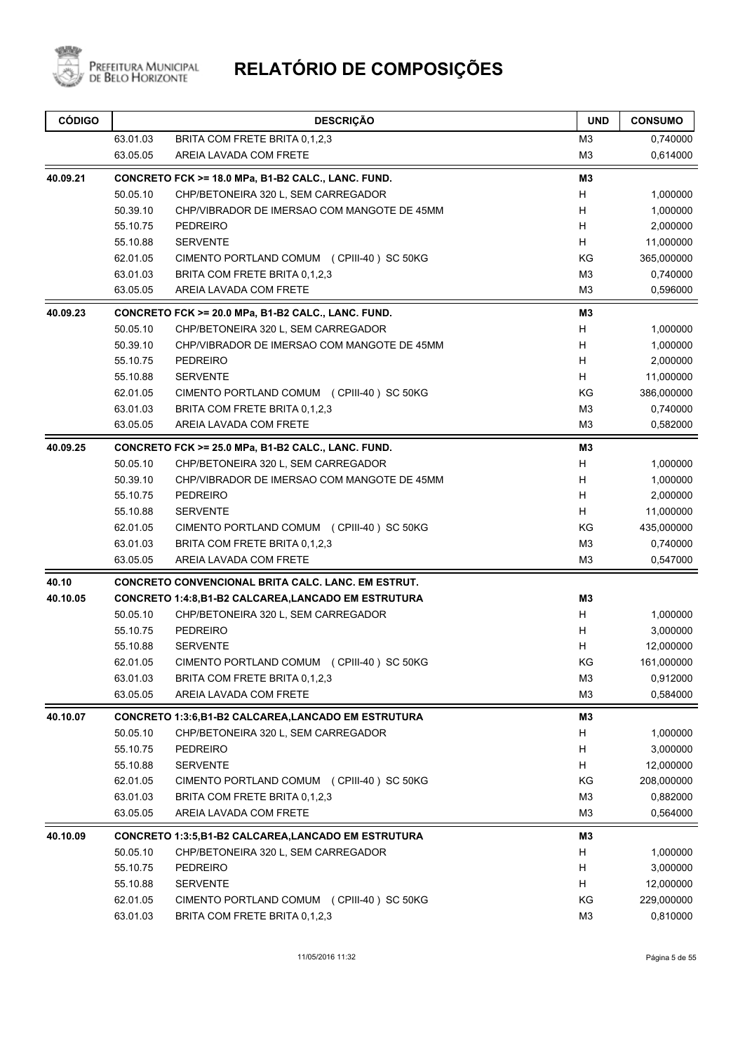# RELATÓRIO DE COMPOSIÇÕES

| CÓDIGO | | DESCRIÇÃO | UND | CONSUMO |
|---|---|---|---|---|
| | 63.01.03 | BRITA COM FRETE BRITA 0,1,2,3 | M3 | 0,740000 |
| | 63.05.05 | AREIA LAVADA COM FRETE | M3 | 0,614000 |
| **40.09.21** | | **CONCRETO FCK >= 18.0 MPa, B1-B2 CALC., LANC. FUND.** | **M3** | |
| | 50.05.10 | CHP/BETONEIRA 320 L, SEM CARREGADOR | H | 1,000000 |
| | 50.39.10 | CHP/VIBRADOR DE IMERSAO COM MANGOTE DE 45MM | H | 1,000000 |
| | 55.10.75 | PEDREIRO | H | 2,000000 |
| | 55.10.88 | SERVENTE | H | 11,000000 |
| | 62.01.05 | CIMENTO PORTLAND COMUM (CPIII-40) SC 50KG | KG | 365,000000 |
| | 63.01.03 | BRITA COM FRETE BRITA 0,1,2,3 | M3 | 0,740000 |
| | 63.05.05 | AREIA LAVADA COM FRETE | M3 | 0,596000 |
| **40.09.23** | | **CONCRETO FCK >= 20.0 MPa, B1-B2 CALC., LANC. FUND.** | **M3** | |
| | 50.05.10 | CHP/BETONEIRA 320 L, SEM CARREGADOR | H | 1,000000 |
| | 50.39.10 | CHP/VIBRADOR DE IMERSAO COM MANGOTE DE 45MM | H | 1,000000 |
| | 55.10.75 | PEDREIRO | H | 2,000000 |
| | 55.10.88 | SERVENTE | H | 11,000000 |
| | 62.01.05 | CIMENTO PORTLAND COMUM (CPIII-40) SC 50KG | KG | 386,000000 |
| | 63.01.03 | BRITA COM FRETE BRITA 0,1,2,3 | M3 | 0,740000 |
| | 63.05.05 | AREIA LAVADA COM FRETE | M3 | 0,582000 |
| **40.09.25** | | **CONCRETO FCK >= 25.0 MPa, B1-B2 CALC., LANC. FUND.** | **M3** | |
| | 50.05.10 | CHP/BETONEIRA 320 L, SEM CARREGADOR | H | 1,000000 |
| | 50.39.10 | CHP/VIBRADOR DE IMERSAO COM MANGOTE DE 45MM | H | 1,000000 |
| | 55.10.75 | PEDREIRO | H | 2,000000 |
| | 55.10.88 | SERVENTE | H | 11,000000 |
| | 62.01.05 | CIMENTO PORTLAND COMUM (CPIII-40) SC 50KG | KG | 435,000000 |
| | 63.01.03 | BRITA COM FRETE BRITA 0,1,2,3 | M3 | 0,740000 |
| | 63.05.05 | AREIA LAVADA COM FRETE | M3 | 0,547000 |
| **40.10** | | **CONCRETO CONVENCIONAL BRITA CALC. LANC. EM ESTRUT.** | | |
| **40.10.05** | | **CONCRETO 1:4:8,B1-B2 CALCAREA,LANCADO EM ESTRUTURA** | **M3** | |
| | 50.05.10 | CHP/BETONEIRA 320 L, SEM CARREGADOR | H | 1,000000 |
| | 55.10.75 | PEDREIRO | H | 3,000000 |
| | 55.10.88 | SERVENTE | H | 12,000000 |
| | 62.01.05 | CIMENTO PORTLAND COMUM (CPIII-40) SC 50KG | KG | 161,000000 |
| | 63.01.03 | BRITA COM FRETE BRITA 0,1,2,3 | M3 | 0,912000 |
| | 63.05.05 | AREIA LAVADA COM FRETE | M3 | 0,584000 |
| **40.10.07** | | **CONCRETO 1:3:6,B1-B2 CALCAREA,LANCADO EM ESTRUTURA** | **M3** | |
| | 50.05.10 | CHP/BETONEIRA 320 L, SEM CARREGADOR | H | 1,000000 |
| | 55.10.75 | PEDREIRO | H | 3,000000 |
| | 55.10.88 | SERVENTE | H | 12,000000 |
| | 62.01.05 | CIMENTO PORTLAND COMUM (CPIII-40) SC 50KG | KG | 208,000000 |
| | 63.01.03 | BRITA COM FRETE BRITA 0,1,2,3 | M3 | 0,882000 |
| | 63.05.05 | AREIA LAVADA COM FRETE | M3 | 0,564000 |
| **40.10.09** | | **CONCRETO 1:3:5,B1-B2 CALCAREA,LANCADO EM ESTRUTURA** | **M3** | |
| | 50.05.10 | CHP/BETONEIRA 320 L, SEM CARREGADOR | H | 1,000000 |
| | 55.10.75 | PEDREIRO | H | 3,000000 |
| | 55.10.88 | SERVENTE | H | 12,000000 |
| | 62.01.05 | CIMENTO PORTLAND COMUM (CPIII-40) SC 50KG | KG | 229,000000 |
| | 63.01.03 | BRITA COM FRETE BRITA 0,1,2,3 | M3 | 0,810000 |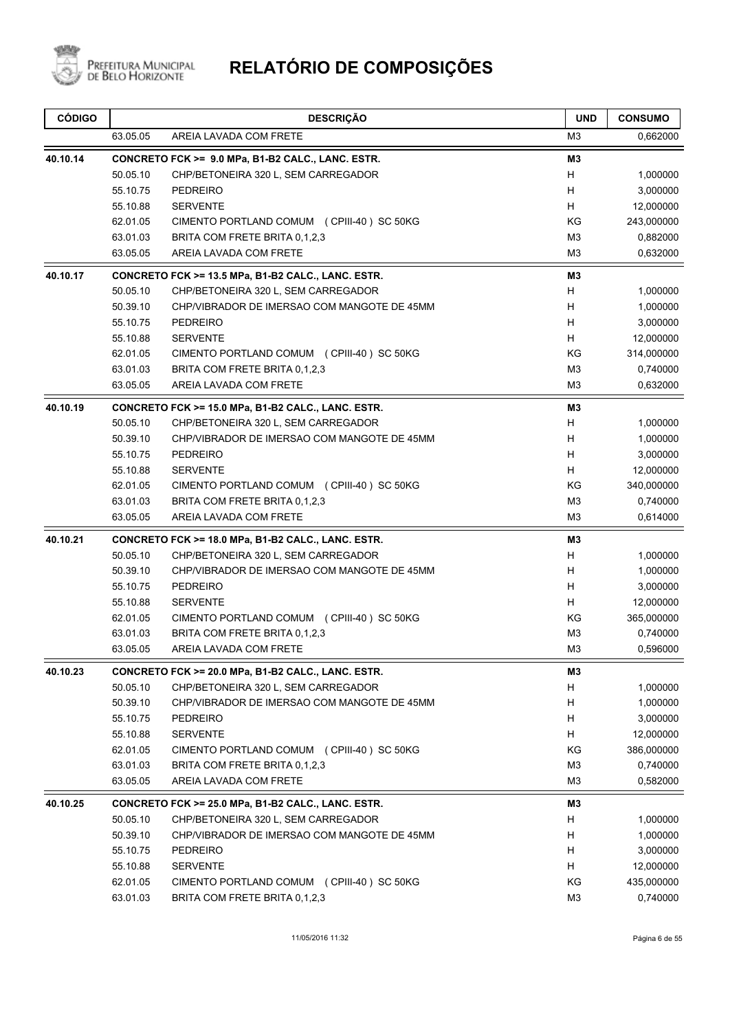# RELATÓRIO DE COMPOSIÇÕES

| CÓDIGO | DESCRIÇÃO | | UND | CONSUMO |
|---|---|---|---|---|
| | 63.05.05 | AREIA LAVADA COM FRETE | M3 | 0,662000 |
| **40.10.14** | **CONCRETO FCK >= 9.0 MPa, B1-B2 CALC., LANC. ESTR.** | | **M3** | |
| | 50.05.10 | CHP/BETONEIRA 320 L, SEM CARREGADOR | H | 1,000000 |
| | 55.10.75 | PEDREIRO | H | 3,000000 |
| | 55.10.88 | SERVENTE | H | 12,000000 |
| | 62.01.05 | CIMENTO PORTLAND COMUM (CPIII-40) SC 50KG | KG | 243,000000 |
| | 63.01.03 | BRITA COM FRETE BRITA 0,1,2,3 | M3 | 0,882000 |
| | 63.05.05 | AREIA LAVADA COM FRETE | M3 | 0,632000 |
| **40.10.17** | **CONCRETO FCK >= 13.5 MPa, B1-B2 CALC., LANC. ESTR.** | | **M3** | |
| | 50.05.10 | CHP/BETONEIRA 320 L, SEM CARREGADOR | H | 1,000000 |
| | 50.39.10 | CHP/VIBRADOR DE IMERSAO COM MANGOTE DE 45MM | H | 1,000000 |
| | 55.10.75 | PEDREIRO | H | 3,000000 |
| | 55.10.88 | SERVENTE | H | 12,000000 |
| | 62.01.05 | CIMENTO PORTLAND COMUM (CPIII-40) SC 50KG | KG | 314,000000 |
| | 63.01.03 | BRITA COM FRETE BRITA 0,1,2,3 | M3 | 0,740000 |
| | 63.05.05 | AREIA LAVADA COM FRETE | M3 | 0,632000 |
| **40.10.19** | **CONCRETO FCK >= 15.0 MPa, B1-B2 CALC., LANC. ESTR.** | | **M3** | |
| | 50.05.10 | CHP/BETONEIRA 320 L, SEM CARREGADOR | H | 1,000000 |
| | 50.39.10 | CHP/VIBRADOR DE IMERSAO COM MANGOTE DE 45MM | H | 1,000000 |
| | 55.10.75 | PEDREIRO | H | 3,000000 |
| | 55.10.88 | SERVENTE | H | 12,000000 |
| | 62.01.05 | CIMENTO PORTLAND COMUM (CPIII-40) SC 50KG | KG | 340,000000 |
| | 63.01.03 | BRITA COM FRETE BRITA 0,1,2,3 | M3 | 0,740000 |
| | 63.05.05 | AREIA LAVADA COM FRETE | M3 | 0,614000 |
| **40.10.21** | **CONCRETO FCK >= 18.0 MPa, B1-B2 CALC., LANC. ESTR.** | | **M3** | |
| | 50.05.10 | CHP/BETONEIRA 320 L, SEM CARREGADOR | H | 1,000000 |
| | 50.39.10 | CHP/VIBRADOR DE IMERSAO COM MANGOTE DE 45MM | H | 1,000000 |
| | 55.10.75 | PEDREIRO | H | 3,000000 |
| | 55.10.88 | SERVENTE | H | 12,000000 |
| | 62.01.05 | CIMENTO PORTLAND COMUM (CPIII-40) SC 50KG | KG | 365,000000 |
| | 63.01.03 | BRITA COM FRETE BRITA 0,1,2,3 | M3 | 0,740000 |
| | 63.05.05 | AREIA LAVADA COM FRETE | M3 | 0,596000 |
| **40.10.23** | **CONCRETO FCK >= 20.0 MPa, B1-B2 CALC., LANC. ESTR.** | | **M3** | |
| | 50.05.10 | CHP/BETONEIRA 320 L, SEM CARREGADOR | H | 1,000000 |
| | 50.39.10 | CHP/VIBRADOR DE IMERSAO COM MANGOTE DE 45MM | H | 1,000000 |
| | 55.10.75 | PEDREIRO | H | 3,000000 |
| | 55.10.88 | SERVENTE | H | 12,000000 |
| | 62.01.05 | CIMENTO PORTLAND COMUM (CPIII-40) SC 50KG | KG | 386,000000 |
| | 63.01.03 | BRITA COM FRETE BRITA 0,1,2,3 | M3 | 0,740000 |
| | 63.05.05 | AREIA LAVADA COM FRETE | M3 | 0,582000 |
| **40.10.25** | **CONCRETO FCK >= 25.0 MPa, B1-B2 CALC., LANC. ESTR.** | | **M3** | |
| | 50.05.10 | CHP/BETONEIRA 320 L, SEM CARREGADOR | H | 1,000000 |
| | 50.39.10 | CHP/VIBRADOR DE IMERSAO COM MANGOTE DE 45MM | H | 1,000000 |
| | 55.10.75 | PEDREIRO | H | 3,000000 |
| | 55.10.88 | SERVENTE | H | 12,000000 |
| | 62.01.05 | CIMENTO PORTLAND COMUM (CPIII-40) SC 50KG | KG | 435,000000 |
| | 63.01.03 | BRITA COM FRETE BRITA 0,1,2,3 | M3 | 0,740000 |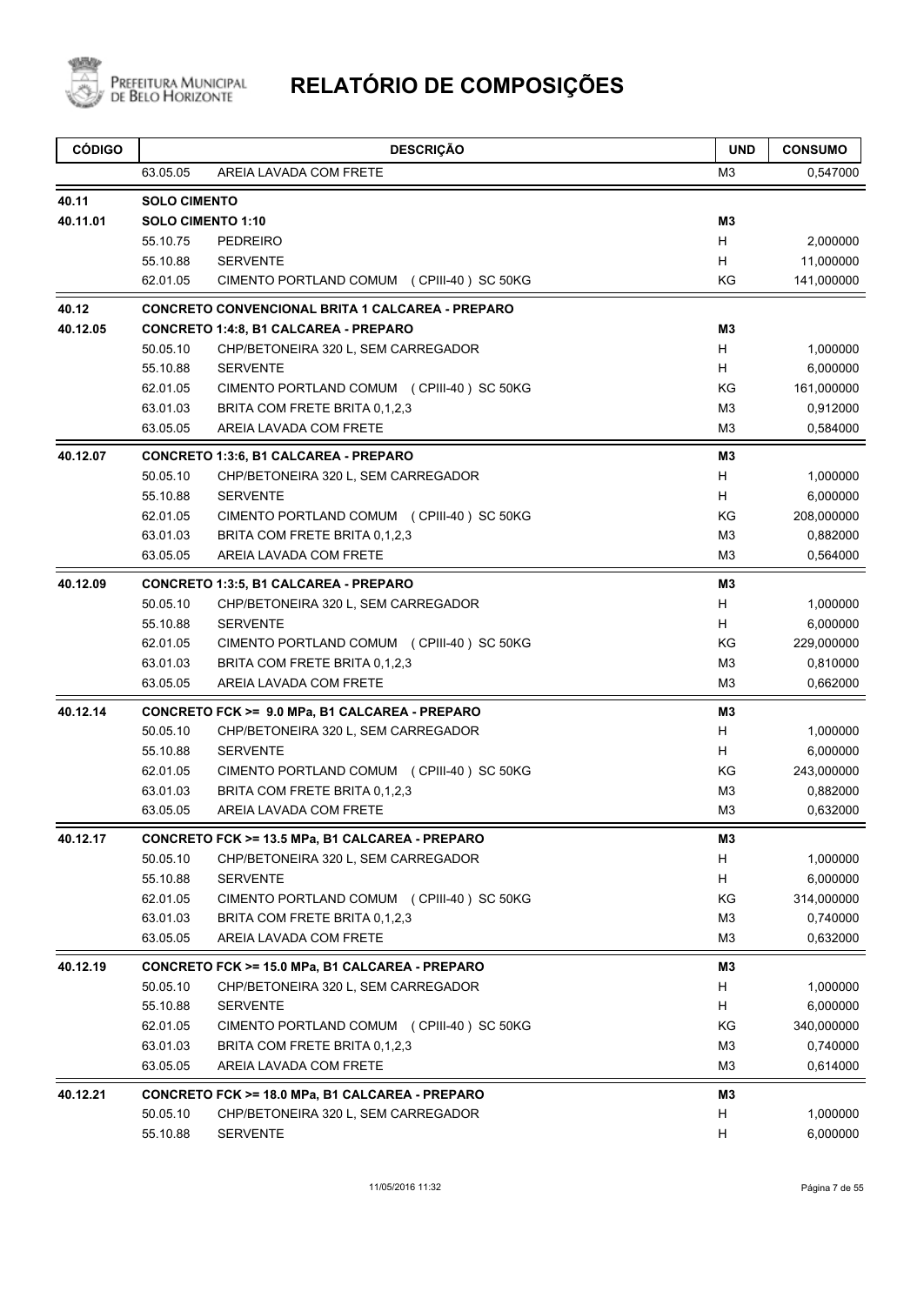# RELATÓRIO DE COMPOSIÇÕES

| CÓDIGO | | DESCRIÇÃO | UND | CONSUMO |
|---|---|---|---|---|
| | 63.05.05 | AREIA LAVADA COM FRETE | M3 | 0,547000 |
| **40.11** | **SOLO CIMENTO** | | | |
| **40.11.01** | **SOLO CIMENTO 1:10** | | **M3** | |
| | 55.10.75 | PEDREIRO | H | 2,000000 |
| | 55.10.88 | SERVENTE | H | 11,000000 |
| | 62.01.05 | CIMENTO PORTLAND COMUM (CPIII-40) SC 50KG | KG | 141,000000 |
| **40.12** | **CONCRETO CONVENCIONAL BRITA 1 CALCAREA - PREPARO** | | | |
| **40.12.05** | **CONCRETO 1:4:8, B1 CALCAREA - PREPARO** | | **M3** | |
| | 50.05.10 | CHP/BETONEIRA 320 L, SEM CARREGADOR | H | 1,000000 |
| | 55.10.88 | SERVENTE | H | 6,000000 |
| | 62.01.05 | CIMENTO PORTLAND COMUM (CPIII-40) SC 50KG | KG | 161,000000 |
| | 63.01.03 | BRITA COM FRETE BRITA 0,1,2,3 | M3 | 0,912000 |
| | 63.05.05 | AREIA LAVADA COM FRETE | M3 | 0,584000 |
| **40.12.07** | **CONCRETO 1:3:6, B1 CALCAREA - PREPARO** | | **M3** | |
| | 50.05.10 | CHP/BETONEIRA 320 L, SEM CARREGADOR | H | 1,000000 |
| | 55.10.88 | SERVENTE | H | 6,000000 |
| | 62.01.05 | CIMENTO PORTLAND COMUM (CPIII-40) SC 50KG | KG | 208,000000 |
| | 63.01.03 | BRITA COM FRETE BRITA 0,1,2,3 | M3 | 0,882000 |
| | 63.05.05 | AREIA LAVADA COM FRETE | M3 | 0,564000 |
| **40.12.09** | **CONCRETO 1:3:5, B1 CALCAREA - PREPARO** | | **M3** | |
| | 50.05.10 | CHP/BETONEIRA 320 L, SEM CARREGADOR | H | 1,000000 |
| | 55.10.88 | SERVENTE | H | 6,000000 |
| | 62.01.05 | CIMENTO PORTLAND COMUM (CPIII-40) SC 50KG | KG | 229,000000 |
| | 63.01.03 | BRITA COM FRETE BRITA 0,1,2,3 | M3 | 0,810000 |
| | 63.05.05 | AREIA LAVADA COM FRETE | M3 | 0,662000 |
| **40.12.14** | **CONCRETO FCK >= 9.0 MPa, B1 CALCAREA - PREPARO** | | **M3** | |
| | 50.05.10 | CHP/BETONEIRA 320 L, SEM CARREGADOR | H | 1,000000 |
| | 55.10.88 | SERVENTE | H | 6,000000 |
| | 62.01.05 | CIMENTO PORTLAND COMUM (CPIII-40) SC 50KG | KG | 243,000000 |
| | 63.01.03 | BRITA COM FRETE BRITA 0,1,2,3 | M3 | 0,882000 |
| | 63.05.05 | AREIA LAVADA COM FRETE | M3 | 0,632000 |
| **40.12.17** | **CONCRETO FCK >= 13.5 MPa, B1 CALCAREA - PREPARO** | | **M3** | |
| | 50.05.10 | CHP/BETONEIRA 320 L, SEM CARREGADOR | H | 1,000000 |
| | 55.10.88 | SERVENTE | H | 6,000000 |
| | 62.01.05 | CIMENTO PORTLAND COMUM (CPIII-40) SC 50KG | KG | 314,000000 |
| | 63.01.03 | BRITA COM FRETE BRITA 0,1,2,3 | M3 | 0,740000 |
| | 63.05.05 | AREIA LAVADA COM FRETE | M3 | 0,632000 |
| **40.12.19** | **CONCRETO FCK >= 15.0 MPa, B1 CALCAREA - PREPARO** | | **M3** | |
| | 50.05.10 | CHP/BETONEIRA 320 L, SEM CARREGADOR | H | 1,000000 |
| | 55.10.88 | SERVENTE | H | 6,000000 |
| | 62.01.05 | CIMENTO PORTLAND COMUM (CPIII-40) SC 50KG | KG | 340,000000 |
| | 63.01.03 | BRITA COM FRETE BRITA 0,1,2,3 | M3 | 0,740000 |
| | 63.05.05 | AREIA LAVADA COM FRETE | M3 | 0,614000 |
| **40.12.21** | **CONCRETO FCK >= 18.0 MPa, B1 CALCAREA - PREPARO** | | **M3** | |
| | 50.05.10 | CHP/BETONEIRA 320 L, SEM CARREGADOR | H | 1,000000 |
| | 55.10.88 | SERVENTE | H | 6,000000 |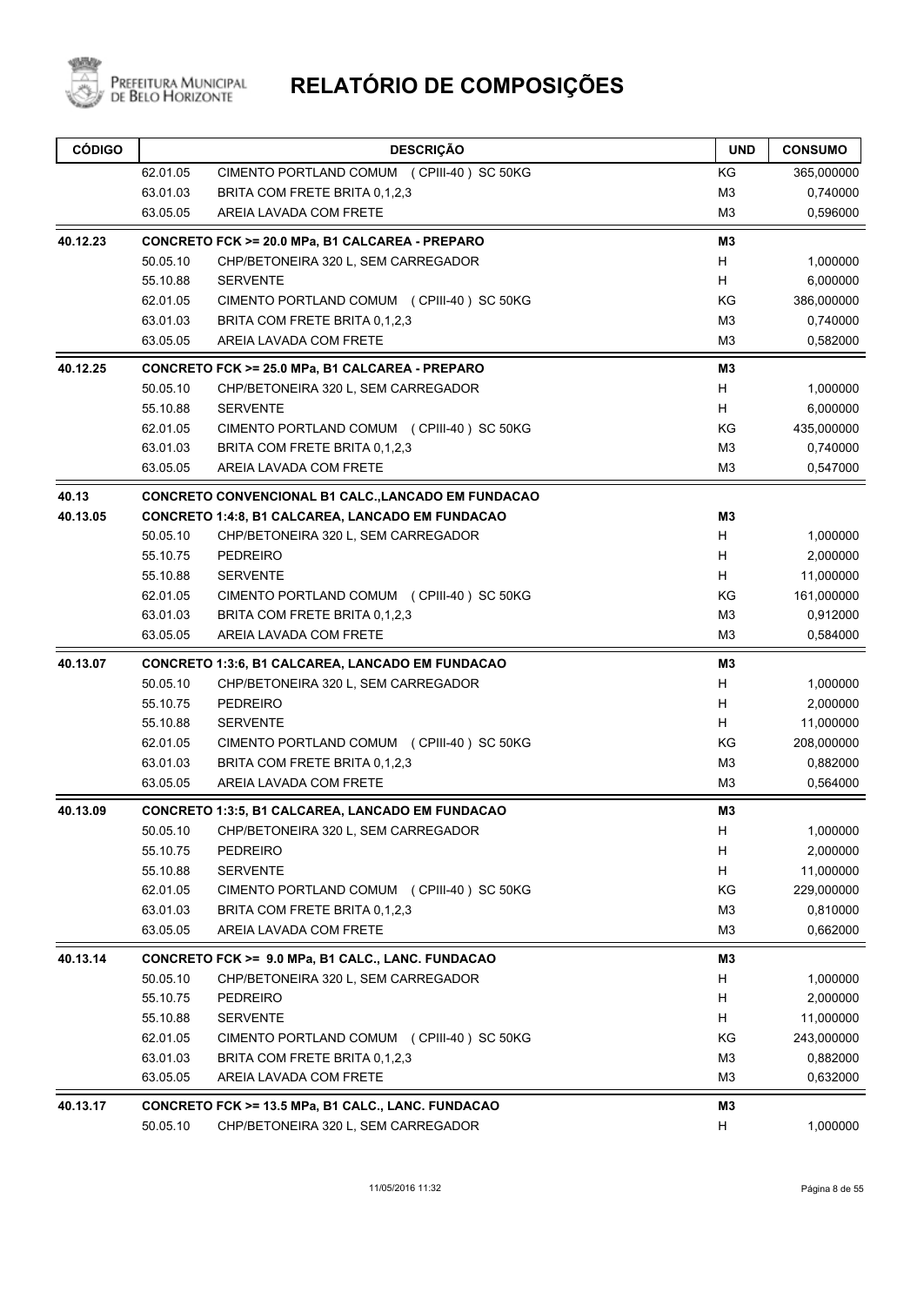# RELATÓRIO DE COMPOSIÇÕES

| CÓDIGO | | DESCRIÇÃO | UND | CONSUMO |
|---|---|---|---|---|
| | 62.01.05 | CIMENTO PORTLAND COMUM (CPIII-40) SC 50KG | KG | 365,000000 |
| | 63.01.03 | BRITA COM FRETE BRITA 0,1,2,3 | M3 | 0,740000 |
| | 63.05.05 | AREIA LAVADA COM FRETE | M3 | 0,596000 |
| **40.12.23** | | **CONCRETO FCK >= 20.0 MPa, B1 CALCAREA - PREPARO** | **M3** | |
| | 50.05.10 | CHP/BETONEIRA 320 L, SEM CARREGADOR | H | 1,000000 |
| | 55.10.88 | SERVENTE | H | 6,000000 |
| | 62.01.05 | CIMENTO PORTLAND COMUM (CPIII-40) SC 50KG | KG | 386,000000 |
| | 63.01.03 | BRITA COM FRETE BRITA 0,1,2,3 | M3 | 0,740000 |
| | 63.05.05 | AREIA LAVADA COM FRETE | M3 | 0,582000 |
| **40.12.25** | | **CONCRETO FCK >= 25.0 MPa, B1 CALCAREA - PREPARO** | **M3** | |
| | 50.05.10 | CHP/BETONEIRA 320 L, SEM CARREGADOR | H | 1,000000 |
| | 55.10.88 | SERVENTE | H | 6,000000 |
| | 62.01.05 | CIMENTO PORTLAND COMUM (CPIII-40) SC 50KG | KG | 435,000000 |
| | 63.01.03 | BRITA COM FRETE BRITA 0,1,2,3 | M3 | 0,740000 |
| | 63.05.05 | AREIA LAVADA COM FRETE | M3 | 0,547000 |
| **40.13** | | **CONCRETO CONVENCIONAL B1 CALC.,LANCADO EM FUNDACAO** | | |
| **40.13.05** | | **CONCRETO 1:4:8, B1 CALCAREA, LANCADO EM FUNDACAO** | **M3** | |
| | 50.05.10 | CHP/BETONEIRA 320 L, SEM CARREGADOR | H | 1,000000 |
| | 55.10.75 | PEDREIRO | H | 2,000000 |
| | 55.10.88 | SERVENTE | H | 11,000000 |
| | 62.01.05 | CIMENTO PORTLAND COMUM (CPIII-40) SC 50KG | KG | 161,000000 |
| | 63.01.03 | BRITA COM FRETE BRITA 0,1,2,3 | M3 | 0,912000 |
| | 63.05.05 | AREIA LAVADA COM FRETE | M3 | 0,584000 |
| **40.13.07** | | **CONCRETO 1:3:6, B1 CALCAREA, LANCADO EM FUNDACAO** | **M3** | |
| | 50.05.10 | CHP/BETONEIRA 320 L, SEM CARREGADOR | H | 1,000000 |
| | 55.10.75 | PEDREIRO | H | 2,000000 |
| | 55.10.88 | SERVENTE | H | 11,000000 |
| | 62.01.05 | CIMENTO PORTLAND COMUM (CPIII-40) SC 50KG | KG | 208,000000 |
| | 63.01.03 | BRITA COM FRETE BRITA 0,1,2,3 | M3 | 0,882000 |
| | 63.05.05 | AREIA LAVADA COM FRETE | M3 | 0,564000 |
| **40.13.09** | | **CONCRETO 1:3:5, B1 CALCAREA, LANCADO EM FUNDACAO** | **M3** | |
| | 50.05.10 | CHP/BETONEIRA 320 L, SEM CARREGADOR | H | 1,000000 |
| | 55.10.75 | PEDREIRO | H | 2,000000 |
| | 55.10.88 | SERVENTE | H | 11,000000 |
| | 62.01.05 | CIMENTO PORTLAND COMUM (CPIII-40) SC 50KG | KG | 229,000000 |
| | 63.01.03 | BRITA COM FRETE BRITA 0,1,2,3 | M3 | 0,810000 |
| | 63.05.05 | AREIA LAVADA COM FRETE | M3 | 0,662000 |
| **40.13.14** | | **CONCRETO FCK >= 9.0 MPa, B1 CALC., LANC. FUNDACAO** | **M3** | |
| | 50.05.10 | CHP/BETONEIRA 320 L, SEM CARREGADOR | H | 1,000000 |
| | 55.10.75 | PEDREIRO | H | 2,000000 |
| | 55.10.88 | SERVENTE | H | 11,000000 |
| | 62.01.05 | CIMENTO PORTLAND COMUM (CPIII-40) SC 50KG | KG | 243,000000 |
| | 63.01.03 | BRITA COM FRETE BRITA 0,1,2,3 | M3 | 0,882000 |
| | 63.05.05 | AREIA LAVADA COM FRETE | M3 | 0,632000 |
| **40.13.17** | | **CONCRETO FCK >= 13.5 MPa, B1 CALC., LANC. FUNDACAO** | **M3** | |
| | 50.05.10 | CHP/BETONEIRA 320 L, SEM CARREGADOR | H | 1,000000 |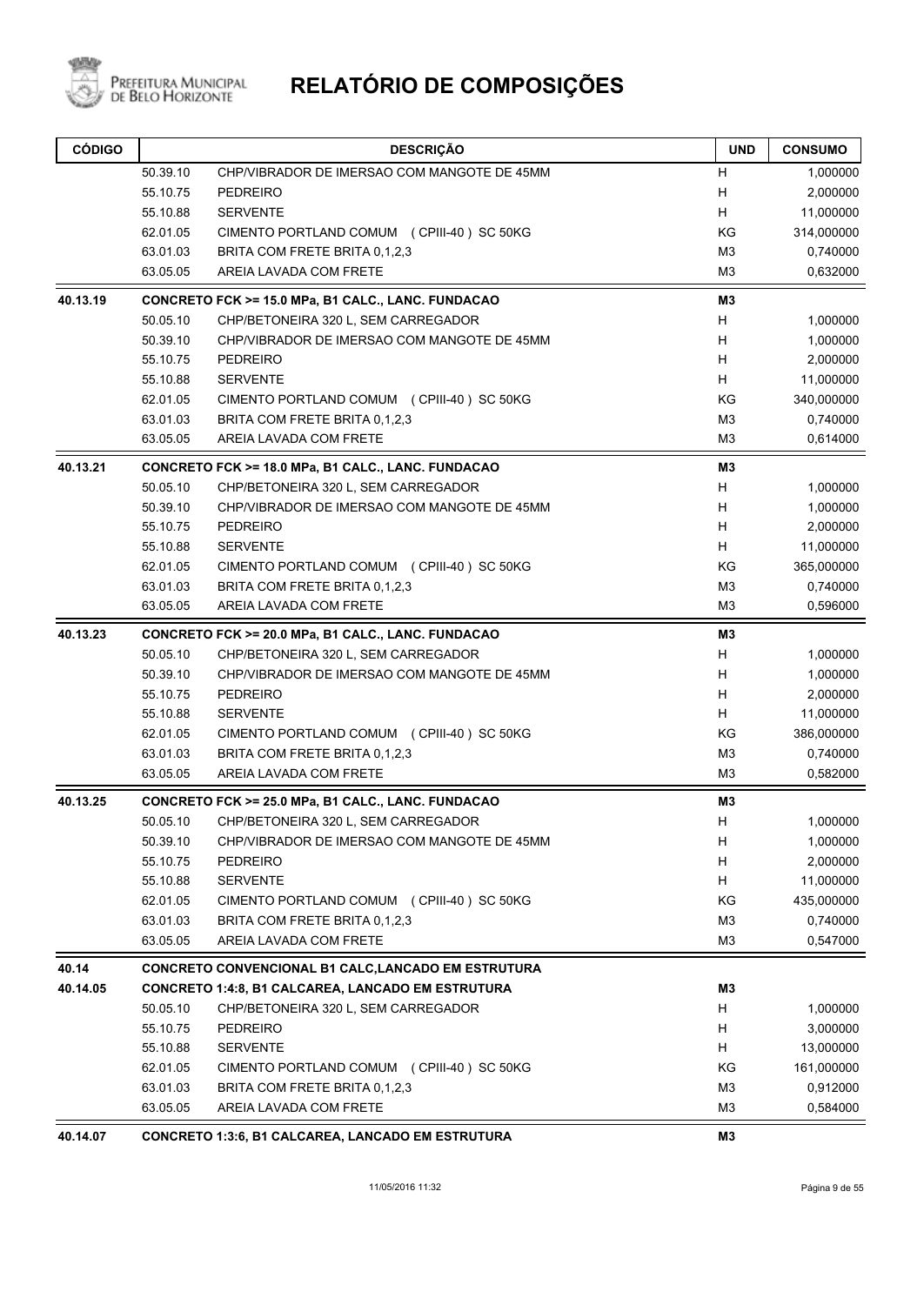# RELATÓRIO DE COMPOSIÇÕES

Prefeitura Municipal de Belo Horizonte

| CÓDIGO | | DESCRIÇÃO | UND | CONSUMO |
|---|---|---|---|---|
| | 50.39.10 | CHP/VIBRADOR DE IMERSAO COM MANGOTE DE 45MM | H | 1,000000 |
| | 55.10.75 | PEDREIRO | H | 2,000000 |
| | 55.10.88 | SERVENTE | H | 11,000000 |
| | 62.01.05 | CIMENTO PORTLAND COMUM ( CPIII-40 ) SC 50KG | KG | 314,000000 |
| | 63.01.03 | BRITA COM FRETE BRITA 0,1,2,3 | M3 | 0,740000 |
| | 63.05.05 | AREIA LAVADA COM FRETE | M3 | 0,632000 |
| **40.13.19** | | **CONCRETO FCK >= 15.0 MPa, B1 CALC., LANC. FUNDACAO** | **M3** | |
| | 50.05.10 | CHP/BETONEIRA 320 L, SEM CARREGADOR | H | 1,000000 |
| | 50.39.10 | CHP/VIBRADOR DE IMERSAO COM MANGOTE DE 45MM | H | 1,000000 |
| | 55.10.75 | PEDREIRO | H | 2,000000 |
| | 55.10.88 | SERVENTE | H | 11,000000 |
| | 62.01.05 | CIMENTO PORTLAND COMUM ( CPIII-40 ) SC 50KG | KG | 340,000000 |
| | 63.01.03 | BRITA COM FRETE BRITA 0,1,2,3 | M3 | 0,740000 |
| | 63.05.05 | AREIA LAVADA COM FRETE | M3 | 0,614000 |
| **40.13.21** | | **CONCRETO FCK >= 18.0 MPa, B1 CALC., LANC. FUNDACAO** | **M3** | |
| | 50.05.10 | CHP/BETONEIRA 320 L, SEM CARREGADOR | H | 1,000000 |
| | 50.39.10 | CHP/VIBRADOR DE IMERSAO COM MANGOTE DE 45MM | H | 1,000000 |
| | 55.10.75 | PEDREIRO | H | 2,000000 |
| | 55.10.88 | SERVENTE | H | 11,000000 |
| | 62.01.05 | CIMENTO PORTLAND COMUM ( CPIII-40 ) SC 50KG | KG | 365,000000 |
| | 63.01.03 | BRITA COM FRETE BRITA 0,1,2,3 | M3 | 0,740000 |
| | 63.05.05 | AREIA LAVADA COM FRETE | M3 | 0,596000 |
| **40.13.23** | | **CONCRETO FCK >= 20.0 MPa, B1 CALC., LANC. FUNDACAO** | **M3** | |
| | 50.05.10 | CHP/BETONEIRA 320 L, SEM CARREGADOR | H | 1,000000 |
| | 50.39.10 | CHP/VIBRADOR DE IMERSAO COM MANGOTE DE 45MM | H | 1,000000 |
| | 55.10.75 | PEDREIRO | H | 2,000000 |
| | 55.10.88 | SERVENTE | H | 11,000000 |
| | 62.01.05 | CIMENTO PORTLAND COMUM ( CPIII-40 ) SC 50KG | KG | 386,000000 |
| | 63.01.03 | BRITA COM FRETE BRITA 0,1,2,3 | M3 | 0,740000 |
| | 63.05.05 | AREIA LAVADA COM FRETE | M3 | 0,582000 |
| **40.13.25** | | **CONCRETO FCK >= 25.0 MPa, B1 CALC., LANC. FUNDACAO** | **M3** | |
| | 50.05.10 | CHP/BETONEIRA 320 L, SEM CARREGADOR | H | 1,000000 |
| | 50.39.10 | CHP/VIBRADOR DE IMERSAO COM MANGOTE DE 45MM | H | 1,000000 |
| | 55.10.75 | PEDREIRO | H | 2,000000 |
| | 55.10.88 | SERVENTE | H | 11,000000 |
| | 62.01.05 | CIMENTO PORTLAND COMUM ( CPIII-40 ) SC 50KG | KG | 435,000000 |
| | 63.01.03 | BRITA COM FRETE BRITA 0,1,2,3 | M3 | 0,740000 |
| | 63.05.05 | AREIA LAVADA COM FRETE | M3 | 0,547000 |
| **40.14** | | **CONCRETO CONVENCIONAL B1 CALC,LANCADO EM ESTRUTURA** | | |
| **40.14.05** | | **CONCRETO 1:4:8, B1 CALCAREA, LANCADO EM ESTRUTURA** | **M3** | |
| | 50.05.10 | CHP/BETONEIRA 320 L, SEM CARREGADOR | H | 1,000000 |
| | 55.10.75 | PEDREIRO | H | 3,000000 |
| | 55.10.88 | SERVENTE | H | 13,000000 |
| | 62.01.05 | CIMENTO PORTLAND COMUM ( CPIII-40 ) SC 50KG | KG | 161,000000 |
| | 63.01.03 | BRITA COM FRETE BRITA 0,1,2,3 | M3 | 0,912000 |
| | 63.05.05 | AREIA LAVADA COM FRETE | M3 | 0,584000 |
| **40.14.07** | | **CONCRETO 1:3:6, B1 CALCAREA, LANCADO EM ESTRUTURA** | **M3** | |

11/05/2016 11:32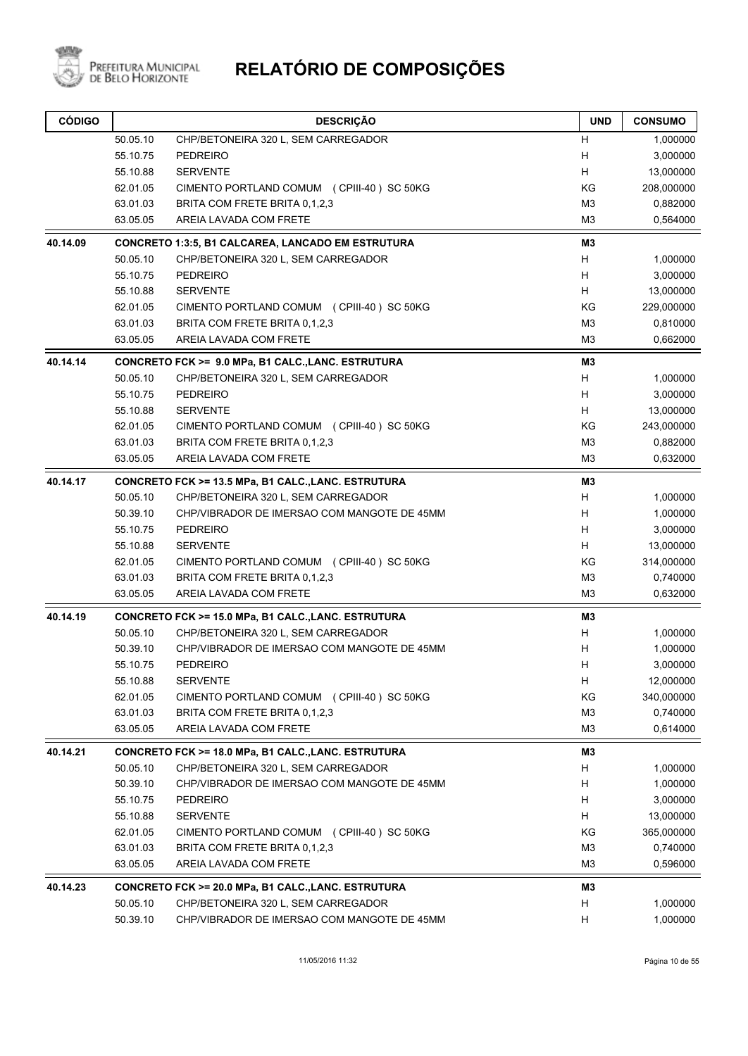# RELATÓRIO DE COMPOSIÇÕES

| CÓDIGO | | DESCRIÇÃO | UND | CONSUMO |
|---|---|---|---|---|
| | 50.05.10 | CHP/BETONEIRA 320 L, SEM CARREGADOR | H | 1,000000 |
| | 55.10.75 | PEDREIRO | H | 3,000000 |
| | 55.10.88 | SERVENTE | H | 13,000000 |
| | 62.01.05 | CIMENTO PORTLAND COMUM (CPIII-40) SC 50KG | KG | 208,000000 |
| | 63.01.03 | BRITA COM FRETE BRITA 0,1,2,3 | M3 | 0,882000 |
| | 63.05.05 | AREIA LAVADA COM FRETE | M3 | 0,564000 |
| **40.14.09** | | **CONCRETO 1:3:5, B1 CALCAREA, LANCADO EM ESTRUTURA** | **M3** | |
| | 50.05.10 | CHP/BETONEIRA 320 L, SEM CARREGADOR | H | 1,000000 |
| | 55.10.75 | PEDREIRO | H | 3,000000 |
| | 55.10.88 | SERVENTE | H | 13,000000 |
| | 62.01.05 | CIMENTO PORTLAND COMUM (CPIII-40) SC 50KG | KG | 229,000000 |
| | 63.01.03 | BRITA COM FRETE BRITA 0,1,2,3 | M3 | 0,810000 |
| | 63.05.05 | AREIA LAVADA COM FRETE | M3 | 0,662000 |
| **40.14.14** | | **CONCRETO FCK >= 9.0 MPa, B1 CALC.,LANC. ESTRUTURA** | **M3** | |
| | 50.05.10 | CHP/BETONEIRA 320 L, SEM CARREGADOR | H | 1,000000 |
| | 55.10.75 | PEDREIRO | H | 3,000000 |
| | 55.10.88 | SERVENTE | H | 13,000000 |
| | 62.01.05 | CIMENTO PORTLAND COMUM (CPIII-40) SC 50KG | KG | 243,000000 |
| | 63.01.03 | BRITA COM FRETE BRITA 0,1,2,3 | M3 | 0,882000 |
| | 63.05.05 | AREIA LAVADA COM FRETE | M3 | 0,632000 |
| **40.14.17** | | **CONCRETO FCK >= 13.5 MPa, B1 CALC.,LANC. ESTRUTURA** | **M3** | |
| | 50.05.10 | CHP/BETONEIRA 320 L, SEM CARREGADOR | H | 1,000000 |
| | 50.39.10 | CHP/VIBRADOR DE IMERSAO COM MANGOTE DE 45MM | H | 1,000000 |
| | 55.10.75 | PEDREIRO | H | 3,000000 |
| | 55.10.88 | SERVENTE | H | 13,000000 |
| | 62.01.05 | CIMENTO PORTLAND COMUM (CPIII-40) SC 50KG | KG | 314,000000 |
| | 63.01.03 | BRITA COM FRETE BRITA 0,1,2,3 | M3 | 0,740000 |
| | 63.05.05 | AREIA LAVADA COM FRETE | M3 | 0,632000 |
| **40.14.19** | | **CONCRETO FCK >= 15.0 MPa, B1 CALC.,LANC. ESTRUTURA** | **M3** | |
| | 50.05.10 | CHP/BETONEIRA 320 L, SEM CARREGADOR | H | 1,000000 |
| | 50.39.10 | CHP/VIBRADOR DE IMERSAO COM MANGOTE DE 45MM | H | 1,000000 |
| | 55.10.75 | PEDREIRO | H | 3,000000 |
| | 55.10.88 | SERVENTE | H | 12,000000 |
| | 62.01.05 | CIMENTO PORTLAND COMUM (CPIII-40) SC 50KG | KG | 340,000000 |
| | 63.01.03 | BRITA COM FRETE BRITA 0,1,2,3 | M3 | 0,740000 |
| | 63.05.05 | AREIA LAVADA COM FRETE | M3 | 0,614000 |
| **40.14.21** | | **CONCRETO FCK >= 18.0 MPa, B1 CALC.,LANC. ESTRUTURA** | **M3** | |
| | 50.05.10 | CHP/BETONEIRA 320 L, SEM CARREGADOR | H | 1,000000 |
| | 50.39.10 | CHP/VIBRADOR DE IMERSAO COM MANGOTE DE 45MM | H | 1,000000 |
| | 55.10.75 | PEDREIRO | H | 3,000000 |
| | 55.10.88 | SERVENTE | H | 13,000000 |
| | 62.01.05 | CIMENTO PORTLAND COMUM (CPIII-40) SC 50KG | KG | 365,000000 |
| | 63.01.03 | BRITA COM FRETE BRITA 0,1,2,3 | M3 | 0,740000 |
| | 63.05.05 | AREIA LAVADA COM FRETE | M3 | 0,596000 |
| **40.14.23** | | **CONCRETO FCK >= 20.0 MPa, B1 CALC.,LANC. ESTRUTURA** | **M3** | |
| | 50.05.10 | CHP/BETONEIRA 320 L, SEM CARREGADOR | H | 1,000000 |
| | 50.39.10 | CHP/VIBRADOR DE IMERSAO COM MANGOTE DE 45MM | H | 1,000000 |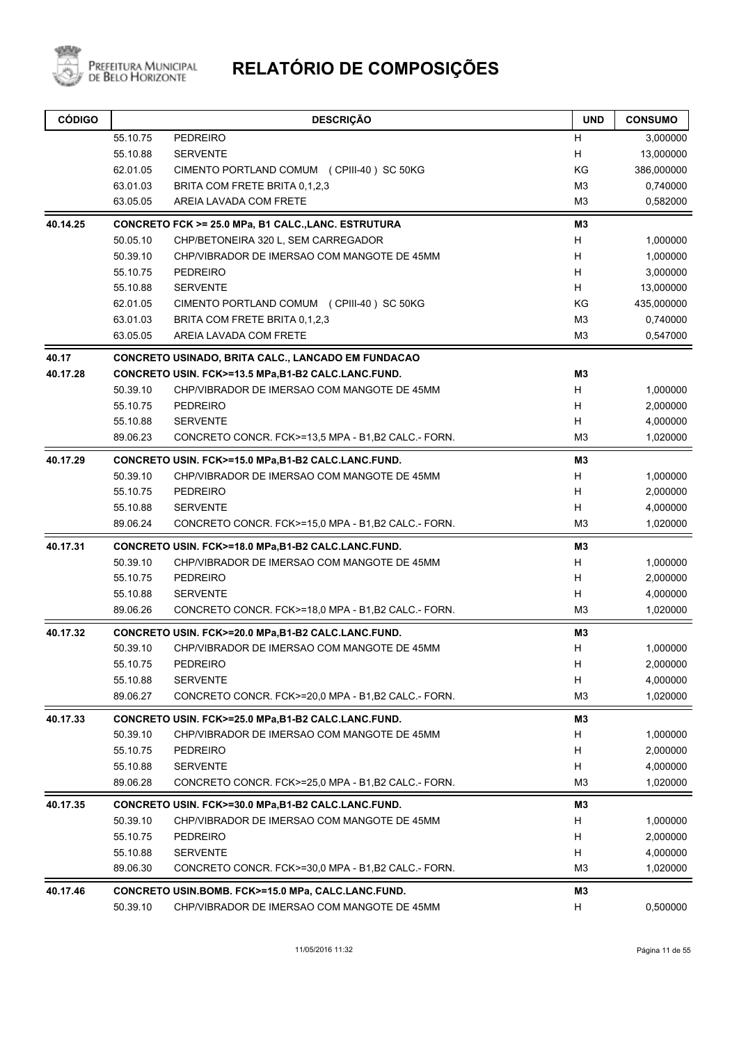# RELATÓRIO DE COMPOSIÇÕES

| CÓDIGO | | DESCRIÇÃO | UND | CONSUMO |
|---|---|---|---|---|
| | 55.10.75 | PEDREIRO | H | 3,000000 |
| | 55.10.88 | SERVENTE | H | 13,000000 |
| | 62.01.05 | CIMENTO PORTLAND COMUM (CPIII-40) SC 50KG | KG | 386,000000 |
| | 63.01.03 | BRITA COM FRETE BRITA 0,1,2,3 | M3 | 0,740000 |
| | 63.05.05 | AREIA LAVADA COM FRETE | M3 | 0,582000 |
| **40.14.25** | | **CONCRETO FCK >= 25.0 MPa, B1 CALC.,LANC. ESTRUTURA** | **M3** | |
| | 50.05.10 | CHP/BETONEIRA 320 L, SEM CARREGADOR | H | 1,000000 |
| | 50.39.10 | CHP/VIBRADOR DE IMERSAO COM MANGOTE DE 45MM | H | 1,000000 |
| | 55.10.75 | PEDREIRO | H | 3,000000 |
| | 55.10.88 | SERVENTE | H | 13,000000 |
| | 62.01.05 | CIMENTO PORTLAND COMUM (CPIII-40) SC 50KG | KG | 435,000000 |
| | 63.01.03 | BRITA COM FRETE BRITA 0,1,2,3 | M3 | 0,740000 |
| | 63.05.05 | AREIA LAVADA COM FRETE | M3 | 0,547000 |
| **40.17** | | **CONCRETO USINADO, BRITA CALC., LANCADO EM FUNDACAO** | | |
| **40.17.28** | | **CONCRETO USIN. FCK>=13.5 MPa,B1-B2 CALC.LANC.FUND.** | **M3** | |
| | 50.39.10 | CHP/VIBRADOR DE IMERSAO COM MANGOTE DE 45MM | H | 1,000000 |
| | 55.10.75 | PEDREIRO | H | 2,000000 |
| | 55.10.88 | SERVENTE | H | 4,000000 |
| | 89.06.23 | CONCRETO CONCR. FCK>=13,5 MPA - B1,B2 CALC.- FORN. | M3 | 1,020000 |
| **40.17.29** | | **CONCRETO USIN. FCK>=15.0 MPa,B1-B2 CALC.LANC.FUND.** | **M3** | |
| | 50.39.10 | CHP/VIBRADOR DE IMERSAO COM MANGOTE DE 45MM | H | 1,000000 |
| | 55.10.75 | PEDREIRO | H | 2,000000 |
| | 55.10.88 | SERVENTE | H | 4,000000 |
| | 89.06.24 | CONCRETO CONCR. FCK>=15,0 MPA - B1,B2 CALC.- FORN. | M3 | 1,020000 |
| **40.17.31** | | **CONCRETO USIN. FCK>=18.0 MPa,B1-B2 CALC.LANC.FUND.** | **M3** | |
| | 50.39.10 | CHP/VIBRADOR DE IMERSAO COM MANGOTE DE 45MM | H | 1,000000 |
| | 55.10.75 | PEDREIRO | H | 2,000000 |
| | 55.10.88 | SERVENTE | H | 4,000000 |
| | 89.06.26 | CONCRETO CONCR. FCK>=18,0 MPA - B1,B2 CALC.- FORN. | M3 | 1,020000 |
| **40.17.32** | | **CONCRETO USIN. FCK>=20.0 MPa,B1-B2 CALC.LANC.FUND.** | **M3** | |
| | 50.39.10 | CHP/VIBRADOR DE IMERSAO COM MANGOTE DE 45MM | H | 1,000000 |
| | 55.10.75 | PEDREIRO | H | 2,000000 |
| | 55.10.88 | SERVENTE | H | 4,000000 |
| | 89.06.27 | CONCRETO CONCR. FCK>=20,0 MPA - B1,B2 CALC.- FORN. | M3 | 1,020000 |
| **40.17.33** | | **CONCRETO USIN. FCK>=25.0 MPa,B1-B2 CALC.LANC.FUND.** | **M3** | |
| | 50.39.10 | CHP/VIBRADOR DE IMERSAO COM MANGOTE DE 45MM | H | 1,000000 |
| | 55.10.75 | PEDREIRO | H | 2,000000 |
| | 55.10.88 | SERVENTE | H | 4,000000 |
| | 89.06.28 | CONCRETO CONCR. FCK>=25,0 MPA - B1,B2 CALC.- FORN. | M3 | 1,020000 |
| **40.17.35** | | **CONCRETO USIN. FCK>=30.0 MPa,B1-B2 CALC.LANC.FUND.** | **M3** | |
| | 50.39.10 | CHP/VIBRADOR DE IMERSAO COM MANGOTE DE 45MM | H | 1,000000 |
| | 55.10.75 | PEDREIRO | H | 2,000000 |
| | 55.10.88 | SERVENTE | H | 4,000000 |
| | 89.06.30 | CONCRETO CONCR. FCK>=30,0 MPA - B1,B2 CALC.- FORN. | M3 | 1,020000 |
| **40.17.46** | | **CONCRETO USIN.BOMB. FCK>=15.0 MPa, CALC.LANC.FUND.** | **M3** | |
| | 50.39.10 | CHP/VIBRADOR DE IMERSAO COM MANGOTE DE 45MM | H | 0,500000 |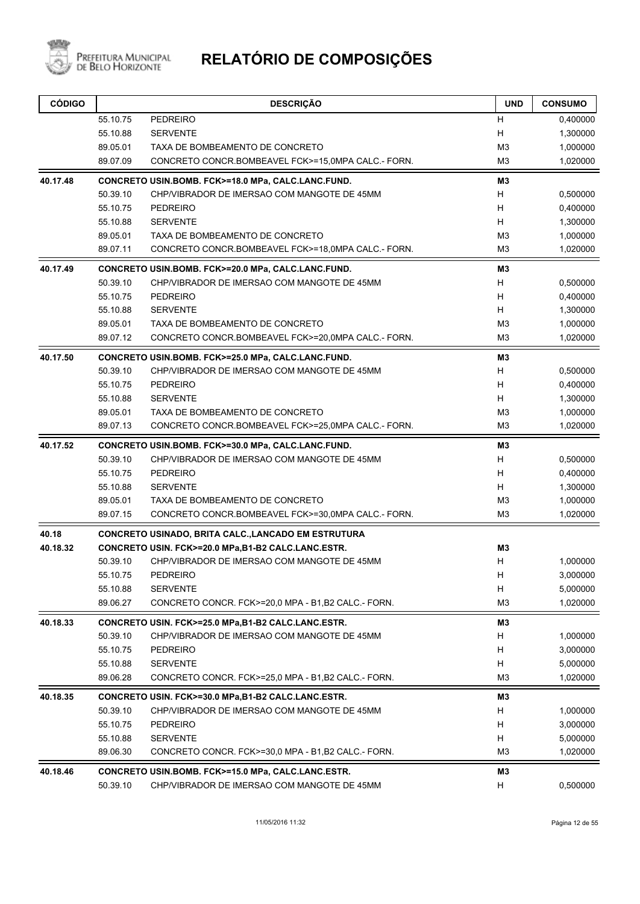# RELATÓRIO DE COMPOSIÇÕES

| CÓDIGO | | DESCRIÇÃO | UND | CONSUMO |
|---|---|---|---|---|
| | 55.10.75 | PEDREIRO | H | 0,400000 |
| | 55.10.88 | SERVENTE | H | 1,300000 |
| | 89.05.01 | TAXA DE BOMBEAMENTO DE CONCRETO | M3 | 1,000000 |
| | 89.07.09 | CONCRETO CONCR.BOMBEAVEL FCK>=15,0MPA CALC.- FORN. | M3 | 1,020000 |
| **40.17.48** | | **CONCRETO USIN.BOMB. FCK>=18.0 MPa, CALC.LANC.FUND.** | **M3** | |
| | 50.39.10 | CHP/VIBRADOR DE IMERSAO COM MANGOTE DE 45MM | H | 0,500000 |
| | 55.10.75 | PEDREIRO | H | 0,400000 |
| | 55.10.88 | SERVENTE | H | 1,300000 |
| | 89.05.01 | TAXA DE BOMBEAMENTO DE CONCRETO | M3 | 1,000000 |
| | 89.07.11 | CONCRETO CONCR.BOMBEAVEL FCK>=18,0MPA CALC.- FORN. | M3 | 1,020000 |
| **40.17.49** | | **CONCRETO USIN.BOMB. FCK>=20.0 MPa, CALC.LANC.FUND.** | **M3** | |
| | 50.39.10 | CHP/VIBRADOR DE IMERSAO COM MANGOTE DE 45MM | H | 0,500000 |
| | 55.10.75 | PEDREIRO | H | 0,400000 |
| | 55.10.88 | SERVENTE | H | 1,300000 |
| | 89.05.01 | TAXA DE BOMBEAMENTO DE CONCRETO | M3 | 1,000000 |
| | 89.07.12 | CONCRETO CONCR.BOMBEAVEL FCK>=20,0MPA CALC.- FORN. | M3 | 1,020000 |
| **40.17.50** | | **CONCRETO USIN.BOMB. FCK>=25.0 MPa, CALC.LANC.FUND.** | **M3** | |
| | 50.39.10 | CHP/VIBRADOR DE IMERSAO COM MANGOTE DE 45MM | H | 0,500000 |
| | 55.10.75 | PEDREIRO | H | 0,400000 |
| | 55.10.88 | SERVENTE | H | 1,300000 |
| | 89.05.01 | TAXA DE BOMBEAMENTO DE CONCRETO | M3 | 1,000000 |
| | 89.07.13 | CONCRETO CONCR.BOMBEAVEL FCK>=25,0MPA CALC.- FORN. | M3 | 1,020000 |
| **40.17.52** | | **CONCRETO USIN.BOMB. FCK>=30.0 MPa, CALC.LANC.FUND.** | **M3** | |
| | 50.39.10 | CHP/VIBRADOR DE IMERSAO COM MANGOTE DE 45MM | H | 0,500000 |
| | 55.10.75 | PEDREIRO | H | 0,400000 |
| | 55.10.88 | SERVENTE | H | 1,300000 |
| | 89.05.01 | TAXA DE BOMBEAMENTO DE CONCRETO | M3 | 1,000000 |
| | 89.07.15 | CONCRETO CONCR.BOMBEAVEL FCK>=30,0MPA CALC.- FORN. | M3 | 1,020000 |
| **40.18** | | **CONCRETO USINADO, BRITA CALC.,LANCADO EM ESTRUTURA** | | |
| **40.18.32** | | **CONCRETO USIN. FCK>=20.0 MPa,B1-B2 CALC.LANC.ESTR.** | **M3** | |
| | 50.39.10 | CHP/VIBRADOR DE IMERSAO COM MANGOTE DE 45MM | H | 1,000000 |
| | 55.10.75 | PEDREIRO | H | 3,000000 |
| | 55.10.88 | SERVENTE | H | 5,000000 |
| | 89.06.27 | CONCRETO CONCR. FCK>=20,0 MPA - B1,B2 CALC.- FORN. | M3 | 1,020000 |
| **40.18.33** | | **CONCRETO USIN. FCK>=25.0 MPa,B1-B2 CALC.LANC.ESTR.** | **M3** | |
| | 50.39.10 | CHP/VIBRADOR DE IMERSAO COM MANGOTE DE 45MM | H | 1,000000 |
| | 55.10.75 | PEDREIRO | H | 3,000000 |
| | 55.10.88 | SERVENTE | H | 5,000000 |
| | 89.06.28 | CONCRETO CONCR. FCK>=25,0 MPA - B1,B2 CALC.- FORN. | M3 | 1,020000 |
| **40.18.35** | | **CONCRETO USIN. FCK>=30.0 MPa,B1-B2 CALC.LANC.ESTR.** | **M3** | |
| | 50.39.10 | CHP/VIBRADOR DE IMERSAO COM MANGOTE DE 45MM | H | 1,000000 |
| | 55.10.75 | PEDREIRO | H | 3,000000 |
| | 55.10.88 | SERVENTE | H | 5,000000 |
| | 89.06.30 | CONCRETO CONCR. FCK>=30,0 MPA - B1,B2 CALC.- FORN. | M3 | 1,020000 |
| **40.18.46** | | **CONCRETO USIN.BOMB. FCK>=15.0 MPa, CALC.LANC.ESTR.** | **M3** | |
| | 50.39.10 | CHP/VIBRADOR DE IMERSAO COM MANGOTE DE 45MM | H | 0,500000 |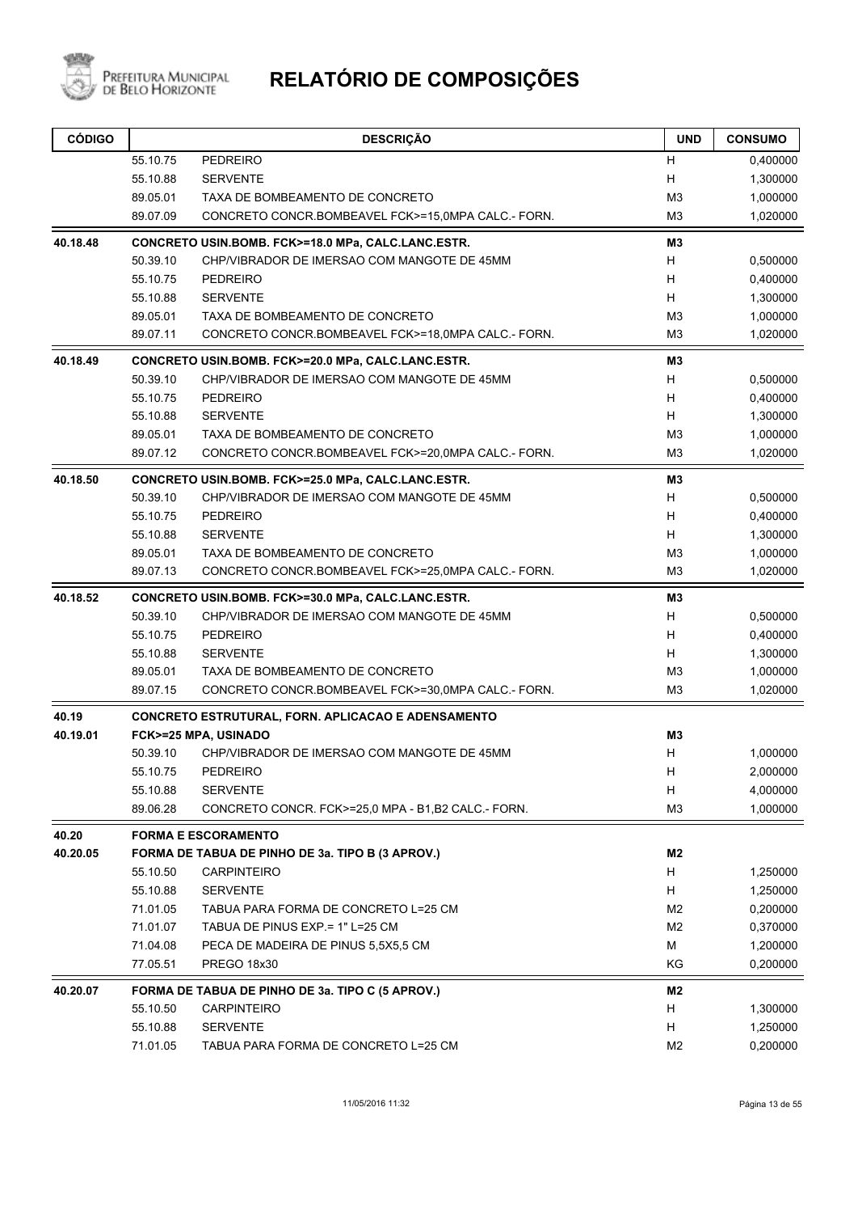# RELATÓRIO DE COMPOSIÇÕES

| CÓDIGO | | DESCRIÇÃO | UND | CONSUMO |
|---|---|---|---|---|
| | 55.10.75 | PEDREIRO | H | 0,400000 |
| | 55.10.88 | SERVENTE | H | 1,300000 |
| | 89.05.01 | TAXA DE BOMBEAMENTO DE CONCRETO | M3 | 1,000000 |
| | 89.07.09 | CONCRETO CONCR.BOMBEAVEL FCK>=15,0MPA CALC.- FORN. | M3 | 1,020000 |
| **40.18.48** | | **CONCRETO USIN.BOMB. FCK>=18.0 MPa, CALC.LANC.ESTR.** | **M3** | |
| | 50.39.10 | CHP/VIBRADOR DE IMERSAO COM MANGOTE DE 45MM | H | 0,500000 |
| | 55.10.75 | PEDREIRO | H | 0,400000 |
| | 55.10.88 | SERVENTE | H | 1,300000 |
| | 89.05.01 | TAXA DE BOMBEAMENTO DE CONCRETO | M3 | 1,000000 |
| | 89.07.11 | CONCRETO CONCR.BOMBEAVEL FCK>=18,0MPA CALC.- FORN. | M3 | 1,020000 |
| **40.18.49** | | **CONCRETO USIN.BOMB. FCK>=20.0 MPa, CALC.LANC.ESTR.** | **M3** | |
| | 50.39.10 | CHP/VIBRADOR DE IMERSAO COM MANGOTE DE 45MM | H | 0,500000 |
| | 55.10.75 | PEDREIRO | H | 0,400000 |
| | 55.10.88 | SERVENTE | H | 1,300000 |
| | 89.05.01 | TAXA DE BOMBEAMENTO DE CONCRETO | M3 | 1,000000 |
| | 89.07.12 | CONCRETO CONCR.BOMBEAVEL FCK>=20,0MPA CALC.- FORN. | M3 | 1,020000 |
| **40.18.50** | | **CONCRETO USIN.BOMB. FCK>=25.0 MPa, CALC.LANC.ESTR.** | **M3** | |
| | 50.39.10 | CHP/VIBRADOR DE IMERSAO COM MANGOTE DE 45MM | H | 0,500000 |
| | 55.10.75 | PEDREIRO | H | 0,400000 |
| | 55.10.88 | SERVENTE | H | 1,300000 |
| | 89.05.01 | TAXA DE BOMBEAMENTO DE CONCRETO | M3 | 1,000000 |
| | 89.07.13 | CONCRETO CONCR.BOMBEAVEL FCK>=25,0MPA CALC.- FORN. | M3 | 1,020000 |
| **40.18.52** | | **CONCRETO USIN.BOMB. FCK>=30.0 MPa, CALC.LANC.ESTR.** | **M3** | |
| | 50.39.10 | CHP/VIBRADOR DE IMERSAO COM MANGOTE DE 45MM | H | 0,500000 |
| | 55.10.75 | PEDREIRO | H | 0,400000 |
| | 55.10.88 | SERVENTE | H | 1,300000 |
| | 89.05.01 | TAXA DE BOMBEAMENTO DE CONCRETO | M3 | 1,000000 |
| | 89.07.15 | CONCRETO CONCR.BOMBEAVEL FCK>=30,0MPA CALC.- FORN. | M3 | 1,020000 |
| **40.19** | | **CONCRETO ESTRUTURAL, FORN. APLICACAO E ADENSAMENTO** | | |
| **40.19.01** | | **FCK>=25 MPA, USINADO** | **M3** | |
| | 50.39.10 | CHP/VIBRADOR DE IMERSAO COM MANGOTE DE 45MM | H | 1,000000 |
| | 55.10.75 | PEDREIRO | H | 2,000000 |
| | 55.10.88 | SERVENTE | H | 4,000000 |
| | 89.06.28 | CONCRETO CONCR. FCK>=25,0 MPA - B1,B2 CALC.- FORN. | M3 | 1,000000 |
| **40.20** | | **FORMA E ESCORAMENTO** | | |
| **40.20.05** | | **FORMA DE TABUA DE PINHO DE 3a. TIPO B (3 APROV.)** | **M2** | |
| | 55.10.50 | CARPINTEIRO | H | 1,250000 |
| | 55.10.88 | SERVENTE | H | 1,250000 |
| | 71.01.05 | TABUA PARA FORMA DE CONCRETO L=25 CM | M2 | 0,200000 |
| | 71.01.07 | TABUA DE PINUS EXP.= 1" L=25 CM | M2 | 0,370000 |
| | 71.04.08 | PECA DE MADEIRA DE PINUS 5,5X5,5 CM | M | 1,200000 |
| | 77.05.51 | PREGO 18x30 | KG | 0,200000 |
| **40.20.07** | | **FORMA DE TABUA DE PINHO DE 3a. TIPO C (5 APROV.)** | **M2** | |
| | 55.10.50 | CARPINTEIRO | H | 1,300000 |
| | 55.10.88 | SERVENTE | H | 1,250000 |
| | 71.01.05 | TABUA PARA FORMA DE CONCRETO L=25 CM | M2 | 0,200000 |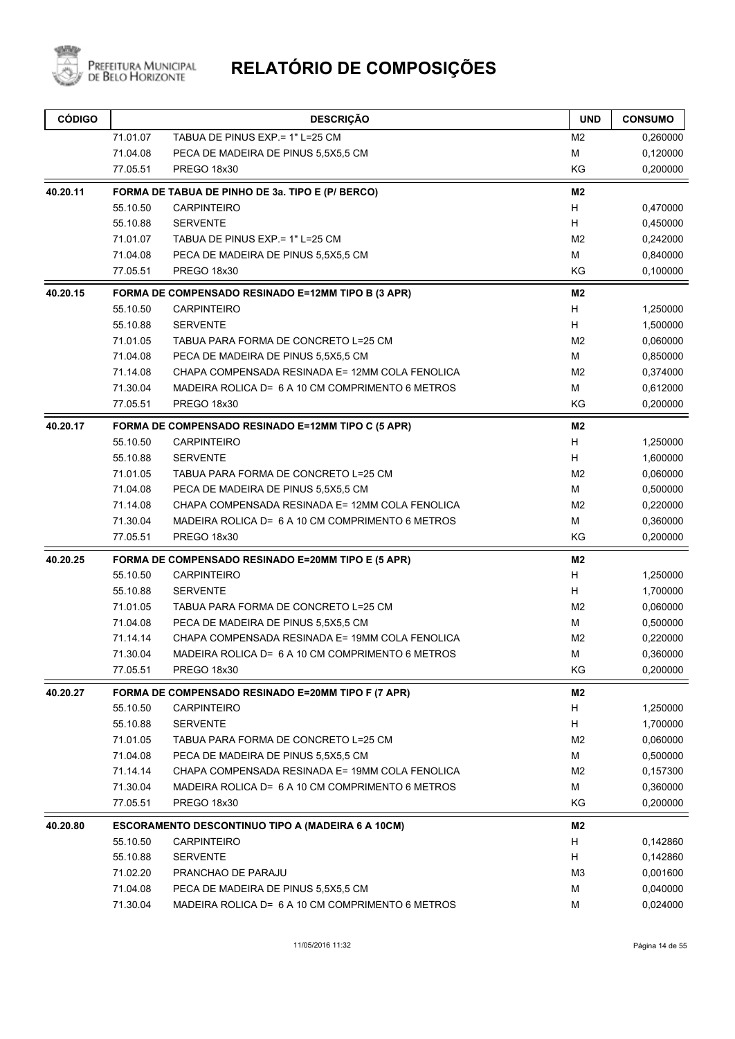# RELATÓRIO DE COMPOSIÇÕES

| CÓDIGO | | DESCRIÇÃO | UND | CONSUMO |
|---|---|---|---|---|
| | 71.01.07 | TABUA DE PINUS EXP.= 1" L=25 CM | M2 | 0,260000 |
| | 71.04.08 | PECA DE MADEIRA DE PINUS 5,5X5,5 CM | M | 0,120000 |
| | 77.05.51 | PREGO 18x30 | KG | 0,200000 |
| **40.20.11** | | **FORMA DE TABUA DE PINHO DE 3a. TIPO E (P/ BERCO)** | **M2** | |
| | 55.10.50 | CARPINTEIRO | H | 0,470000 |
| | 55.10.88 | SERVENTE | H | 0,450000 |
| | 71.01.07 | TABUA DE PINUS EXP.= 1" L=25 CM | M2 | 0,242000 |
| | 71.04.08 | PECA DE MADEIRA DE PINUS 5,5X5,5 CM | M | 0,840000 |
| | 77.05.51 | PREGO 18x30 | KG | 0,100000 |
| **40.20.15** | | **FORMA DE COMPENSADO RESINADO E=12MM TIPO B (3 APR)** | **M2** | |
| | 55.10.50 | CARPINTEIRO | H | 1,250000 |
| | 55.10.88 | SERVENTE | H | 1,500000 |
| | 71.01.05 | TABUA PARA FORMA DE CONCRETO L=25 CM | M2 | 0,060000 |
| | 71.04.08 | PECA DE MADEIRA DE PINUS 5,5X5,5 CM | M | 0,850000 |
| | 71.14.08 | CHAPA COMPENSADA RESINADA E= 12MM COLA FENOLICA | M2 | 0,374000 |
| | 71.30.04 | MADEIRA ROLICA D= 6 A 10 CM COMPRIMENTO 6 METROS | M | 0,612000 |
| | 77.05.51 | PREGO 18x30 | KG | 0,200000 |
| **40.20.17** | | **FORMA DE COMPENSADO RESINADO E=12MM TIPO C (5 APR)** | **M2** | |
| | 55.10.50 | CARPINTEIRO | H | 1,250000 |
| | 55.10.88 | SERVENTE | H | 1,600000 |
| | 71.01.05 | TABUA PARA FORMA DE CONCRETO L=25 CM | M2 | 0,060000 |
| | 71.04.08 | PECA DE MADEIRA DE PINUS 5,5X5,5 CM | M | 0,500000 |
| | 71.14.08 | CHAPA COMPENSADA RESINADA E= 12MM COLA FENOLICA | M2 | 0,220000 |
| | 71.30.04 | MADEIRA ROLICA D= 6 A 10 CM COMPRIMENTO 6 METROS | M | 0,360000 |
| | 77.05.51 | PREGO 18x30 | KG | 0,200000 |
| **40.20.25** | | **FORMA DE COMPENSADO RESINADO E=20MM TIPO E (5 APR)** | **M2** | |
| | 55.10.50 | CARPINTEIRO | H | 1,250000 |
| | 55.10.88 | SERVENTE | H | 1,700000 |
| | 71.01.05 | TABUA PARA FORMA DE CONCRETO L=25 CM | M2 | 0,060000 |
| | 71.04.08 | PECA DE MADEIRA DE PINUS 5,5X5,5 CM | M | 0,500000 |
| | 71.14.14 | CHAPA COMPENSADA RESINADA E= 19MM COLA FENOLICA | M2 | 0,220000 |
| | 71.30.04 | MADEIRA ROLICA D= 6 A 10 CM COMPRIMENTO 6 METROS | M | 0,360000 |
| | 77.05.51 | PREGO 18x30 | KG | 0,200000 |
| **40.20.27** | | **FORMA DE COMPENSADO RESINADO E=20MM TIPO F (7 APR)** | **M2** | |
| | 55.10.50 | CARPINTEIRO | H | 1,250000 |
| | 55.10.88 | SERVENTE | H | 1,700000 |
| | 71.01.05 | TABUA PARA FORMA DE CONCRETO L=25 CM | M2 | 0,060000 |
| | 71.04.08 | PECA DE MADEIRA DE PINUS 5,5X5,5 CM | M | 0,500000 |
| | 71.14.14 | CHAPA COMPENSADA RESINADA E= 19MM COLA FENOLICA | M2 | 0,157300 |
| | 71.30.04 | MADEIRA ROLICA D= 6 A 10 CM COMPRIMENTO 6 METROS | M | 0,360000 |
| | 77.05.51 | PREGO 18x30 | KG | 0,200000 |
| **40.20.80** | | **ESCORAMENTO DESCONTINUO TIPO A (MADEIRA 6 A 10CM)** | **M2** | |
| | 55.10.50 | CARPINTEIRO | H | 0,142860 |
| | 55.10.88 | SERVENTE | H | 0,142860 |
| | 71.02.20 | PRANCHAO DE PARAJU | M3 | 0,001600 |
| | 71.04.08 | PECA DE MADEIRA DE PINUS 5,5X5,5 CM | M | 0,040000 |
| | 71.30.04 | MADEIRA ROLICA D= 6 A 10 CM COMPRIMENTO 6 METROS | M | 0,024000 |

11/05/2016 11:32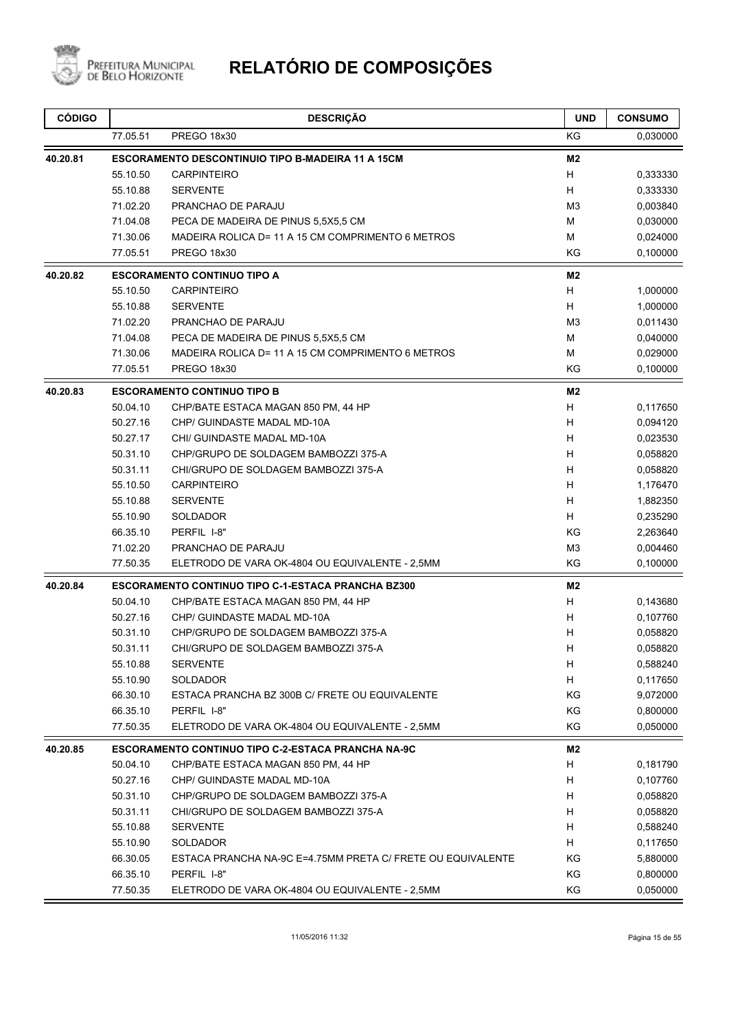# RELATÓRIO DE COMPOSIÇÕES

| CÓDIGO | | DESCRIÇÃO | UND | CONSUMO |
|---|---|---|---|---|
| | 77.05.51 | PREGO 18x30 | KG | 0,030000 |
| **40.20.81** | | **ESCORAMENTO DESCONTINUIO TIPO B-MADEIRA 11 A 15CM** | **M2** | |
| | 55.10.50 | CARPINTEIRO | H | 0,333330 |
| | 55.10.88 | SERVENTE | H | 0,333330 |
| | 71.02.20 | PRANCHAO DE PARAJU | M3 | 0,003840 |
| | 71.04.08 | PECA DE MADEIRA DE PINUS 5,5X5,5 CM | M | 0,030000 |
| | 71.30.06 | MADEIRA ROLICA D= 11 A 15 CM COMPRIMENTO 6 METROS | M | 0,024000 |
| | 77.05.51 | PREGO 18x30 | KG | 0,100000 |
| **40.20.82** | | **ESCORAMENTO CONTINUO TIPO A** | **M2** | |
| | 55.10.50 | CARPINTEIRO | H | 1,000000 |
| | 55.10.88 | SERVENTE | H | 1,000000 |
| | 71.02.20 | PRANCHAO DE PARAJU | M3 | 0,011430 |
| | 71.04.08 | PECA DE MADEIRA DE PINUS 5,5X5,5 CM | M | 0,040000 |
| | 71.30.06 | MADEIRA ROLICA D= 11 A 15 CM COMPRIMENTO 6 METROS | M | 0,029000 |
| | 77.05.51 | PREGO 18x30 | KG | 0,100000 |
| **40.20.83** | | **ESCORAMENTO CONTINUO TIPO B** | **M2** | |
| | 50.04.10 | CHP/BATE ESTACA MAGAN 850 PM, 44 HP | H | 0,117650 |
| | 50.27.16 | CHP/ GUINDASTE MADAL MD-10A | H | 0,094120 |
| | 50.27.17 | CHI/ GUINDASTE MADAL MD-10A | H | 0,023530 |
| | 50.31.10 | CHP/GRUPO DE SOLDAGEM BAMBOZZI 375-A | H | 0,058820 |
| | 50.31.11 | CHI/GRUPO DE SOLDAGEM BAMBOZZI 375-A | H | 0,058820 |
| | 55.10.50 | CARPINTEIRO | H | 1,176470 |
| | 55.10.88 | SERVENTE | H | 1,882350 |
| | 55.10.90 | SOLDADOR | H | 0,235290 |
| | 66.35.10 | PERFIL I-8" | KG | 2,263640 |
| | 71.02.20 | PRANCHAO DE PARAJU | M3 | 0,004460 |
| | 77.50.35 | ELETRODO DE VARA OK-4804 OU EQUIVALENTE - 2,5MM | KG | 0,100000 |
| **40.20.84** | | **ESCORAMENTO CONTINUO TIPO C-1-ESTACA PRANCHA BZ300** | **M2** | |
| | 50.04.10 | CHP/BATE ESTACA MAGAN 850 PM, 44 HP | H | 0,143680 |
| | 50.27.16 | CHP/ GUINDASTE MADAL MD-10A | H | 0,107760 |
| | 50.31.10 | CHP/GRUPO DE SOLDAGEM BAMBOZZI 375-A | H | 0,058820 |
| | 50.31.11 | CHI/GRUPO DE SOLDAGEM BAMBOZZI 375-A | H | 0,058820 |
| | 55.10.88 | SERVENTE | H | 0,588240 |
| | 55.10.90 | SOLDADOR | H | 0,117650 |
| | 66.30.10 | ESTACA PRANCHA BZ 300B C/ FRETE OU EQUIVALENTE | KG | 9,072000 |
| | 66.35.10 | PERFIL I-8" | KG | 0,800000 |
| | 77.50.35 | ELETRODO DE VARA OK-4804 OU EQUIVALENTE - 2,5MM | KG | 0,050000 |
| **40.20.85** | | **ESCORAMENTO CONTINUO TIPO C-2-ESTACA PRANCHA NA-9C** | **M2** | |
| | 50.04.10 | CHP/BATE ESTACA MAGAN 850 PM, 44 HP | H | 0,181790 |
| | 50.27.16 | CHP/ GUINDASTE MADAL MD-10A | H | 0,107760 |
| | 50.31.10 | CHP/GRUPO DE SOLDAGEM BAMBOZZI 375-A | H | 0,058820 |
| | 50.31.11 | CHI/GRUPO DE SOLDAGEM BAMBOZZI 375-A | H | 0,058820 |
| | 55.10.88 | SERVENTE | H | 0,588240 |
| | 55.10.90 | SOLDADOR | H | 0,117650 |
| | 66.30.05 | ESTACA PRANCHA NA-9C E=4.75MM PRETA C/ FRETE OU EQUIVALENTE | KG | 5,880000 |
| | 66.35.10 | PERFIL I-8" | KG | 0,800000 |
| | 77.50.35 | ELETRODO DE VARA OK-4804 OU EQUIVALENTE - 2,5MM | KG | 0,050000 |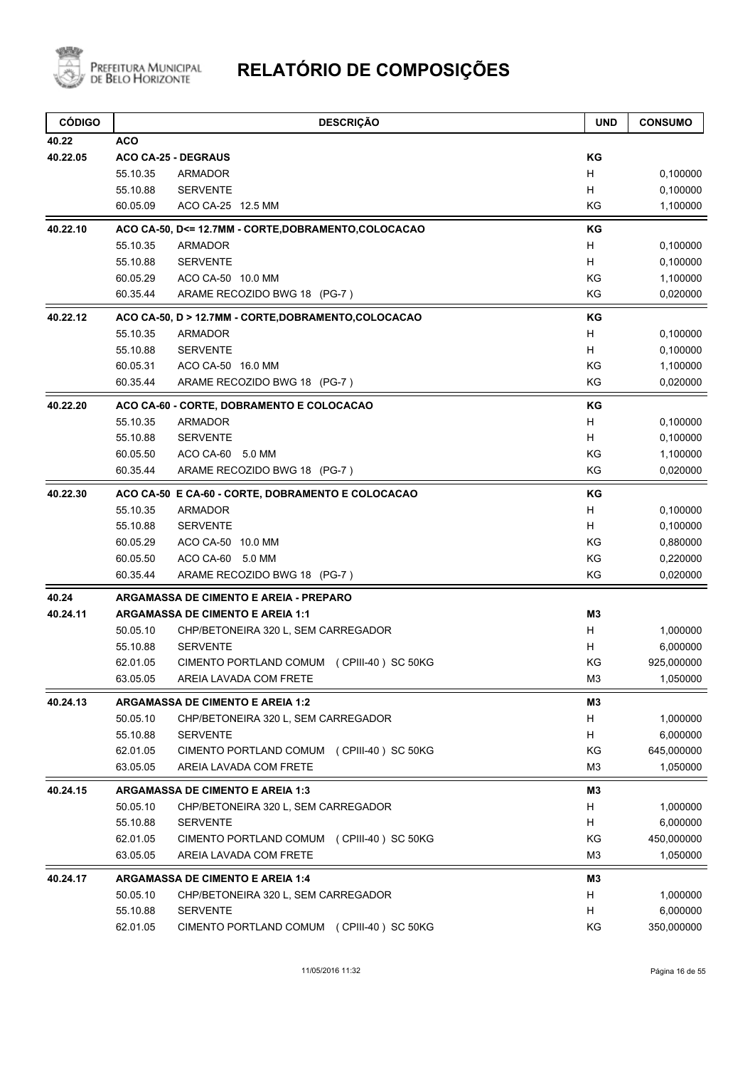# RELATÓRIO DE COMPOSIÇÕES

| CÓDIGO | | DESCRIÇÃO | UND | CONSUMO |
|---|---|---|---|---|
| 40.22 | **ACO** | | | |
| 40.22.05 | **ACO CA-25 - DEGRAUS** | | **KG** | |
| | 55.10.35 | ARMADOR | H | 0,100000 |
| | 55.10.88 | SERVENTE | H | 0,100000 |
| | 60.05.09 | ACO CA-25 12.5 MM | KG | 1,100000 |
| 40.22.10 | **ACO CA-50, D<= 12.7MM - CORTE,DOBRAMENTO,COLOCACAO** | | **KG** | |
| | 55.10.35 | ARMADOR | H | 0,100000 |
| | 55.10.88 | SERVENTE | H | 0,100000 |
| | 60.05.29 | ACO CA-50 10.0 MM | KG | 1,100000 |
| | 60.35.44 | ARAME RECOZIDO BWG 18 (PG-7 ) | KG | 0,020000 |
| 40.22.12 | **ACO CA-50, D > 12.7MM - CORTE,DOBRAMENTO,COLOCACAO** | | **KG** | |
| | 55.10.35 | ARMADOR | H | 0,100000 |
| | 55.10.88 | SERVENTE | H | 0,100000 |
| | 60.05.31 | ACO CA-50 16.0 MM | KG | 1,100000 |
| | 60.35.44 | ARAME RECOZIDO BWG 18 (PG-7 ) | KG | 0,020000 |
| 40.22.20 | **ACO CA-60 - CORTE, DOBRAMENTO E COLOCACAO** | | **KG** | |
| | 55.10.35 | ARMADOR | H | 0,100000 |
| | 55.10.88 | SERVENTE | H | 0,100000 |
| | 60.05.50 | ACO CA-60 5.0 MM | KG | 1,100000 |
| | 60.35.44 | ARAME RECOZIDO BWG 18 (PG-7 ) | KG | 0,020000 |
| 40.22.30 | **ACO CA-50 E CA-60 - CORTE, DOBRAMENTO E COLOCACAO** | | **KG** | |
| | 55.10.35 | ARMADOR | H | 0,100000 |
| | 55.10.88 | SERVENTE | H | 0,100000 |
| | 60.05.29 | ACO CA-50 10.0 MM | KG | 0,880000 |
| | 60.05.50 | ACO CA-60 5.0 MM | KG | 0,220000 |
| | 60.35.44 | ARAME RECOZIDO BWG 18 (PG-7 ) | KG | 0,020000 |
| 40.24 | **ARGAMASSA DE CIMENTO E AREIA - PREPARO** | | | |
| 40.24.11 | **ARGAMASSA DE CIMENTO E AREIA 1:1** | | **M3** | |
| | 50.05.10 | CHP/BETONEIRA 320 L, SEM CARREGADOR | H | 1,000000 |
| | 55.10.88 | SERVENTE | H | 6,000000 |
| | 62.01.05 | CIMENTO PORTLAND COMUM (CPIII-40 ) SC 50KG | KG | 925,000000 |
| | 63.05.05 | AREIA LAVADA COM FRETE | M3 | 1,050000 |
| 40.24.13 | **ARGAMASSA DE CIMENTO E AREIA 1:2** | | **M3** | |
| | 50.05.10 | CHP/BETONEIRA 320 L, SEM CARREGADOR | H | 1,000000 |
| | 55.10.88 | SERVENTE | H | 6,000000 |
| | 62.01.05 | CIMENTO PORTLAND COMUM (CPIII-40 ) SC 50KG | KG | 645,000000 |
| | 63.05.05 | AREIA LAVADA COM FRETE | M3 | 1,050000 |
| 40.24.15 | **ARGAMASSA DE CIMENTO E AREIA 1:3** | | **M3** | |
| | 50.05.10 | CHP/BETONEIRA 320 L, SEM CARREGADOR | H | 1,000000 |
| | 55.10.88 | SERVENTE | H | 6,000000 |
| | 62.01.05 | CIMENTO PORTLAND COMUM (CPIII-40 ) SC 50KG | KG | 450,000000 |
| | 63.05.05 | AREIA LAVADA COM FRETE | M3 | 1,050000 |
| 40.24.17 | **ARGAMASSA DE CIMENTO E AREIA 1:4** | | **M3** | |
| | 50.05.10 | CHP/BETONEIRA 320 L, SEM CARREGADOR | H | 1,000000 |
| | 55.10.88 | SERVENTE | H | 6,000000 |
| | 62.01.05 | CIMENTO PORTLAND COMUM (CPIII-40 ) SC 50KG | KG | 350,000000 |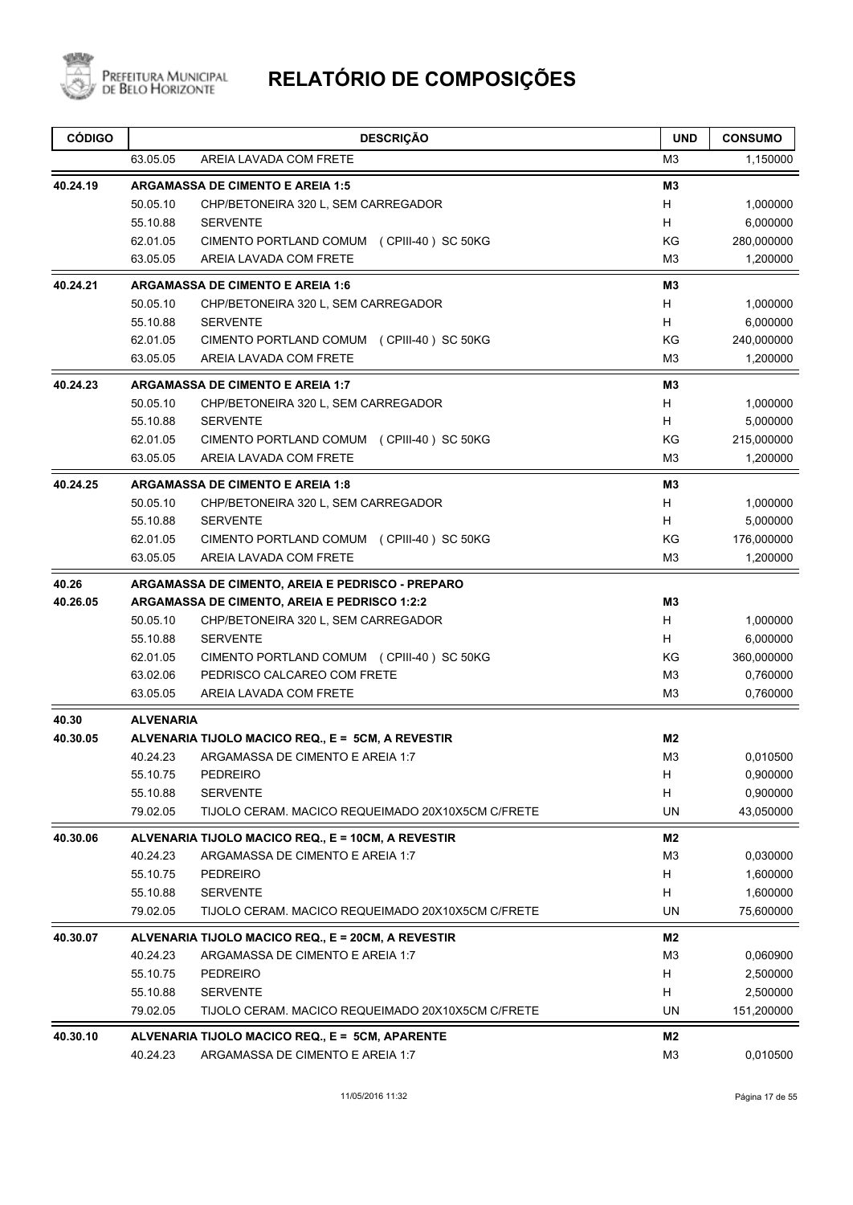# RELATÓRIO DE COMPOSIÇÕES

| CÓDIGO | | DESCRIÇÃO | UND | CONSUMO |
|---|---|---|---|---|
| | 63.05.05 | AREIA LAVADA COM FRETE | M3 | 1,150000 |
| **40.24.19** | | **ARGAMASSA DE CIMENTO E AREIA 1:5** | **M3** | |
| | 50.05.10 | CHP/BETONEIRA 320 L, SEM CARREGADOR | H | 1,000000 |
| | 55.10.88 | SERVENTE | H | 6,000000 |
| | 62.01.05 | CIMENTO PORTLAND COMUM (CPIII-40) SC 50KG | KG | 280,000000 |
| | 63.05.05 | AREIA LAVADA COM FRETE | M3 | 1,200000 |
| **40.24.21** | | **ARGAMASSA DE CIMENTO E AREIA 1:6** | **M3** | |
| | 50.05.10 | CHP/BETONEIRA 320 L, SEM CARREGADOR | H | 1,000000 |
| | 55.10.88 | SERVENTE | H | 6,000000 |
| | 62.01.05 | CIMENTO PORTLAND COMUM (CPIII-40) SC 50KG | KG | 240,000000 |
| | 63.05.05 | AREIA LAVADA COM FRETE | M3 | 1,200000 |
| **40.24.23** | | **ARGAMASSA DE CIMENTO E AREIA 1:7** | **M3** | |
| | 50.05.10 | CHP/BETONEIRA 320 L, SEM CARREGADOR | H | 1,000000 |
| | 55.10.88 | SERVENTE | H | 5,000000 |
| | 62.01.05 | CIMENTO PORTLAND COMUM (CPIII-40) SC 50KG | KG | 215,000000 |
| | 63.05.05 | AREIA LAVADA COM FRETE | M3 | 1,200000 |
| **40.24.25** | | **ARGAMASSA DE CIMENTO E AREIA 1:8** | **M3** | |
| | 50.05.10 | CHP/BETONEIRA 320 L, SEM CARREGADOR | H | 1,000000 |
| | 55.10.88 | SERVENTE | H | 5,000000 |
| | 62.01.05 | CIMENTO PORTLAND COMUM (CPIII-40) SC 50KG | KG | 176,000000 |
| | 63.05.05 | AREIA LAVADA COM FRETE | M3 | 1,200000 |
| **40.26** | | **ARGAMASSA DE CIMENTO, AREIA E PEDRISCO - PREPARO** | | |
| **40.26.05** | | **ARGAMASSA DE CIMENTO, AREIA E PEDRISCO 1:2:2** | **M3** | |
| | 50.05.10 | CHP/BETONEIRA 320 L, SEM CARREGADOR | H | 1,000000 |
| | 55.10.88 | SERVENTE | H | 6,000000 |
| | 62.01.05 | CIMENTO PORTLAND COMUM (CPIII-40) SC 50KG | KG | 360,000000 |
| | 63.02.06 | PEDRISCO CALCAREO COM FRETE | M3 | 0,760000 |
| | 63.05.05 | AREIA LAVADA COM FRETE | M3 | 0,760000 |
| **40.30** | **ALVENARIA** | | | |
| **40.30.05** | | **ALVENARIA TIJOLO MACICO REQ., E = 5CM, A REVESTIR** | **M2** | |
| | 40.24.23 | ARGAMASSA DE CIMENTO E AREIA 1:7 | M3 | 0,010500 |
| | 55.10.75 | PEDREIRO | H | 0,900000 |
| | 55.10.88 | SERVENTE | H | 0,900000 |
| | 79.02.05 | TIJOLO CERAM. MACICO REQUEIMADO 20X10X5CM C/FRETE | UN | 43,050000 |
| **40.30.06** | | **ALVENARIA TIJOLO MACICO REQ., E = 10CM, A REVESTIR** | **M2** | |
| | 40.24.23 | ARGAMASSA DE CIMENTO E AREIA 1:7 | M3 | 0,030000 |
| | 55.10.75 | PEDREIRO | H | 1,600000 |
| | 55.10.88 | SERVENTE | H | 1,600000 |
| | 79.02.05 | TIJOLO CERAM. MACICO REQUEIMADO 20X10X5CM C/FRETE | UN | 75,600000 |
| **40.30.07** | | **ALVENARIA TIJOLO MACICO REQ., E = 20CM, A REVESTIR** | **M2** | |
| | 40.24.23 | ARGAMASSA DE CIMENTO E AREIA 1:7 | M3 | 0,060900 |
| | 55.10.75 | PEDREIRO | H | 2,500000 |
| | 55.10.88 | SERVENTE | H | 2,500000 |
| | 79.02.05 | TIJOLO CERAM. MACICO REQUEIMADO 20X10X5CM C/FRETE | UN | 151,200000 |
| **40.30.10** | | **ALVENARIA TIJOLO MACICO REQ., E = 5CM, APARENTE** | **M2** | |
| | 40.24.23 | ARGAMASSA DE CIMENTO E AREIA 1:7 | M3 | 0,010500 |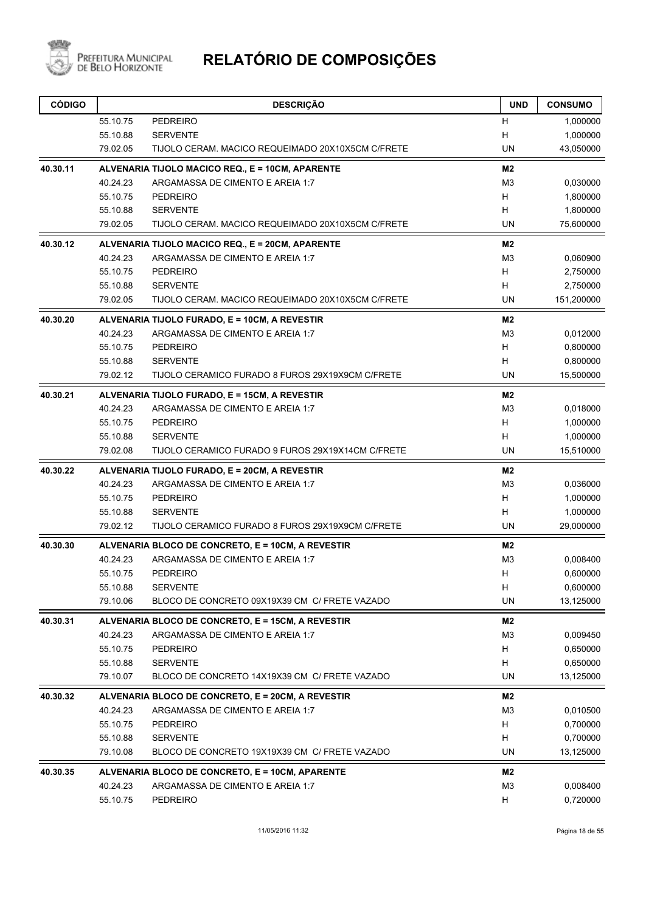# RELATÓRIO DE COMPOSIÇÕES

| CÓDIGO | | DESCRIÇÃO | UND | CONSUMO |
|---|---|---|---|---|
| | 55.10.75 | PEDREIRO | H | 1,000000 |
| | 55.10.88 | SERVENTE | H | 1,000000 |
| | 79.02.05 | TIJOLO CERAM. MACICO REQUEIMADO 20X10X5CM C/FRETE | UN | 43,050000 |
| **40.30.11** | | **ALVENARIA TIJOLO MACICO REQ., E = 10CM, APARENTE** | **M2** | |
| | 40.24.23 | ARGAMASSA DE CIMENTO E AREIA 1:7 | M3 | 0,030000 |
| | 55.10.75 | PEDREIRO | H | 1,800000 |
| | 55.10.88 | SERVENTE | H | 1,800000 |
| | 79.02.05 | TIJOLO CERAM. MACICO REQUEIMADO 20X10X5CM C/FRETE | UN | 75,600000 |
| **40.30.12** | | **ALVENARIA TIJOLO MACICO REQ., E = 20CM, APARENTE** | **M2** | |
| | 40.24.23 | ARGAMASSA DE CIMENTO E AREIA 1:7 | M3 | 0,060900 |
| | 55.10.75 | PEDREIRO | H | 2,750000 |
| | 55.10.88 | SERVENTE | H | 2,750000 |
| | 79.02.05 | TIJOLO CERAM. MACICO REQUEIMADO 20X10X5CM C/FRETE | UN | 151,200000 |
| **40.30.20** | | **ALVENARIA TIJOLO FURADO, E = 10CM, A REVESTIR** | **M2** | |
| | 40.24.23 | ARGAMASSA DE CIMENTO E AREIA 1:7 | M3 | 0,012000 |
| | 55.10.75 | PEDREIRO | H | 0,800000 |
| | 55.10.88 | SERVENTE | H | 0,800000 |
| | 79.02.12 | TIJOLO CERAMICO FURADO 8 FUROS 29X19X9CM C/FRETE | UN | 15,500000 |
| **40.30.21** | | **ALVENARIA TIJOLO FURADO, E = 15CM, A REVESTIR** | **M2** | |
| | 40.24.23 | ARGAMASSA DE CIMENTO E AREIA 1:7 | M3 | 0,018000 |
| | 55.10.75 | PEDREIRO | H | 1,000000 |
| | 55.10.88 | SERVENTE | H | 1,000000 |
| | 79.02.08 | TIJOLO CERAMICO FURADO 9 FUROS 29X19X14CM C/FRETE | UN | 15,510000 |
| **40.30.22** | | **ALVENARIA TIJOLO FURADO, E = 20CM, A REVESTIR** | **M2** | |
| | 40.24.23 | ARGAMASSA DE CIMENTO E AREIA 1:7 | M3 | 0,036000 |
| | 55.10.75 | PEDREIRO | H | 1,000000 |
| | 55.10.88 | SERVENTE | H | 1,000000 |
| | 79.02.12 | TIJOLO CERAMICO FURADO 8 FUROS 29X19X9CM C/FRETE | UN | 29,000000 |
| **40.30.30** | | **ALVENARIA BLOCO DE CONCRETO, E = 10CM, A REVESTIR** | **M2** | |
| | 40.24.23 | ARGAMASSA DE CIMENTO E AREIA 1:7 | M3 | 0,008400 |
| | 55.10.75 | PEDREIRO | H | 0,600000 |
| | 55.10.88 | SERVENTE | H | 0,600000 |
| | 79.10.06 | BLOCO DE CONCRETO 09X19X39 CM C/ FRETE VAZADO | UN | 13,125000 |
| **40.30.31** | | **ALVENARIA BLOCO DE CONCRETO, E = 15CM, A REVESTIR** | **M2** | |
| | 40.24.23 | ARGAMASSA DE CIMENTO E AREIA 1:7 | M3 | 0,009450 |
| | 55.10.75 | PEDREIRO | H | 0,650000 |
| | 55.10.88 | SERVENTE | H | 0,650000 |
| | 79.10.07 | BLOCO DE CONCRETO 14X19X39 CM C/ FRETE VAZADO | UN | 13,125000 |
| **40.30.32** | | **ALVENARIA BLOCO DE CONCRETO, E = 20CM, A REVESTIR** | **M2** | |
| | 40.24.23 | ARGAMASSA DE CIMENTO E AREIA 1:7 | M3 | 0,010500 |
| | 55.10.75 | PEDREIRO | H | 0,700000 |
| | 55.10.88 | SERVENTE | H | 0,700000 |
| | 79.10.08 | BLOCO DE CONCRETO 19X19X39 CM C/ FRETE VAZADO | UN | 13,125000 |
| **40.30.35** | | **ALVENARIA BLOCO DE CONCRETO, E = 10CM, APARENTE** | **M2** | |
| | 40.24.23 | ARGAMASSA DE CIMENTO E AREIA 1:7 | M3 | 0,008400 |
| | 55.10.75 | PEDREIRO | H | 0,720000 |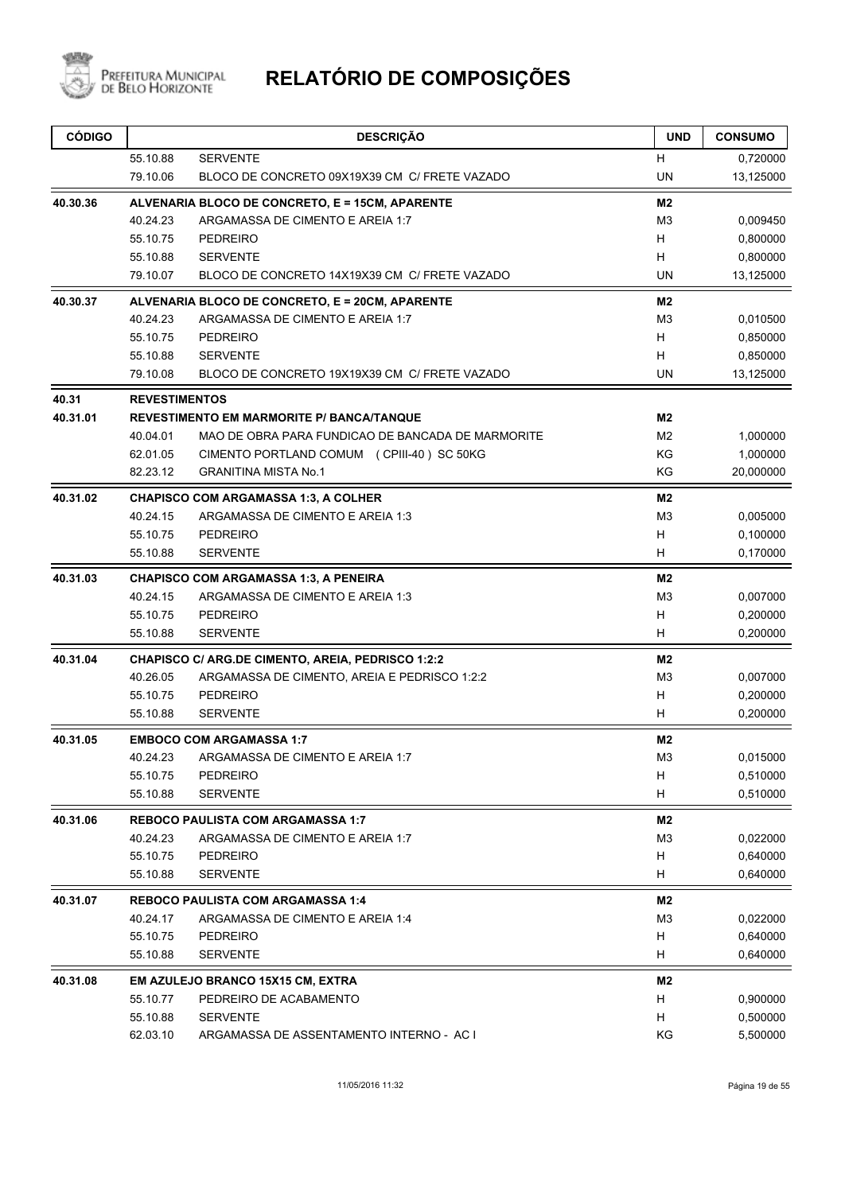# RELATÓRIO DE COMPOSIÇÕES

| CÓDIGO | | DESCRIÇÃO | UND | CONSUMO |
|---|---|---|---|---|
| | 55.10.88 | SERVENTE | H | 0,720000 |
| | 79.10.06 | BLOCO DE CONCRETO 09X19X39 CM C/ FRETE VAZADO | UN | 13,125000 |
| **40.30.36** | **ALVENARIA BLOCO DE CONCRETO, E = 15CM, APARENTE** | | **M2** | |
| | 40.24.23 | ARGAMASSA DE CIMENTO E AREIA 1:7 | M3 | 0,009450 |
| | 55.10.75 | PEDREIRO | H | 0,800000 |
| | 55.10.88 | SERVENTE | H | 0,800000 |
| | 79.10.07 | BLOCO DE CONCRETO 14X19X39 CM C/ FRETE VAZADO | UN | 13,125000 |
| **40.30.37** | **ALVENARIA BLOCO DE CONCRETO, E = 20CM, APARENTE** | | **M2** | |
| | 40.24.23 | ARGAMASSA DE CIMENTO E AREIA 1:7 | M3 | 0,010500 |
| | 55.10.75 | PEDREIRO | H | 0,850000 |
| | 55.10.88 | SERVENTE | H | 0,850000 |
| | 79.10.08 | BLOCO DE CONCRETO 19X19X39 CM C/ FRETE VAZADO | UN | 13,125000 |
| **40.31** | **REVESTIMENTOS** | | | |
| **40.31.01** | **REVESTIMENTO EM MARMORITE P/ BANCA/TANQUE** | | **M2** | |
| | 40.04.01 | MAO DE OBRA PARA FUNDICAO DE BANCADA DE MARMORITE | M2 | 1,000000 |
| | 62.01.05 | CIMENTO PORTLAND COMUM (CPIII-40) SC 50KG | KG | 1,000000 |
| | 82.23.12 | GRANITINA MISTA No.1 | KG | 20,000000 |
| **40.31.02** | **CHAPISCO COM ARGAMASSA 1:3, A COLHER** | | **M2** | |
| | 40.24.15 | ARGAMASSA DE CIMENTO E AREIA 1:3 | M3 | 0,005000 |
| | 55.10.75 | PEDREIRO | H | 0,100000 |
| | 55.10.88 | SERVENTE | H | 0,170000 |
| **40.31.03** | **CHAPISCO COM ARGAMASSA 1:3, A PENEIRA** | | **M2** | |
| | 40.24.15 | ARGAMASSA DE CIMENTO E AREIA 1:3 | M3 | 0,007000 |
| | 55.10.75 | PEDREIRO | H | 0,200000 |
| | 55.10.88 | SERVENTE | H | 0,200000 |
| **40.31.04** | **CHAPISCO C/ ARG.DE CIMENTO, AREIA, PEDRISCO 1:2:2** | | **M2** | |
| | 40.26.05 | ARGAMASSA DE CIMENTO, AREIA E PEDRISCO 1:2:2 | M3 | 0,007000 |
| | 55.10.75 | PEDREIRO | H | 0,200000 |
| | 55.10.88 | SERVENTE | H | 0,200000 |
| **40.31.05** | **EMBOCO COM ARGAMASSA 1:7** | | **M2** | |
| | 40.24.23 | ARGAMASSA DE CIMENTO E AREIA 1:7 | M3 | 0,015000 |
| | 55.10.75 | PEDREIRO | H | 0,510000 |
| | 55.10.88 | SERVENTE | H | 0,510000 |
| **40.31.06** | **REBOCO PAULISTA COM ARGAMASSA 1:7** | | **M2** | |
| | 40.24.23 | ARGAMASSA DE CIMENTO E AREIA 1:7 | M3 | 0,022000 |
| | 55.10.75 | PEDREIRO | H | 0,640000 |
| | 55.10.88 | SERVENTE | H | 0,640000 |
| **40.31.07** | **REBOCO PAULISTA COM ARGAMASSA 1:4** | | **M2** | |
| | 40.24.17 | ARGAMASSA DE CIMENTO E AREIA 1:4 | M3 | 0,022000 |
| | 55.10.75 | PEDREIRO | H | 0,640000 |
| | 55.10.88 | SERVENTE | H | 0,640000 |
| **40.31.08** | **EM AZULEJO BRANCO 15X15 CM, EXTRA** | | **M2** | |
| | 55.10.77 | PEDREIRO DE ACABAMENTO | H | 0,900000 |
| | 55.10.88 | SERVENTE | H | 0,500000 |
| | 62.03.10 | ARGAMASSA DE ASSENTAMENTO INTERNO - AC I | KG | 5,500000 |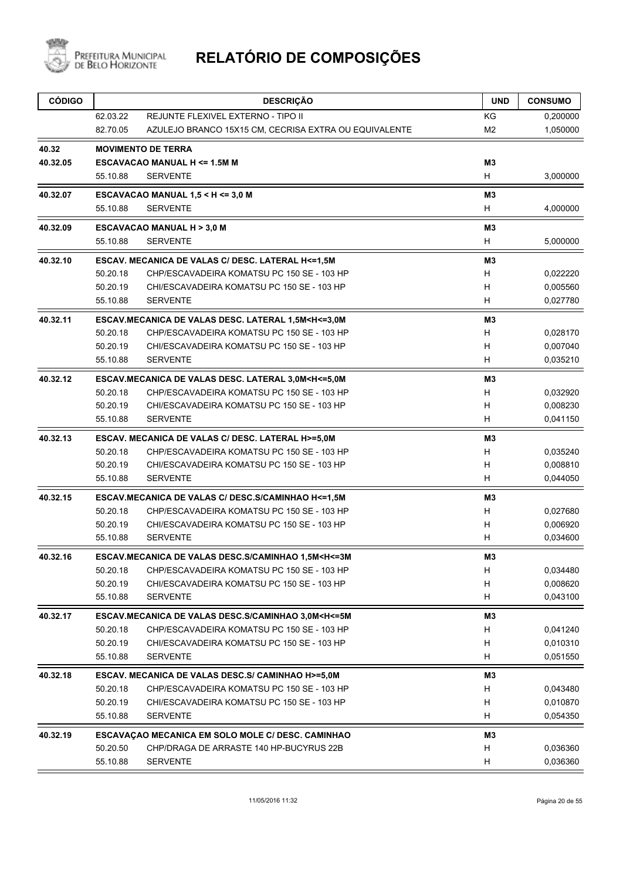# RELATÓRIO DE COMPOSIÇÕES

| CÓDIGO | | DESCRIÇÃO | UND | CONSUMO |
|---|---|---|---|---|
| | 62.03.22 | REJUNTE FLEXIVEL EXTERNO - TIPO II | KG | 0,200000 |
| | 82.70.05 | AZULEJO BRANCO 15X15 CM, CECRISA EXTRA OU EQUIVALENTE | M2 | 1,050000 |
| **40.32** | **MOVIMENTO DE TERRA** | | | |
| **40.32.05** | **ESCAVACAO MANUAL H <= 1.5M M** | | **M3** | |
| | 55.10.88 | SERVENTE | H | 3,000000 |
| **40.32.07** | **ESCAVACAO MANUAL 1,5 < H <= 3,0 M** | | **M3** | |
| | 55.10.88 | SERVENTE | H | 4,000000 |
| **40.32.09** | **ESCAVACAO MANUAL H > 3,0 M** | | **M3** | |
| | 55.10.88 | SERVENTE | H | 5,000000 |
| **40.32.10** | **ESCAV. MECANICA DE VALAS C/ DESC. LATERAL H<=1,5M** | | **M3** | |
| | 50.20.18 | CHP/ESCAVADEIRA KOMATSU PC 150 SE - 103 HP | H | 0,022220 |
| | 50.20.19 | CHI/ESCAVADEIRA KOMATSU PC 150 SE - 103 HP | H | 0,005560 |
| | 55.10.88 | SERVENTE | H | 0,027780 |
| **40.32.11** | **ESCAV.MECANICA DE VALAS DESC. LATERAL 1,5M<H<=3,0M** | | **M3** | |
| | 50.20.18 | CHP/ESCAVADEIRA KOMATSU PC 150 SE - 103 HP | H | 0,028170 |
| | 50.20.19 | CHI/ESCAVADEIRA KOMATSU PC 150 SE - 103 HP | H | 0,007040 |
| | 55.10.88 | SERVENTE | H | 0,035210 |
| **40.32.12** | **ESCAV.MECANICA DE VALAS DESC. LATERAL 3,0M<H<=5,0M** | | **M3** | |
| | 50.20.18 | CHP/ESCAVADEIRA KOMATSU PC 150 SE - 103 HP | H | 0,032920 |
| | 50.20.19 | CHI/ESCAVADEIRA KOMATSU PC 150 SE - 103 HP | H | 0,008230 |
| | 55.10.88 | SERVENTE | H | 0,041150 |
| **40.32.13** | **ESCAV. MECANICA DE VALAS C/ DESC. LATERAL H>=5,0M** | | **M3** | |
| | 50.20.18 | CHP/ESCAVADEIRA KOMATSU PC 150 SE - 103 HP | H | 0,035240 |
| | 50.20.19 | CHI/ESCAVADEIRA KOMATSU PC 150 SE - 103 HP | H | 0,008810 |
| | 55.10.88 | SERVENTE | H | 0,044050 |
| **40.32.15** | **ESCAV.MECANICA DE VALAS C/ DESC.S/CAMINHAO H<=1,5M** | | **M3** | |
| | 50.20.18 | CHP/ESCAVADEIRA KOMATSU PC 150 SE - 103 HP | H | 0,027680 |
| | 50.20.19 | CHI/ESCAVADEIRA KOMATSU PC 150 SE - 103 HP | H | 0,006920 |
| | 55.10.88 | SERVENTE | H | 0,034600 |
| **40.32.16** | **ESCAV.MECANICA DE VALAS DESC.S/CAMINHAO 1,5M<H<=3M** | | **M3** | |
| | 50.20.18 | CHP/ESCAVADEIRA KOMATSU PC 150 SE - 103 HP | H | 0,034480 |
| | 50.20.19 | CHI/ESCAVADEIRA KOMATSU PC 150 SE - 103 HP | H | 0,008620 |
| | 55.10.88 | SERVENTE | H | 0,043100 |
| **40.32.17** | **ESCAV.MECANICA DE VALAS DESC.S/CAMINHAO 3,0M<H<=5M** | | **M3** | |
| | 50.20.18 | CHP/ESCAVADEIRA KOMATSU PC 150 SE - 103 HP | H | 0,041240 |
| | 50.20.19 | CHI/ESCAVADEIRA KOMATSU PC 150 SE - 103 HP | H | 0,010310 |
| | 55.10.88 | SERVENTE | H | 0,051550 |
| **40.32.18** | **ESCAV. MECANICA DE VALAS DESC.S/ CAMINHAO H>=5,0M** | | **M3** | |
| | 50.20.18 | CHP/ESCAVADEIRA KOMATSU PC 150 SE - 103 HP | H | 0,043480 |
| | 50.20.19 | CHI/ESCAVADEIRA KOMATSU PC 150 SE - 103 HP | H | 0,010870 |
| | 55.10.88 | SERVENTE | H | 0,054350 |
| **40.32.19** | **ESCAVAÇAO MECANICA EM SOLO MOLE C/ DESC. CAMINHAO** | | **M3** | |
| | 50.20.50 | CHP/DRAGA DE ARRASTE 140 HP-BUCYRUS 22B | H | 0,036360 |
| | 55.10.88 | SERVENTE | H | 0,036360 |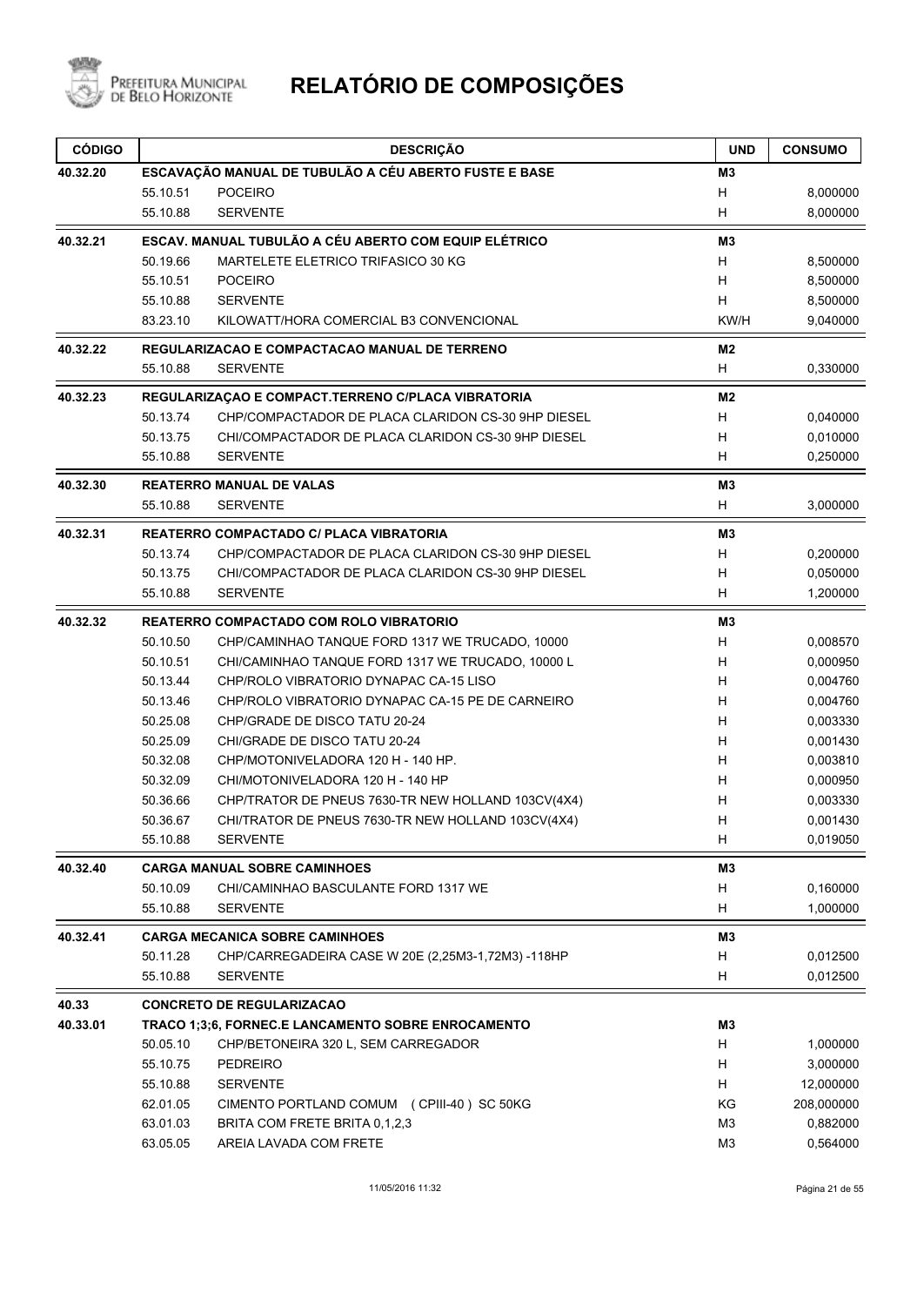# RELATÓRIO DE COMPOSIÇÕES

| CÓDIGO | | DESCRIÇÃO | UND | CONSUMO |
|---|---|---|---|---|
| 40.32.20 | | **ESCAVAÇÃO MANUAL DE TUBULÃO A CÉU ABERTO FUSTE E BASE** | **M3** | |
| | 55.10.51 | POCEIRO | H | 8,000000 |
| | 55.10.88 | SERVENTE | H | 8,000000 |
| 40.32.21 | | **ESCAV. MANUAL TUBULÃO A CÉU ABERTO COM EQUIP ELÉTRICO** | **M3** | |
| | 50.19.66 | MARTELETE ELETRICO TRIFASICO 30 KG | H | 8,500000 |
| | 55.10.51 | POCEIRO | H | 8,500000 |
| | 55.10.88 | SERVENTE | H | 8,500000 |
| | 83.23.10 | KILOWATT/HORA COMERCIAL B3 CONVENCIONAL | KW/H | 9,040000 |
| 40.32.22 | | **REGULARIZACAO E COMPACTACAO MANUAL DE TERRENO** | **M2** | |
| | 55.10.88 | SERVENTE | H | 0,330000 |
| 40.32.23 | | **REGULARIZAÇAO E COMPACT.TERRENO C/PLACA VIBRATORIA** | **M2** | |
| | 50.13.74 | CHP/COMPACTADOR DE PLACA CLARIDON CS-30 9HP DIESEL | H | 0,040000 |
| | 50.13.75 | CHI/COMPACTADOR DE PLACA CLARIDON CS-30 9HP DIESEL | H | 0,010000 |
| | 55.10.88 | SERVENTE | H | 0,250000 |
| 40.32.30 | | **REATERRO MANUAL DE VALAS** | **M3** | |
| | 55.10.88 | SERVENTE | H | 3,000000 |
| 40.32.31 | | **REATERRO COMPACTADO C/ PLACA VIBRATORIA** | **M3** | |
| | 50.13.74 | CHP/COMPACTADOR DE PLACA CLARIDON CS-30 9HP DIESEL | H | 0,200000 |
| | 50.13.75 | CHI/COMPACTADOR DE PLACA CLARIDON CS-30 9HP DIESEL | H | 0,050000 |
| | 55.10.88 | SERVENTE | H | 1,200000 |
| 40.32.32 | | **REATERRO COMPACTADO COM ROLO VIBRATORIO** | **M3** | |
| | 50.10.50 | CHP/CAMINHAO TANQUE FORD 1317 WE TRUCADO, 10000 | H | 0,008570 |
| | 50.10.51 | CHI/CAMINHAO TANQUE FORD 1317 WE TRUCADO, 10000 L | H | 0,000950 |
| | 50.13.44 | CHP/ROLO VIBRATORIO DYNAPAC CA-15 LISO | H | 0,004760 |
| | 50.13.46 | CHP/ROLO VIBRATORIO DYNAPAC CA-15 PE DE CARNEIRO | H | 0,004760 |
| | 50.25.08 | CHP/GRADE DE DISCO TATU 20-24 | H | 0,003330 |
| | 50.25.09 | CHI/GRADE DE DISCO TATU 20-24 | H | 0,001430 |
| | 50.32.08 | CHP/MOTONIVELADORA 120 H - 140 HP. | H | 0,003810 |
| | 50.32.09 | CHI/MOTONIVELADORA 120 H - 140 HP | H | 0,000950 |
| | 50.36.66 | CHP/TRATOR DE PNEUS 7630-TR NEW HOLLAND 103CV(4X4) | H | 0,003330 |
| | 50.36.67 | CHI/TRATOR DE PNEUS 7630-TR NEW HOLLAND 103CV(4X4) | H | 0,001430 |
| | 55.10.88 | SERVENTE | H | 0,019050 |
| 40.32.40 | | **CARGA MANUAL SOBRE CAMINHOES** | **M3** | |
| | 50.10.09 | CHI/CAMINHAO BASCULANTE FORD 1317 WE | H | 0,160000 |
| | 55.10.88 | SERVENTE | H | 1,000000 |
| 40.32.41 | | **CARGA MECANICA SOBRE CAMINHOES** | **M3** | |
| | 50.11.28 | CHP/CARREGADEIRA CASE W 20E (2,25M3-1,72M3) -118HP | H | 0,012500 |
| | 55.10.88 | SERVENTE | H | 0,012500 |
| 40.33 | | **CONCRETO DE REGULARIZACAO** | | |
| 40.33.01 | | **TRACO 1;3;6, FORNEC.E LANCAMENTO SOBRE ENROCAMENTO** | **M3** | |
| | 50.05.10 | CHP/BETONEIRA 320 L, SEM CARREGADOR | H | 1,000000 |
| | 55.10.75 | PEDREIRO | H | 3,000000 |
| | 55.10.88 | SERVENTE | H | 12,000000 |
| | 62.01.05 | CIMENTO PORTLAND COMUM (CPIII-40 ) SC 50KG | KG | 208,000000 |
| | 63.01.03 | BRITA COM FRETE BRITA 0,1,2,3 | M3 | 0,882000 |
| | 63.05.05 | AREIA LAVADA COM FRETE | M3 | 0,564000 |

11/05/2016 11:32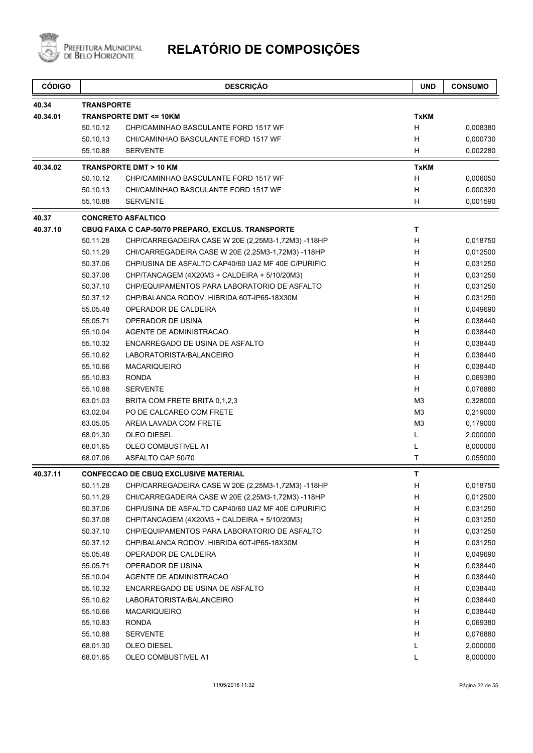# RELATÓRIO DE COMPOSIÇÕES

| CÓDIGO | | DESCRIÇÃO | UND | CONSUMO |
|---|---|---|---|---|
| 40.34 | **TRANSPORTE** | | | |
| 40.34.01 | **TRANSPORTE DMT <= 10KM** | | **TxKM** | |
| | 50.10.12 | CHP/CAMINHAO BASCULANTE FORD 1517 WF | H | 0,008380 |
| | 50.10.13 | CHI/CAMINHAO BASCULANTE FORD 1517 WF | H | 0,000730 |
| | 55.10.88 | SERVENTE | H | 0,002280 |
| 40.34.02 | **TRANSPORTE DMT > 10 KM** | | **TxKM** | |
| | 50.10.12 | CHP/CAMINHAO BASCULANTE FORD 1517 WF | H | 0,006050 |
| | 50.10.13 | CHI/CAMINHAO BASCULANTE FORD 1517 WF | H | 0,000320 |
| | 55.10.88 | SERVENTE | H | 0,001590 |
| 40.37 | **CONCRETO ASFALTICO** | | | |
| 40.37.10 | **CBUQ FAIXA C CAP-50/70 PREPARO, EXCLUS. TRANSPORTE** | | **T** | |
| | 50.11.28 | CHP/CARREGADEIRA CASE W 20E (2,25M3-1,72M3) -118HP | H | 0,018750 |
| | 50.11.29 | CHI/CARREGADEIRA CASE W 20E (2,25M3-1,72M3) -118HP | H | 0,012500 |
| | 50.37.06 | CHP/USINA DE ASFALTO CAP40/60 UA2 MF 40E C/PURIFIC | H | 0,031250 |
| | 50.37.08 | CHP/TANCAGEM (4X20M3 + CALDEIRA + 5/10/20M3) | H | 0,031250 |
| | 50.37.10 | CHP/EQUIPAMENTOS PARA LABORATORIO DE ASFALTO | H | 0,031250 |
| | 50.37.12 | CHP/BALANCA RODOV. HIBRIDA 60T-IP65-18X30M | H | 0,031250 |
| | 55.05.48 | OPERADOR DE CALDEIRA | H | 0,049690 |
| | 55.05.71 | OPERADOR DE USINA | H | 0,038440 |
| | 55.10.04 | AGENTE DE ADMINISTRACAO | H | 0,038440 |
| | 55.10.32 | ENCARREGADO DE USINA DE ASFALTO | H | 0,038440 |
| | 55.10.62 | LABORATORISTA/BALANCEIRO | H | 0,038440 |
| | 55.10.66 | MACARIQUEIRO | H | 0,038440 |
| | 55.10.83 | RONDA | H | 0,069380 |
| | 55.10.88 | SERVENTE | H | 0,076880 |
| | 63.01.03 | BRITA COM FRETE BRITA 0,1,2,3 | M3 | 0,328000 |
| | 63.02.04 | PO DE CALCAREO COM FRETE | M3 | 0,219000 |
| | 63.05.05 | AREIA LAVADA COM FRETE | M3 | 0,179000 |
| | 68.01.30 | OLEO DIESEL | L | 2,000000 |
| | 68.01.65 | OLEO COMBUSTIVEL A1 | L | 8,000000 |
| | 68.07.06 | ASFALTO CAP 50/70 | T | 0,055000 |
| 40.37.11 | **CONFECCAO DE CBUQ EXCLUSIVE MATERIAL** | | **T** | |
| | 50.11.28 | CHP/CARREGADEIRA CASE W 20E (2,25M3-1,72M3) -118HP | H | 0,018750 |
| | 50.11.29 | CHI/CARREGADEIRA CASE W 20E (2,25M3-1,72M3) -118HP | H | 0,012500 |
| | 50.37.06 | CHP/USINA DE ASFALTO CAP40/60 UA2 MF 40E C/PURIFIC | H | 0,031250 |
| | 50.37.08 | CHP/TANCAGEM (4X20M3 + CALDEIRA + 5/10/20M3) | H | 0,031250 |
| | 50.37.10 | CHP/EQUIPAMENTOS PARA LABORATORIO DE ASFALTO | H | 0,031250 |
| | 50.37.12 | CHP/BALANCA RODOV. HIBRIDA 60T-IP65-18X30M | H | 0,031250 |
| | 55.05.48 | OPERADOR DE CALDEIRA | H | 0,049690 |
| | 55.05.71 | OPERADOR DE USINA | H | 0,038440 |
| | 55.10.04 | AGENTE DE ADMINISTRACAO | H | 0,038440 |
| | 55.10.32 | ENCARREGADO DE USINA DE ASFALTO | H | 0,038440 |
| | 55.10.62 | LABORATORISTA/BALANCEIRO | H | 0,038440 |
| | 55.10.66 | MACARIQUEIRO | H | 0,038440 |
| | 55.10.83 | RONDA | H | 0,069380 |
| | 55.10.88 | SERVENTE | H | 0,076880 |
| | 68.01.30 | OLEO DIESEL | L | 2,000000 |
| | 68.01.65 | OLEO COMBUSTIVEL A1 | L | 8,000000 |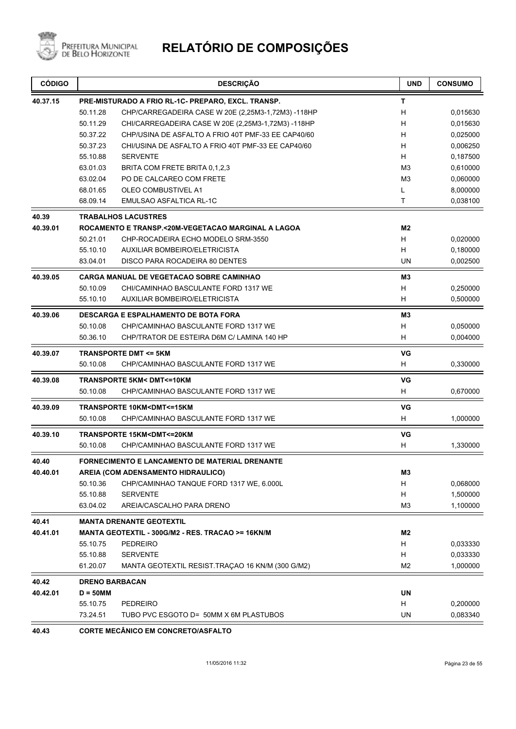# RELATÓRIO DE COMPOSIÇÕES

| CÓDIGO | | DESCRIÇÃO | UND | CONSUMO |
|---|---|---|---|---|
| 40.37.15 | | **PRE-MISTURADO A FRIO RL-1C- PREPARO, EXCL. TRANSP.** | **T** | |
| | 50.11.28 | CHP/CARREGADEIRA CASE W 20E (2,25M3-1,72M3) -118HP | H | 0,015630 |
| | 50.11.29 | CHI/CARREGADEIRA CASE W 20E (2,25M3-1,72M3) -118HP | H | 0,015630 |
| | 50.37.22 | CHP/USINA DE ASFALTO A FRIO 40T PMF-33 EE CAP40/60 | H | 0,025000 |
| | 50.37.23 | CHI/USINA DE ASFALTO A FRIO 40T PMF-33 EE CAP40/60 | H | 0,006250 |
| | 55.10.88 | SERVENTE | H | 0,187500 |
| | 63.01.03 | BRITA COM FRETE BRITA 0,1,2,3 | M3 | 0,610000 |
| | 63.02.04 | PO DE CALCAREO COM FRETE | M3 | 0,060000 |
| | 68.01.65 | OLEO COMBUSTIVEL A1 | L | 8,000000 |
| | 68.09.14 | EMULSAO ASFALTICA RL-1C | T | 0,038100 |
| 40.39 | | **TRABALHOS LACUSTRES** | | |
| 40.39.01 | | **ROCAMENTO E TRANSP.<20M-VEGETACAO MARGINAL A LAGOA** | **M2** | |
| | 50.21.01 | CHP-ROCADEIRA ECHO MODELO SRM-3550 | H | 0,020000 |
| | 55.10.10 | AUXILIAR BOMBEIRO/ELETRICISTA | H | 0,180000 |
| | 83.04.01 | DISCO PARA ROCADEIRA 80 DENTES | UN | 0,002500 |
| 40.39.05 | | **CARGA MANUAL DE VEGETACAO SOBRE CAMINHAO** | **M3** | |
| | 50.10.09 | CHI/CAMINHAO BASCULANTE FORD 1317 WE | H | 0,250000 |
| | 55.10.10 | AUXILIAR BOMBEIRO/ELETRICISTA | H | 0,500000 |
| 40.39.06 | | **DESCARGA E ESPALHAMENTO DE BOTA FORA** | **M3** | |
| | 50.10.08 | CHP/CAMINHAO BASCULANTE FORD 1317 WE | H | 0,050000 |
| | 50.36.10 | CHP/TRATOR DE ESTEIRA D6M C/ LAMINA 140 HP | H | 0,004000 |
| 40.39.07 | | **TRANSPORTE DMT <= 5KM** | **VG** | |
| | 50.10.08 | CHP/CAMINHAO BASCULANTE FORD 1317 WE | H | 0,330000 |
| 40.39.08 | | **TRANSPORTE 5KM< DMT<=10KM** | **VG** | |
| | 50.10.08 | CHP/CAMINHAO BASCULANTE FORD 1317 WE | H | 0,670000 |
| 40.39.09 | | **TRANSPORTE 10KM<DMT<=15KM** | **VG** | |
| | 50.10.08 | CHP/CAMINHAO BASCULANTE FORD 1317 WE | H | 1,000000 |
| 40.39.10 | | **TRANSPORTE 15KM<DMT<=20KM** | **VG** | |
| | 50.10.08 | CHP/CAMINHAO BASCULANTE FORD 1317 WE | H | 1,330000 |
| 40.40 | | **FORNECIMENTO E LANCAMENTO DE MATERIAL DRENANTE** | | |
| 40.40.01 | | **AREIA (COM ADENSAMENTO HIDRAULICO)** | **M3** | |
| | 50.10.36 | CHP/CAMINHAO TANQUE FORD 1317 WE, 6.000L | H | 0,068000 |
| | 55.10.88 | SERVENTE | H | 1,500000 |
| | 63.04.02 | AREIA/CASCALHO PARA DRENO | M3 | 1,100000 |
| 40.41 | | **MANTA DRENANTE GEOTEXTIL** | | |
| 40.41.01 | | **MANTA GEOTEXTIL - 300G/M2 - RES. TRACAO >= 16KN/M** | **M2** | |
| | 55.10.75 | PEDREIRO | H | 0,033330 |
| | 55.10.88 | SERVENTE | H | 0,033330 |
| | 61.20.07 | MANTA GEOTEXTIL RESIST.TRAÇAO 16 KN/M (300 G/M2) | M2 | 1,000000 |
| 40.42 | | **DRENO BARBACAN** | | |
| 40.42.01 | | **D = 50MM** | **UN** | |
| | 55.10.75 | PEDREIRO | H | 0,200000 |
| | 73.24.51 | TUBO PVC ESGOTO D= 50MM X 6M PLASTUBOS | UN | 0,083340 |
| 40.43 | | **CORTE MECÂNICO EM CONCRETO/ASFALTO** | | |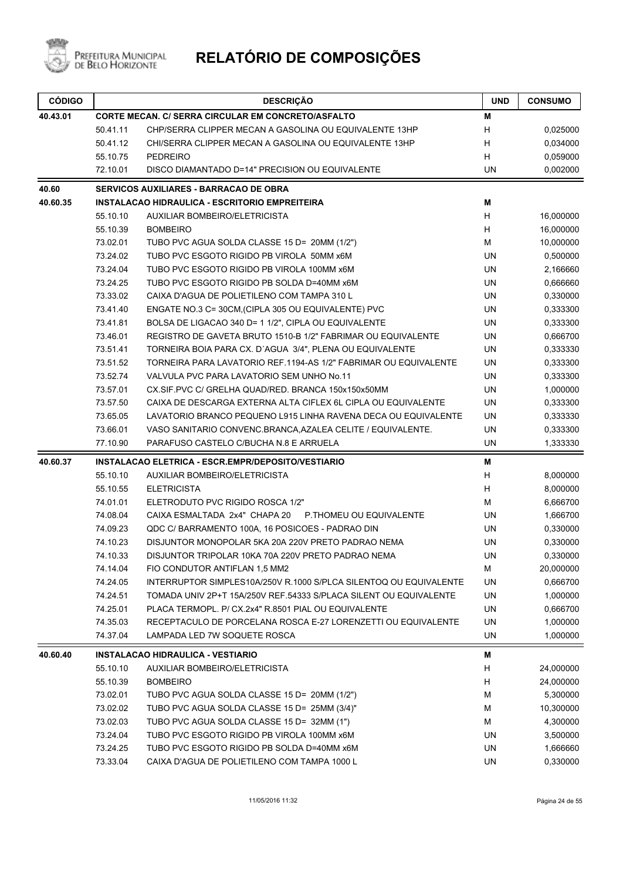# RELATÓRIO DE COMPOSIÇÕES

| CÓDIGO | | DESCRIÇÃO | UND | CONSUMO |
|---|---|---|---|---|
| **40.43.01** | | **CORTE MECAN. C/ SERRA CIRCULAR EM CONCRETO/ASFALTO** | **M** | |
| | 50.41.11 | CHP/SERRA CLIPPER MECAN A GASOLINA OU EQUIVALENTE 13HP | H | 0,025000 |
| | 50.41.12 | CHI/SERRA CLIPPER MECAN A GASOLINA OU EQUIVALENTE 13HP | H | 0,034000 |
| | 55.10.75 | PEDREIRO | H | 0,059000 |
| | 72.10.01 | DISCO DIAMANTADO D=14" PRECISION OU EQUIVALENTE | UN | 0,002000 |
| **40.60** | | **SERVICOS AUXILIARES - BARRACAO DE OBRA** | | |
| **40.60.35** | | **INSTALACAO HIDRAULICA - ESCRITORIO EMPREITEIRA** | **M** | |
| | 55.10.10 | AUXILIAR BOMBEIRO/ELETRICISTA | H | 16,000000 |
| | 55.10.39 | BOMBEIRO | H | 16,000000 |
| | 73.02.01 | TUBO PVC AGUA SOLDA CLASSE 15 D= 20MM (1/2") | M | 10,000000 |
| | 73.24.02 | TUBO PVC ESGOTO RIGIDO PB VIROLA 50MM x6M | UN | 0,500000 |
| | 73.24.04 | TUBO PVC ESGOTO RIGIDO PB VIROLA 100MM x6M | UN | 2,166660 |
| | 73.24.25 | TUBO PVC ESGOTO RIGIDO PB SOLDA D=40MM x6M | UN | 0,666660 |
| | 73.33.02 | CAIXA D'AGUA DE POLIETILENO COM TAMPA 310 L | UN | 0,330000 |
| | 73.41.40 | ENGATE NO.3 C= 30CM,(CIPLA 305 OU EQUIVALENTE) PVC | UN | 0,333300 |
| | 73.41.81 | BOLSA DE LIGACAO 340 D= 1 1/2", CIPLA OU EQUIVALENTE | UN | 0,333300 |
| | 73.46.01 | REGISTRO DE GAVETA BRUTO 1510-B 1/2" FABRIMAR OU EQUIVALENTE | UN | 0,666700 |
| | 73.51.41 | TORNEIRA BOIA PARA CX. D´AGUA 3/4", PLENA OU EQUIVALENTE | UN | 0,333330 |
| | 73.51.52 | TORNEIRA PARA LAVATORIO REF.1194-AS 1/2" FABRIMAR OU EQUIVALENTE | UN | 0,333300 |
| | 73.52.74 | VALVULA PVC PARA LAVATORIO SEM UNHO No.11 | UN | 0,333300 |
| | 73.57.01 | CX.SIF.PVC C/ GRELHA QUAD/RED. BRANCA 150x150x50MM | UN | 1,000000 |
| | 73.57.50 | CAIXA DE DESCARGA EXTERNA ALTA CIFLEX 6L CIPLA OU EQUIVALENTE | UN | 0,333300 |
| | 73.65.05 | LAVATORIO BRANCO PEQUENO L915 LINHA RAVENA DECA OU EQUIVALENTE | UN | 0,333330 |
| | 73.66.01 | VASO SANITARIO CONVENC.BRANCA,AZALEA CELITE / EQUIVALENTE. | UN | 0,333300 |
| | 77.10.90 | PARAFUSO CASTELO C/BUCHA N.8 E ARRUELA | UN | 1,333330 |
| **40.60.37** | | **INSTALACAO ELETRICA - ESCR.EMPR/DEPOSITO/VESTIARIO** | **M** | |
| | 55.10.10 | AUXILIAR BOMBEIRO/ELETRICISTA | H | 8,000000 |
| | 55.10.55 | ELETRICISTA | H | 8,000000 |
| | 74.01.01 | ELETRODUTO PVC RIGIDO ROSCA 1/2" | M | 6,666700 |
| | 74.08.04 | CAIXA ESMALTADA 2x4" CHAPA 20 P.THOMEU OU EQUIVALENTE | UN | 1,666700 |
| | 74.09.23 | QDC C/ BARRAMENTO 100A, 16 POSICOES - PADRAO DIN | UN | 0,330000 |
| | 74.10.23 | DISJUNTOR MONOPOLAR 5KA 20A 220V PRETO PADRAO NEMA | UN | 0,330000 |
| | 74.10.33 | DISJUNTOR TRIPOLAR 10KA 70A 220V PRETO PADRAO NEMA | UN | 0,330000 |
| | 74.14.04 | FIO CONDUTOR ANTIFLAN 1,5 MM2 | M | 20,000000 |
| | 74.24.05 | INTERRUPTOR SIMPLES10A/250V R.1000 S/PLCA SILENTOQ OU EQUIVALENTE | UN | 0,666700 |
| | 74.24.51 | TOMADA UNIV 2P+T 15A/250V REF.54333 S/PLACA SILENT OU EQUIVALENTE | UN | 1,000000 |
| | 74.25.01 | PLACA TERMOPL. P/ CX.2x4" R.8501 PIAL OU EQUIVALENTE | UN | 0,666700 |
| | 74.35.03 | RECEPTACULO DE PORCELANA ROSCA E-27 LORENZETTI OU EQUIVALENTE | UN | 1,000000 |
| | 74.37.04 | LAMPADA LED 7W SOQUETE ROSCA | UN | 1,000000 |
| **40.60.40** | | **INSTALACAO HIDRAULICA - VESTIARIO** | **M** | |
| | 55.10.10 | AUXILIAR BOMBEIRO/ELETRICISTA | H | 24,000000 |
| | 55.10.39 | BOMBEIRO | H | 24,000000 |
| | 73.02.01 | TUBO PVC AGUA SOLDA CLASSE 15 D= 20MM (1/2") | M | 5,300000 |
| | 73.02.02 | TUBO PVC AGUA SOLDA CLASSE 15 D= 25MM (3/4)" | M | 10,300000 |
| | 73.02.03 | TUBO PVC AGUA SOLDA CLASSE 15 D= 32MM (1") | M | 4,300000 |
| | 73.24.04 | TUBO PVC ESGOTO RIGIDO PB VIROLA 100MM x6M | UN | 3,500000 |
| | 73.24.25 | TUBO PVC ESGOTO RIGIDO PB SOLDA D=40MM x6M | UN | 1,666660 |
| | 73.33.04 | CAIXA D'AGUA DE POLIETILENO COM TAMPA 1000 L | UN | 0,330000 |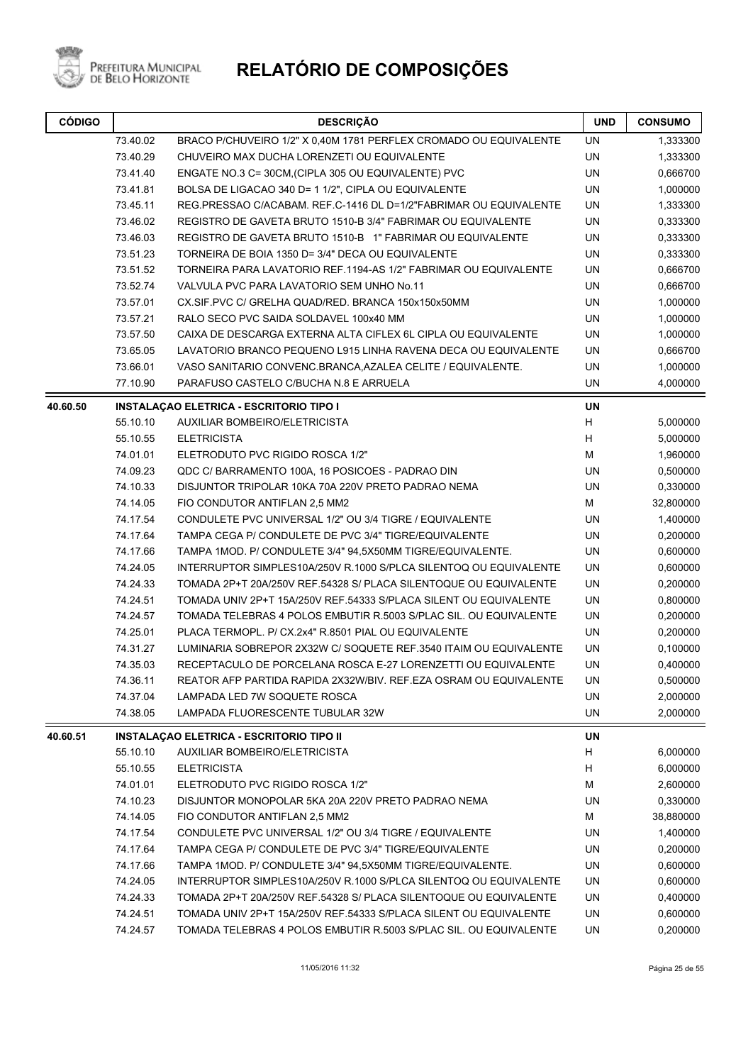# RELATÓRIO DE COMPOSIÇÕES

| CÓDIGO | | DESCRIÇÃO | UND | CONSUMO |
|---|---|---|---|---|
| | 73.40.02 | BRACO P/CHUVEIRO 1/2" X 0,40M 1781 PERFLEX CROMADO OU EQUIVALENTE | UN | 1,333300 |
| | 73.40.29 | CHUVEIRO MAX DUCHA LORENZETI OU EQUIVALENTE | UN | 1,333300 |
| | 73.41.40 | ENGATE NO.3 C= 30CM,(CIPLA 305 OU EQUIVALENTE) PVC | UN | 0,666700 |
| | 73.41.81 | BOLSA DE LIGACAO 340 D= 1 1/2", CIPLA OU EQUIVALENTE | UN | 1,000000 |
| | 73.45.11 | REG.PRESSAO C/ACABAM. REF.C-1416 DL D=1/2"FABRIMAR OU EQUIVALENTE | UN | 1,333300 |
| | 73.46.02 | REGISTRO DE GAVETA BRUTO 1510-B 3/4" FABRIMAR OU EQUIVALENTE | UN | 0,333300 |
| | 73.46.03 | REGISTRO DE GAVETA BRUTO 1510-B 1" FABRIMAR OU EQUIVALENTE | UN | 0,333300 |
| | 73.51.23 | TORNEIRA DE BOIA 1350 D= 3/4" DECA OU EQUIVALENTE | UN | 0,333300 |
| | 73.51.52 | TORNEIRA PARA LAVATORIO REF.1194-AS 1/2" FABRIMAR OU EQUIVALENTE | UN | 0,666700 |
| | 73.52.74 | VALVULA PVC PARA LAVATORIO SEM UNHO No.11 | UN | 0,666700 |
| | 73.57.01 | CX.SIF.PVC C/ GRELHA QUAD/RED. BRANCA 150x150x50MM | UN | 1,000000 |
| | 73.57.21 | RALO SECO PVC SAIDA SOLDAVEL 100x40 MM | UN | 1,000000 |
| | 73.57.50 | CAIXA DE DESCARGA EXTERNA ALTA CIFLEX 6L CIPLA OU EQUIVALENTE | UN | 1,000000 |
| | 73.65.05 | LAVATORIO BRANCO PEQUENO L915 LINHA RAVENA DECA OU EQUIVALENTE | UN | 0,666700 |
| | 73.66.01 | VASO SANITARIO CONVENC.BRANCA,AZALEA CELITE / EQUIVALENTE. | UN | 1,000000 |
| | 77.10.90 | PARAFUSO CASTELO C/BUCHA N.8 E ARRUELA | UN | 4,000000 |
| **40.60.50** | | **INSTALAÇAO ELETRICA - ESCRITORIO TIPO I** | **UN** | |
| | 55.10.10 | AUXILIAR BOMBEIRO/ELETRICISTA | H | 5,000000 |
| | 55.10.55 | ELETRICISTA | H | 5,000000 |
| | 74.01.01 | ELETRODUTO PVC RIGIDO ROSCA 1/2" | M | 1,960000 |
| | 74.09.23 | QDC C/ BARRAMENTO 100A, 16 POSICOES - PADRAO DIN | UN | 0,500000 |
| | 74.10.33 | DISJUNTOR TRIPOLAR 10KA 70A 220V PRETO PADRAO NEMA | UN | 0,330000 |
| | 74.14.05 | FIO CONDUTOR ANTIFLAN 2,5 MM2 | M | 32,800000 |
| | 74.17.54 | CONDULETE PVC UNIVERSAL 1/2" OU 3/4 TIGRE / EQUIVALENTE | UN | 1,400000 |
| | 74.17.64 | TAMPA CEGA P/ CONDULETE DE PVC 3/4" TIGRE/EQUIVALENTE | UN | 0,200000 |
| | 74.17.66 | TAMPA 1MOD. P/ CONDULETE 3/4" 94,5X50MM TIGRE/EQUIVALENTE. | UN | 0,600000 |
| | 74.24.05 | INTERRUPTOR SIMPLES10A/250V R.1000 S/PLCA SILENTOQ OU EQUIVALENTE | UN | 0,600000 |
| | 74.24.33 | TOMADA 2P+T 20A/250V REF.54328 S/ PLACA SILENTOQUE OU EQUIVALENTE | UN | 0,200000 |
| | 74.24.51 | TOMADA UNIV 2P+T 15A/250V REF.54333 S/PLACA SILENT OU EQUIVALENTE | UN | 0,800000 |
| | 74.24.57 | TOMADA TELEBRAS 4 POLOS EMBUTIR R.5003 S/PLAC SIL. OU EQUIVALENTE | UN | 0,200000 |
| | 74.25.01 | PLACA TERMOPL. P/ CX.2x4" R.8501 PIAL OU EQUIVALENTE | UN | 0,200000 |
| | 74.31.27 | LUMINARIA SOBREPOR 2X32W C/ SOQUETE REF.3540 ITAIM OU EQUIVALENTE | UN | 0,100000 |
| | 74.35.03 | RECEPTACULO DE PORCELANA ROSCA E-27 LORENZETTI OU EQUIVALENTE | UN | 0,400000 |
| | 74.36.11 | REATOR AFP PARTIDA RAPIDA 2X32W/BIV. REF.EZA OSRAM OU EQUIVALENTE | UN | 0,500000 |
| | 74.37.04 | LAMPADA LED 7W SOQUETE ROSCA | UN | 2,000000 |
| | 74.38.05 | LAMPADA FLUORESCENTE TUBULAR 32W | UN | 2,000000 |
| **40.60.51** | | **INSTALAÇAO ELETRICA - ESCRITORIO TIPO II** | **UN** | |
| | 55.10.10 | AUXILIAR BOMBEIRO/ELETRICISTA | H | 6,000000 |
| | 55.10.55 | ELETRICISTA | H | 6,000000 |
| | 74.01.01 | ELETRODUTO PVC RIGIDO ROSCA 1/2" | M | 2,600000 |
| | 74.10.23 | DISJUNTOR MONOPOLAR 5KA 20A 220V PRETO PADRAO NEMA | UN | 0,330000 |
| | 74.14.05 | FIO CONDUTOR ANTIFLAN 2,5 MM2 | M | 38,880000 |
| | 74.17.54 | CONDULETE PVC UNIVERSAL 1/2" OU 3/4 TIGRE / EQUIVALENTE | UN | 1,400000 |
| | 74.17.64 | TAMPA CEGA P/ CONDULETE DE PVC 3/4" TIGRE/EQUIVALENTE | UN | 0,200000 |
| | 74.17.66 | TAMPA 1MOD. P/ CONDULETE 3/4" 94,5X50MM TIGRE/EQUIVALENTE. | UN | 0,600000 |
| | 74.24.05 | INTERRUPTOR SIMPLES10A/250V R.1000 S/PLCA SILENTOQ OU EQUIVALENTE | UN | 0,600000 |
| | 74.24.33 | TOMADA 2P+T 20A/250V REF.54328 S/ PLACA SILENTOQUE OU EQUIVALENTE | UN | 0,400000 |
| | 74.24.51 | TOMADA UNIV 2P+T 15A/250V REF.54333 S/PLACA SILENT OU EQUIVALENTE | UN | 0,600000 |
| | 74.24.57 | TOMADA TELEBRAS 4 POLOS EMBUTIR R.5003 S/PLAC SIL. OU EQUIVALENTE | UN | 0,200000 |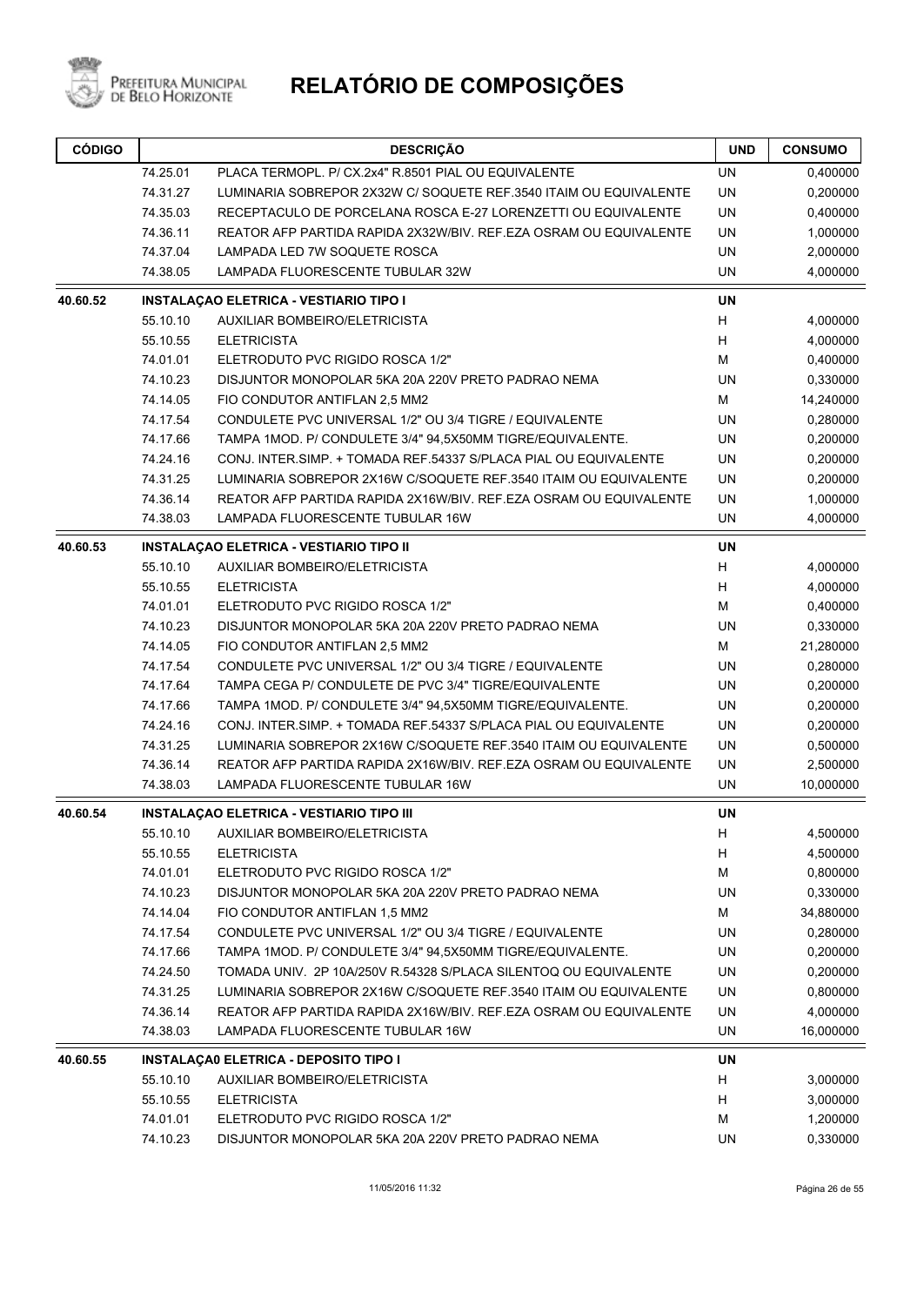# RELATÓRIO DE COMPOSIÇÕES

| CÓDIGO | | DESCRIÇÃO | UND | CONSUMO |
|---|---|---|---|---|
| | 74.25.01 | PLACA TERMOPL. P/ CX.2x4" R.8501 PIAL OU EQUIVALENTE | UN | 0,400000 |
| | 74.31.27 | LUMINARIA SOBREPOR 2X32W C/ SOQUETE REF.3540 ITAIM OU EQUIVALENTE | UN | 0,200000 |
| | 74.35.03 | RECEPTACULO DE PORCELANA ROSCA E-27 LORENZETTI OU EQUIVALENTE | UN | 0,400000 |
| | 74.36.11 | REATOR AFP PARTIDA RAPIDA 2X32W/BIV. REF.EZA OSRAM OU EQUIVALENTE | UN | 1,000000 |
| | 74.37.04 | LAMPADA LED 7W SOQUETE ROSCA | UN | 2,000000 |
| | 74.38.05 | LAMPADA FLUORESCENTE TUBULAR 32W | UN | 4,000000 |
| **40.60.52** | | **INSTALAÇAO ELETRICA - VESTIARIO TIPO I** | **UN** | |
| | 55.10.10 | AUXILIAR BOMBEIRO/ELETRICISTA | H | 4,000000 |
| | 55.10.55 | ELETRICISTA | H | 4,000000 |
| | 74.01.01 | ELETRODUTO PVC RIGIDO ROSCA 1/2" | M | 0,400000 |
| | 74.10.23 | DISJUNTOR MONOPOLAR 5KA 20A 220V PRETO PADRAO NEMA | UN | 0,330000 |
| | 74.14.05 | FIO CONDUTOR ANTIFLAN 2,5 MM2 | M | 14,240000 |
| | 74.17.54 | CONDULETE PVC UNIVERSAL 1/2" OU 3/4 TIGRE / EQUIVALENTE | UN | 0,280000 |
| | 74.17.66 | TAMPA 1MOD. P/ CONDULETE 3/4" 94,5X50MM TIGRE/EQUIVALENTE. | UN | 0,200000 |
| | 74.24.16 | CONJ. INTER.SIMP. + TOMADA REF.54337 S/PLACA PIAL OU EQUIVALENTE | UN | 0,200000 |
| | 74.31.25 | LUMINARIA SOBREPOR 2X16W C/SOQUETE REF.3540 ITAIM OU EQUIVALENTE | UN | 0,200000 |
| | 74.36.14 | REATOR AFP PARTIDA RAPIDA 2X16W/BIV. REF.EZA OSRAM OU EQUIVALENTE | UN | 1,000000 |
| | 74.38.03 | LAMPADA FLUORESCENTE TUBULAR 16W | UN | 4,000000 |
| **40.60.53** | | **INSTALAÇAO ELETRICA - VESTIARIO TIPO II** | **UN** | |
| | 55.10.10 | AUXILIAR BOMBEIRO/ELETRICISTA | H | 4,000000 |
| | 55.10.55 | ELETRICISTA | H | 4,000000 |
| | 74.01.01 | ELETRODUTO PVC RIGIDO ROSCA 1/2" | M | 0,400000 |
| | 74.10.23 | DISJUNTOR MONOPOLAR 5KA 20A 220V PRETO PADRAO NEMA | UN | 0,330000 |
| | 74.14.05 | FIO CONDUTOR ANTIFLAN 2,5 MM2 | M | 21,280000 |
| | 74.17.54 | CONDULETE PVC UNIVERSAL 1/2" OU 3/4 TIGRE / EQUIVALENTE | UN | 0,280000 |
| | 74.17.64 | TAMPA CEGA P/ CONDULETE DE PVC 3/4" TIGRE/EQUIVALENTE | UN | 0,200000 |
| | 74.17.66 | TAMPA 1MOD. P/ CONDULETE 3/4" 94,5X50MM TIGRE/EQUIVALENTE. | UN | 0,200000 |
| | 74.24.16 | CONJ. INTER.SIMP. + TOMADA REF.54337 S/PLACA PIAL OU EQUIVALENTE | UN | 0,200000 |
| | 74.31.25 | LUMINARIA SOBREPOR 2X16W C/SOQUETE REF.3540 ITAIM OU EQUIVALENTE | UN | 0,500000 |
| | 74.36.14 | REATOR AFP PARTIDA RAPIDA 2X16W/BIV. REF.EZA OSRAM OU EQUIVALENTE | UN | 2,500000 |
| | 74.38.03 | LAMPADA FLUORESCENTE TUBULAR 16W | UN | 10,000000 |
| **40.60.54** | | **INSTALAÇAO ELETRICA - VESTIARIO TIPO III** | **UN** | |
| | 55.10.10 | AUXILIAR BOMBEIRO/ELETRICISTA | H | 4,500000 |
| | 55.10.55 | ELETRICISTA | H | 4,500000 |
| | 74.01.01 | ELETRODUTO PVC RIGIDO ROSCA 1/2" | M | 0,800000 |
| | 74.10.23 | DISJUNTOR MONOPOLAR 5KA 20A 220V PRETO PADRAO NEMA | UN | 0,330000 |
| | 74.14.04 | FIO CONDUTOR ANTIFLAN 1,5 MM2 | M | 34,880000 |
| | 74.17.54 | CONDULETE PVC UNIVERSAL 1/2" OU 3/4 TIGRE / EQUIVALENTE | UN | 0,280000 |
| | 74.17.66 | TAMPA 1MOD. P/ CONDULETE 3/4" 94,5X50MM TIGRE/EQUIVALENTE. | UN | 0,200000 |
| | 74.24.50 | TOMADA UNIV. 2P 10A/250V R.54328 S/PLACA SILENTOQ OU EQUIVALENTE | UN | 0,200000 |
| | 74.31.25 | LUMINARIA SOBREPOR 2X16W C/SOQUETE REF.3540 ITAIM OU EQUIVALENTE | UN | 0,800000 |
| | 74.36.14 | REATOR AFP PARTIDA RAPIDA 2X16W/BIV. REF.EZA OSRAM OU EQUIVALENTE | UN | 4,000000 |
| | 74.38.03 | LAMPADA FLUORESCENTE TUBULAR 16W | UN | 16,000000 |
| **40.60.55** | | **INSTALAÇA0 ELETRICA - DEPOSITO TIPO I** | **UN** | |
| | 55.10.10 | AUXILIAR BOMBEIRO/ELETRICISTA | H | 3,000000 |
| | 55.10.55 | ELETRICISTA | H | 3,000000 |
| | 74.01.01 | ELETRODUTO PVC RIGIDO ROSCA 1/2" | M | 1,200000 |
| | 74.10.23 | DISJUNTOR MONOPOLAR 5KA 20A 220V PRETO PADRAO NEMA | UN | 0,330000 |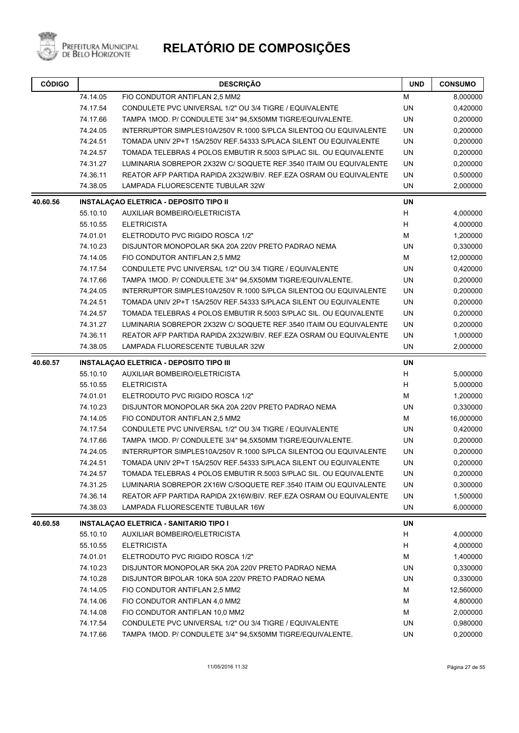# RELATÓRIO DE COMPOSIÇÕES

| CÓDIGO | | DESCRIÇÃO | UND | CONSUMO |
|---|---|---|---|---|
| | 74.14.05 | FIO CONDUTOR ANTIFLAN 2,5 MM2 | M | 8,000000 |
| | 74.17.54 | CONDULETE PVC UNIVERSAL 1/2" OU 3/4 TIGRE / EQUIVALENTE | UN | 0,420000 |
| | 74.17.66 | TAMPA 1MOD. P/ CONDULETE 3/4" 94,5X50MM TIGRE/EQUIVALENTE. | UN | 0,200000 |
| | 74.24.05 | INTERRUPTOR SIMPLES10A/250V R.1000 S/PLCA SILENTOQ OU EQUIVALENTE | UN | 0,200000 |
| | 74.24.51 | TOMADA UNIV 2P+T 15A/250V REF.54333 S/PLACA SILENT OU EQUIVALENTE | UN | 0,200000 |
| | 74.24.57 | TOMADA TELEBRAS 4 POLOS EMBUTIR R.5003 S/PLAC SIL. OU EQUIVALENTE | UN | 0,200000 |
| | 74.31.27 | LUMINARIA SOBREPOR 2X32W C/ SOQUETE REF.3540 ITAIM OU EQUIVALENTE | UN | 0,200000 |
| | 74.36.11 | REATOR AFP PARTIDA RAPIDA 2X32W/BIV. REF.EZA OSRAM OU EQUIVALENTE | UN | 0,500000 |
| | 74.38.05 | LAMPADA FLUORESCENTE TUBULAR 32W | UN | 2,000000 |
| **40.60.56** | | **INSTALAÇAO ELETRICA - DEPOSITO TIPO II** | **UN** | |
| | 55.10.10 | AUXILIAR BOMBEIRO/ELETRICISTA | H | 4,000000 |
| | 55.10.55 | ELETRICISTA | H | 4,000000 |
| | 74.01.01 | ELETRODUTO PVC RIGIDO ROSCA 1/2" | M | 1,200000 |
| | 74.10.23 | DISJUNTOR MONOPOLAR 5KA 20A 220V PRETO PADRAO NEMA | UN | 0,330000 |
| | 74.14.05 | FIO CONDUTOR ANTIFLAN 2,5 MM2 | M | 12,000000 |
| | 74.17.54 | CONDULETE PVC UNIVERSAL 1/2" OU 3/4 TIGRE / EQUIVALENTE | UN | 0,420000 |
| | 74.17.66 | TAMPA 1MOD. P/ CONDULETE 3/4" 94,5X50MM TIGRE/EQUIVALENTE. | UN | 0,200000 |
| | 74.24.05 | INTERRUPTOR SIMPLES10A/250V R.1000 S/PLCA SILENTOQ OU EQUIVALENTE | UN | 0,200000 |
| | 74.24.51 | TOMADA UNIV 2P+T 15A/250V REF.54333 S/PLACA SILENT OU EQUIVALENTE | UN | 0,200000 |
| | 74.24.57 | TOMADA TELEBRAS 4 POLOS EMBUTIR R.5003 S/PLAC SIL. OU EQUIVALENTE | UN | 0,200000 |
| | 74.31.27 | LUMINARIA SOBREPOR 2X32W C/ SOQUETE REF.3540 ITAIM OU EQUIVALENTE | UN | 0,200000 |
| | 74.36.11 | REATOR AFP PARTIDA RAPIDA 2X32W/BIV. REF.EZA OSRAM OU EQUIVALENTE | UN | 1,000000 |
| | 74.38.05 | LAMPADA FLUORESCENTE TUBULAR 32W | UN | 2,000000 |
| **40.60.57** | | **INSTALAÇAO ELETRICA - DEPOSITO TIPO III** | **UN** | |
| | 55.10.10 | AUXILIAR BOMBEIRO/ELETRICISTA | H | 5,000000 |
| | 55.10.55 | ELETRICISTA | H | 5,000000 |
| | 74.01.01 | ELETRODUTO PVC RIGIDO ROSCA 1/2" | M | 1,200000 |
| | 74.10.23 | DISJUNTOR MONOPOLAR 5KA 20A 220V PRETO PADRAO NEMA | UN | 0,330000 |
| | 74.14.05 | FIO CONDUTOR ANTIFLAN 2,5 MM2 | M | 16,000000 |
| | 74.17.54 | CONDULETE PVC UNIVERSAL 1/2" OU 3/4 TIGRE / EQUIVALENTE | UN | 0,420000 |
| | 74.17.66 | TAMPA 1MOD. P/ CONDULETE 3/4" 94,5X50MM TIGRE/EQUIVALENTE. | UN | 0,200000 |
| | 74.24.05 | INTERRUPTOR SIMPLES10A/250V R.1000 S/PLCA SILENTOQ OU EQUIVALENTE | UN | 0,200000 |
| | 74.24.51 | TOMADA UNIV 2P+T 15A/250V REF.54333 S/PLACA SILENT OU EQUIVALENTE | UN | 0,200000 |
| | 74.24.57 | TOMADA TELEBRAS 4 POLOS EMBUTIR R.5003 S/PLAC SIL. OU EQUIVALENTE | UN | 0,200000 |
| | 74.31.25 | LUMINARIA SOBREPOR 2X16W C/SOQUETE REF.3540 ITAIM OU EQUIVALENTE | UN | 0,300000 |
| | 74.36.14 | REATOR AFP PARTIDA RAPIDA 2X16W/BIV. REF.EZA OSRAM OU EQUIVALENTE | UN | 1,500000 |
| | 74.38.03 | LAMPADA FLUORESCENTE TUBULAR 16W | UN | 6,000000 |
| **40.60.58** | | **INSTALAÇAO ELETRICA - SANITARIO TIPO I** | **UN** | |
| | 55.10.10 | AUXILIAR BOMBEIRO/ELETRICISTA | H | 4,000000 |
| | 55.10.55 | ELETRICISTA | H | 4,000000 |
| | 74.01.01 | ELETRODUTO PVC RIGIDO ROSCA 1/2" | M | 1,400000 |
| | 74.10.23 | DISJUNTOR MONOPOLAR 5KA 20A 220V PRETO PADRAO NEMA | UN | 0,330000 |
| | 74.10.28 | DISJUNTOR BIPOLAR 10KA 50A 220V PRETO PADRAO NEMA | UN | 0,330000 |
| | 74.14.05 | FIO CONDUTOR ANTIFLAN 2,5 MM2 | M | 12,560000 |
| | 74.14.06 | FIO CONDUTOR ANTIFLAN 4,0 MM2 | M | 4,800000 |
| | 74.14.08 | FIO CONDUTOR ANTIFLAN 10,0 MM2 | M | 2,000000 |
| | 74.17.54 | CONDULETE PVC UNIVERSAL 1/2" OU 3/4 TIGRE / EQUIVALENTE | UN | 0,980000 |
| | 74.17.66 | TAMPA 1MOD. P/ CONDULETE 3/4" 94,5X50MM TIGRE/EQUIVALENTE. | UN | 0,200000 |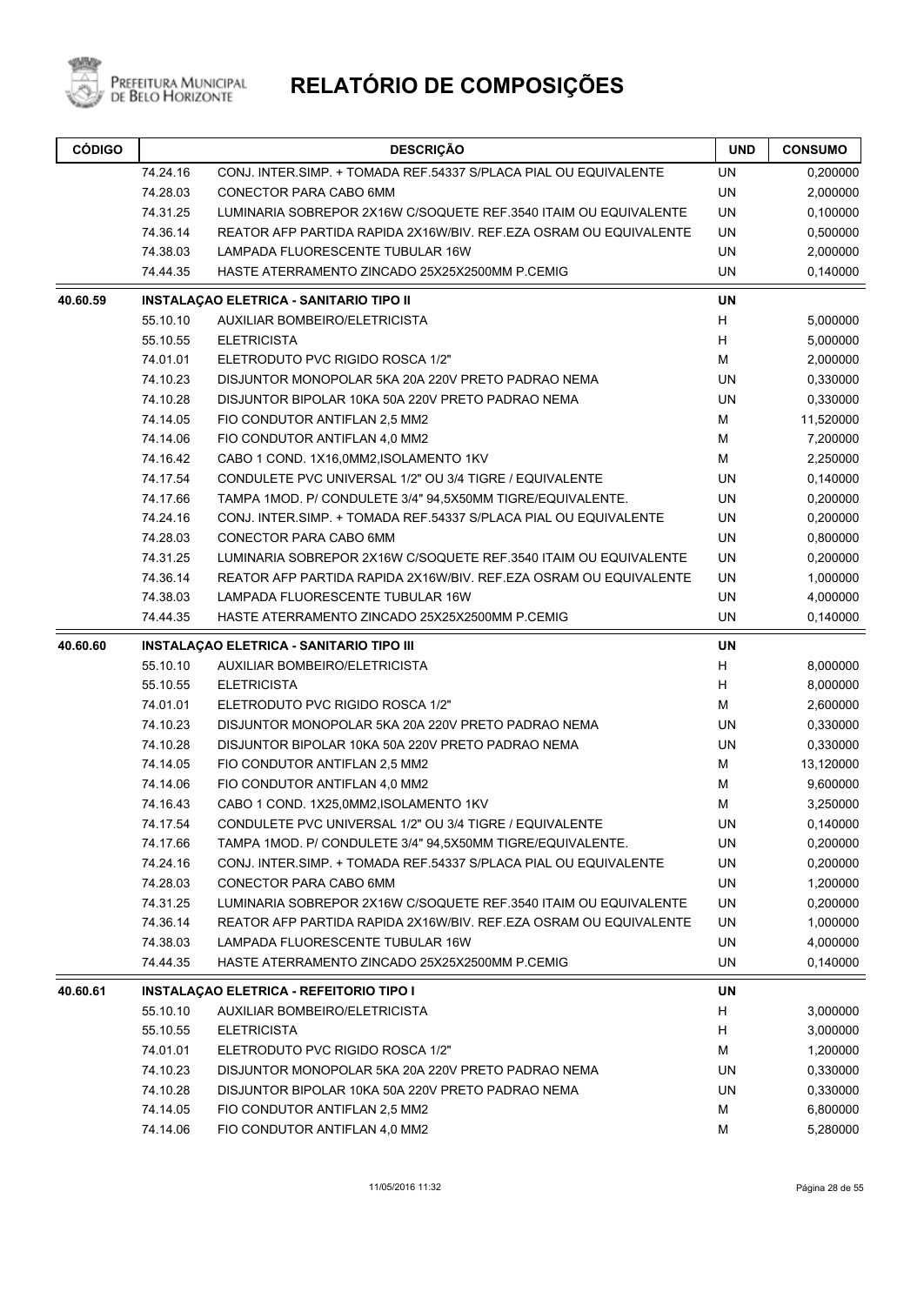# RELATÓRIO DE COMPOSIÇÕES

| CÓDIGO | | DESCRIÇÃO | UND | CONSUMO |
|---|---|---|---|---|
| | 74.24.16 | CONJ. INTER.SIMP. + TOMADA REF.54337 S/PLACA PIAL OU EQUIVALENTE | UN | 0,200000 |
| | 74.28.03 | CONECTOR PARA CABO 6MM | UN | 2,000000 |
| | 74.31.25 | LUMINARIA SOBREPOR 2X16W C/SOQUETE REF.3540 ITAIM OU EQUIVALENTE | UN | 0,100000 |
| | 74.36.14 | REATOR AFP PARTIDA RAPIDA 2X16W/BIV. REF.EZA OSRAM OU EQUIVALENTE | UN | 0,500000 |
| | 74.38.03 | LAMPADA FLUORESCENTE TUBULAR 16W | UN | 2,000000 |
| | 74.44.35 | HASTE ATERRAMENTO ZINCADO 25X25X2500MM P.CEMIG | UN | 0,140000 |
| **40.60.59** | | **INSTALAÇAO ELETRICA - SANITARIO TIPO II** | **UN** | |
| | 55.10.10 | AUXILIAR BOMBEIRO/ELETRICISTA | H | 5,000000 |
| | 55.10.55 | ELETRICISTA | H | 5,000000 |
| | 74.01.01 | ELETRODUTO PVC RIGIDO ROSCA 1/2" | M | 2,000000 |
| | 74.10.23 | DISJUNTOR MONOPOLAR 5KA 20A 220V PRETO PADRAO NEMA | UN | 0,330000 |
| | 74.10.28 | DISJUNTOR BIPOLAR 10KA 50A 220V PRETO PADRAO NEMA | UN | 0,330000 |
| | 74.14.05 | FIO CONDUTOR ANTIFLAN 2,5 MM2 | M | 11,520000 |
| | 74.14.06 | FIO CONDUTOR ANTIFLAN 4,0 MM2 | M | 7,200000 |
| | 74.16.42 | CABO 1 COND. 1X16,0MM2,ISOLAMENTO 1KV | M | 2,250000 |
| | 74.17.54 | CONDULETE PVC UNIVERSAL 1/2" OU 3/4 TIGRE / EQUIVALENTE | UN | 0,140000 |
| | 74.17.66 | TAMPA 1MOD. P/ CONDULETE 3/4" 94,5X50MM TIGRE/EQUIVALENTE. | UN | 0,200000 |
| | 74.24.16 | CONJ. INTER.SIMP. + TOMADA REF.54337 S/PLACA PIAL OU EQUIVALENTE | UN | 0,200000 |
| | 74.28.03 | CONECTOR PARA CABO 6MM | UN | 0,800000 |
| | 74.31.25 | LUMINARIA SOBREPOR 2X16W C/SOQUETE REF.3540 ITAIM OU EQUIVALENTE | UN | 0,200000 |
| | 74.36.14 | REATOR AFP PARTIDA RAPIDA 2X16W/BIV. REF.EZA OSRAM OU EQUIVALENTE | UN | 1,000000 |
| | 74.38.03 | LAMPADA FLUORESCENTE TUBULAR 16W | UN | 4,000000 |
| | 74.44.35 | HASTE ATERRAMENTO ZINCADO 25X25X2500MM P.CEMIG | UN | 0,140000 |
| **40.60.60** | | **INSTALAÇAO ELETRICA - SANITARIO TIPO III** | **UN** | |
| | 55.10.10 | AUXILIAR BOMBEIRO/ELETRICISTA | H | 8,000000 |
| | 55.10.55 | ELETRICISTA | H | 8,000000 |
| | 74.01.01 | ELETRODUTO PVC RIGIDO ROSCA 1/2" | M | 2,600000 |
| | 74.10.23 | DISJUNTOR MONOPOLAR 5KA 20A 220V PRETO PADRAO NEMA | UN | 0,330000 |
| | 74.10.28 | DISJUNTOR BIPOLAR 10KA 50A 220V PRETO PADRAO NEMA | UN | 0,330000 |
| | 74.14.05 | FIO CONDUTOR ANTIFLAN 2,5 MM2 | M | 13,120000 |
| | 74.14.06 | FIO CONDUTOR ANTIFLAN 4,0 MM2 | M | 9,600000 |
| | 74.16.43 | CABO 1 COND. 1X25,0MM2,ISOLAMENTO 1KV | M | 3,250000 |
| | 74.17.54 | CONDULETE PVC UNIVERSAL 1/2" OU 3/4 TIGRE / EQUIVALENTE | UN | 0,140000 |
| | 74.17.66 | TAMPA 1MOD. P/ CONDULETE 3/4" 94,5X50MM TIGRE/EQUIVALENTE. | UN | 0,200000 |
| | 74.24.16 | CONJ. INTER.SIMP. + TOMADA REF.54337 S/PLACA PIAL OU EQUIVALENTE | UN | 0,200000 |
| | 74.28.03 | CONECTOR PARA CABO 6MM | UN | 1,200000 |
| | 74.31.25 | LUMINARIA SOBREPOR 2X16W C/SOQUETE REF.3540 ITAIM OU EQUIVALENTE | UN | 0,200000 |
| | 74.36.14 | REATOR AFP PARTIDA RAPIDA 2X16W/BIV. REF.EZA OSRAM OU EQUIVALENTE | UN | 1,000000 |
| | 74.38.03 | LAMPADA FLUORESCENTE TUBULAR 16W | UN | 4,000000 |
| | 74.44.35 | HASTE ATERRAMENTO ZINCADO 25X25X2500MM P.CEMIG | UN | 0,140000 |
| **40.60.61** | | **INSTALAÇAO ELETRICA - REFEITORIO TIPO I** | **UN** | |
| | 55.10.10 | AUXILIAR BOMBEIRO/ELETRICISTA | H | 3,000000 |
| | 55.10.55 | ELETRICISTA | H | 3,000000 |
| | 74.01.01 | ELETRODUTO PVC RIGIDO ROSCA 1/2" | M | 1,200000 |
| | 74.10.23 | DISJUNTOR MONOPOLAR 5KA 20A 220V PRETO PADRAO NEMA | UN | 0,330000 |
| | 74.10.28 | DISJUNTOR BIPOLAR 10KA 50A 220V PRETO PADRAO NEMA | UN | 0,330000 |
| | 74.14.05 | FIO CONDUTOR ANTIFLAN 2,5 MM2 | M | 6,800000 |
| | 74.14.06 | FIO CONDUTOR ANTIFLAN 4,0 MM2 | M | 5,280000 |

11/05/2016 11:32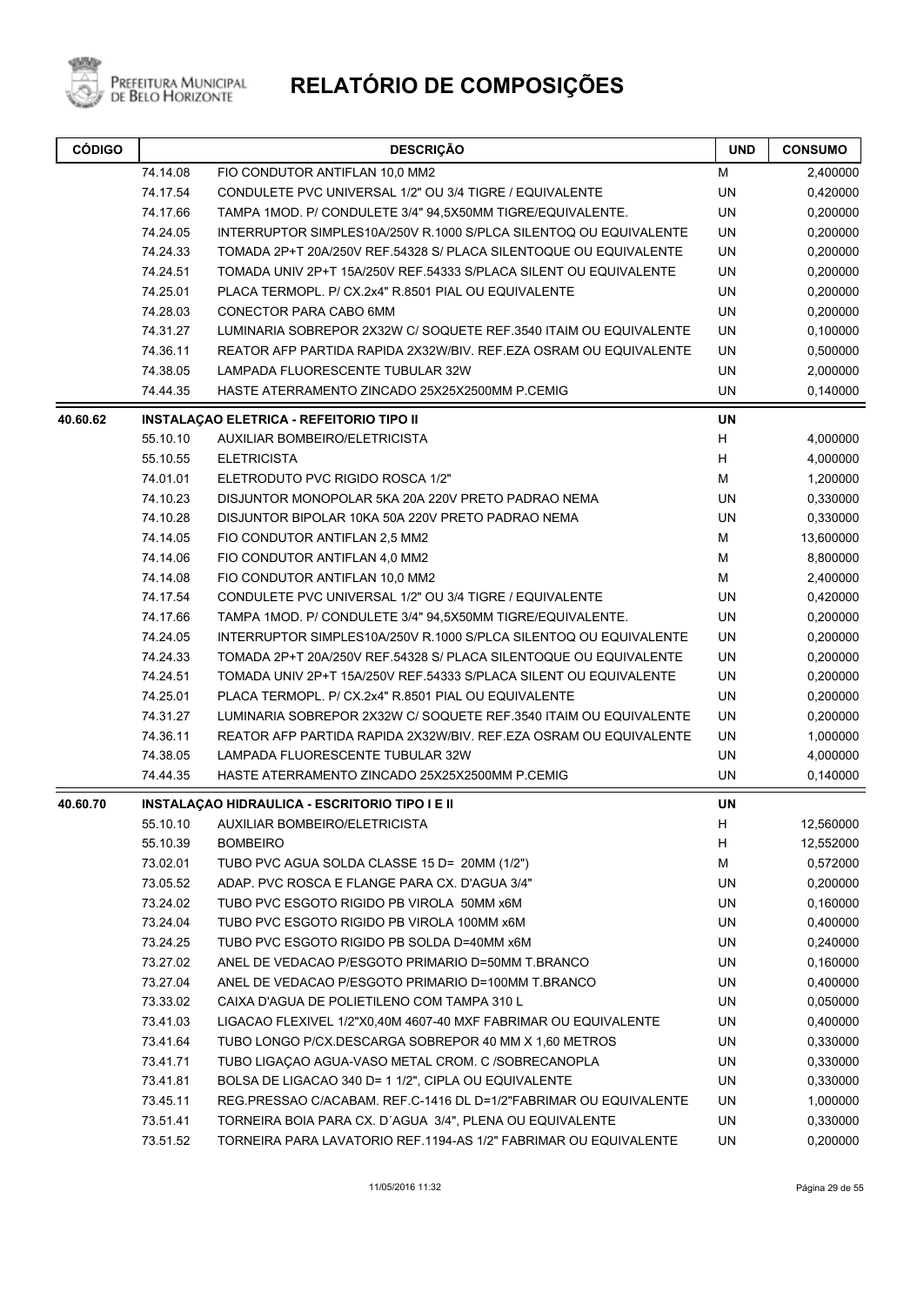# RELATÓRIO DE COMPOSIÇÕES

| CÓDIGO | | DESCRIÇÃO | UND | CONSUMO |
|---|---|---|---|---|
| | 74.14.08 | FIO CONDUTOR ANTIFLAN 10,0 MM2 | M | 2,400000 |
| | 74.17.54 | CONDULETE PVC UNIVERSAL 1/2" OU 3/4 TIGRE / EQUIVALENTE | UN | 0,420000 |
| | 74.17.66 | TAMPA 1MOD. P/ CONDULETE 3/4" 94,5X50MM TIGRE/EQUIVALENTE. | UN | 0,200000 |
| | 74.24.05 | INTERRUPTOR SIMPLES10A/250V R.1000 S/PLCA SILENTOQ OU EQUIVALENTE | UN | 0,200000 |
| | 74.24.33 | TOMADA 2P+T 20A/250V REF.54328 S/ PLACA SILENTOQUE OU EQUIVALENTE | UN | 0,200000 |
| | 74.24.51 | TOMADA UNIV 2P+T 15A/250V REF.54333 S/PLACA SILENT OU EQUIVALENTE | UN | 0,200000 |
| | 74.25.01 | PLACA TERMOPL. P/ CX.2x4" R.8501 PIAL OU EQUIVALENTE | UN | 0,200000 |
| | 74.28.03 | CONECTOR PARA CABO 6MM | UN | 0,200000 |
| | 74.31.27 | LUMINARIA SOBREPOR 2X32W C/ SOQUETE REF.3540 ITAIM OU EQUIVALENTE | UN | 0,100000 |
| | 74.36.11 | REATOR AFP PARTIDA RAPIDA 2X32W/BIV. REF.EZA OSRAM OU EQUIVALENTE | UN | 0,500000 |
| | 74.38.05 | LAMPADA FLUORESCENTE TUBULAR 32W | UN | 2,000000 |
| | 74.44.35 | HASTE ATERRAMENTO ZINCADO 25X25X2500MM P.CEMIG | UN | 0,140000 |
| **40.60.62** | | **INSTALAÇAO ELETRICA - REFEITORIO TIPO II** | **UN** | |
| | 55.10.10 | AUXILIAR BOMBEIRO/ELETRICISTA | H | 4,000000 |
| | 55.10.55 | ELETRICISTA | H | 4,000000 |
| | 74.01.01 | ELETRODUTO PVC RIGIDO ROSCA 1/2" | M | 1,200000 |
| | 74.10.23 | DISJUNTOR MONOPOLAR 5KA 20A 220V PRETO PADRAO NEMA | UN | 0,330000 |
| | 74.10.28 | DISJUNTOR BIPOLAR 10KA 50A 220V PRETO PADRAO NEMA | UN | 0,330000 |
| | 74.14.05 | FIO CONDUTOR ANTIFLAN 2,5 MM2 | M | 13,600000 |
| | 74.14.06 | FIO CONDUTOR ANTIFLAN 4,0 MM2 | M | 8,800000 |
| | 74.14.08 | FIO CONDUTOR ANTIFLAN 10,0 MM2 | M | 2,400000 |
| | 74.17.54 | CONDULETE PVC UNIVERSAL 1/2" OU 3/4 TIGRE / EQUIVALENTE | UN | 0,420000 |
| | 74.17.66 | TAMPA 1MOD. P/ CONDULETE 3/4" 94,5X50MM TIGRE/EQUIVALENTE. | UN | 0,200000 |
| | 74.24.05 | INTERRUPTOR SIMPLES10A/250V R.1000 S/PLCA SILENTOQ OU EQUIVALENTE | UN | 0,200000 |
| | 74.24.33 | TOMADA 2P+T 20A/250V REF.54328 S/ PLACA SILENTOQUE OU EQUIVALENTE | UN | 0,200000 |
| | 74.24.51 | TOMADA UNIV 2P+T 15A/250V REF.54333 S/PLACA SILENT OU EQUIVALENTE | UN | 0,200000 |
| | 74.25.01 | PLACA TERMOPL. P/ CX.2x4" R.8501 PIAL OU EQUIVALENTE | UN | 0,200000 |
| | 74.31.27 | LUMINARIA SOBREPOR 2X32W C/ SOQUETE REF.3540 ITAIM OU EQUIVALENTE | UN | 0,200000 |
| | 74.36.11 | REATOR AFP PARTIDA RAPIDA 2X32W/BIV. REF.EZA OSRAM OU EQUIVALENTE | UN | 1,000000 |
| | 74.38.05 | LAMPADA FLUORESCENTE TUBULAR 32W | UN | 4,000000 |
| | 74.44.35 | HASTE ATERRAMENTO ZINCADO 25X25X2500MM P.CEMIG | UN | 0,140000 |
| **40.60.70** | | **INSTALAÇAO HIDRAULICA - ESCRITORIO TIPO I E II** | **UN** | |
| | 55.10.10 | AUXILIAR BOMBEIRO/ELETRICISTA | H | 12,560000 |
| | 55.10.39 | BOMBEIRO | H | 12,552000 |
| | 73.02.01 | TUBO PVC AGUA SOLDA CLASSE 15 D= 20MM (1/2") | M | 0,572000 |
| | 73.05.52 | ADAP. PVC ROSCA E FLANGE PARA CX. D'AGUA 3/4" | UN | 0,200000 |
| | 73.24.02 | TUBO PVC ESGOTO RIGIDO PB VIROLA 50MM x6M | UN | 0,160000 |
| | 73.24.04 | TUBO PVC ESGOTO RIGIDO PB VIROLA 100MM x6M | UN | 0,400000 |
| | 73.24.25 | TUBO PVC ESGOTO RIGIDO PB SOLDA D=40MM x6M | UN | 0,240000 |
| | 73.27.02 | ANEL DE VEDACAO P/ESGOTO PRIMARIO D=50MM T.BRANCO | UN | 0,160000 |
| | 73.27.04 | ANEL DE VEDACAO P/ESGOTO PRIMARIO D=100MM T.BRANCO | UN | 0,400000 |
| | 73.33.02 | CAIXA D'AGUA DE POLIETILENO COM TAMPA 310 L | UN | 0,050000 |
| | 73.41.03 | LIGACAO FLEXIVEL 1/2"X0,40M 4607-40 MXF FABRIMAR OU EQUIVALENTE | UN | 0,400000 |
| | 73.41.64 | TUBO LONGO P/CX.DESCARGA SOBREPOR 40 MM X 1,60 METROS | UN | 0,330000 |
| | 73.41.71 | TUBO LIGAÇAO AGUA-VASO METAL CROM. C /SOBRECANOPLA | UN | 0,330000 |
| | 73.41.81 | BOLSA DE LIGACAO 340 D= 1 1/2", CIPLA OU EQUIVALENTE | UN | 0,330000 |
| | 73.45.11 | REG.PRESSAO C/ACABAM. REF.C-1416 DL D=1/2"FABRIMAR OU EQUIVALENTE | UN | 1,000000 |
| | 73.51.41 | TORNEIRA BOIA PARA CX. D´AGUA 3/4", PLENA OU EQUIVALENTE | UN | 0,330000 |
| | 73.51.52 | TORNEIRA PARA LAVATORIO REF.1194-AS 1/2" FABRIMAR OU EQUIVALENTE | UN | 0,200000 |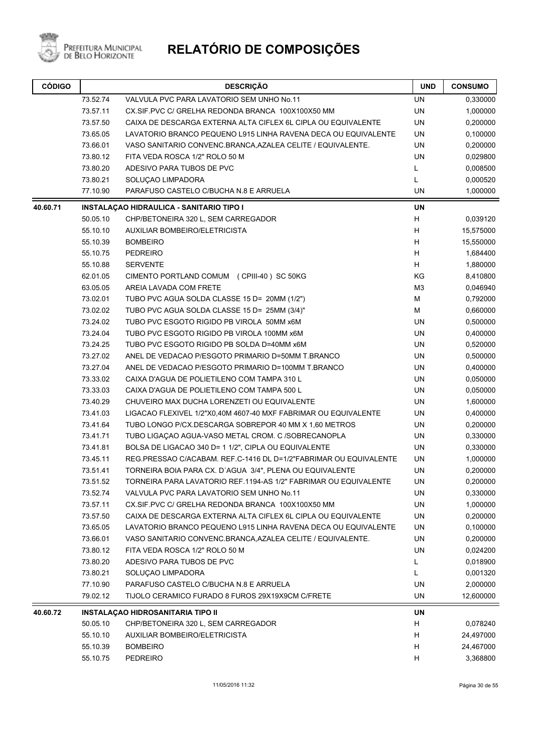# RELATÓRIO DE COMPOSIÇÕES

| CÓDIGO | | DESCRIÇÃO | UND | CONSUMO |
|---|---|---|---|---|
| | 73.52.74 | VALVULA PVC PARA LAVATORIO SEM UNHO No.11 | UN | 0,330000 |
| | 73.57.11 | CX.SIF.PVC C/ GRELHA REDONDA BRANCA 100X100X50 MM | UN | 1,000000 |
| | 73.57.50 | CAIXA DE DESCARGA EXTERNA ALTA CIFLEX 6L CIPLA OU EQUIVALENTE | UN | 0,200000 |
| | 73.65.05 | LAVATORIO BRANCO PEQUENO L915 LINHA RAVENA DECA OU EQUIVALENTE | UN | 0,100000 |
| | 73.66.01 | VASO SANITARIO CONVENC.BRANCA,AZALEA CELITE / EQUIVALENTE. | UN | 0,200000 |
| | 73.80.12 | FITA VEDA ROSCA 1/2" ROLO 50 M | UN | 0,029800 |
| | 73.80.20 | ADESIVO PARA TUBOS DE PVC | L | 0,008500 |
| | 73.80.21 | SOLUÇAO LIMPADORA | L | 0,000520 |
| | 77.10.90 | PARAFUSO CASTELO C/BUCHA N.8 E ARRUELA | UN | 1,000000 |
| **40.60.71** | | **INSTALAÇAO HIDRAULICA - SANITARIO TIPO I** | **UN** | |
| | 50.05.10 | CHP/BETONEIRA 320 L, SEM CARREGADOR | H | 0,039120 |
| | 55.10.10 | AUXILIAR BOMBEIRO/ELETRICISTA | H | 15,575000 |
| | 55.10.39 | BOMBEIRO | H | 15,550000 |
| | 55.10.75 | PEDREIRO | H | 1,684400 |
| | 55.10.88 | SERVENTE | H | 1,880000 |
| | 62.01.05 | CIMENTO PORTLAND COMUM ( CPIII-40 ) SC 50KG | KG | 8,410800 |
| | 63.05.05 | AREIA LAVADA COM FRETE | M3 | 0,046940 |
| | 73.02.01 | TUBO PVC AGUA SOLDA CLASSE 15 D= 20MM (1/2") | M | 0,792000 |
| | 73.02.02 | TUBO PVC AGUA SOLDA CLASSE 15 D= 25MM (3/4)" | M | 0,660000 |
| | 73.24.02 | TUBO PVC ESGOTO RIGIDO PB VIROLA 50MM x6M | UN | 0,500000 |
| | 73.24.04 | TUBO PVC ESGOTO RIGIDO PB VIROLA 100MM x6M | UN | 0,400000 |
| | 73.24.25 | TUBO PVC ESGOTO RIGIDO PB SOLDA D=40MM x6M | UN | 0,520000 |
| | 73.27.02 | ANEL DE VEDACAO P/ESGOTO PRIMARIO D=50MM T.BRANCO | UN | 0,500000 |
| | 73.27.04 | ANEL DE VEDACAO P/ESGOTO PRIMARIO D=100MM T.BRANCO | UN | 0,400000 |
| | 73.33.02 | CAIXA D'AGUA DE POLIETILENO COM TAMPA 310 L | UN | 0,050000 |
| | 73.33.03 | CAIXA D'AGUA DE POLIETILENO COM TAMPA 500 L | UN | 0,050000 |
| | 73.40.29 | CHUVEIRO MAX DUCHA LORENZETI OU EQUIVALENTE | UN | 1,600000 |
| | 73.41.03 | LIGACAO FLEXIVEL 1/2"X0,40M 4607-40 MXF FABRIMAR OU EQUIVALENTE | UN | 0,400000 |
| | 73.41.64 | TUBO LONGO P/CX.DESCARGA SOBREPOR 40 MM X 1,60 METROS | UN | 0,200000 |
| | 73.41.71 | TUBO LIGAÇAO AGUA-VASO METAL CROM. C /SOBRECANOPLA | UN | 0,330000 |
| | 73.41.81 | BOLSA DE LIGACAO 340 D= 1 1/2", CIPLA OU EQUIVALENTE | UN | 0,330000 |
| | 73.45.11 | REG.PRESSAO C/ACABAM. REF.C-1416 DL D=1/2"FABRIMAR OU EQUIVALENTE | UN | 1,000000 |
| | 73.51.41 | TORNEIRA BOIA PARA CX. D´AGUA 3/4", PLENA OU EQUIVALENTE | UN | 0,200000 |
| | 73.51.52 | TORNEIRA PARA LAVATORIO REF.1194-AS 1/2" FABRIMAR OU EQUIVALENTE | UN | 0,200000 |
| | 73.52.74 | VALVULA PVC PARA LAVATORIO SEM UNHO No.11 | UN | 0,330000 |
| | 73.57.11 | CX.SIF.PVC C/ GRELHA REDONDA BRANCA 100X100X50 MM | UN | 1,000000 |
| | 73.57.50 | CAIXA DE DESCARGA EXTERNA ALTA CIFLEX 6L CIPLA OU EQUIVALENTE | UN | 0,200000 |
| | 73.65.05 | LAVATORIO BRANCO PEQUENO L915 LINHA RAVENA DECA OU EQUIVALENTE | UN | 0,100000 |
| | 73.66.01 | VASO SANITARIO CONVENC.BRANCA,AZALEA CELITE / EQUIVALENTE. | UN | 0,200000 |
| | 73.80.12 | FITA VEDA ROSCA 1/2" ROLO 50 M | UN | 0,024200 |
| | 73.80.20 | ADESIVO PARA TUBOS DE PVC | L | 0,018900 |
| | 73.80.21 | SOLUÇAO LIMPADORA | L | 0,001320 |
| | 77.10.90 | PARAFUSO CASTELO C/BUCHA N.8 E ARRUELA | UN | 2,000000 |
| | 79.02.12 | TIJOLO CERAMICO FURADO 8 FUROS 29X19X9CM C/FRETE | UN | 12,600000 |
| **40.60.72** | | **INSTALAÇAO HIDROSANITARIA TIPO II** | **UN** | |
| | 50.05.10 | CHP/BETONEIRA 320 L, SEM CARREGADOR | H | 0,078240 |
| | 55.10.10 | AUXILIAR BOMBEIRO/ELETRICISTA | H | 24,497000 |
| | 55.10.39 | BOMBEIRO | H | 24,467000 |
| | 55.10.75 | PEDREIRO | H | 3,368800 |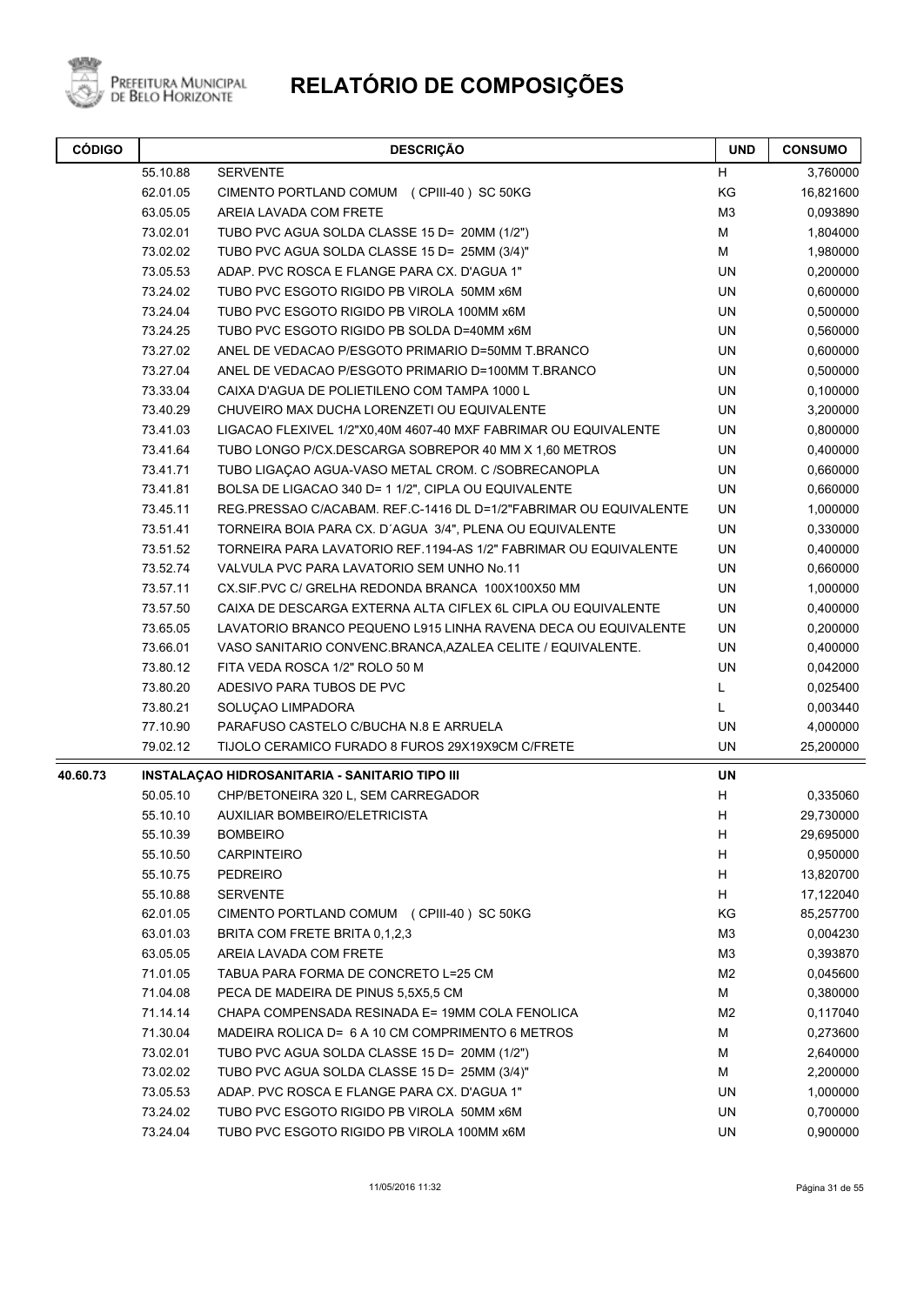# RELATÓRIO DE COMPOSIÇÕES

| CÓDIGO | | DESCRIÇÃO | UND | CONSUMO |
|---|---|---|---|---|
| | 55.10.88 | SERVENTE | H | 3,760000 |
| | 62.01.05 | CIMENTO PORTLAND COMUM (CPIII-40 ) SC 50KG | KG | 16,821600 |
| | 63.05.05 | AREIA LAVADA COM FRETE | M3 | 0,093890 |
| | 73.02.01 | TUBO PVC AGUA SOLDA CLASSE 15 D= 20MM (1/2") | M | 1,804000 |
| | 73.02.02 | TUBO PVC AGUA SOLDA CLASSE 15 D= 25MM (3/4)" | M | 1,980000 |
| | 73.05.53 | ADAP. PVC ROSCA E FLANGE PARA CX. D'AGUA 1" | UN | 0,200000 |
| | 73.24.02 | TUBO PVC ESGOTO RIGIDO PB VIROLA 50MM x6M | UN | 0,600000 |
| | 73.24.04 | TUBO PVC ESGOTO RIGIDO PB VIROLA 100MM x6M | UN | 0,500000 |
| | 73.24.25 | TUBO PVC ESGOTO RIGIDO PB SOLDA D=40MM x6M | UN | 0,560000 |
| | 73.27.02 | ANEL DE VEDACAO P/ESGOTO PRIMARIO D=50MM T.BRANCO | UN | 0,600000 |
| | 73.27.04 | ANEL DE VEDACAO P/ESGOTO PRIMARIO D=100MM T.BRANCO | UN | 0,500000 |
| | 73.33.04 | CAIXA D'AGUA DE POLIETILENO COM TAMPA 1000 L | UN | 0,100000 |
| | 73.40.29 | CHUVEIRO MAX DUCHA LORENZETI OU EQUIVALENTE | UN | 3,200000 |
| | 73.41.03 | LIGACAO FLEXIVEL 1/2"X0,40M 4607-40 MXF FABRIMAR OU EQUIVALENTE | UN | 0,800000 |
| | 73.41.64 | TUBO LONGO P/CX.DESCARGA SOBREPOR 40 MM X 1,60 METROS | UN | 0,400000 |
| | 73.41.71 | TUBO LIGAÇAO AGUA-VASO METAL CROM. C /SOBRECANOPLA | UN | 0,660000 |
| | 73.41.81 | BOLSA DE LIGACAO 340 D= 1 1/2", CIPLA OU EQUIVALENTE | UN | 0,660000 |
| | 73.45.11 | REG.PRESSAO C/ACABAM. REF.C-1416 DL D=1/2"FABRIMAR OU EQUIVALENTE | UN | 1,000000 |
| | 73.51.41 | TORNEIRA BOIA PARA CX. D´AGUA 3/4", PLENA OU EQUIVALENTE | UN | 0,330000 |
| | 73.51.52 | TORNEIRA PARA LAVATORIO REF.1194-AS 1/2" FABRIMAR OU EQUIVALENTE | UN | 0,400000 |
| | 73.52.74 | VALVULA PVC PARA LAVATORIO SEM UNHO No.11 | UN | 0,660000 |
| | 73.57.11 | CX.SIF.PVC C/ GRELHA REDONDA BRANCA 100X100X50 MM | UN | 1,000000 |
| | 73.57.50 | CAIXA DE DESCARGA EXTERNA ALTA CIFLEX 6L CIPLA OU EQUIVALENTE | UN | 0,400000 |
| | 73.65.05 | LAVATORIO BRANCO PEQUENO L915 LINHA RAVENA DECA OU EQUIVALENTE | UN | 0,200000 |
| | 73.66.01 | VASO SANITARIO CONVENC.BRANCA,AZALEA CELITE / EQUIVALENTE. | UN | 0,400000 |
| | 73.80.12 | FITA VEDA ROSCA 1/2" ROLO 50 M | UN | 0,042000 |
| | 73.80.20 | ADESIVO PARA TUBOS DE PVC | L | 0,025400 |
| | 73.80.21 | SOLUÇAO LIMPADORA | L | 0,003440 |
| | 77.10.90 | PARAFUSO CASTELO C/BUCHA N.8 E ARRUELA | UN | 4,000000 |
| | 79.02.12 | TIJOLO CERAMICO FURADO 8 FUROS 29X19X9CM C/FRETE | UN | 25,200000 |
| **40.60.73** | | **INSTALAÇAO HIDROSANITARIA - SANITARIO TIPO III** | **UN** | |
| | 50.05.10 | CHP/BETONEIRA 320 L, SEM CARREGADOR | H | 0,335060 |
| | 55.10.10 | AUXILIAR BOMBEIRO/ELETRICISTA | H | 29,730000 |
| | 55.10.39 | BOMBEIRO | H | 29,695000 |
| | 55.10.50 | CARPINTEIRO | H | 0,950000 |
| | 55.10.75 | PEDREIRO | H | 13,820700 |
| | 55.10.88 | SERVENTE | H | 17,122040 |
| | 62.01.05 | CIMENTO PORTLAND COMUM (CPIII-40 ) SC 50KG | KG | 85,257700 |
| | 63.01.03 | BRITA COM FRETE BRITA 0,1,2,3 | M3 | 0,004230 |
| | 63.05.05 | AREIA LAVADA COM FRETE | M3 | 0,393870 |
| | 71.01.05 | TABUA PARA FORMA DE CONCRETO L=25 CM | M2 | 0,045600 |
| | 71.04.08 | PECA DE MADEIRA DE PINUS 5,5X5,5 CM | M | 0,380000 |
| | 71.14.14 | CHAPA COMPENSADA RESINADA E= 19MM COLA FENOLICA | M2 | 0,117040 |
| | 71.30.04 | MADEIRA ROLICA D= 6 A 10 CM COMPRIMENTO 6 METROS | M | 0,273600 |
| | 73.02.01 | TUBO PVC AGUA SOLDA CLASSE 15 D= 20MM (1/2") | M | 2,640000 |
| | 73.02.02 | TUBO PVC AGUA SOLDA CLASSE 15 D= 25MM (3/4)" | M | 2,200000 |
| | 73.05.53 | ADAP. PVC ROSCA E FLANGE PARA CX. D'AGUA 1" | UN | 1,000000 |
| | 73.24.02 | TUBO PVC ESGOTO RIGIDO PB VIROLA 50MM x6M | UN | 0,700000 |
| | 73.24.04 | TUBO PVC ESGOTO RIGIDO PB VIROLA 100MM x6M | UN | 0,900000 |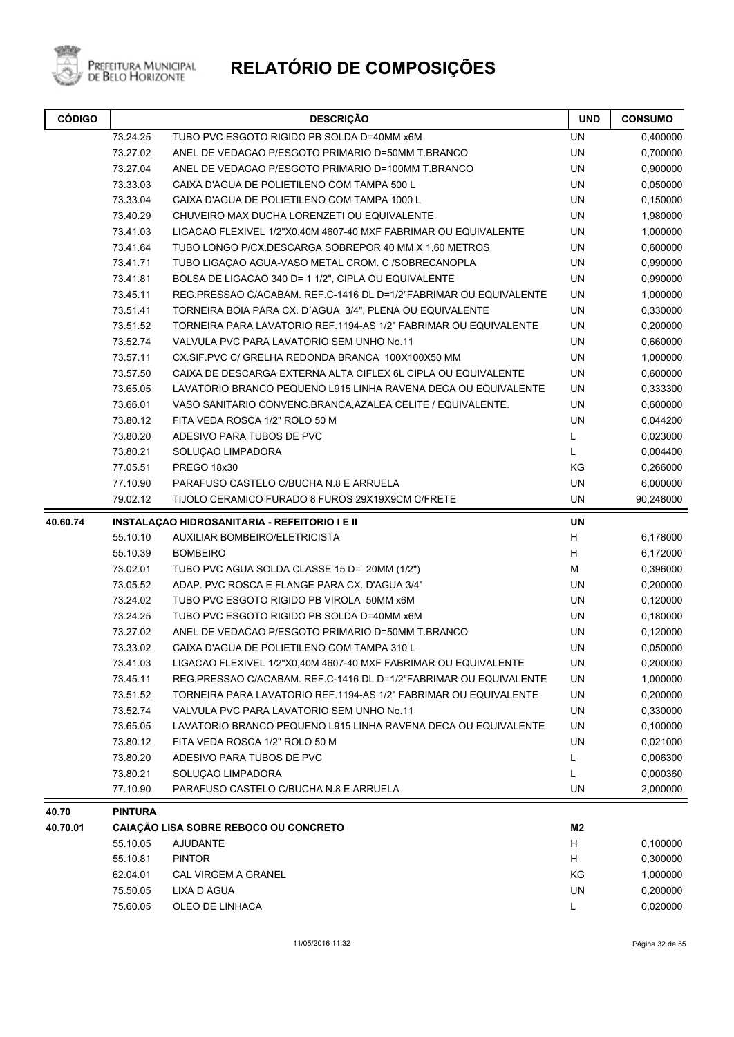# RELATÓRIO DE COMPOSIÇÕES

| CÓDIGO | | DESCRIÇÃO | UND | CONSUMO |
|---|---|---|---|---|
| | 73.24.25 | TUBO PVC ESGOTO RIGIDO PB SOLDA D=40MM x6M | UN | 0,400000 |
| | 73.27.02 | ANEL DE VEDACAO P/ESGOTO PRIMARIO D=50MM T.BRANCO | UN | 0,700000 |
| | 73.27.04 | ANEL DE VEDACAO P/ESGOTO PRIMARIO D=100MM T.BRANCO | UN | 0,900000 |
| | 73.33.03 | CAIXA D'AGUA DE POLIETILENO COM TAMPA 500 L | UN | 0,050000 |
| | 73.33.04 | CAIXA D'AGUA DE POLIETILENO COM TAMPA 1000 L | UN | 0,150000 |
| | 73.40.29 | CHUVEIRO MAX DUCHA LORENZETI OU EQUIVALENTE | UN | 1,980000 |
| | 73.41.03 | LIGACAO FLEXIVEL 1/2"X0,40M 4607-40 MXF FABRIMAR OU EQUIVALENTE | UN | 1,000000 |
| | 73.41.64 | TUBO LONGO P/CX.DESCARGA SOBREPOR 40 MM X 1,60 METROS | UN | 0,600000 |
| | 73.41.71 | TUBO LIGAÇAO AGUA-VASO METAL CROM. C /SOBRECANOPLA | UN | 0,990000 |
| | 73.41.81 | BOLSA DE LIGACAO 340 D= 1 1/2", CIPLA OU EQUIVALENTE | UN | 0,990000 |
| | 73.45.11 | REG.PRESSAO C/ACABAM. REF.C-1416 DL D=1/2"FABRIMAR OU EQUIVALENTE | UN | 1,000000 |
| | 73.51.41 | TORNEIRA BOIA PARA CX. D´AGUA 3/4", PLENA OU EQUIVALENTE | UN | 0,330000 |
| | 73.51.52 | TORNEIRA PARA LAVATORIO REF.1194-AS 1/2" FABRIMAR OU EQUIVALENTE | UN | 0,200000 |
| | 73.52.74 | VALVULA PVC PARA LAVATORIO SEM UNHO No.11 | UN | 0,660000 |
| | 73.57.11 | CX.SIF.PVC C/ GRELHA REDONDA BRANCA 100X100X50 MM | UN | 1,000000 |
| | 73.57.50 | CAIXA DE DESCARGA EXTERNA ALTA CIFLEX 6L CIPLA OU EQUIVALENTE | UN | 0,600000 |
| | 73.65.05 | LAVATORIO BRANCO PEQUENO L915 LINHA RAVENA DECA OU EQUIVALENTE | UN | 0,333300 |
| | 73.66.01 | VASO SANITARIO CONVENC.BRANCA,AZALEA CELITE / EQUIVALENTE. | UN | 0,600000 |
| | 73.80.12 | FITA VEDA ROSCA 1/2" ROLO 50 M | UN | 0,044200 |
| | 73.80.20 | ADESIVO PARA TUBOS DE PVC | L | 0,023000 |
| | 73.80.21 | SOLUÇAO LIMPADORA | L | 0,004400 |
| | 77.05.51 | PREGO 18x30 | KG | 0,266000 |
| | 77.10.90 | PARAFUSO CASTELO C/BUCHA N.8 E ARRUELA | UN | 6,000000 |
| | 79.02.12 | TIJOLO CERAMICO FURADO 8 FUROS 29X19X9CM C/FRETE | UN | 90,248000 |
| **40.60.74** | **INSTALAÇAO HIDROSANITARIA - REFEITORIO I E II** | | **UN** | |
| | 55.10.10 | AUXILIAR BOMBEIRO/ELETRICISTA | H | 6,178000 |
| | 55.10.39 | BOMBEIRO | H | 6,172000 |
| | 73.02.01 | TUBO PVC AGUA SOLDA CLASSE 15 D= 20MM (1/2") | M | 0,396000 |
| | 73.05.52 | ADAP. PVC ROSCA E FLANGE PARA CX. D'AGUA 3/4" | UN | 0,200000 |
| | 73.24.02 | TUBO PVC ESGOTO RIGIDO PB VIROLA 50MM x6M | UN | 0,120000 |
| | 73.24.25 | TUBO PVC ESGOTO RIGIDO PB SOLDA D=40MM x6M | UN | 0,180000 |
| | 73.27.02 | ANEL DE VEDACAO P/ESGOTO PRIMARIO D=50MM T.BRANCO | UN | 0,120000 |
| | 73.33.02 | CAIXA D'AGUA DE POLIETILENO COM TAMPA 310 L | UN | 0,050000 |
| | 73.41.03 | LIGACAO FLEXIVEL 1/2"X0,40M 4607-40 MXF FABRIMAR OU EQUIVALENTE | UN | 0,200000 |
| | 73.45.11 | REG.PRESSAO C/ACABAM. REF.C-1416 DL D=1/2"FABRIMAR OU EQUIVALENTE | UN | 1,000000 |
| | 73.51.52 | TORNEIRA PARA LAVATORIO REF.1194-AS 1/2" FABRIMAR OU EQUIVALENTE | UN | 0,200000 |
| | 73.52.74 | VALVULA PVC PARA LAVATORIO SEM UNHO No.11 | UN | 0,330000 |
| | 73.65.05 | LAVATORIO BRANCO PEQUENO L915 LINHA RAVENA DECA OU EQUIVALENTE | UN | 0,100000 |
| | 73.80.12 | FITA VEDA ROSCA 1/2" ROLO 50 M | UN | 0,021000 |
| | 73.80.20 | ADESIVO PARA TUBOS DE PVC | L | 0,006300 |
| | 73.80.21 | SOLUÇAO LIMPADORA | L | 0,000360 |
| | 77.10.90 | PARAFUSO CASTELO C/BUCHA N.8 E ARRUELA | UN | 2,000000 |
| **40.70** | **PINTURA** | | | |
| **40.70.01** | **CAIAÇÃO LISA SOBRE REBOCO OU CONCRETO** | | **M2** | |
| | 55.10.05 | AJUDANTE | H | 0,100000 |
| | 55.10.81 | PINTOR | H | 0,300000 |
| | 62.04.01 | CAL VIRGEM A GRANEL | KG | 1,000000 |
| | 75.50.05 | LIXA D AGUA | UN | 0,200000 |
| | 75.60.05 | OLEO DE LINHACA | L | 0,020000 |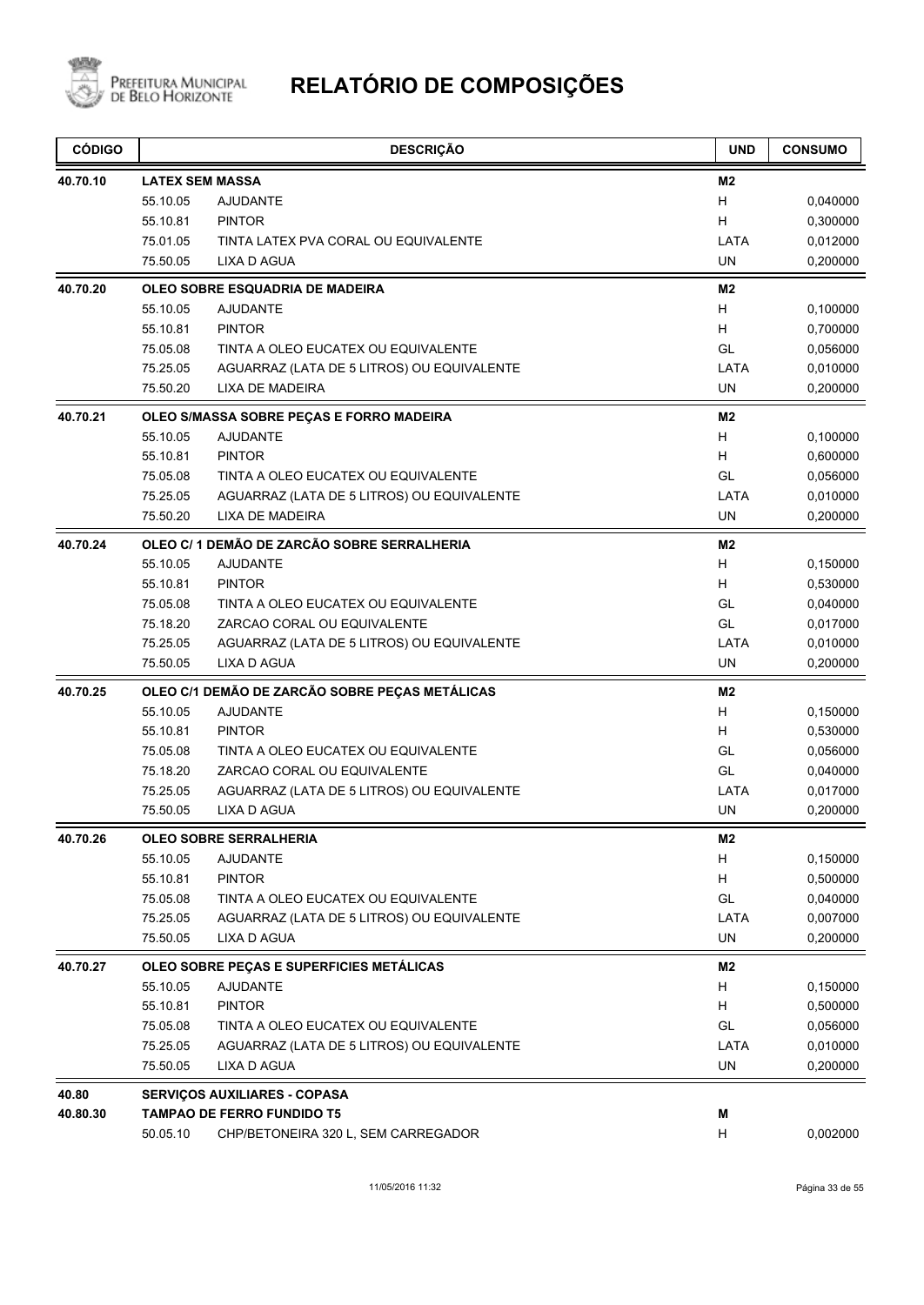# RELATÓRIO DE COMPOSIÇÕES

| CÓDIGO | | DESCRIÇÃO | UND | CONSUMO |
|---|---|---|---|---|
| **40.70.10** | **LATEX SEM MASSA** | | **M2** | |
| | 55.10.05 | AJUDANTE | H | 0,040000 |
| | 55.10.81 | PINTOR | H | 0,300000 |
| | 75.01.05 | TINTA LATEX PVA CORAL OU EQUIVALENTE | LATA | 0,012000 |
| | 75.50.05 | LIXA D AGUA | UN | 0,200000 |
| **40.70.20** | **OLEO SOBRE ESQUADRIA DE MADEIRA** | | **M2** | |
| | 55.10.05 | AJUDANTE | H | 0,100000 |
| | 55.10.81 | PINTOR | H | 0,700000 |
| | 75.05.08 | TINTA A OLEO EUCATEX OU EQUIVALENTE | GL | 0,056000 |
| | 75.25.05 | AGUARRAZ (LATA DE 5 LITROS) OU EQUIVALENTE | LATA | 0,010000 |
| | 75.50.20 | LIXA DE MADEIRA | UN | 0,200000 |
| **40.70.21** | **OLEO S/MASSA SOBRE PEÇAS E FORRO MADEIRA** | | **M2** | |
| | 55.10.05 | AJUDANTE | H | 0,100000 |
| | 55.10.81 | PINTOR | H | 0,600000 |
| | 75.05.08 | TINTA A OLEO EUCATEX OU EQUIVALENTE | GL | 0,056000 |
| | 75.25.05 | AGUARRAZ (LATA DE 5 LITROS) OU EQUIVALENTE | LATA | 0,010000 |
| | 75.50.20 | LIXA DE MADEIRA | UN | 0,200000 |
| **40.70.24** | **OLEO C/ 1 DEMÃO DE ZARCÃO SOBRE SERRALHERIA** | | **M2** | |
| | 55.10.05 | AJUDANTE | H | 0,150000 |
| | 55.10.81 | PINTOR | H | 0,530000 |
| | 75.05.08 | TINTA A OLEO EUCATEX OU EQUIVALENTE | GL | 0,040000 |
| | 75.18.20 | ZARCAO CORAL OU EQUIVALENTE | GL | 0,017000 |
| | 75.25.05 | AGUARRAZ (LATA DE 5 LITROS) OU EQUIVALENTE | LATA | 0,010000 |
| | 75.50.05 | LIXA D AGUA | UN | 0,200000 |
| **40.70.25** | **OLEO C/1 DEMÃO DE ZARCÃO SOBRE PEÇAS METÁLICAS** | | **M2** | |
| | 55.10.05 | AJUDANTE | H | 0,150000 |
| | 55.10.81 | PINTOR | H | 0,530000 |
| | 75.05.08 | TINTA A OLEO EUCATEX OU EQUIVALENTE | GL | 0,056000 |
| | 75.18.20 | ZARCAO CORAL OU EQUIVALENTE | GL | 0,040000 |
| | 75.25.05 | AGUARRAZ (LATA DE 5 LITROS) OU EQUIVALENTE | LATA | 0,017000 |
| | 75.50.05 | LIXA D AGUA | UN | 0,200000 |
| **40.70.26** | **OLEO SOBRE SERRALHERIA** | | **M2** | |
| | 55.10.05 | AJUDANTE | H | 0,150000 |
| | 55.10.81 | PINTOR | H | 0,500000 |
| | 75.05.08 | TINTA A OLEO EUCATEX OU EQUIVALENTE | GL | 0,040000 |
| | 75.25.05 | AGUARRAZ (LATA DE 5 LITROS) OU EQUIVALENTE | LATA | 0,007000 |
| | 75.50.05 | LIXA D AGUA | UN | 0,200000 |
| **40.70.27** | **OLEO SOBRE PEÇAS E SUPERFICIES METÁLICAS** | | **M2** | |
| | 55.10.05 | AJUDANTE | H | 0,150000 |
| | 55.10.81 | PINTOR | H | 0,500000 |
| | 75.05.08 | TINTA A OLEO EUCATEX OU EQUIVALENTE | GL | 0,056000 |
| | 75.25.05 | AGUARRAZ (LATA DE 5 LITROS) OU EQUIVALENTE | LATA | 0,010000 |
| | 75.50.05 | LIXA D AGUA | UN | 0,200000 |
| **40.80** | **SERVIÇOS AUXILIARES - COPASA** | | | |
| **40.80.30** | **TAMPAO DE FERRO FUNDIDO T5** | | **M** | |
| | 50.05.10 | CHP/BETONEIRA 320 L, SEM CARREGADOR | H | 0,002000 |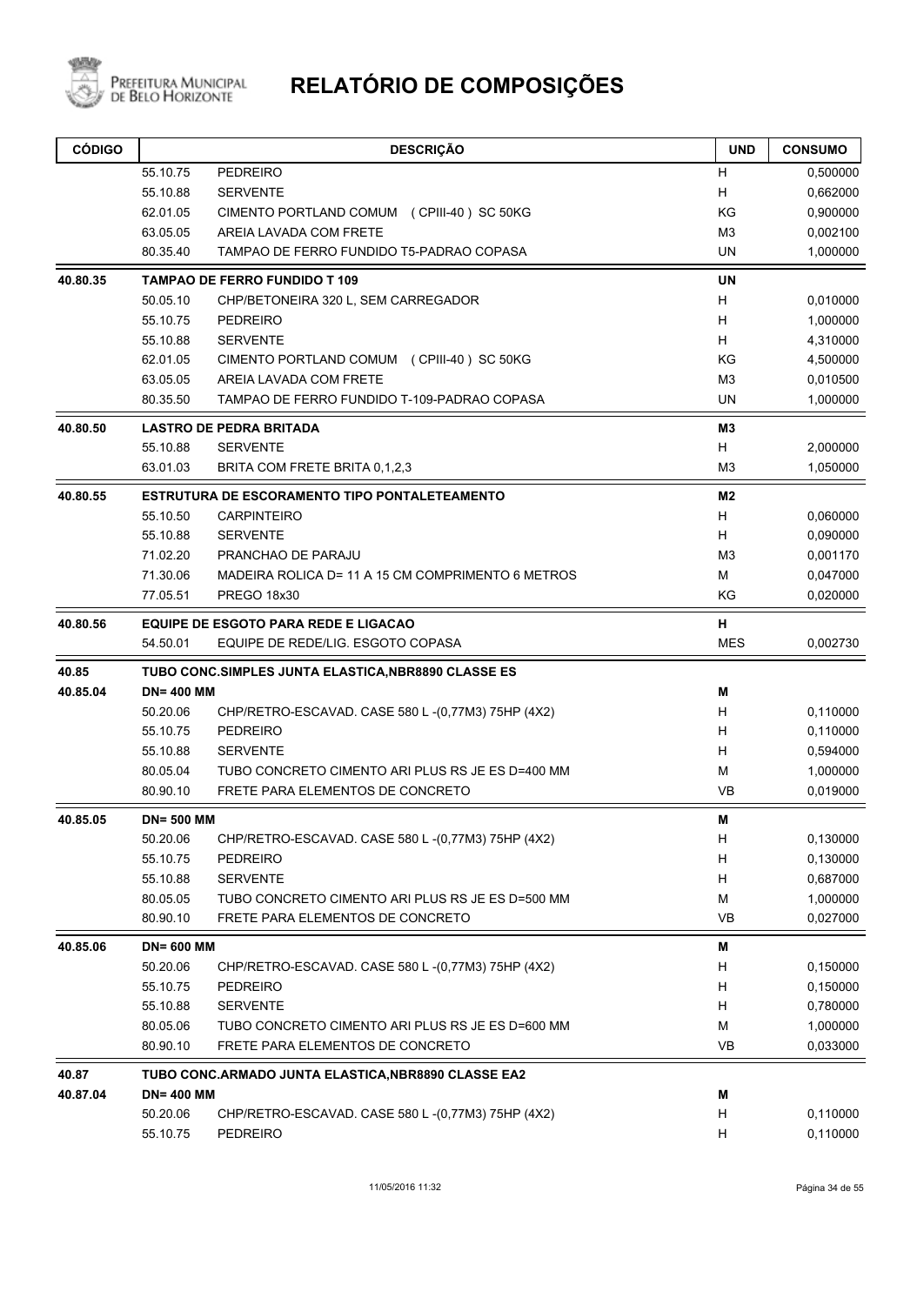# RELATÓRIO DE COMPOSIÇÕES

| CÓDIGO | | DESCRIÇÃO | UND | CONSUMO |
|---|---|---|---|---|
| | 55.10.75 | PEDREIRO | H | 0,500000 |
| | 55.10.88 | SERVENTE | H | 0,662000 |
| | 62.01.05 | CIMENTO PORTLAND COMUM (CPIII-40) SC 50KG | KG | 0,900000 |
| | 63.05.05 | AREIA LAVADA COM FRETE | M3 | 0,002100 |
| | 80.35.40 | TAMPAO DE FERRO FUNDIDO T5-PADRAO COPASA | UN | 1,000000 |
| **40.80.35** | | **TAMPAO DE FERRO FUNDIDO T 109** | **UN** | |
| | 50.05.10 | CHP/BETONEIRA 320 L, SEM CARREGADOR | H | 0,010000 |
| | 55.10.75 | PEDREIRO | H | 1,000000 |
| | 55.10.88 | SERVENTE | H | 4,310000 |
| | 62.01.05 | CIMENTO PORTLAND COMUM (CPIII-40) SC 50KG | KG | 4,500000 |
| | 63.05.05 | AREIA LAVADA COM FRETE | M3 | 0,010500 |
| | 80.35.50 | TAMPAO DE FERRO FUNDIDO T-109-PADRAO COPASA | UN | 1,000000 |
| **40.80.50** | | **LASTRO DE PEDRA BRITADA** | **M3** | |
| | 55.10.88 | SERVENTE | H | 2,000000 |
| | 63.01.03 | BRITA COM FRETE BRITA 0,1,2,3 | M3 | 1,050000 |
| **40.80.55** | | **ESTRUTURA DE ESCORAMENTO TIPO PONTALETEAMENTO** | **M2** | |
| | 55.10.50 | CARPINTEIRO | H | 0,060000 |
| | 55.10.88 | SERVENTE | H | 0,090000 |
| | 71.02.20 | PRANCHAO DE PARAJU | M3 | 0,001170 |
| | 71.30.06 | MADEIRA ROLICA D= 11 A 15 CM COMPRIMENTO 6 METROS | M | 0,047000 |
| | 77.05.51 | PREGO 18x30 | KG | 0,020000 |
| **40.80.56** | | **EQUIPE DE ESGOTO PARA REDE E LIGACAO** | **H** | |
| | 54.50.01 | EQUIPE DE REDE/LIG. ESGOTO COPASA | MES | 0,002730 |
| **40.85** | | **TUBO CONC.SIMPLES JUNTA ELASTICA,NBR8890 CLASSE ES** | | |
| **40.85.04** | **DN= 400 MM** | | **M** | |
| | 50.20.06 | CHP/RETRO-ESCAVAD. CASE 580 L -(0,77M3) 75HP (4X2) | H | 0,110000 |
| | 55.10.75 | PEDREIRO | H | 0,110000 |
| | 55.10.88 | SERVENTE | H | 0,594000 |
| | 80.05.04 | TUBO CONCRETO CIMENTO ARI PLUS RS JE ES D=400 MM | M | 1,000000 |
| | 80.90.10 | FRETE PARA ELEMENTOS DE CONCRETO | VB | 0,019000 |
| **40.85.05** | **DN= 500 MM** | | **M** | |
| | 50.20.06 | CHP/RETRO-ESCAVAD. CASE 580 L -(0,77M3) 75HP (4X2) | H | 0,130000 |
| | 55.10.75 | PEDREIRO | H | 0,130000 |
| | 55.10.88 | SERVENTE | H | 0,687000 |
| | 80.05.05 | TUBO CONCRETO CIMENTO ARI PLUS RS JE ES D=500 MM | M | 1,000000 |
| | 80.90.10 | FRETE PARA ELEMENTOS DE CONCRETO | VB | 0,027000 |
| **40.85.06** | **DN= 600 MM** | | **M** | |
| | 50.20.06 | CHP/RETRO-ESCAVAD. CASE 580 L -(0,77M3) 75HP (4X2) | H | 0,150000 |
| | 55.10.75 | PEDREIRO | H | 0,150000 |
| | 55.10.88 | SERVENTE | H | 0,780000 |
| | 80.05.06 | TUBO CONCRETO CIMENTO ARI PLUS RS JE ES D=600 MM | M | 1,000000 |
| | 80.90.10 | FRETE PARA ELEMENTOS DE CONCRETO | VB | 0,033000 |
| **40.87** | | **TUBO CONC.ARMADO JUNTA ELASTICA,NBR8890 CLASSE EA2** | | |
| **40.87.04** | **DN= 400 MM** | | **M** | |
| | 50.20.06 | CHP/RETRO-ESCAVAD. CASE 580 L -(0,77M3) 75HP (4X2) | H | 0,110000 |
| | 55.10.75 | PEDREIRO | H | 0,110000 |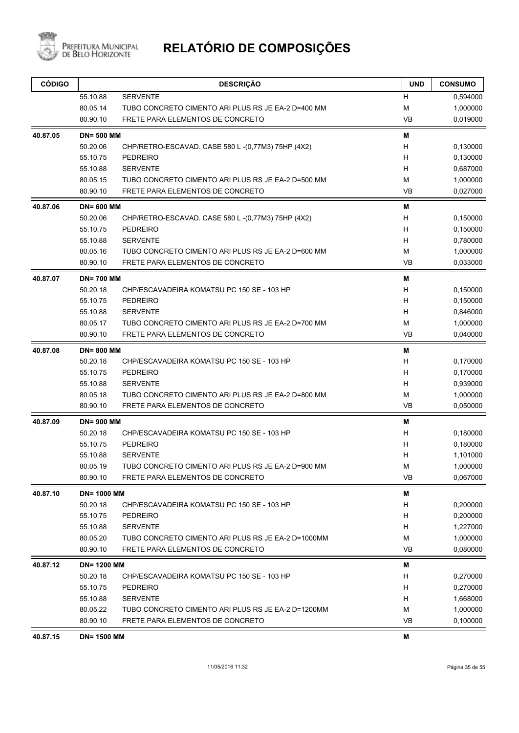# RELATÓRIO DE COMPOSIÇÕES

| CÓDIGO | | DESCRIÇÃO | UND | CONSUMO |
|---|---|---|---|---|
| | 55.10.88 | SERVENTE | H | 0,594000 |
| | 80.05.14 | TUBO CONCRETO CIMENTO ARI PLUS RS JE EA-2 D=400 MM | M | 1,000000 |
| | 80.90.10 | FRETE PARA ELEMENTOS DE CONCRETO | VB | 0,019000 |
| **40.87.05** | **DN= 500 MM** | | **M** | |
| | 50.20.06 | CHP/RETRO-ESCAVAD. CASE 580 L -(0,77M3) 75HP (4X2) | H | 0,130000 |
| | 55.10.75 | PEDREIRO | H | 0,130000 |
| | 55.10.88 | SERVENTE | H | 0,687000 |
| | 80.05.15 | TUBO CONCRETO CIMENTO ARI PLUS RS JE EA-2 D=500 MM | M | 1,000000 |
| | 80.90.10 | FRETE PARA ELEMENTOS DE CONCRETO | VB | 0,027000 |
| **40.87.06** | **DN= 600 MM** | | **M** | |
| | 50.20.06 | CHP/RETRO-ESCAVAD. CASE 580 L -(0,77M3) 75HP (4X2) | H | 0,150000 |
| | 55.10.75 | PEDREIRO | H | 0,150000 |
| | 55.10.88 | SERVENTE | H | 0,780000 |
| | 80.05.16 | TUBO CONCRETO CIMENTO ARI PLUS RS JE EA-2 D=600 MM | M | 1,000000 |
| | 80.90.10 | FRETE PARA ELEMENTOS DE CONCRETO | VB | 0,033000 |
| **40.87.07** | **DN= 700 MM** | | **M** | |
| | 50.20.18 | CHP/ESCAVADEIRA KOMATSU PC 150 SE - 103 HP | H | 0,150000 |
| | 55.10.75 | PEDREIRO | H | 0,150000 |
| | 55.10.88 | SERVENTE | H | 0,846000 |
| | 80.05.17 | TUBO CONCRETO CIMENTO ARI PLUS RS JE EA-2 D=700 MM | M | 1,000000 |
| | 80.90.10 | FRETE PARA ELEMENTOS DE CONCRETO | VB | 0,040000 |
| **40.87.08** | **DN= 800 MM** | | **M** | |
| | 50.20.18 | CHP/ESCAVADEIRA KOMATSU PC 150 SE - 103 HP | H | 0,170000 |
| | 55.10.75 | PEDREIRO | H | 0,170000 |
| | 55.10.88 | SERVENTE | H | 0,939000 |
| | 80.05.18 | TUBO CONCRETO CIMENTO ARI PLUS RS JE EA-2 D=800 MM | M | 1,000000 |
| | 80.90.10 | FRETE PARA ELEMENTOS DE CONCRETO | VB | 0,050000 |
| **40.87.09** | **DN= 900 MM** | | **M** | |
| | 50.20.18 | CHP/ESCAVADEIRA KOMATSU PC 150 SE - 103 HP | H | 0,180000 |
| | 55.10.75 | PEDREIRO | H | 0,180000 |
| | 55.10.88 | SERVENTE | H | 1,101000 |
| | 80.05.19 | TUBO CONCRETO CIMENTO ARI PLUS RS JE EA-2 D=900 MM | M | 1,000000 |
| | 80.90.10 | FRETE PARA ELEMENTOS DE CONCRETO | VB | 0,067000 |
| **40.87.10** | **DN= 1000 MM** | | **M** | |
| | 50.20.18 | CHP/ESCAVADEIRA KOMATSU PC 150 SE - 103 HP | H | 0,200000 |
| | 55.10.75 | PEDREIRO | H | 0,200000 |
| | 55.10.88 | SERVENTE | H | 1,227000 |
| | 80.05.20 | TUBO CONCRETO CIMENTO ARI PLUS RS JE EA-2 D=1000MM | M | 1,000000 |
| | 80.90.10 | FRETE PARA ELEMENTOS DE CONCRETO | VB | 0,080000 |
| **40.87.12** | **DN= 1200 MM** | | **M** | |
| | 50.20.18 | CHP/ESCAVADEIRA KOMATSU PC 150 SE - 103 HP | H | 0,270000 |
| | 55.10.75 | PEDREIRO | H | 0,270000 |
| | 55.10.88 | SERVENTE | H | 1,668000 |
| | 80.05.22 | TUBO CONCRETO CIMENTO ARI PLUS RS JE EA-2 D=1200MM | M | 1,000000 |
| | 80.90.10 | FRETE PARA ELEMENTOS DE CONCRETO | VB | 0,100000 |
| **40.87.15** | **DN= 1500 MM** | | **M** | |

11/05/2016 11:32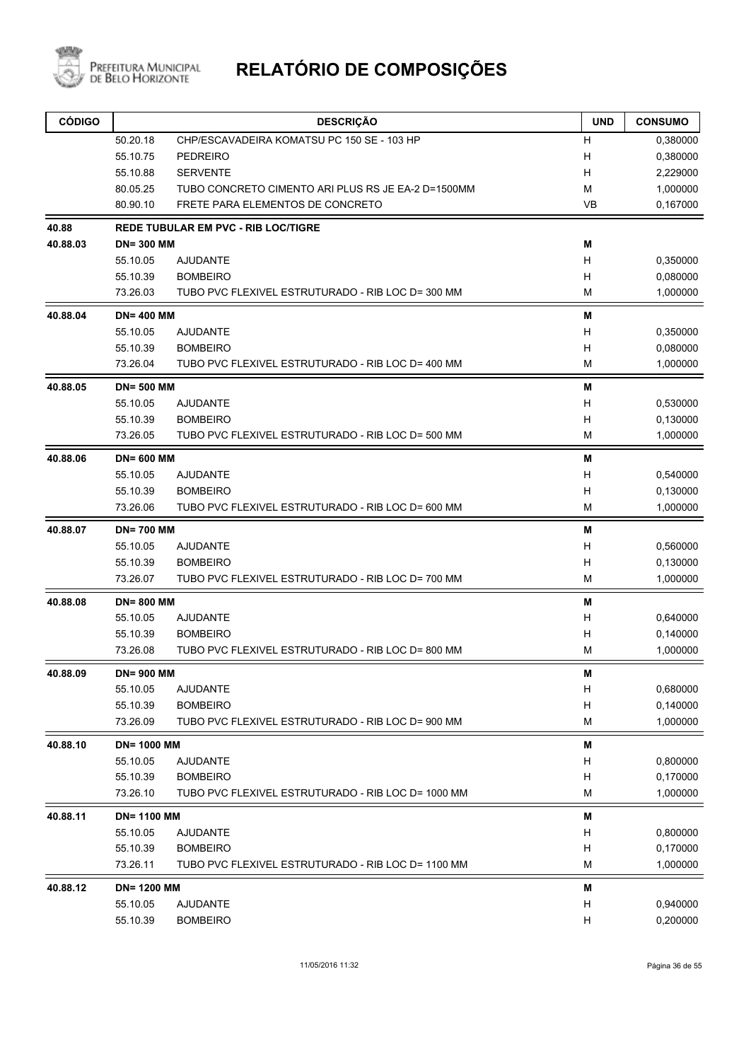# RELATÓRIO DE COMPOSIÇÕES

| CÓDIGO | | DESCRIÇÃO | UND | CONSUMO |
|---|---|---|---|---|
| | 50.20.18 | CHP/ESCAVADEIRA KOMATSU PC 150 SE - 103 HP | H | 0,380000 |
| | 55.10.75 | PEDREIRO | H | 0,380000 |
| | 55.10.88 | SERVENTE | H | 2,229000 |
| | 80.05.25 | TUBO CONCRETO CIMENTO ARI PLUS RS JE EA-2 D=1500MM | M | 1,000000 |
| | 80.90.10 | FRETE PARA ELEMENTOS DE CONCRETO | VB | 0,167000 |
| **40.88** | **REDE TUBULAR EM PVC - RIB LOC/TIGRE** | | | |
| **40.88.03** | **DN= 300 MM** | | **M** | |
| | 55.10.05 | AJUDANTE | H | 0,350000 |
| | 55.10.39 | BOMBEIRO | H | 0,080000 |
| | 73.26.03 | TUBO PVC FLEXIVEL ESTRUTURADO - RIB LOC D= 300 MM | M | 1,000000 |
| **40.88.04** | **DN= 400 MM** | | **M** | |
| | 55.10.05 | AJUDANTE | H | 0,350000 |
| | 55.10.39 | BOMBEIRO | H | 0,080000 |
| | 73.26.04 | TUBO PVC FLEXIVEL ESTRUTURADO - RIB LOC D= 400 MM | M | 1,000000 |
| **40.88.05** | **DN= 500 MM** | | **M** | |
| | 55.10.05 | AJUDANTE | H | 0,530000 |
| | 55.10.39 | BOMBEIRO | H | 0,130000 |
| | 73.26.05 | TUBO PVC FLEXIVEL ESTRUTURADO - RIB LOC D= 500 MM | M | 1,000000 |
| **40.88.06** | **DN= 600 MM** | | **M** | |
| | 55.10.05 | AJUDANTE | H | 0,540000 |
| | 55.10.39 | BOMBEIRO | H | 0,130000 |
| | 73.26.06 | TUBO PVC FLEXIVEL ESTRUTURADO - RIB LOC D= 600 MM | M | 1,000000 |
| **40.88.07** | **DN= 700 MM** | | **M** | |
| | 55.10.05 | AJUDANTE | H | 0,560000 |
| | 55.10.39 | BOMBEIRO | H | 0,130000 |
| | 73.26.07 | TUBO PVC FLEXIVEL ESTRUTURADO - RIB LOC D= 700 MM | M | 1,000000 |
| **40.88.08** | **DN= 800 MM** | | **M** | |
| | 55.10.05 | AJUDANTE | H | 0,640000 |
| | 55.10.39 | BOMBEIRO | H | 0,140000 |
| | 73.26.08 | TUBO PVC FLEXIVEL ESTRUTURADO - RIB LOC D= 800 MM | M | 1,000000 |
| **40.88.09** | **DN= 900 MM** | | **M** | |
| | 55.10.05 | AJUDANTE | H | 0,680000 |
| | 55.10.39 | BOMBEIRO | H | 0,140000 |
| | 73.26.09 | TUBO PVC FLEXIVEL ESTRUTURADO - RIB LOC D= 900 MM | M | 1,000000 |
| **40.88.10** | **DN= 1000 MM** | | **M** | |
| | 55.10.05 | AJUDANTE | H | 0,800000 |
| | 55.10.39 | BOMBEIRO | H | 0,170000 |
| | 73.26.10 | TUBO PVC FLEXIVEL ESTRUTURADO - RIB LOC D= 1000 MM | M | 1,000000 |
| **40.88.11** | **DN= 1100 MM** | | **M** | |
| | 55.10.05 | AJUDANTE | H | 0,800000 |
| | 55.10.39 | BOMBEIRO | H | 0,170000 |
| | 73.26.11 | TUBO PVC FLEXIVEL ESTRUTURADO - RIB LOC D= 1100 MM | M | 1,000000 |
| **40.88.12** | **DN= 1200 MM** | | **M** | |
| | 55.10.05 | AJUDANTE | H | 0,940000 |
| | 55.10.39 | BOMBEIRO | H | 0,200000 |

11/05/2016 11:32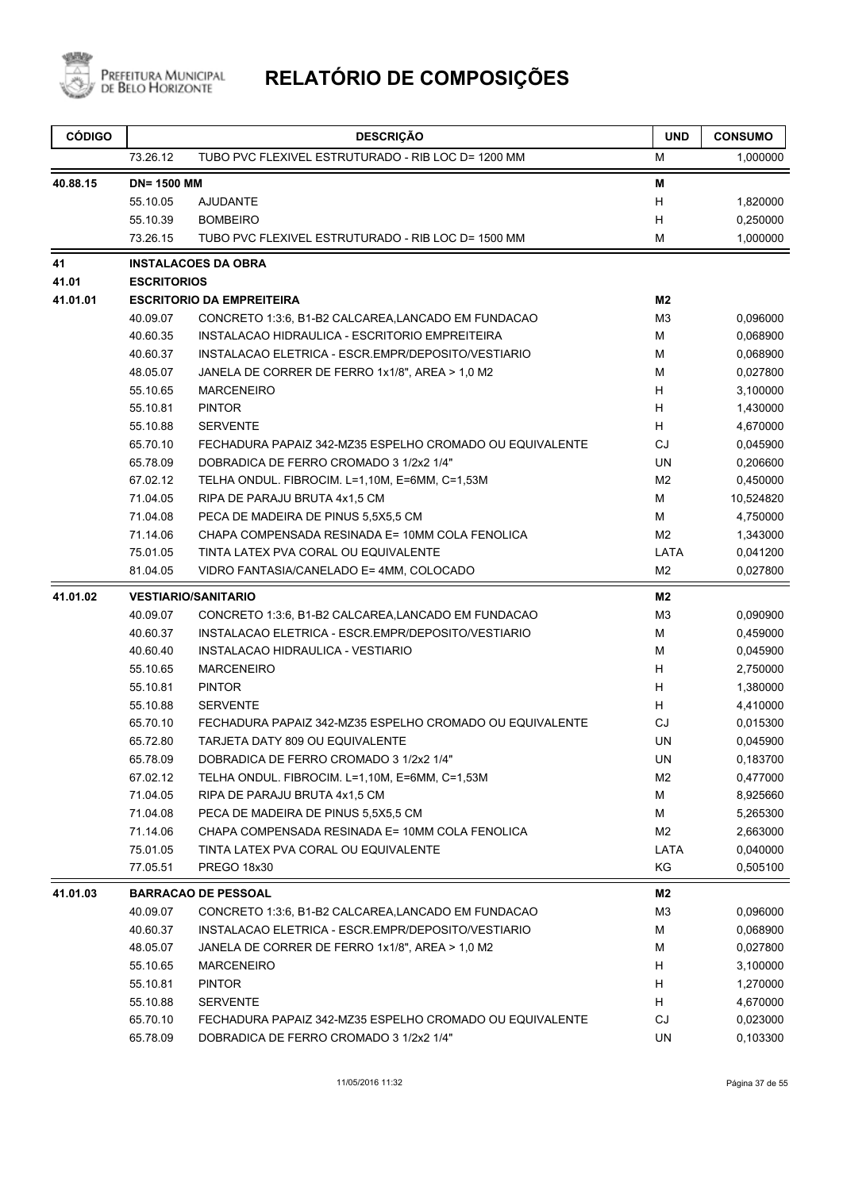# RELATÓRIO DE COMPOSIÇÕES

| CÓDIGO | | DESCRIÇÃO | UND | CONSUMO |
|---|---|---|---|---|
| | 73.26.12 | TUBO PVC FLEXIVEL ESTRUTURADO - RIB LOC D= 1200 MM | M | 1,000000 |
| **40.88.15** | **DN= 1500 MM** | | **M** | |
| | 55.10.05 | AJUDANTE | H | 1,820000 |
| | 55.10.39 | BOMBEIRO | H | 0,250000 |
| | 73.26.15 | TUBO PVC FLEXIVEL ESTRUTURADO - RIB LOC D= 1500 MM | M | 1,000000 |
| **41** | **INSTALACOES DA OBRA** | | | |
| **41.01** | **ESCRITORIOS** | | | |
| **41.01.01** | **ESCRITORIO DA EMPREITEIRA** | | **M2** | |
| | 40.09.07 | CONCRETO 1:3:6, B1-B2 CALCAREA,LANCADO EM FUNDACAO | M3 | 0,096000 |
| | 40.60.35 | INSTALACAO HIDRAULICA - ESCRITORIO EMPREITEIRA | M | 0,068900 |
| | 40.60.37 | INSTALACAO ELETRICA - ESCR.EMPR/DEPOSITO/VESTIARIO | M | 0,068900 |
| | 48.05.07 | JANELA DE CORRER DE FERRO 1x1/8", AREA > 1,0 M2 | M | 0,027800 |
| | 55.10.65 | MARCENEIRO | H | 3,100000 |
| | 55.10.81 | PINTOR | H | 1,430000 |
| | 55.10.88 | SERVENTE | H | 4,670000 |
| | 65.70.10 | FECHADURA PAPAIZ 342-MZ35 ESPELHO CROMADO OU EQUIVALENTE | CJ | 0,045900 |
| | 65.78.09 | DOBRADICA DE FERRO CROMADO 3 1/2x2 1/4" | UN | 0,206600 |
| | 67.02.12 | TELHA ONDUL. FIBROCIM. L=1,10M, E=6MM, C=1,53M | M2 | 0,450000 |
| | 71.04.05 | RIPA DE PARAJU BRUTA 4x1,5 CM | M | 10,524820 |
| | 71.04.08 | PECA DE MADEIRA DE PINUS 5,5X5,5 CM | M | 4,750000 |
| | 71.14.06 | CHAPA COMPENSADA RESINADA E= 10MM COLA FENOLICA | M2 | 1,343000 |
| | 75.01.05 | TINTA LATEX PVA CORAL OU EQUIVALENTE | LATA | 0,041200 |
| | 81.04.05 | VIDRO FANTASIA/CANELADO E= 4MM, COLOCADO | M2 | 0,027800 |
| **41.01.02** | **VESTIARIO/SANITARIO** | | **M2** | |
| | 40.09.07 | CONCRETO 1:3:6, B1-B2 CALCAREA,LANCADO EM FUNDACAO | M3 | 0,090900 |
| | 40.60.37 | INSTALACAO ELETRICA - ESCR.EMPR/DEPOSITO/VESTIARIO | M | 0,459000 |
| | 40.60.40 | INSTALACAO HIDRAULICA - VESTIARIO | M | 0,045900 |
| | 55.10.65 | MARCENEIRO | H | 2,750000 |
| | 55.10.81 | PINTOR | H | 1,380000 |
| | 55.10.88 | SERVENTE | H | 4,410000 |
| | 65.70.10 | FECHADURA PAPAIZ 342-MZ35 ESPELHO CROMADO OU EQUIVALENTE | CJ | 0,015300 |
| | 65.72.80 | TARJETA DATY 809 OU EQUIVALENTE | UN | 0,045900 |
| | 65.78.09 | DOBRADICA DE FERRO CROMADO 3 1/2x2 1/4" | UN | 0,183700 |
| | 67.02.12 | TELHA ONDUL. FIBROCIM. L=1,10M, E=6MM, C=1,53M | M2 | 0,477000 |
| | 71.04.05 | RIPA DE PARAJU BRUTA 4x1,5 CM | M | 8,925660 |
| | 71.04.08 | PECA DE MADEIRA DE PINUS 5,5X5,5 CM | M | 5,265300 |
| | 71.14.06 | CHAPA COMPENSADA RESINADA E= 10MM COLA FENOLICA | M2 | 2,663000 |
| | 75.01.05 | TINTA LATEX PVA CORAL OU EQUIVALENTE | LATA | 0,040000 |
| | 77.05.51 | PREGO 18x30 | KG | 0,505100 |
| **41.01.03** | **BARRACAO DE PESSOAL** | | **M2** | |
| | 40.09.07 | CONCRETO 1:3:6, B1-B2 CALCAREA,LANCADO EM FUNDACAO | M3 | 0,096000 |
| | 40.60.37 | INSTALACAO ELETRICA - ESCR.EMPR/DEPOSITO/VESTIARIO | M | 0,068900 |
| | 48.05.07 | JANELA DE CORRER DE FERRO 1x1/8", AREA > 1,0 M2 | M | 0,027800 |
| | 55.10.65 | MARCENEIRO | H | 3,100000 |
| | 55.10.81 | PINTOR | H | 1,270000 |
| | 55.10.88 | SERVENTE | H | 4,670000 |
| | 65.70.10 | FECHADURA PAPAIZ 342-MZ35 ESPELHO CROMADO OU EQUIVALENTE | CJ | 0,023000 |
| | 65.78.09 | DOBRADICA DE FERRO CROMADO 3 1/2x2 1/4" | UN | 0,103300 |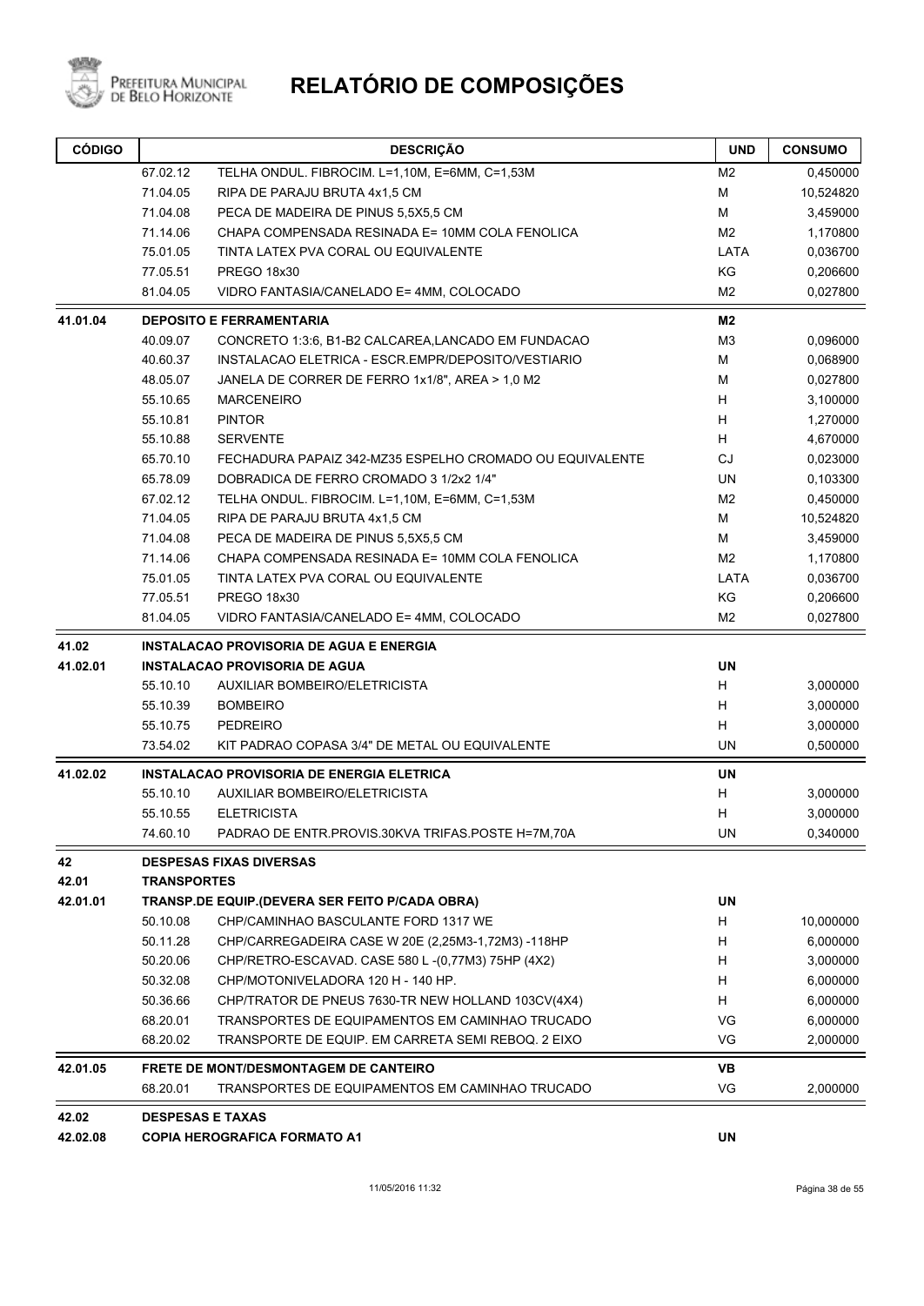# RELATÓRIO DE COMPOSIÇÕES

| CÓDIGO | | DESCRIÇÃO | UND | CONSUMO |
|---|---|---|---|---|
| | 67.02.12 | TELHA ONDUL. FIBROCIM. L=1,10M, E=6MM, C=1,53M | M2 | 0,450000 |
| | 71.04.05 | RIPA DE PARAJU BRUTA 4x1,5 CM | M | 10,524820 |
| | 71.04.08 | PECA DE MADEIRA DE PINUS 5,5X5,5 CM | M | 3,459000 |
| | 71.14.06 | CHAPA COMPENSADA RESINADA E= 10MM COLA FENOLICA | M2 | 1,170800 |
| | 75.01.05 | TINTA LATEX PVA CORAL OU EQUIVALENTE | LATA | 0,036700 |
| | 77.05.51 | PREGO 18x30 | KG | 0,206600 |
| | 81.04.05 | VIDRO FANTASIA/CANELADO E= 4MM, COLOCADO | M2 | 0,027800 |
| **41.01.04** | | **DEPOSITO E FERRAMENTARIA** | **M2** | |
| | 40.09.07 | CONCRETO 1:3:6, B1-B2 CALCAREA,LANCADO EM FUNDACAO | M3 | 0,096000 |
| | 40.60.37 | INSTALACAO ELETRICA - ESCR.EMPR/DEPOSITO/VESTIARIO | M | 0,068900 |
| | 48.05.07 | JANELA DE CORRER DE FERRO 1x1/8", AREA > 1,0 M2 | M | 0,027800 |
| | 55.10.65 | MARCENEIRO | H | 3,100000 |
| | 55.10.81 | PINTOR | H | 1,270000 |
| | 55.10.88 | SERVENTE | H | 4,670000 |
| | 65.70.10 | FECHADURA PAPAIZ 342-MZ35 ESPELHO CROMADO OU EQUIVALENTE | CJ | 0,023000 |
| | 65.78.09 | DOBRADICA DE FERRO CROMADO 3 1/2x2 1/4" | UN | 0,103300 |
| | 67.02.12 | TELHA ONDUL. FIBROCIM. L=1,10M, E=6MM, C=1,53M | M2 | 0,450000 |
| | 71.04.05 | RIPA DE PARAJU BRUTA 4x1,5 CM | M | 10,524820 |
| | 71.04.08 | PECA DE MADEIRA DE PINUS 5,5X5,5 CM | M | 3,459000 |
| | 71.14.06 | CHAPA COMPENSADA RESINADA E= 10MM COLA FENOLICA | M2 | 1,170800 |
| | 75.01.05 | TINTA LATEX PVA CORAL OU EQUIVALENTE | LATA | 0,036700 |
| | 77.05.51 | PREGO 18x30 | KG | 0,206600 |
| | 81.04.05 | VIDRO FANTASIA/CANELADO E= 4MM, COLOCADO | M2 | 0,027800 |
| **41.02** | | **INSTALACAO PROVISORIA DE AGUA E ENERGIA** | | |
| **41.02.01** | | **INSTALACAO PROVISORIA DE AGUA** | **UN** | |
| | 55.10.10 | AUXILIAR BOMBEIRO/ELETRICISTA | H | 3,000000 |
| | 55.10.39 | BOMBEIRO | H | 3,000000 |
| | 55.10.75 | PEDREIRO | H | 3,000000 |
| | 73.54.02 | KIT PADRAO COPASA 3/4" DE METAL OU EQUIVALENTE | UN | 0,500000 |
| **41.02.02** | | **INSTALACAO PROVISORIA DE ENERGIA ELETRICA** | **UN** | |
| | 55.10.10 | AUXILIAR BOMBEIRO/ELETRICISTA | H | 3,000000 |
| | 55.10.55 | ELETRICISTA | H | 3,000000 |
| | 74.60.10 | PADRAO DE ENTR.PROVIS.30KVA TRIFAS.POSTE H=7M,70A | UN | 0,340000 |
| **42** | | **DESPESAS FIXAS DIVERSAS** | | |
| **42.01** | | **TRANSPORTES** | | |
| **42.01.01** | | **TRANSP.DE EQUIP.(DEVERA SER FEITO P/CADA OBRA)** | **UN** | |
| | 50.10.08 | CHP/CAMINHAO BASCULANTE FORD 1317 WE | H | 10,000000 |
| | 50.11.28 | CHP/CARREGADEIRA CASE W 20E (2,25M3-1,72M3) -118HP | H | 6,000000 |
| | 50.20.06 | CHP/RETRO-ESCAVAD. CASE 580 L -(0,77M3) 75HP (4X2) | H | 3,000000 |
| | 50.32.08 | CHP/MOTONIVELADORA 120 H - 140 HP. | H | 6,000000 |
| | 50.36.66 | CHP/TRATOR DE PNEUS 7630-TR NEW HOLLAND 103CV(4X4) | H | 6,000000 |
| | 68.20.01 | TRANSPORTES DE EQUIPAMENTOS EM CAMINHAO TRUCADO | VG | 6,000000 |
| | 68.20.02 | TRANSPORTE DE EQUIP. EM CARRETA SEMI REBOQ. 2 EIXO | VG | 2,000000 |
| **42.01.05** | | **FRETE DE MONT/DESMONTAGEM DE CANTEIRO** | **VB** | |
| | 68.20.01 | TRANSPORTES DE EQUIPAMENTOS EM CAMINHAO TRUCADO | VG | 2,000000 |
| **42.02** | | **DESPESAS E TAXAS** | | |
| **42.02.08** | | **COPIA HEROGRAFICA FORMATO A1** | **UN** | |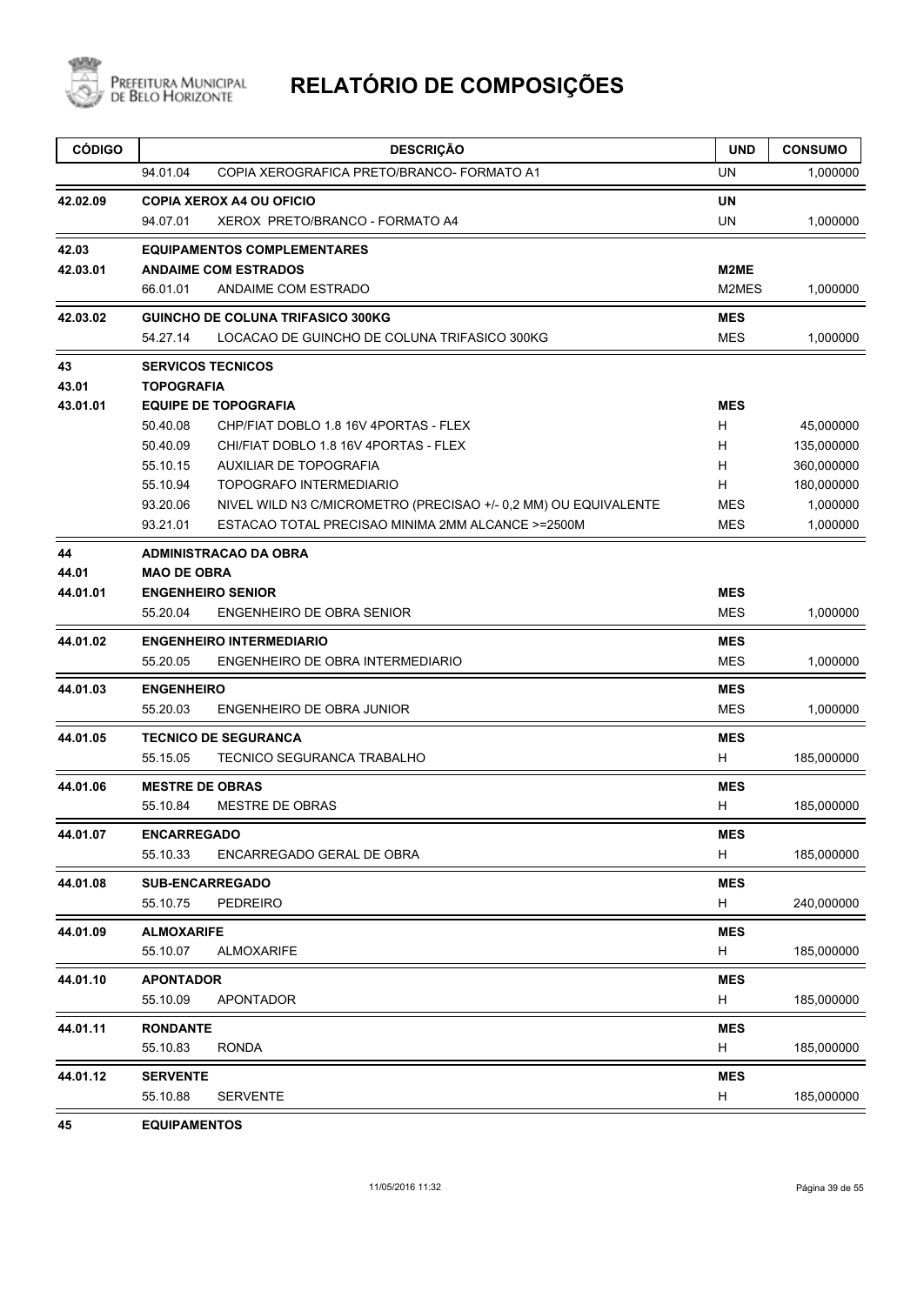# RELATÓRIO DE COMPOSIÇÕES

| CÓDIGO | DESCRIÇÃO | | UND | CONSUMO |
|---|---|---|---|---|
| | 94.01.04 | COPIA XEROGRAFICA PRETO/BRANCO- FORMATO A1 | UN | 1,000000 |
| **42.02.09** | **COPIA XEROX A4 OU OFICIO** | | **UN** | |
| | 94.07.01 | XEROX PRETO/BRANCO - FORMATO A4 | UN | 1,000000 |
| **42.03** | **EQUIPAMENTOS COMPLEMENTARES** | | | |
| **42.03.01** | **ANDAIME COM ESTRADOS** | | **M2ME** | |
| | 66.01.01 | ANDAIME COM ESTRADO | M2MES | 1,000000 |
| **42.03.02** | **GUINCHO DE COLUNA TRIFASICO 300KG** | | **MES** | |
| | 54.27.14 | LOCACAO DE GUINCHO DE COLUNA TRIFASICO 300KG | MES | 1,000000 |
| **43** | **SERVICOS TECNICOS** | | | |
| **43.01** | **TOPOGRAFIA** | | | |
| **43.01.01** | **EQUIPE DE TOPOGRAFIA** | | **MES** | |
| | 50.40.08 | CHP/FIAT DOBLO 1.8 16V 4PORTAS - FLEX | H | 45,000000 |
| | 50.40.09 | CHI/FIAT DOBLO 1.8 16V 4PORTAS - FLEX | H | 135,000000 |
| | 55.10.15 | AUXILIAR DE TOPOGRAFIA | H | 360,000000 |
| | 55.10.94 | TOPOGRAFO INTERMEDIARIO | H | 180,000000 |
| | 93.20.06 | NIVEL WILD N3 C/MICROMETRO (PRECISAO +/- 0,2 MM) OU EQUIVALENTE | MES | 1,000000 |
| | 93.21.01 | ESTACAO TOTAL PRECISAO MINIMA 2MM ALCANCE >=2500M | MES | 1,000000 |
| **44** | **ADMINISTRACAO DA OBRA** | | | |
| **44.01** | **MAO DE OBRA** | | | |
| **44.01.01** | **ENGENHEIRO SENIOR** | | **MES** | |
| | 55.20.04 | ENGENHEIRO DE OBRA SENIOR | MES | 1,000000 |
| **44.01.02** | **ENGENHEIRO INTERMEDIARIO** | | **MES** | |
| | 55.20.05 | ENGENHEIRO DE OBRA INTERMEDIARIO | MES | 1,000000 |
| **44.01.03** | **ENGENHEIRO** | | **MES** | |
| | 55.20.03 | ENGENHEIRO DE OBRA JUNIOR | MES | 1,000000 |
| **44.01.05** | **TECNICO DE SEGURANCA** | | **MES** | |
| | 55.15.05 | TECNICO SEGURANCA TRABALHO | H | 185,000000 |
| **44.01.06** | **MESTRE DE OBRAS** | | **MES** | |
| | 55.10.84 | MESTRE DE OBRAS | H | 185,000000 |
| **44.01.07** | **ENCARREGADO** | | **MES** | |
| | 55.10.33 | ENCARREGADO GERAL DE OBRA | H | 185,000000 |
| **44.01.08** | **SUB-ENCARREGADO** | | **MES** | |
| | 55.10.75 | PEDREIRO | H | 240,000000 |
| **44.01.09** | **ALMOXARIFE** | | **MES** | |
| | 55.10.07 | ALMOXARIFE | H | 185,000000 |
| **44.01.10** | **APONTADOR** | | **MES** | |
| | 55.10.09 | APONTADOR | H | 185,000000 |
| **44.01.11** | **RONDANTE** | | **MES** | |
| | 55.10.83 | RONDA | H | 185,000000 |
| **44.01.12** | **SERVENTE** | | **MES** | |
| | 55.10.88 | SERVENTE | H | 185,000000 |
| **45** | **EQUIPAMENTOS** | | | |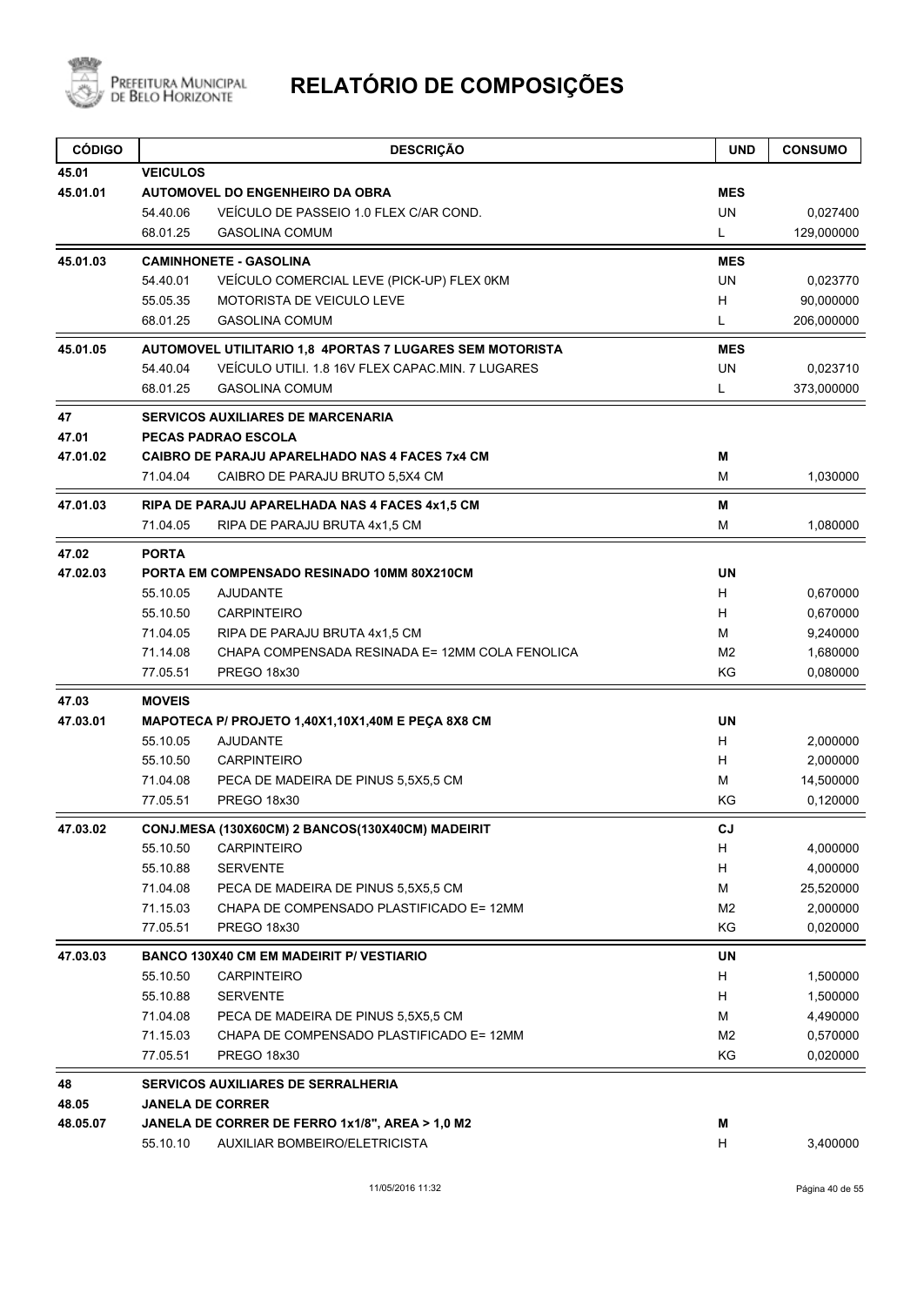# RELATÓRIO DE COMPOSIÇÕES

| CÓDIGO | DESCRIÇÃO | | UND | CONSUMO |
|---|---|---|---|---|
| 45.01 | **VEICULOS** | | | |
| 45.01.01 | **AUTOMOVEL DO ENGENHEIRO DA OBRA** | | **MES** | |
| | 54.40.06 | VEÍCULO DE PASSEIO 1.0 FLEX C/AR COND. | UN | 0,027400 |
| | 68.01.25 | GASOLINA COMUM | L | 129,000000 |
| 45.01.03 | **CAMINHONETE - GASOLINA** | | **MES** | |
| | 54.40.01 | VEÍCULO COMERCIAL LEVE (PICK-UP) FLEX 0KM | UN | 0,023770 |
| | 55.05.35 | MOTORISTA DE VEICULO LEVE | H | 90,000000 |
| | 68.01.25 | GASOLINA COMUM | L | 206,000000 |
| 45.01.05 | **AUTOMOVEL UTILITARIO 1,8 4PORTAS 7 LUGARES SEM MOTORISTA** | | **MES** | |
| | 54.40.04 | VEÍCULO UTILI. 1.8 16V FLEX CAPAC.MIN. 7 LUGARES | UN | 0,023710 |
| | 68.01.25 | GASOLINA COMUM | L | 373,000000 |
| 47 | **SERVICOS AUXILIARES DE MARCENARIA** | | | |
| 47.01 | **PECAS PADRAO ESCOLA** | | | |
| 47.01.02 | **CAIBRO DE PARAJU APARELHADO NAS 4 FACES 7x4 CM** | | **M** | |
| | 71.04.04 | CAIBRO DE PARAJU BRUTO 5,5X4 CM | M | 1,030000 |
| 47.01.03 | **RIPA DE PARAJU APARELHADA NAS 4 FACES 4x1,5 CM** | | **M** | |
| | 71.04.05 | RIPA DE PARAJU BRUTA 4x1,5 CM | M | 1,080000 |
| 47.02 | **PORTA** | | | |
| 47.02.03 | **PORTA EM COMPENSADO RESINADO 10MM 80X210CM** | | **UN** | |
| | 55.10.05 | AJUDANTE | H | 0,670000 |
| | 55.10.50 | CARPINTEIRO | H | 0,670000 |
| | 71.04.05 | RIPA DE PARAJU BRUTA 4x1,5 CM | M | 9,240000 |
| | 71.14.08 | CHAPA COMPENSADA RESINADA E= 12MM COLA FENOLICA | M2 | 1,680000 |
| | 77.05.51 | PREGO 18x30 | KG | 0,080000 |
| 47.03 | **MOVEIS** | | | |
| 47.03.01 | **MAPOTECA P/ PROJETO 1,40X1,10X1,40M E PEÇA 8X8 CM** | | **UN** | |
| | 55.10.05 | AJUDANTE | H | 2,000000 |
| | 55.10.50 | CARPINTEIRO | H | 2,000000 |
| | 71.04.08 | PECA DE MADEIRA DE PINUS 5,5X5,5 CM | M | 14,500000 |
| | 77.05.51 | PREGO 18x30 | KG | 0,120000 |
| 47.03.02 | **CONJ.MESA (130X60CM) 2 BANCOS(130X40CM) MADEIRIT** | | **CJ** | |
| | 55.10.50 | CARPINTEIRO | H | 4,000000 |
| | 55.10.88 | SERVENTE | H | 4,000000 |
| | 71.04.08 | PECA DE MADEIRA DE PINUS 5,5X5,5 CM | M | 25,520000 |
| | 71.15.03 | CHAPA DE COMPENSADO PLASTIFICADO E= 12MM | M2 | 2,000000 |
| | 77.05.51 | PREGO 18x30 | KG | 0,020000 |
| 47.03.03 | **BANCO 130X40 CM EM MADEIRIT P/ VESTIARIO** | | **UN** | |
| | 55.10.50 | CARPINTEIRO | H | 1,500000 |
| | 55.10.88 | SERVENTE | H | 1,500000 |
| | 71.04.08 | PECA DE MADEIRA DE PINUS 5,5X5,5 CM | M | 4,490000 |
| | 71.15.03 | CHAPA DE COMPENSADO PLASTIFICADO E= 12MM | M2 | 0,570000 |
| | 77.05.51 | PREGO 18x30 | KG | 0,020000 |
| 48 | **SERVICOS AUXILIARES DE SERRALHERIA** | | | |
| 48.05 | **JANELA DE CORRER** | | | |
| 48.05.07 | **JANELA DE CORRER DE FERRO 1x1/8", AREA > 1,0 M2** | | **M** | |
| | 55.10.10 | AUXILIAR BOMBEIRO/ELETRICISTA | H | 3,400000 |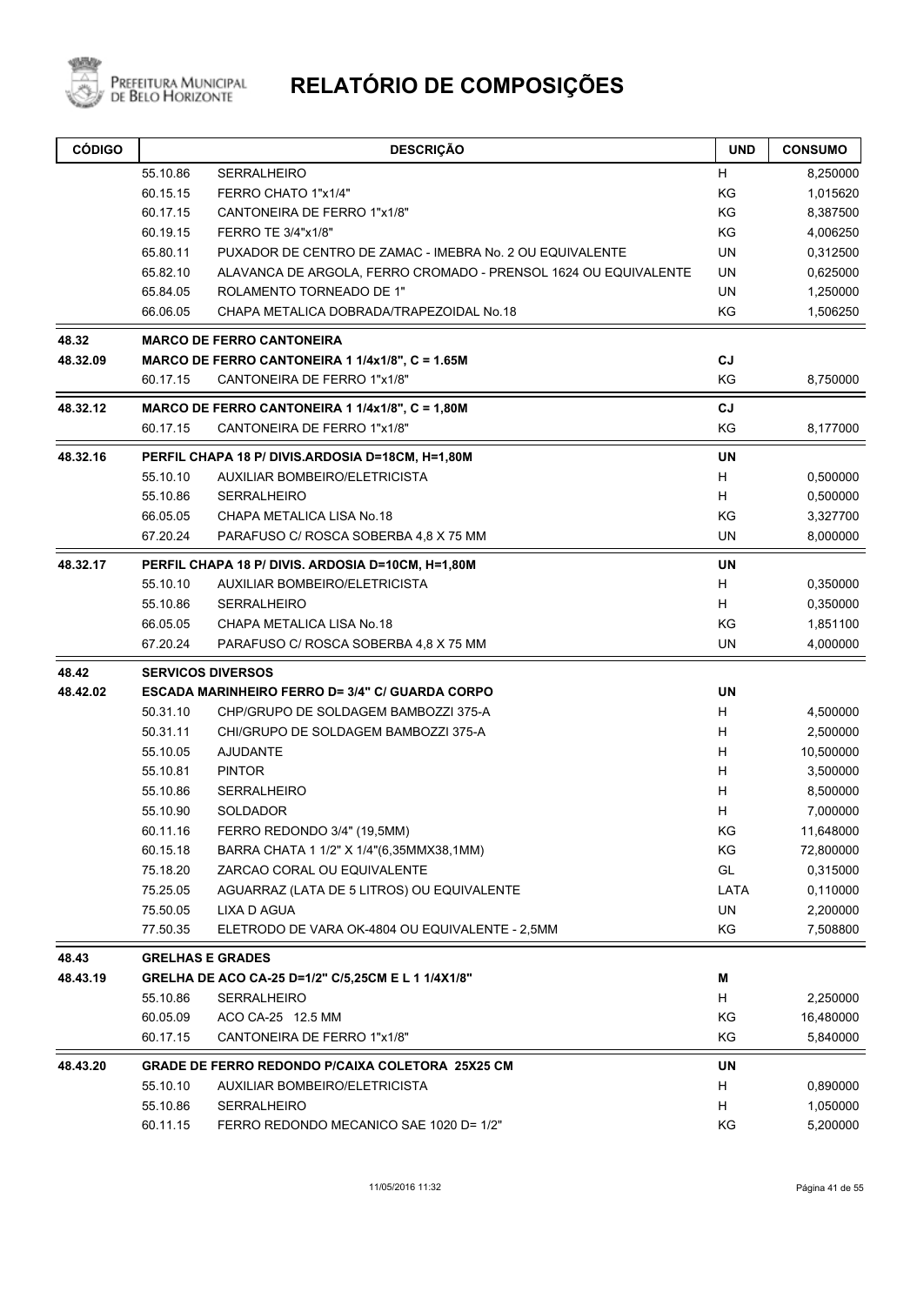# RELATÓRIO DE COMPOSIÇÕES

| CÓDIGO | | DESCRIÇÃO | UND | CONSUMO |
|---|---|---|---|---|
| | 55.10.86 | SERRALHEIRO | H | 8,250000 |
| | 60.15.15 | FERRO CHATO 1"x1/4" | KG | 1,015620 |
| | 60.17.15 | CANTONEIRA DE FERRO 1"x1/8" | KG | 8,387500 |
| | 60.19.15 | FERRO TE 3/4"x1/8" | KG | 4,006250 |
| | 65.80.11 | PUXADOR DE CENTRO DE ZAMAC - IMEBRA No. 2 OU EQUIVALENTE | UN | 0,312500 |
| | 65.82.10 | ALAVANCA DE ARGOLA, FERRO CROMADO - PRENSOL 1624 OU EQUIVALENTE | UN | 0,625000 |
| | 65.84.05 | ROLAMENTO TORNEADO DE 1" | UN | 1,250000 |
| | 66.06.05 | CHAPA METALICA DOBRADA/TRAPEZOIDAL No.18 | KG | 1,506250 |
| **48.32** | **MARCO DE FERRO CANTONEIRA** | | | |
| **48.32.09** | **MARCO DE FERRO CANTONEIRA 1 1/4x1/8", C = 1.65M** | | **CJ** | |
| | 60.17.15 | CANTONEIRA DE FERRO 1"x1/8" | KG | 8,750000 |
| **48.32.12** | **MARCO DE FERRO CANTONEIRA 1 1/4x1/8", C = 1,80M** | | **CJ** | |
| | 60.17.15 | CANTONEIRA DE FERRO 1"x1/8" | KG | 8,177000 |
| **48.32.16** | **PERFIL CHAPA 18 P/ DIVIS.ARDOSIA D=18CM, H=1,80M** | | **UN** | |
| | 55.10.10 | AUXILIAR BOMBEIRO/ELETRICISTA | H | 0,500000 |
| | 55.10.86 | SERRALHEIRO | H | 0,500000 |
| | 66.05.05 | CHAPA METALICA LISA No.18 | KG | 3,327700 |
| | 67.20.24 | PARAFUSO C/ ROSCA SOBERBA 4,8 X 75 MM | UN | 8,000000 |
| **48.32.17** | **PERFIL CHAPA 18 P/ DIVIS. ARDOSIA D=10CM, H=1,80M** | | **UN** | |
| | 55.10.10 | AUXILIAR BOMBEIRO/ELETRICISTA | H | 0,350000 |
| | 55.10.86 | SERRALHEIRO | H | 0,350000 |
| | 66.05.05 | CHAPA METALICA LISA No.18 | KG | 1,851100 |
| | 67.20.24 | PARAFUSO C/ ROSCA SOBERBA 4,8 X 75 MM | UN | 4,000000 |
| **48.42** | **SERVICOS DIVERSOS** | | | |
| **48.42.02** | **ESCADA MARINHEIRO FERRO D= 3/4" C/ GUARDA CORPO** | | **UN** | |
| | 50.31.10 | CHP/GRUPO DE SOLDAGEM BAMBOZZI 375-A | H | 4,500000 |
| | 50.31.11 | CHI/GRUPO DE SOLDAGEM BAMBOZZI 375-A | H | 2,500000 |
| | 55.10.05 | AJUDANTE | H | 10,500000 |
| | 55.10.81 | PINTOR | H | 3,500000 |
| | 55.10.86 | SERRALHEIRO | H | 8,500000 |
| | 55.10.90 | SOLDADOR | H | 7,000000 |
| | 60.11.16 | FERRO REDONDO 3/4" (19,5MM) | KG | 11,648000 |
| | 60.15.18 | BARRA CHATA 1 1/2" X 1/4"(6,35MMX38,1MM) | KG | 72,800000 |
| | 75.18.20 | ZARCAO CORAL OU EQUIVALENTE | GL | 0,315000 |
| | 75.25.05 | AGUARRAZ (LATA DE 5 LITROS) OU EQUIVALENTE | LATA | 0,110000 |
| | 75.50.05 | LIXA D AGUA | UN | 2,200000 |
| | 77.50.35 | ELETRODO DE VARA OK-4804 OU EQUIVALENTE - 2,5MM | KG | 7,508800 |
| **48.43** | **GRELHAS E GRADES** | | | |
| **48.43.19** | **GRELHA DE ACO CA-25 D=1/2" C/5,25CM E L 1 1/4X1/8"** | | **M** | |
| | 55.10.86 | SERRALHEIRO | H | 2,250000 |
| | 60.05.09 | ACO CA-25 12.5 MM | KG | 16,480000 |
| | 60.17.15 | CANTONEIRA DE FERRO 1"x1/8" | KG | 5,840000 |
| **48.43.20** | **GRADE DE FERRO REDONDO P/CAIXA COLETORA 25X25 CM** | | **UN** | |
| | 55.10.10 | AUXILIAR BOMBEIRO/ELETRICISTA | H | 0,890000 |
| | 55.10.86 | SERRALHEIRO | H | 1,050000 |
| | 60.11.15 | FERRO REDONDO MECANICO SAE 1020 D= 1/2" | KG | 5,200000 |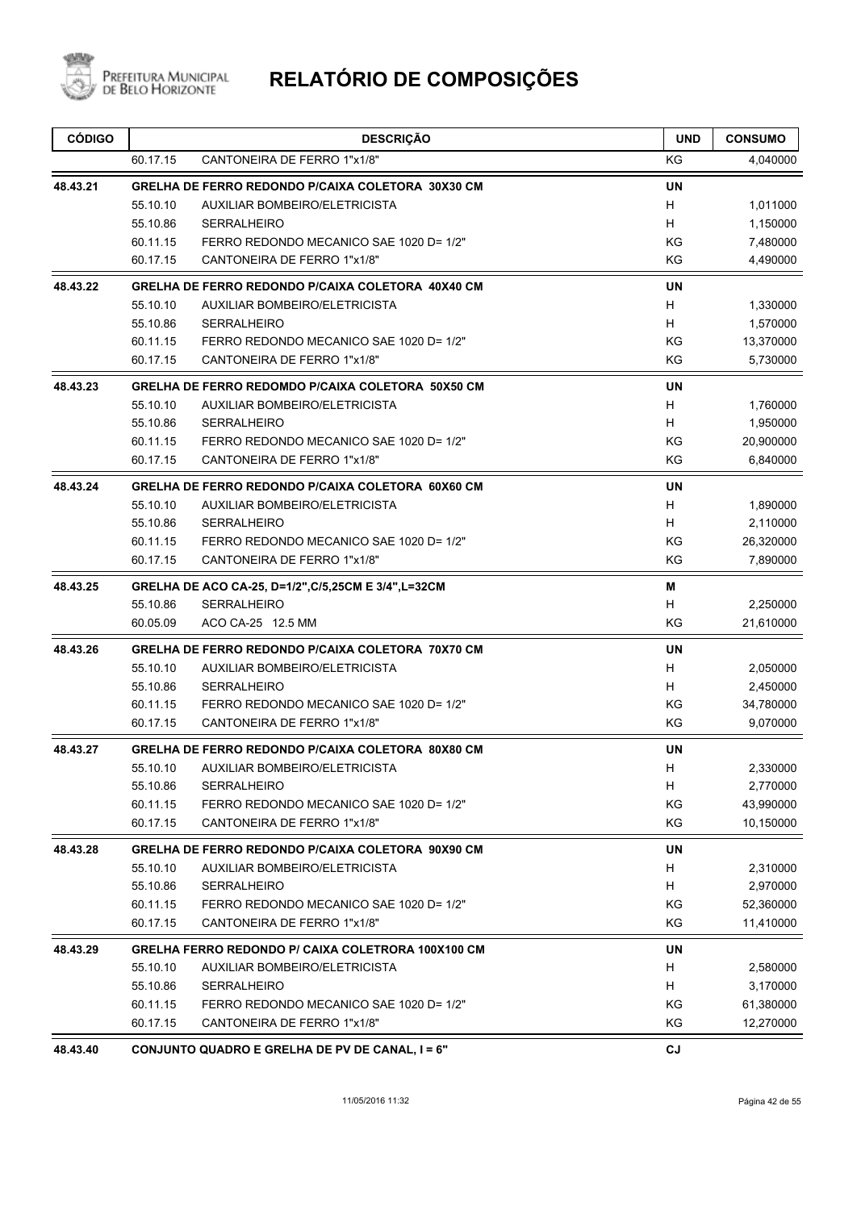# RELATÓRIO DE COMPOSIÇÕES

Prefeitura Municipal de Belo Horizonte

| CÓDIGO | | DESCRIÇÃO | UND | CONSUMO |
|---|---|---|---|---|
| | 60.17.15 | CANTONEIRA DE FERRO 1"x1/8" | KG | 4,040000 |
| **48.43.21** | | **GRELHA DE FERRO REDONDO P/CAIXA COLETORA 30X30 CM** | **UN** | |
| | 55.10.10 | AUXILIAR BOMBEIRO/ELETRICISTA | H | 1,011000 |
| | 55.10.86 | SERRALHEIRO | H | 1,150000 |
| | 60.11.15 | FERRO REDONDO MECANICO SAE 1020 D= 1/2" | KG | 7,480000 |
| | 60.17.15 | CANTONEIRA DE FERRO 1"x1/8" | KG | 4,490000 |
| **48.43.22** | | **GRELHA DE FERRO REDONDO P/CAIXA COLETORA 40X40 CM** | **UN** | |
| | 55.10.10 | AUXILIAR BOMBEIRO/ELETRICISTA | H | 1,330000 |
| | 55.10.86 | SERRALHEIRO | H | 1,570000 |
| | 60.11.15 | FERRO REDONDO MECANICO SAE 1020 D= 1/2" | KG | 13,370000 |
| | 60.17.15 | CANTONEIRA DE FERRO 1"x1/8" | KG | 5,730000 |
| **48.43.23** | | **GRELHA DE FERRO REDOMDO P/CAIXA COLETORA 50X50 CM** | **UN** | |
| | 55.10.10 | AUXILIAR BOMBEIRO/ELETRICISTA | H | 1,760000 |
| | 55.10.86 | SERRALHEIRO | H | 1,950000 |
| | 60.11.15 | FERRO REDONDO MECANICO SAE 1020 D= 1/2" | KG | 20,900000 |
| | 60.17.15 | CANTONEIRA DE FERRO 1"x1/8" | KG | 6,840000 |
| **48.43.24** | | **GRELHA DE FERRO REDONDO P/CAIXA COLETORA 60X60 CM** | **UN** | |
| | 55.10.10 | AUXILIAR BOMBEIRO/ELETRICISTA | H | 1,890000 |
| | 55.10.86 | SERRALHEIRO | H | 2,110000 |
| | 60.11.15 | FERRO REDONDO MECANICO SAE 1020 D= 1/2" | KG | 26,320000 |
| | 60.17.15 | CANTONEIRA DE FERRO 1"x1/8" | KG | 7,890000 |
| **48.43.25** | | **GRELHA DE ACO CA-25, D=1/2",C/5,25CM E 3/4",L=32CM** | **M** | |
| | 55.10.86 | SERRALHEIRO | H | 2,250000 |
| | 60.05.09 | ACO CA-25 12.5 MM | KG | 21,610000 |
| **48.43.26** | | **GRELHA DE FERRO REDONDO P/CAIXA COLETORA 70X70 CM** | **UN** | |
| | 55.10.10 | AUXILIAR BOMBEIRO/ELETRICISTA | H | 2,050000 |
| | 55.10.86 | SERRALHEIRO | H | 2,450000 |
| | 60.11.15 | FERRO REDONDO MECANICO SAE 1020 D= 1/2" | KG | 34,780000 |
| | 60.17.15 | CANTONEIRA DE FERRO 1"x1/8" | KG | 9,070000 |
| **48.43.27** | | **GRELHA DE FERRO REDONDO P/CAIXA COLETORA 80X80 CM** | **UN** | |
| | 55.10.10 | AUXILIAR BOMBEIRO/ELETRICISTA | H | 2,330000 |
| | 55.10.86 | SERRALHEIRO | H | 2,770000 |
| | 60.11.15 | FERRO REDONDO MECANICO SAE 1020 D= 1/2" | KG | 43,990000 |
| | 60.17.15 | CANTONEIRA DE FERRO 1"x1/8" | KG | 10,150000 |
| **48.43.28** | | **GRELHA DE FERRO REDONDO P/CAIXA COLETORA 90X90 CM** | **UN** | |
| | 55.10.10 | AUXILIAR BOMBEIRO/ELETRICISTA | H | 2,310000 |
| | 55.10.86 | SERRALHEIRO | H | 2,970000 |
| | 60.11.15 | FERRO REDONDO MECANICO SAE 1020 D= 1/2" | KG | 52,360000 |
| | 60.17.15 | CANTONEIRA DE FERRO 1"x1/8" | KG | 11,410000 |
| **48.43.29** | | **GRELHA FERRO REDONDO P/ CAIXA COLETRORA 100X100 CM** | **UN** | |
| | 55.10.10 | AUXILIAR BOMBEIRO/ELETRICISTA | H | 2,580000 |
| | 55.10.86 | SERRALHEIRO | H | 3,170000 |
| | 60.11.15 | FERRO REDONDO MECANICO SAE 1020 D= 1/2" | KG | 61,380000 |
| | 60.17.15 | CANTONEIRA DE FERRO 1"x1/8" | KG | 12,270000 |
| **48.43.40** | | **CONJUNTO QUADRO E GRELHA DE PV DE CANAL, I = 6"** | **CJ** | |

11/05/2016 11:32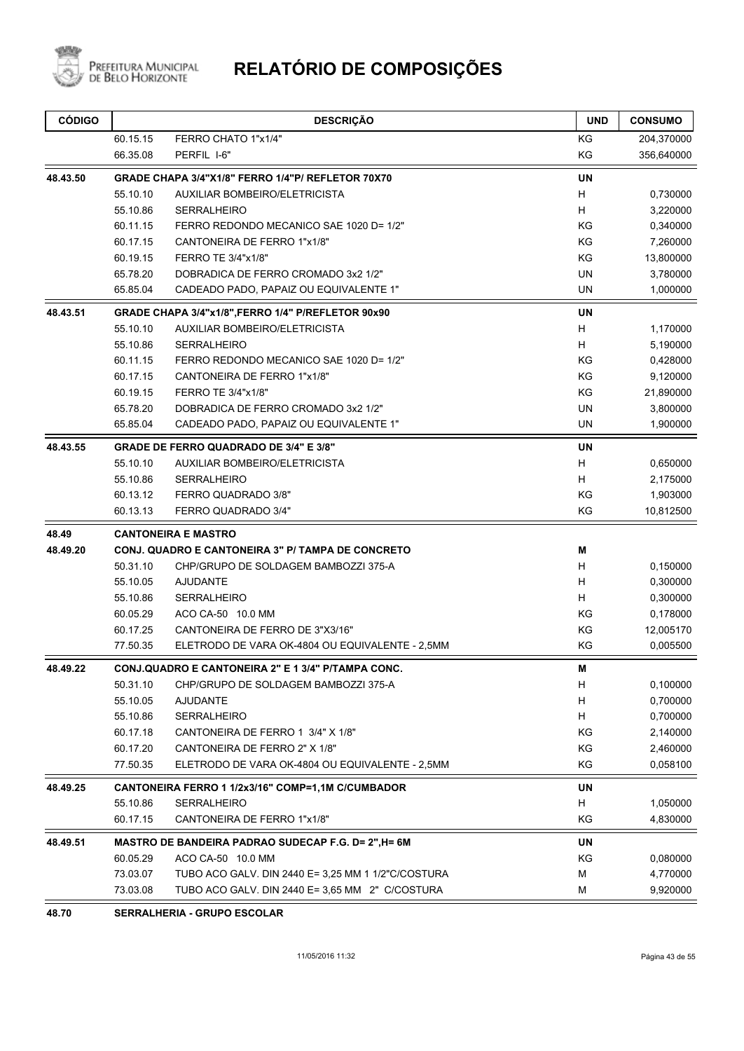# RELATÓRIO DE COMPOSIÇÕES

| CÓDIGO | | DESCRIÇÃO | UND | CONSUMO |
|---|---|---|---|---|
| | 60.15.15 | FERRO CHATO 1"x1/4" | KG | 204,370000 |
| | 66.35.08 | PERFIL I-6" | KG | 356,640000 |
| **48.43.50** | | **GRADE CHAPA 3/4"X1/8" FERRO 1/4"P/ REFLETOR 70X70** | **UN** | |
| | 55.10.10 | AUXILIAR BOMBEIRO/ELETRICISTA | H | 0,730000 |
| | 55.10.86 | SERRALHEIRO | H | 3,220000 |
| | 60.11.15 | FERRO REDONDO MECANICO SAE 1020 D= 1/2" | KG | 0,340000 |
| | 60.17.15 | CANTONEIRA DE FERRO 1"x1/8" | KG | 7,260000 |
| | 60.19.15 | FERRO TE 3/4"x1/8" | KG | 13,800000 |
| | 65.78.20 | DOBRADICA DE FERRO CROMADO 3x2 1/2" | UN | 3,780000 |
| | 65.85.04 | CADEADO PADO, PAPAIZ OU EQUIVALENTE 1" | UN | 1,000000 |
| **48.43.51** | | **GRADE CHAPA 3/4"x1/8",FERRO 1/4" P/REFLETOR 90x90** | **UN** | |
| | 55.10.10 | AUXILIAR BOMBEIRO/ELETRICISTA | H | 1,170000 |
| | 55.10.86 | SERRALHEIRO | H | 5,190000 |
| | 60.11.15 | FERRO REDONDO MECANICO SAE 1020 D= 1/2" | KG | 0,428000 |
| | 60.17.15 | CANTONEIRA DE FERRO 1"x1/8" | KG | 9,120000 |
| | 60.19.15 | FERRO TE 3/4"x1/8" | KG | 21,890000 |
| | 65.78.20 | DOBRADICA DE FERRO CROMADO 3x2 1/2" | UN | 3,800000 |
| | 65.85.04 | CADEADO PADO, PAPAIZ OU EQUIVALENTE 1" | UN | 1,900000 |
| **48.43.55** | | **GRADE DE FERRO QUADRADO DE 3/4" E 3/8"** | **UN** | |
| | 55.10.10 | AUXILIAR BOMBEIRO/ELETRICISTA | H | 0,650000 |
| | 55.10.86 | SERRALHEIRO | H | 2,175000 |
| | 60.13.12 | FERRO QUADRADO 3/8" | KG | 1,903000 |
| | 60.13.13 | FERRO QUADRADO 3/4" | KG | 10,812500 |
| **48.49** | | **CANTONEIRA E MASTRO** | | |
| **48.49.20** | | **CONJ. QUADRO E CANTONEIRA 3" P/ TAMPA DE CONCRETO** | **M** | |
| | 50.31.10 | CHP/GRUPO DE SOLDAGEM BAMBOZZI 375-A | H | 0,150000 |
| | 55.10.05 | AJUDANTE | H | 0,300000 |
| | 55.10.86 | SERRALHEIRO | H | 0,300000 |
| | 60.05.29 | ACO CA-50 10.0 MM | KG | 0,178000 |
| | 60.17.25 | CANTONEIRA DE FERRO DE 3"X3/16" | KG | 12,005170 |
| | 77.50.35 | ELETRODO DE VARA OK-4804 OU EQUIVALENTE - 2,5MM | KG | 0,005500 |
| **48.49.22** | | **CONJ.QUADRO E CANTONEIRA 2" E 1 3/4" P/TAMPA CONC.** | **M** | |
| | 50.31.10 | CHP/GRUPO DE SOLDAGEM BAMBOZZI 375-A | H | 0,100000 |
| | 55.10.05 | AJUDANTE | H | 0,700000 |
| | 55.10.86 | SERRALHEIRO | H | 0,700000 |
| | 60.17.18 | CANTONEIRA DE FERRO 1 3/4" X 1/8" | KG | 2,140000 |
| | 60.17.20 | CANTONEIRA DE FERRO 2" X 1/8" | KG | 2,460000 |
| | 77.50.35 | ELETRODO DE VARA OK-4804 OU EQUIVALENTE - 2,5MM | KG | 0,058100 |
| **48.49.25** | | **CANTONEIRA FERRO 1 1/2x3/16" COMP=1,1M C/CUMBADOR** | **UN** | |
| | 55.10.86 | SERRALHEIRO | H | 1,050000 |
| | 60.17.15 | CANTONEIRA DE FERRO 1"x1/8" | KG | 4,830000 |
| **48.49.51** | | **MASTRO DE BANDEIRA PADRAO SUDECAP F.G. D= 2",H= 6M** | **UN** | |
| | 60.05.29 | ACO CA-50 10.0 MM | KG | 0,080000 |
| | 73.03.07 | TUBO ACO GALV. DIN 2440 E= 3,25 MM 1 1/2"C/COSTURA | M | 4,770000 |
| | 73.03.08 | TUBO ACO GALV. DIN 2440 E= 3,65 MM 2" C/COSTURA | M | 9,920000 |
| **48.70** | | **SERRALHERIA - GRUPO ESCOLAR** | | |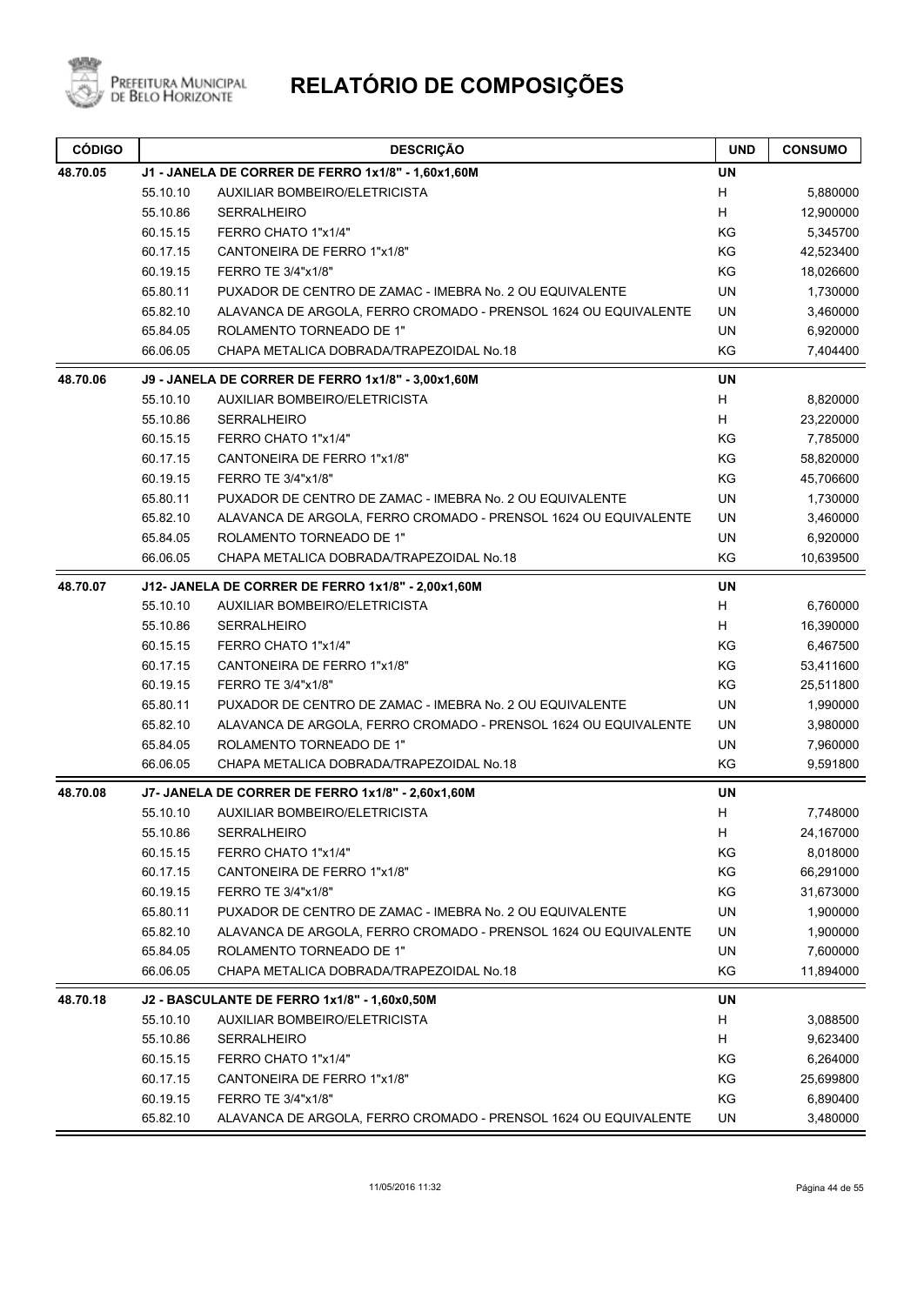# RELATÓRIO DE COMPOSIÇÕES

| CÓDIGO | | DESCRIÇÃO | UND | CONSUMO |
|---|---|---|---|---|
| **48.70.05** | | **J1 - JANELA DE CORRER DE FERRO 1x1/8" - 1,60x1,60M** | **UN** | |
| | 55.10.10 | AUXILIAR BOMBEIRO/ELETRICISTA | H | 5,880000 |
| | 55.10.86 | SERRALHEIRO | H | 12,900000 |
| | 60.15.15 | FERRO CHATO 1"x1/4" | KG | 5,345700 |
| | 60.17.15 | CANTONEIRA DE FERRO 1"x1/8" | KG | 42,523400 |
| | 60.19.15 | FERRO TE 3/4"x1/8" | KG | 18,026600 |
| | 65.80.11 | PUXADOR DE CENTRO DE ZAMAC - IMEBRA No. 2 OU EQUIVALENTE | UN | 1,730000 |
| | 65.82.10 | ALAVANCA DE ARGOLA, FERRO CROMADO - PRENSOL 1624 OU EQUIVALENTE | UN | 3,460000 |
| | 65.84.05 | ROLAMENTO TORNEADO DE 1" | UN | 6,920000 |
| | 66.06.05 | CHAPA METALICA DOBRADA/TRAPEZOIDAL No.18 | KG | 7,404400 |
| **48.70.06** | | **J9 - JANELA DE CORRER DE FERRO 1x1/8" - 3,00x1,60M** | **UN** | |
| | 55.10.10 | AUXILIAR BOMBEIRO/ELETRICISTA | H | 8,820000 |
| | 55.10.86 | SERRALHEIRO | H | 23,220000 |
| | 60.15.15 | FERRO CHATO 1"x1/4" | KG | 7,785000 |
| | 60.17.15 | CANTONEIRA DE FERRO 1"x1/8" | KG | 58,820000 |
| | 60.19.15 | FERRO TE 3/4"x1/8" | KG | 45,706600 |
| | 65.80.11 | PUXADOR DE CENTRO DE ZAMAC - IMEBRA No. 2 OU EQUIVALENTE | UN | 1,730000 |
| | 65.82.10 | ALAVANCA DE ARGOLA, FERRO CROMADO - PRENSOL 1624 OU EQUIVALENTE | UN | 3,460000 |
| | 65.84.05 | ROLAMENTO TORNEADO DE 1" | UN | 6,920000 |
| | 66.06.05 | CHAPA METALICA DOBRADA/TRAPEZOIDAL No.18 | KG | 10,639500 |
| **48.70.07** | | **J12- JANELA DE CORRER DE FERRO 1x1/8" - 2,00x1,60M** | **UN** | |
| | 55.10.10 | AUXILIAR BOMBEIRO/ELETRICISTA | H | 6,760000 |
| | 55.10.86 | SERRALHEIRO | H | 16,390000 |
| | 60.15.15 | FERRO CHATO 1"x1/4" | KG | 6,467500 |
| | 60.17.15 | CANTONEIRA DE FERRO 1"x1/8" | KG | 53,411600 |
| | 60.19.15 | FERRO TE 3/4"x1/8" | KG | 25,511800 |
| | 65.80.11 | PUXADOR DE CENTRO DE ZAMAC - IMEBRA No. 2 OU EQUIVALENTE | UN | 1,990000 |
| | 65.82.10 | ALAVANCA DE ARGOLA, FERRO CROMADO - PRENSOL 1624 OU EQUIVALENTE | UN | 3,980000 |
| | 65.84.05 | ROLAMENTO TORNEADO DE 1" | UN | 7,960000 |
| | 66.06.05 | CHAPA METALICA DOBRADA/TRAPEZOIDAL No.18 | KG | 9,591800 |
| **48.70.08** | | **J7- JANELA DE CORRER DE FERRO 1x1/8" - 2,60x1,60M** | **UN** | |
| | 55.10.10 | AUXILIAR BOMBEIRO/ELETRICISTA | H | 7,748000 |
| | 55.10.86 | SERRALHEIRO | H | 24,167000 |
| | 60.15.15 | FERRO CHATO 1"x1/4" | KG | 8,018000 |
| | 60.17.15 | CANTONEIRA DE FERRO 1"x1/8" | KG | 66,291000 |
| | 60.19.15 | FERRO TE 3/4"x1/8" | KG | 31,673000 |
| | 65.80.11 | PUXADOR DE CENTRO DE ZAMAC - IMEBRA No. 2 OU EQUIVALENTE | UN | 1,900000 |
| | 65.82.10 | ALAVANCA DE ARGOLA, FERRO CROMADO - PRENSOL 1624 OU EQUIVALENTE | UN | 1,900000 |
| | 65.84.05 | ROLAMENTO TORNEADO DE 1" | UN | 7,600000 |
| | 66.06.05 | CHAPA METALICA DOBRADA/TRAPEZOIDAL No.18 | KG | 11,894000 |
| **48.70.18** | | **J2 - BASCULANTE DE FERRO 1x1/8" - 1,60x0,50M** | **UN** | |
| | 55.10.10 | AUXILIAR BOMBEIRO/ELETRICISTA | H | 3,088500 |
| | 55.10.86 | SERRALHEIRO | H | 9,623400 |
| | 60.15.15 | FERRO CHATO 1"x1/4" | KG | 6,264000 |
| | 60.17.15 | CANTONEIRA DE FERRO 1"x1/8" | KG | 25,699800 |
| | 60.19.15 | FERRO TE 3/4"x1/8" | KG | 6,890400 |
| | 65.82.10 | ALAVANCA DE ARGOLA, FERRO CROMADO - PRENSOL 1624 OU EQUIVALENTE | UN | 3,480000 |

11/05/2016 11:32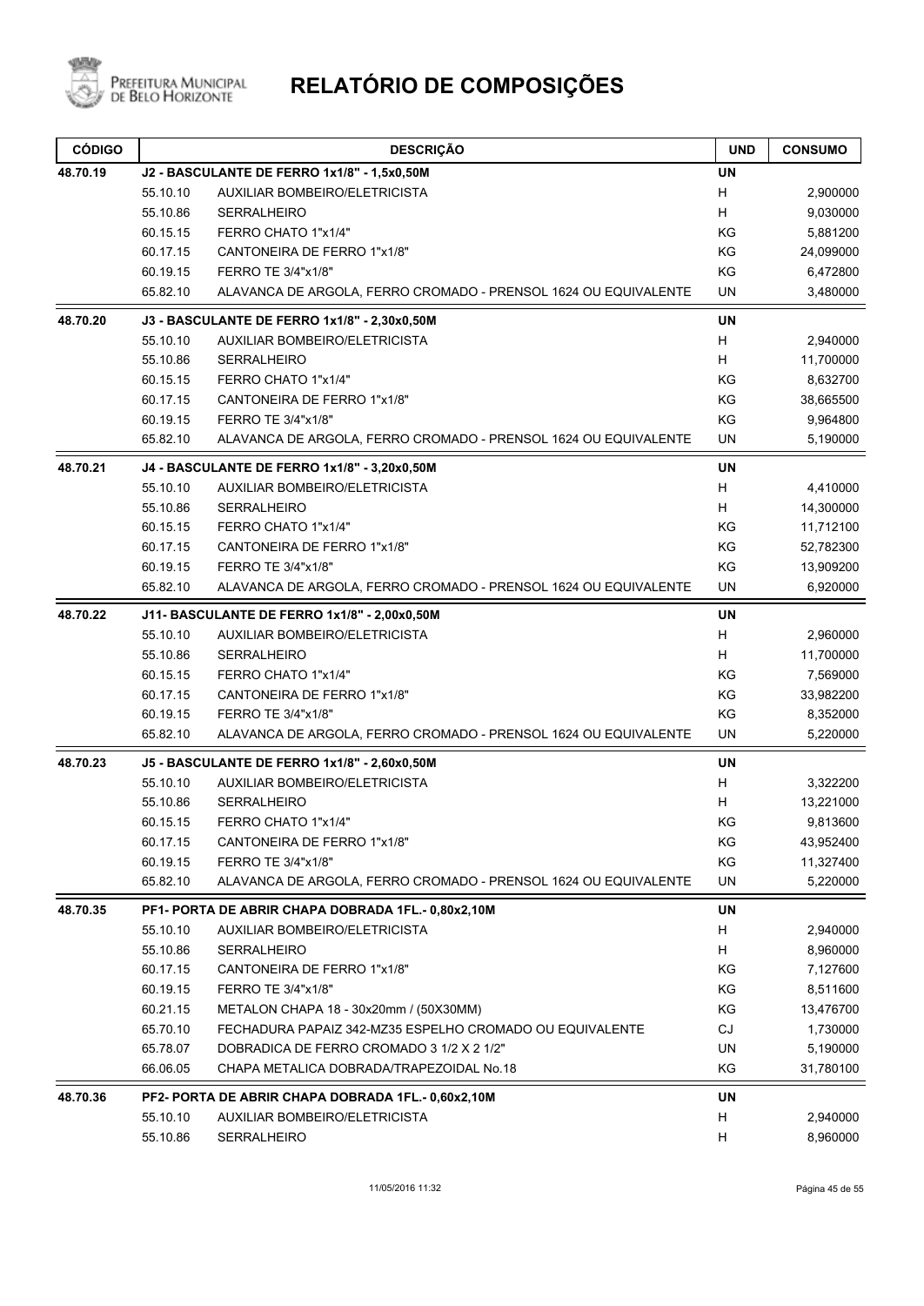# RELATÓRIO DE COMPOSIÇÕES

PREFEITURA MUNICIPAL DE BELO HORIZONTE

| CÓDIGO | | DESCRIÇÃO | UND | CONSUMO |
|---|---|---|---|---|
| **48.70.19** | | **J2 - BASCULANTE DE FERRO 1x1/8" - 1,5x0,50M** | **UN** | |
| | 55.10.10 | AUXILIAR BOMBEIRO/ELETRICISTA | H | 2,900000 |
| | 55.10.86 | SERRALHEIRO | H | 9,030000 |
| | 60.15.15 | FERRO CHATO 1"x1/4" | KG | 5,881200 |
| | 60.17.15 | CANTONEIRA DE FERRO 1"x1/8" | KG | 24,099000 |
| | 60.19.15 | FERRO TE 3/4"x1/8" | KG | 6,472800 |
| | 65.82.10 | ALAVANCA DE ARGOLA, FERRO CROMADO - PRENSOL 1624 OU EQUIVALENTE | UN | 3,480000 |
| **48.70.20** | | **J3 - BASCULANTE DE FERRO 1x1/8" - 2,30x0,50M** | **UN** | |
| | 55.10.10 | AUXILIAR BOMBEIRO/ELETRICISTA | H | 2,940000 |
| | 55.10.86 | SERRALHEIRO | H | 11,700000 |
| | 60.15.15 | FERRO CHATO 1"x1/4" | KG | 8,632700 |
| | 60.17.15 | CANTONEIRA DE FERRO 1"x1/8" | KG | 38,665500 |
| | 60.19.15 | FERRO TE 3/4"x1/8" | KG | 9,964800 |
| | 65.82.10 | ALAVANCA DE ARGOLA, FERRO CROMADO - PRENSOL 1624 OU EQUIVALENTE | UN | 5,190000 |
| **48.70.21** | | **J4 - BASCULANTE DE FERRO 1x1/8" - 3,20x0,50M** | **UN** | |
| | 55.10.10 | AUXILIAR BOMBEIRO/ELETRICISTA | H | 4,410000 |
| | 55.10.86 | SERRALHEIRO | H | 14,300000 |
| | 60.15.15 | FERRO CHATO 1"x1/4" | KG | 11,712100 |
| | 60.17.15 | CANTONEIRA DE FERRO 1"x1/8" | KG | 52,782300 |
| | 60.19.15 | FERRO TE 3/4"x1/8" | KG | 13,909200 |
| | 65.82.10 | ALAVANCA DE ARGOLA, FERRO CROMADO - PRENSOL 1624 OU EQUIVALENTE | UN | 6,920000 |
| **48.70.22** | | **J11- BASCULANTE DE FERRO 1x1/8" - 2,00x0,50M** | **UN** | |
| | 55.10.10 | AUXILIAR BOMBEIRO/ELETRICISTA | H | 2,960000 |
| | 55.10.86 | SERRALHEIRO | H | 11,700000 |
| | 60.15.15 | FERRO CHATO 1"x1/4" | KG | 7,569000 |
| | 60.17.15 | CANTONEIRA DE FERRO 1"x1/8" | KG | 33,982200 |
| | 60.19.15 | FERRO TE 3/4"x1/8" | KG | 8,352000 |
| | 65.82.10 | ALAVANCA DE ARGOLA, FERRO CROMADO - PRENSOL 1624 OU EQUIVALENTE | UN | 5,220000 |
| **48.70.23** | | **J5 - BASCULANTE DE FERRO 1x1/8" - 2,60x0,50M** | **UN** | |
| | 55.10.10 | AUXILIAR BOMBEIRO/ELETRICISTA | H | 3,322200 |
| | 55.10.86 | SERRALHEIRO | H | 13,221000 |
| | 60.15.15 | FERRO CHATO 1"x1/4" | KG | 9,813600 |
| | 60.17.15 | CANTONEIRA DE FERRO 1"x1/8" | KG | 43,952400 |
| | 60.19.15 | FERRO TE 3/4"x1/8" | KG | 11,327400 |
| | 65.82.10 | ALAVANCA DE ARGOLA, FERRO CROMADO - PRENSOL 1624 OU EQUIVALENTE | UN | 5,220000 |
| **48.70.35** | | **PF1- PORTA DE ABRIR CHAPA DOBRADA 1FL.- 0,80x2,10M** | **UN** | |
| | 55.10.10 | AUXILIAR BOMBEIRO/ELETRICISTA | H | 2,940000 |
| | 55.10.86 | SERRALHEIRO | H | 8,960000 |
| | 60.17.15 | CANTONEIRA DE FERRO 1"x1/8" | KG | 7,127600 |
| | 60.19.15 | FERRO TE 3/4"x1/8" | KG | 8,511600 |
| | 60.21.15 | METALON CHAPA 18 - 30x20mm / (50X30MM) | KG | 13,476700 |
| | 65.70.10 | FECHADURA PAPAIZ 342-MZ35 ESPELHO CROMADO OU EQUIVALENTE | CJ | 1,730000 |
| | 65.78.07 | DOBRADICA DE FERRO CROMADO 3 1/2 X 2 1/2" | UN | 5,190000 |
| | 66.06.05 | CHAPA METALICA DOBRADA/TRAPEZOIDAL No.18 | KG | 31,780100 |
| **48.70.36** | | **PF2- PORTA DE ABRIR CHAPA DOBRADA 1FL.- 0,60x2,10M** | **UN** | |
| | 55.10.10 | AUXILIAR BOMBEIRO/ELETRICISTA | H | 2,940000 |
| | 55.10.86 | SERRALHEIRO | H | 8,960000 |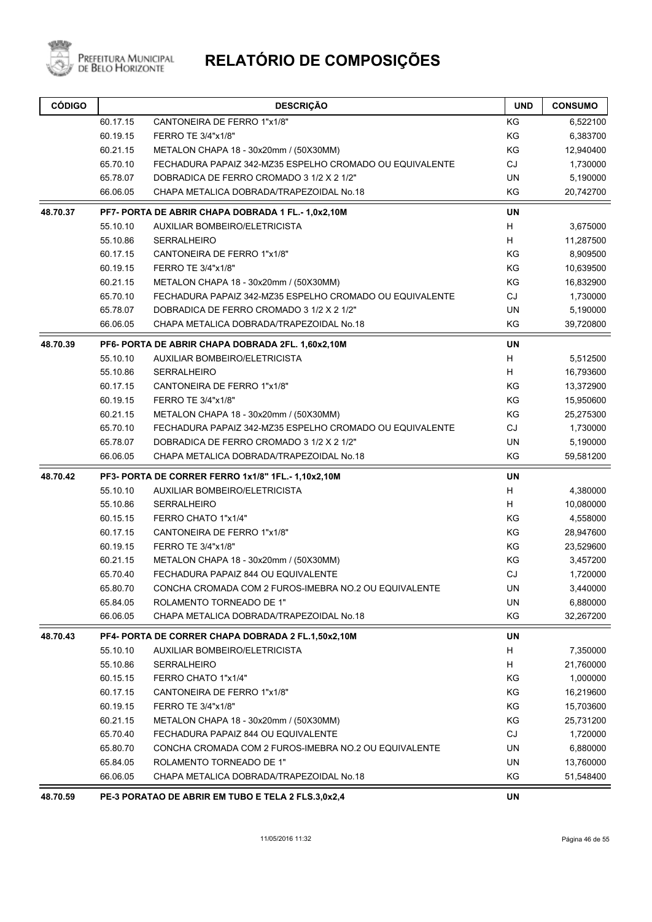# RELATÓRIO DE COMPOSIÇÕES

| CÓDIGO | | DESCRIÇÃO | UND | CONSUMO |
|---|---|---|---|---|
| | 60.17.15 | CANTONEIRA DE FERRO 1"x1/8" | KG | 6,522100 |
| | 60.19.15 | FERRO TE 3/4"x1/8" | KG | 6,383700 |
| | 60.21.15 | METALON CHAPA 18 - 30x20mm / (50X30MM) | KG | 12,940400 |
| | 65.70.10 | FECHADURA PAPAIZ 342-MZ35 ESPELHO CROMADO OU EQUIVALENTE | CJ | 1,730000 |
| | 65.78.07 | DOBRADICA DE FERRO CROMADO 3 1/2 X 2 1/2" | UN | 5,190000 |
| | 66.06.05 | CHAPA METALICA DOBRADA/TRAPEZOIDAL No.18 | KG | 20,742700 |
| **48.70.37** | **PF7- PORTA DE ABRIR CHAPA DOBRADA 1 FL.- 1,0x2,10M** | | **UN** | |
| | 55.10.10 | AUXILIAR BOMBEIRO/ELETRICISTA | H | 3,675000 |
| | 55.10.86 | SERRALHEIRO | H | 11,287500 |
| | 60.17.15 | CANTONEIRA DE FERRO 1"x1/8" | KG | 8,909500 |
| | 60.19.15 | FERRO TE 3/4"x1/8" | KG | 10,639500 |
| | 60.21.15 | METALON CHAPA 18 - 30x20mm / (50X30MM) | KG | 16,832900 |
| | 65.70.10 | FECHADURA PAPAIZ 342-MZ35 ESPELHO CROMADO OU EQUIVALENTE | CJ | 1,730000 |
| | 65.78.07 | DOBRADICA DE FERRO CROMADO 3 1/2 X 2 1/2" | UN | 5,190000 |
| | 66.06.05 | CHAPA METALICA DOBRADA/TRAPEZOIDAL No.18 | KG | 39,720800 |
| **48.70.39** | **PF6- PORTA DE ABRIR CHAPA DOBRADA 2FL. 1,60x2,10M** | | **UN** | |
| | 55.10.10 | AUXILIAR BOMBEIRO/ELETRICISTA | H | 5,512500 |
| | 55.10.86 | SERRALHEIRO | H | 16,793600 |
| | 60.17.15 | CANTONEIRA DE FERRO 1"x1/8" | KG | 13,372900 |
| | 60.19.15 | FERRO TE 3/4"x1/8" | KG | 15,950600 |
| | 60.21.15 | METALON CHAPA 18 - 30x20mm / (50X30MM) | KG | 25,275300 |
| | 65.70.10 | FECHADURA PAPAIZ 342-MZ35 ESPELHO CROMADO OU EQUIVALENTE | CJ | 1,730000 |
| | 65.78.07 | DOBRADICA DE FERRO CROMADO 3 1/2 X 2 1/2" | UN | 5,190000 |
| | 66.06.05 | CHAPA METALICA DOBRADA/TRAPEZOIDAL No.18 | KG | 59,581200 |
| **48.70.42** | **PF3- PORTA DE CORRER FERRO 1x1/8" 1FL.- 1,10x2,10M** | | **UN** | |
| | 55.10.10 | AUXILIAR BOMBEIRO/ELETRICISTA | H | 4,380000 |
| | 55.10.86 | SERRALHEIRO | H | 10,080000 |
| | 60.15.15 | FERRO CHATO 1"x1/4" | KG | 4,558000 |
| | 60.17.15 | CANTONEIRA DE FERRO 1"x1/8" | KG | 28,947600 |
| | 60.19.15 | FERRO TE 3/4"x1/8" | KG | 23,529600 |
| | 60.21.15 | METALON CHAPA 18 - 30x20mm / (50X30MM) | KG | 3,457200 |
| | 65.70.40 | FECHADURA PAPAIZ 844 OU EQUIVALENTE | CJ | 1,720000 |
| | 65.80.70 | CONCHA CROMADA COM 2 FUROS-IMEBRA NO.2 OU EQUIVALENTE | UN | 3,440000 |
| | 65.84.05 | ROLAMENTO TORNEADO DE 1" | UN | 6,880000 |
| | 66.06.05 | CHAPA METALICA DOBRADA/TRAPEZOIDAL No.18 | KG | 32,267200 |
| **48.70.43** | **PF4- PORTA DE CORRER CHAPA DOBRADA 2 FL.1,50x2,10M** | | **UN** | |
| | 55.10.10 | AUXILIAR BOMBEIRO/ELETRICISTA | H | 7,350000 |
| | 55.10.86 | SERRALHEIRO | H | 21,760000 |
| | 60.15.15 | FERRO CHATO 1"x1/4" | KG | 1,000000 |
| | 60.17.15 | CANTONEIRA DE FERRO 1"x1/8" | KG | 16,219600 |
| | 60.19.15 | FERRO TE 3/4"x1/8" | KG | 15,703600 |
| | 60.21.15 | METALON CHAPA 18 - 30x20mm / (50X30MM) | KG | 25,731200 |
| | 65.70.40 | FECHADURA PAPAIZ 844 OU EQUIVALENTE | CJ | 1,720000 |
| | 65.80.70 | CONCHA CROMADA COM 2 FUROS-IMEBRA NO.2 OU EQUIVALENTE | UN | 6,880000 |
| | 65.84.05 | ROLAMENTO TORNEADO DE 1" | UN | 13,760000 |
| | 66.06.05 | CHAPA METALICA DOBRADA/TRAPEZOIDAL No.18 | KG | 51,548400 |
| **48.70.59** | **PE-3 PORATAO DE ABRIR EM TUBO E TELA 2 FLS.3,0x2,4** | | **UN** | |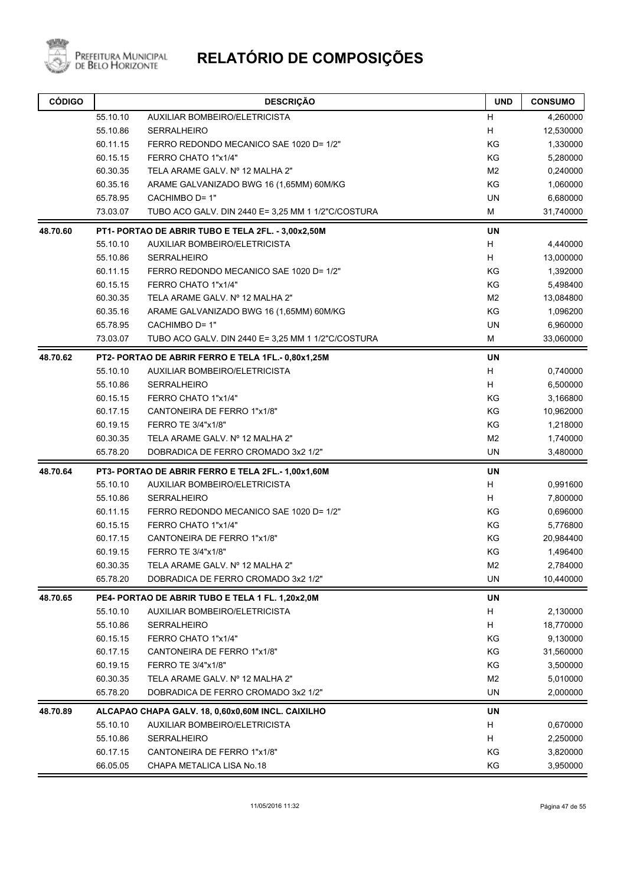# RELATÓRIO DE COMPOSIÇÕES

| CÓDIGO | | DESCRIÇÃO | UND | CONSUMO |
|---|---|---|---|---|
| | 55.10.10 | AUXILIAR BOMBEIRO/ELETRICISTA | H | 4,260000 |
| | 55.10.86 | SERRALHEIRO | H | 12,530000 |
| | 60.11.15 | FERRO REDONDO MECANICO SAE 1020 D= 1/2" | KG | 1,330000 |
| | 60.15.15 | FERRO CHATO 1"x1/4" | KG | 5,280000 |
| | 60.30.35 | TELA ARAME GALV. Nº 12 MALHA 2" | M2 | 0,240000 |
| | 60.35.16 | ARAME GALVANIZADO BWG 16 (1,65MM) 60M/KG | KG | 1,060000 |
| | 65.78.95 | CACHIMBO D= 1" | UN | 6,680000 |
| | 73.03.07 | TUBO ACO GALV. DIN 2440 E= 3,25 MM 1 1/2"C/COSTURA | M | 31,740000 |
| **48.70.60** | | **PT1- PORTAO DE ABRIR TUBO E TELA 2FL. - 3,00x2,50M** | **UN** | |
| | 55.10.10 | AUXILIAR BOMBEIRO/ELETRICISTA | H | 4,440000 |
| | 55.10.86 | SERRALHEIRO | H | 13,000000 |
| | 60.11.15 | FERRO REDONDO MECANICO SAE 1020 D= 1/2" | KG | 1,392000 |
| | 60.15.15 | FERRO CHATO 1"x1/4" | KG | 5,498400 |
| | 60.30.35 | TELA ARAME GALV. Nº 12 MALHA 2" | M2 | 13,084800 |
| | 60.35.16 | ARAME GALVANIZADO BWG 16 (1,65MM) 60M/KG | KG | 1,096200 |
| | 65.78.95 | CACHIMBO D= 1" | UN | 6,960000 |
| | 73.03.07 | TUBO ACO GALV. DIN 2440 E= 3,25 MM 1 1/2"C/COSTURA | M | 33,060000 |
| **48.70.62** | | **PT2- PORTAO DE ABRIR FERRO E TELA 1FL.- 0,80x1,25M** | **UN** | |
| | 55.10.10 | AUXILIAR BOMBEIRO/ELETRICISTA | H | 0,740000 |
| | 55.10.86 | SERRALHEIRO | H | 6,500000 |
| | 60.15.15 | FERRO CHATO 1"x1/4" | KG | 3,166800 |
| | 60.17.15 | CANTONEIRA DE FERRO 1"x1/8" | KG | 10,962000 |
| | 60.19.15 | FERRO TE 3/4"x1/8" | KG | 1,218000 |
| | 60.30.35 | TELA ARAME GALV. Nº 12 MALHA 2" | M2 | 1,740000 |
| | 65.78.20 | DOBRADICA DE FERRO CROMADO 3x2 1/2" | UN | 3,480000 |
| **48.70.64** | | **PT3- PORTAO DE ABRIR FERRO E TELA 2FL.- 1,00x1,60M** | **UN** | |
| | 55.10.10 | AUXILIAR BOMBEIRO/ELETRICISTA | H | 0,991600 |
| | 55.10.86 | SERRALHEIRO | H | 7,800000 |
| | 60.11.15 | FERRO REDONDO MECANICO SAE 1020 D= 1/2" | KG | 0,696000 |
| | 60.15.15 | FERRO CHATO 1"x1/4" | KG | 5,776800 |
| | 60.17.15 | CANTONEIRA DE FERRO 1"x1/8" | KG | 20,984400 |
| | 60.19.15 | FERRO TE 3/4"x1/8" | KG | 1,496400 |
| | 60.30.35 | TELA ARAME GALV. Nº 12 MALHA 2" | M2 | 2,784000 |
| | 65.78.20 | DOBRADICA DE FERRO CROMADO 3x2 1/2" | UN | 10,440000 |
| **48.70.65** | | **PE4- PORTAO DE ABRIR TUBO E TELA 1 FL. 1,20x2,0M** | **UN** | |
| | 55.10.10 | AUXILIAR BOMBEIRO/ELETRICISTA | H | 2,130000 |
| | 55.10.86 | SERRALHEIRO | H | 18,770000 |
| | 60.15.15 | FERRO CHATO 1"x1/4" | KG | 9,130000 |
| | 60.17.15 | CANTONEIRA DE FERRO 1"x1/8" | KG | 31,560000 |
| | 60.19.15 | FERRO TE 3/4"x1/8" | KG | 3,500000 |
| | 60.30.35 | TELA ARAME GALV. Nº 12 MALHA 2" | M2 | 5,010000 |
| | 65.78.20 | DOBRADICA DE FERRO CROMADO 3x2 1/2" | UN | 2,000000 |
| **48.70.89** | | **ALCAPAO CHAPA GALV. 18, 0,60x0,60M INCL. CAIXILHO** | **UN** | |
| | 55.10.10 | AUXILIAR BOMBEIRO/ELETRICISTA | H | 0,670000 |
| | 55.10.86 | SERRALHEIRO | H | 2,250000 |
| | 60.17.15 | CANTONEIRA DE FERRO 1"x1/8" | KG | 3,820000 |
| | 66.05.05 | CHAPA METALICA LISA No.18 | KG | 3,950000 |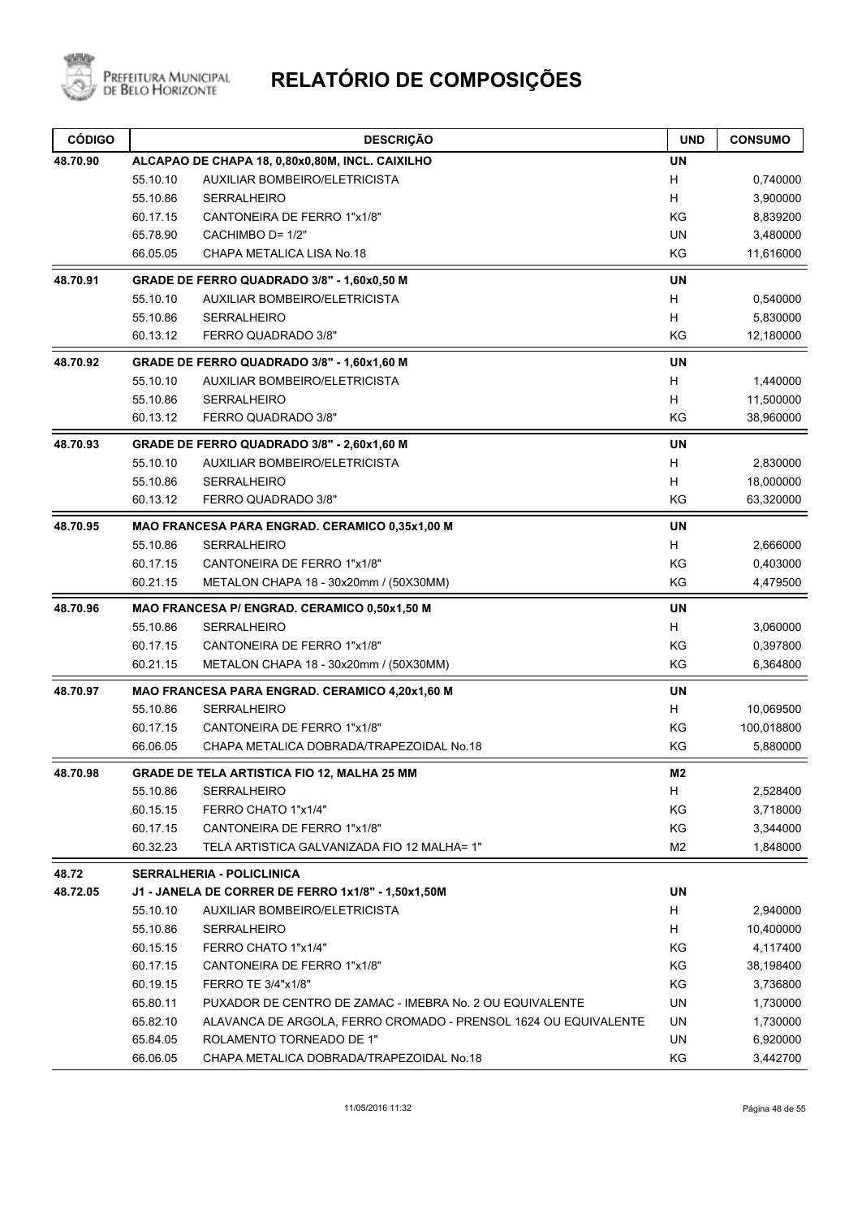# RELATÓRIO DE COMPOSIÇÕES

| CÓDIGO | | DESCRIÇÃO | UND | CONSUMO |
|---|---|---|---|---|
| **48.70.90** | | **ALCAPAO DE CHAPA 18, 0,80x0,80M, INCL. CAIXILHO** | **UN** | |
| | 55.10.10 | AUXILIAR BOMBEIRO/ELETRICISTA | H | 0,740000 |
| | 55.10.86 | SERRALHEIRO | H | 3,900000 |
| | 60.17.15 | CANTONEIRA DE FERRO 1"x1/8" | KG | 8,839200 |
| | 65.78.90 | CACHIMBO D= 1/2" | UN | 3,480000 |
| | 66.05.05 | CHAPA METALICA LISA No.18 | KG | 11,616000 |
| **48.70.91** | | **GRADE DE FERRO QUADRADO 3/8" - 1,60x0,50 M** | **UN** | |
| | 55.10.10 | AUXILIAR BOMBEIRO/ELETRICISTA | H | 0,540000 |
| | 55.10.86 | SERRALHEIRO | H | 5,830000 |
| | 60.13.12 | FERRO QUADRADO 3/8" | KG | 12,180000 |
| **48.70.92** | | **GRADE DE FERRO QUADRADO 3/8" - 1,60x1,60 M** | **UN** | |
| | 55.10.10 | AUXILIAR BOMBEIRO/ELETRICISTA | H | 1,440000 |
| | 55.10.86 | SERRALHEIRO | H | 11,500000 |
| | 60.13.12 | FERRO QUADRADO 3/8" | KG | 38,960000 |
| **48.70.93** | | **GRADE DE FERRO QUADRADO 3/8" - 2,60x1,60 M** | **UN** | |
| | 55.10.10 | AUXILIAR BOMBEIRO/ELETRICISTA | H | 2,830000 |
| | 55.10.86 | SERRALHEIRO | H | 18,000000 |
| | 60.13.12 | FERRO QUADRADO 3/8" | KG | 63,320000 |
| **48.70.95** | | **MAO FRANCESA PARA ENGRAD. CERAMICO 0,35x1,00 M** | **UN** | |
| | 55.10.86 | SERRALHEIRO | H | 2,666000 |
| | 60.17.15 | CANTONEIRA DE FERRO 1"x1/8" | KG | 0,403000 |
| | 60.21.15 | METALON CHAPA 18 - 30x20mm / (50X30MM) | KG | 4,479500 |
| **48.70.96** | | **MAO FRANCESA P/ ENGRAD. CERAMICO 0,50x1,50 M** | **UN** | |
| | 55.10.86 | SERRALHEIRO | H | 3,060000 |
| | 60.17.15 | CANTONEIRA DE FERRO 1"x1/8" | KG | 0,397800 |
| | 60.21.15 | METALON CHAPA 18 - 30x20mm / (50X30MM) | KG | 6,364800 |
| **48.70.97** | | **MAO FRANCESA PARA ENGRAD. CERAMICO 4,20x1,60 M** | **UN** | |
| | 55.10.86 | SERRALHEIRO | H | 10,069500 |
| | 60.17.15 | CANTONEIRA DE FERRO 1"x1/8" | KG | 100,018800 |
| | 66.06.05 | CHAPA METALICA DOBRADA/TRAPEZOIDAL No.18 | KG | 5,880000 |
| **48.70.98** | | **GRADE DE TELA ARTISTICA FIO 12, MALHA 25 MM** | **M2** | |
| | 55.10.86 | SERRALHEIRO | H | 2,528400 |
| | 60.15.15 | FERRO CHATO 1"x1/4" | KG | 3,718000 |
| | 60.17.15 | CANTONEIRA DE FERRO 1"x1/8" | KG | 3,344000 |
| | 60.32.23 | TELA ARTISTICA GALVANIZADA FIO 12 MALHA= 1" | M2 | 1,848000 |
| **48.72** | | **SERRALHERIA - POLICLINICA** | | |
| **48.72.05** | | **J1 - JANELA DE CORRER DE FERRO 1x1/8" - 1,50x1,50M** | **UN** | |
| | 55.10.10 | AUXILIAR BOMBEIRO/ELETRICISTA | H | 2,940000 |
| | 55.10.86 | SERRALHEIRO | H | 10,400000 |
| | 60.15.15 | FERRO CHATO 1"x1/4" | KG | 4,117400 |
| | 60.17.15 | CANTONEIRA DE FERRO 1"x1/8" | KG | 38,198400 |
| | 60.19.15 | FERRO TE 3/4"x1/8" | KG | 3,736800 |
| | 65.80.11 | PUXADOR DE CENTRO DE ZAMAC - IMEBRA No. 2 OU EQUIVALENTE | UN | 1,730000 |
| | 65.82.10 | ALAVANCA DE ARGOLA, FERRO CROMADO - PRENSOL 1624 OU EQUIVALENTE | UN | 1,730000 |
| | 65.84.05 | ROLAMENTO TORNEADO DE 1" | UN | 6,920000 |
| | 66.06.05 | CHAPA METALICA DOBRADA/TRAPEZOIDAL No.18 | KG | 3,442700 |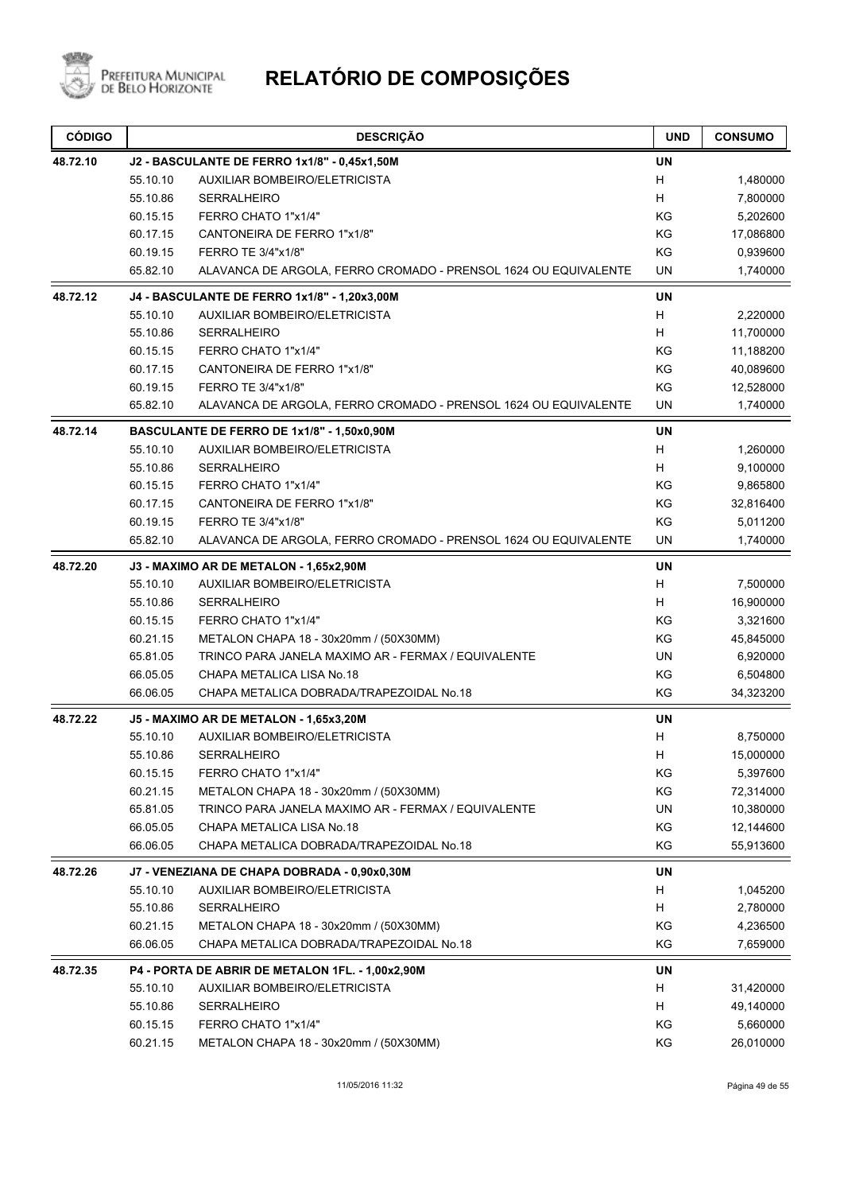# RELATÓRIO DE COMPOSIÇÕES

| CÓDIGO | | DESCRIÇÃO | UND | CONSUMO |
|---|---|---|---|---|
| **48.72.10** | | **J2 - BASCULANTE DE FERRO 1x1/8" - 0,45x1,50M** | **UN** | |
| | 55.10.10 | AUXILIAR BOMBEIRO/ELETRICISTA | H | 1,480000 |
| | 55.10.86 | SERRALHEIRO | H | 7,800000 |
| | 60.15.15 | FERRO CHATO 1"x1/4" | KG | 5,202600 |
| | 60.17.15 | CANTONEIRA DE FERRO 1"x1/8" | KG | 17,086800 |
| | 60.19.15 | FERRO TE 3/4"x1/8" | KG | 0,939600 |
| | 65.82.10 | ALAVANCA DE ARGOLA, FERRO CROMADO - PRENSOL 1624 OU EQUIVALENTE | UN | 1,740000 |
| **48.72.12** | | **J4 - BASCULANTE DE FERRO 1x1/8" - 1,20x3,00M** | **UN** | |
| | 55.10.10 | AUXILIAR BOMBEIRO/ELETRICISTA | H | 2,220000 |
| | 55.10.86 | SERRALHEIRO | H | 11,700000 |
| | 60.15.15 | FERRO CHATO 1"x1/4" | KG | 11,188200 |
| | 60.17.15 | CANTONEIRA DE FERRO 1"x1/8" | KG | 40,089600 |
| | 60.19.15 | FERRO TE 3/4"x1/8" | KG | 12,528000 |
| | 65.82.10 | ALAVANCA DE ARGOLA, FERRO CROMADO - PRENSOL 1624 OU EQUIVALENTE | UN | 1,740000 |
| **48.72.14** | | **BASCULANTE DE FERRO DE 1x1/8" - 1,50x0,90M** | **UN** | |
| | 55.10.10 | AUXILIAR BOMBEIRO/ELETRICISTA | H | 1,260000 |
| | 55.10.86 | SERRALHEIRO | H | 9,100000 |
| | 60.15.15 | FERRO CHATO 1"x1/4" | KG | 9,865800 |
| | 60.17.15 | CANTONEIRA DE FERRO 1"x1/8" | KG | 32,816400 |
| | 60.19.15 | FERRO TE 3/4"x1/8" | KG | 5,011200 |
| | 65.82.10 | ALAVANCA DE ARGOLA, FERRO CROMADO - PRENSOL 1624 OU EQUIVALENTE | UN | 1,740000 |
| **48.72.20** | | **J3 - MAXIMO AR DE METALON - 1,65x2,90M** | **UN** | |
| | 55.10.10 | AUXILIAR BOMBEIRO/ELETRICISTA | H | 7,500000 |
| | 55.10.86 | SERRALHEIRO | H | 16,900000 |
| | 60.15.15 | FERRO CHATO 1"x1/4" | KG | 3,321600 |
| | 60.21.15 | METALON CHAPA 18 - 30x20mm / (50X30MM) | KG | 45,845000 |
| | 65.81.05 | TRINCO PARA JANELA MAXIMO AR - FERMAX / EQUIVALENTE | UN | 6,920000 |
| | 66.05.05 | CHAPA METALICA LISA No.18 | KG | 6,504800 |
| | 66.06.05 | CHAPA METALICA DOBRADA/TRAPEZOIDAL No.18 | KG | 34,323200 |
| **48.72.22** | | **J5 - MAXIMO AR DE METALON - 1,65x3,20M** | **UN** | |
| | 55.10.10 | AUXILIAR BOMBEIRO/ELETRICISTA | H | 8,750000 |
| | 55.10.86 | SERRALHEIRO | H | 15,000000 |
| | 60.15.15 | FERRO CHATO 1"x1/4" | KG | 5,397600 |
| | 60.21.15 | METALON CHAPA 18 - 30x20mm / (50X30MM) | KG | 72,314000 |
| | 65.81.05 | TRINCO PARA JANELA MAXIMO AR - FERMAX / EQUIVALENTE | UN | 10,380000 |
| | 66.05.05 | CHAPA METALICA LISA No.18 | KG | 12,144600 |
| | 66.06.05 | CHAPA METALICA DOBRADA/TRAPEZOIDAL No.18 | KG | 55,913600 |
| **48.72.26** | | **J7 - VENEZIANA DE CHAPA DOBRADA - 0,90x0,30M** | **UN** | |
| | 55.10.10 | AUXILIAR BOMBEIRO/ELETRICISTA | H | 1,045200 |
| | 55.10.86 | SERRALHEIRO | H | 2,780000 |
| | 60.21.15 | METALON CHAPA 18 - 30x20mm / (50X30MM) | KG | 4,236500 |
| | 66.06.05 | CHAPA METALICA DOBRADA/TRAPEZOIDAL No.18 | KG | 7,659000 |
| **48.72.35** | | **P4 - PORTA DE ABRIR DE METALON 1FL. - 1,00x2,90M** | **UN** | |
| | 55.10.10 | AUXILIAR BOMBEIRO/ELETRICISTA | H | 31,420000 |
| | 55.10.86 | SERRALHEIRO | H | 49,140000 |
| | 60.15.15 | FERRO CHATO 1"x1/4" | KG | 5,660000 |
| | 60.21.15 | METALON CHAPA 18 - 30x20mm / (50X30MM) | KG | 26,010000 |

11/05/2016 11:32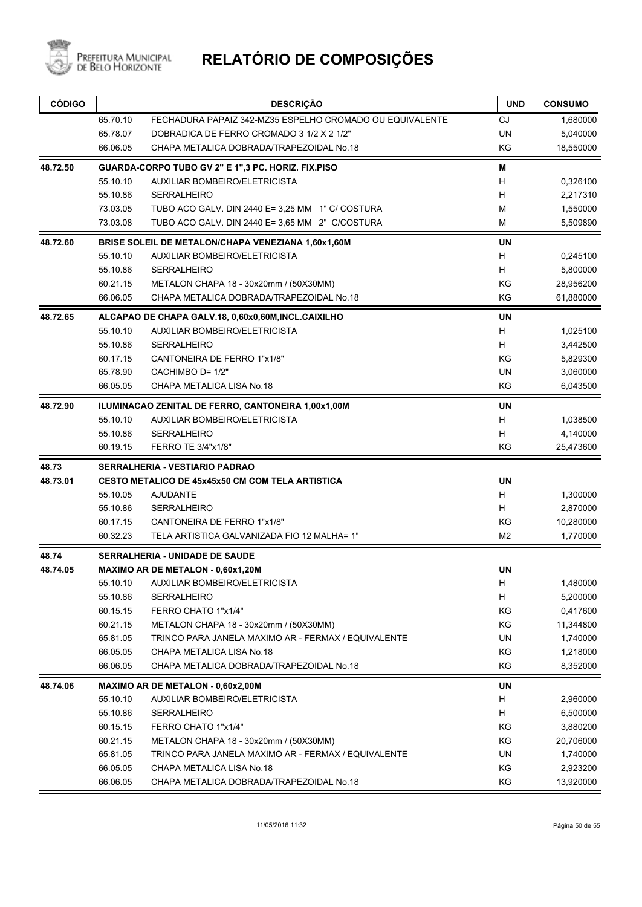# RELATÓRIO DE COMPOSIÇÕES

| CÓDIGO | | DESCRIÇÃO | UND | CONSUMO |
|---|---|---|---|---|
| | 65.70.10 | FECHADURA PAPAIZ 342-MZ35 ESPELHO CROMADO OU EQUIVALENTE | CJ | 1,680000 |
| | 65.78.07 | DOBRADICA DE FERRO CROMADO 3 1/2 X 2 1/2" | UN | 5,040000 |
| | 66.06.05 | CHAPA METALICA DOBRADA/TRAPEZOIDAL No.18 | KG | 18,550000 |
| **48.72.50** | **GUARDA-CORPO TUBO GV 2" E 1",3 PC. HORIZ. FIX.PISO** | | **M** | |
| | 55.10.10 | AUXILIAR BOMBEIRO/ELETRICISTA | H | 0,326100 |
| | 55.10.86 | SERRALHEIRO | H | 2,217310 |
| | 73.03.05 | TUBO ACO GALV. DIN 2440 E= 3,25 MM 1" C/ COSTURA | M | 1,550000 |
| | 73.03.08 | TUBO ACO GALV. DIN 2440 E= 3,65 MM 2" C/COSTURA | M | 5,509890 |
| **48.72.60** | **BRISE SOLEIL DE METALON/CHAPA VENEZIANA 1,60x1,60M** | | **UN** | |
| | 55.10.10 | AUXILIAR BOMBEIRO/ELETRICISTA | H | 0,245100 |
| | 55.10.86 | SERRALHEIRO | H | 5,800000 |
| | 60.21.15 | METALON CHAPA 18 - 30x20mm / (50X30MM) | KG | 28,956200 |
| | 66.06.05 | CHAPA METALICA DOBRADA/TRAPEZOIDAL No.18 | KG | 61,880000 |
| **48.72.65** | **ALCAPAO DE CHAPA GALV.18, 0,60x0,60M,INCL.CAIXILHO** | | **UN** | |
| | 55.10.10 | AUXILIAR BOMBEIRO/ELETRICISTA | H | 1,025100 |
| | 55.10.86 | SERRALHEIRO | H | 3,442500 |
| | 60.17.15 | CANTONEIRA DE FERRO 1"x1/8" | KG | 5,829300 |
| | 65.78.90 | CACHIMBO D= 1/2" | UN | 3,060000 |
| | 66.05.05 | CHAPA METALICA LISA No.18 | KG | 6,043500 |
| **48.72.90** | **ILUMINACAO ZENITAL DE FERRO, CANTONEIRA 1,00x1,00M** | | **UN** | |
| | 55.10.10 | AUXILIAR BOMBEIRO/ELETRICISTA | H | 1,038500 |
| | 55.10.86 | SERRALHEIRO | H | 4,140000 |
| | 60.19.15 | FERRO TE 3/4"x1/8" | KG | 25,473600 |
| **48.73** | **SERRALHERIA - VESTIARIO PADRAO** | | | |
| **48.73.01** | **CESTO METALICO DE 45x45x50 CM COM TELA ARTISTICA** | | **UN** | |
| | 55.10.05 | AJUDANTE | H | 1,300000 |
| | 55.10.86 | SERRALHEIRO | H | 2,870000 |
| | 60.17.15 | CANTONEIRA DE FERRO 1"x1/8" | KG | 10,280000 |
| | 60.32.23 | TELA ARTISTICA GALVANIZADA FIO 12 MALHA= 1" | M2 | 1,770000 |
| **48.74** | **SERRALHERIA - UNIDADE DE SAUDE** | | | |
| **48.74.05** | **MAXIMO AR DE METALON - 0,60x1,20M** | | **UN** | |
| | 55.10.10 | AUXILIAR BOMBEIRO/ELETRICISTA | H | 1,480000 |
| | 55.10.86 | SERRALHEIRO | H | 5,200000 |
| | 60.15.15 | FERRO CHATO 1"x1/4" | KG | 0,417600 |
| | 60.21.15 | METALON CHAPA 18 - 30x20mm / (50X30MM) | KG | 11,344800 |
| | 65.81.05 | TRINCO PARA JANELA MAXIMO AR - FERMAX / EQUIVALENTE | UN | 1,740000 |
| | 66.05.05 | CHAPA METALICA LISA No.18 | KG | 1,218000 |
| | 66.06.05 | CHAPA METALICA DOBRADA/TRAPEZOIDAL No.18 | KG | 8,352000 |
| **48.74.06** | **MAXIMO AR DE METALON - 0,60x2,00M** | | **UN** | |
| | 55.10.10 | AUXILIAR BOMBEIRO/ELETRICISTA | H | 2,960000 |
| | 55.10.86 | SERRALHEIRO | H | 6,500000 |
| | 60.15.15 | FERRO CHATO 1"x1/4" | KG | 3,880200 |
| | 60.21.15 | METALON CHAPA 18 - 30x20mm / (50X30MM) | KG | 20,706000 |
| | 65.81.05 | TRINCO PARA JANELA MAXIMO AR - FERMAX / EQUIVALENTE | UN | 1,740000 |
| | 66.05.05 | CHAPA METALICA LISA No.18 | KG | 2,923200 |
| | 66.06.05 | CHAPA METALICA DOBRADA/TRAPEZOIDAL No.18 | KG | 13,920000 |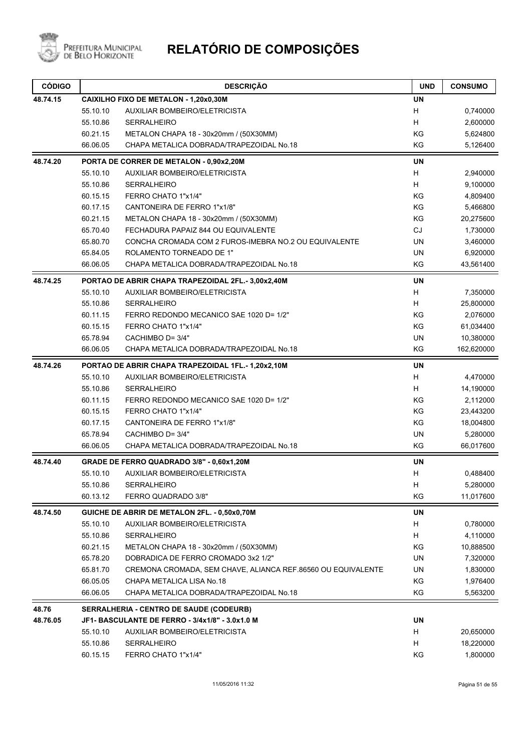# RELATÓRIO DE COMPOSIÇÕES

| CÓDIGO | | DESCRIÇÃO | UND | CONSUMO |
|---|---|---|---|---|
| **48.74.15** | | **CAIXILHO FIXO DE METALON - 1,20x0,30M** | **UN** | |
| | 55.10.10 | AUXILIAR BOMBEIRO/ELETRICISTA | H | 0,740000 |
| | 55.10.86 | SERRALHEIRO | H | 2,600000 |
| | 60.21.15 | METALON CHAPA 18 - 30x20mm / (50X30MM) | KG | 5,624800 |
| | 66.06.05 | CHAPA METALICA DOBRADA/TRAPEZOIDAL No.18 | KG | 5,126400 |
| **48.74.20** | | **PORTA DE CORRER DE METALON - 0,90x2,20M** | **UN** | |
| | 55.10.10 | AUXILIAR BOMBEIRO/ELETRICISTA | H | 2,940000 |
| | 55.10.86 | SERRALHEIRO | H | 9,100000 |
| | 60.15.15 | FERRO CHATO 1"x1/4" | KG | 4,809400 |
| | 60.17.15 | CANTONEIRA DE FERRO 1"x1/8" | KG | 5,466800 |
| | 60.21.15 | METALON CHAPA 18 - 30x20mm / (50X30MM) | KG | 20,275600 |
| | 65.70.40 | FECHADURA PAPAIZ 844 OU EQUIVALENTE | CJ | 1,730000 |
| | 65.80.70 | CONCHA CROMADA COM 2 FUROS-IMEBRA NO.2 OU EQUIVALENTE | UN | 3,460000 |
| | 65.84.05 | ROLAMENTO TORNEADO DE 1" | UN | 6,920000 |
| | 66.06.05 | CHAPA METALICA DOBRADA/TRAPEZOIDAL No.18 | KG | 43,561400 |
| **48.74.25** | | **PORTAO DE ABRIR CHAPA TRAPEZOIDAL 2FL.- 3,00x2,40M** | **UN** | |
| | 55.10.10 | AUXILIAR BOMBEIRO/ELETRICISTA | H | 7,350000 |
| | 55.10.86 | SERRALHEIRO | H | 25,800000 |
| | 60.11.15 | FERRO REDONDO MECANICO SAE 1020 D= 1/2" | KG | 2,076000 |
| | 60.15.15 | FERRO CHATO 1"x1/4" | KG | 61,034400 |
| | 65.78.94 | CACHIMBO D= 3/4" | UN | 10,380000 |
| | 66.06.05 | CHAPA METALICA DOBRADA/TRAPEZOIDAL No.18 | KG | 162,620000 |
| **48.74.26** | | **PORTAO DE ABRIR CHAPA TRAPEZOIDAL 1FL.- 1,20x2,10M** | **UN** | |
| | 55.10.10 | AUXILIAR BOMBEIRO/ELETRICISTA | H | 4,470000 |
| | 55.10.86 | SERRALHEIRO | H | 14,190000 |
| | 60.11.15 | FERRO REDONDO MECANICO SAE 1020 D= 1/2" | KG | 2,112000 |
| | 60.15.15 | FERRO CHATO 1"x1/4" | KG | 23,443200 |
| | 60.17.15 | CANTONEIRA DE FERRO 1"x1/8" | KG | 18,004800 |
| | 65.78.94 | CACHIMBO D= 3/4" | UN | 5,280000 |
| | 66.06.05 | CHAPA METALICA DOBRADA/TRAPEZOIDAL No.18 | KG | 66,017600 |
| **48.74.40** | | **GRADE DE FERRO QUADRADO 3/8" - 0,60x1,20M** | **UN** | |
| | 55.10.10 | AUXILIAR BOMBEIRO/ELETRICISTA | H | 0,488400 |
| | 55.10.86 | SERRALHEIRO | H | 5,280000 |
| | 60.13.12 | FERRO QUADRADO 3/8" | KG | 11,017600 |
| **48.74.50** | | **GUICHE DE ABRIR DE METALON 2FL. - 0,50x0,70M** | **UN** | |
| | 55.10.10 | AUXILIAR BOMBEIRO/ELETRICISTA | H | 0,780000 |
| | 55.10.86 | SERRALHEIRO | H | 4,110000 |
| | 60.21.15 | METALON CHAPA 18 - 30x20mm / (50X30MM) | KG | 10,888500 |
| | 65.78.20 | DOBRADICA DE FERRO CROMADO 3x2 1/2" | UN | 7,320000 |
| | 65.81.70 | CREMONA CROMADA, SEM CHAVE, ALIANCA REF.86560 OU EQUIVALENTE | UN | 1,830000 |
| | 66.05.05 | CHAPA METALICA LISA No.18 | KG | 1,976400 |
| | 66.06.05 | CHAPA METALICA DOBRADA/TRAPEZOIDAL No.18 | KG | 5,563200 |
| **48.76** | | **SERRALHERIA - CENTRO DE SAUDE (CODEURB)** | | |
| **48.76.05** | | **JF1- BASCULANTE DE FERRO - 3/4x1/8" - 3.0x1.0 M** | **UN** | |
| | 55.10.10 | AUXILIAR BOMBEIRO/ELETRICISTA | H | 20,650000 |
| | 55.10.86 | SERRALHEIRO | H | 18,220000 |
| | 60.15.15 | FERRO CHATO 1"x1/4" | KG | 1,800000 |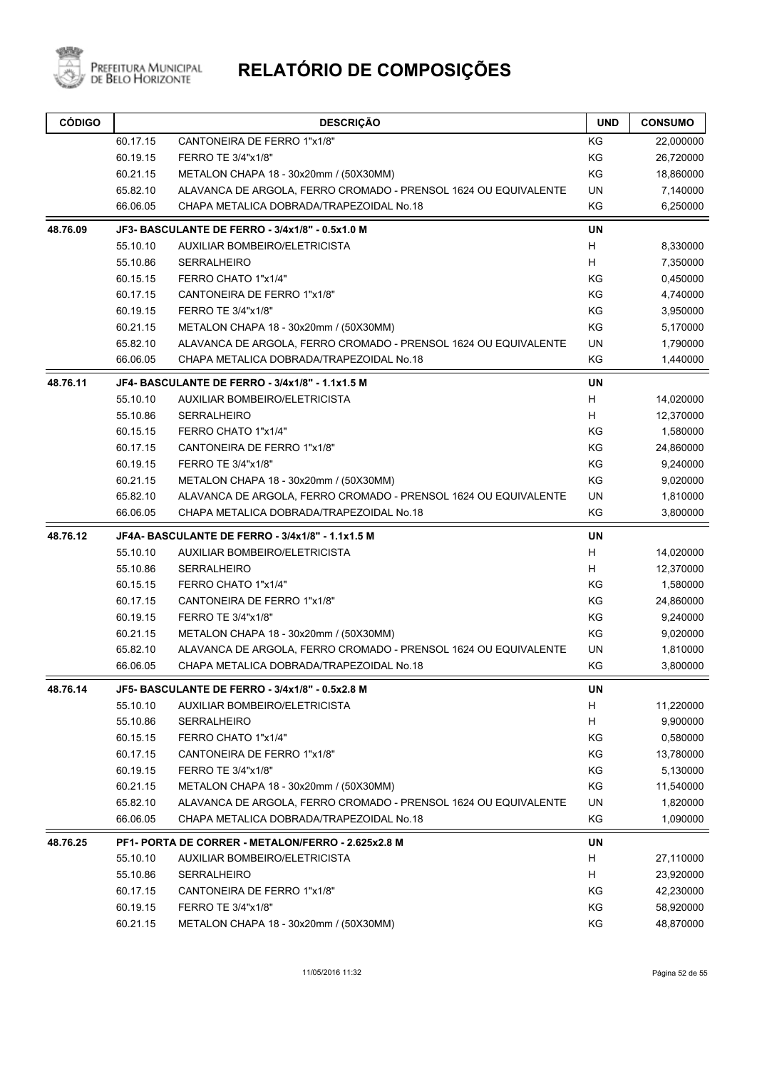# RELATÓRIO DE COMPOSIÇÕES

| CÓDIGO | | DESCRIÇÃO | UND | CONSUMO |
|---|---|---|---|---|
| | 60.17.15 | CANTONEIRA DE FERRO 1"x1/8" | KG | 22,000000 |
| | 60.19.15 | FERRO TE 3/4"x1/8" | KG | 26,720000 |
| | 60.21.15 | METALON CHAPA 18 - 30x20mm / (50X30MM) | KG | 18,860000 |
| | 65.82.10 | ALAVANCA DE ARGOLA, FERRO CROMADO - PRENSOL 1624 OU EQUIVALENTE | UN | 7,140000 |
| | 66.06.05 | CHAPA METALICA DOBRADA/TRAPEZOIDAL No.18 | KG | 6,250000 |
| **48.76.09** | | **JF3- BASCULANTE DE FERRO - 3/4x1/8" - 0.5x1.0 M** | **UN** | |
| | 55.10.10 | AUXILIAR BOMBEIRO/ELETRICISTA | H | 8,330000 |
| | 55.10.86 | SERRALHEIRO | H | 7,350000 |
| | 60.15.15 | FERRO CHATO 1"x1/4" | KG | 0,450000 |
| | 60.17.15 | CANTONEIRA DE FERRO 1"x1/8" | KG | 4,740000 |
| | 60.19.15 | FERRO TE 3/4"x1/8" | KG | 3,950000 |
| | 60.21.15 | METALON CHAPA 18 - 30x20mm / (50X30MM) | KG | 5,170000 |
| | 65.82.10 | ALAVANCA DE ARGOLA, FERRO CROMADO - PRENSOL 1624 OU EQUIVALENTE | UN | 1,790000 |
| | 66.06.05 | CHAPA METALICA DOBRADA/TRAPEZOIDAL No.18 | KG | 1,440000 |
| **48.76.11** | | **JF4- BASCULANTE DE FERRO - 3/4x1/8" - 1.1x1.5 M** | **UN** | |
| | 55.10.10 | AUXILIAR BOMBEIRO/ELETRICISTA | H | 14,020000 |
| | 55.10.86 | SERRALHEIRO | H | 12,370000 |
| | 60.15.15 | FERRO CHATO 1"x1/4" | KG | 1,580000 |
| | 60.17.15 | CANTONEIRA DE FERRO 1"x1/8" | KG | 24,860000 |
| | 60.19.15 | FERRO TE 3/4"x1/8" | KG | 9,240000 |
| | 60.21.15 | METALON CHAPA 18 - 30x20mm / (50X30MM) | KG | 9,020000 |
| | 65.82.10 | ALAVANCA DE ARGOLA, FERRO CROMADO - PRENSOL 1624 OU EQUIVALENTE | UN | 1,810000 |
| | 66.06.05 | CHAPA METALICA DOBRADA/TRAPEZOIDAL No.18 | KG | 3,800000 |
| **48.76.12** | | **JF4A- BASCULANTE DE FERRO - 3/4x1/8" - 1.1x1.5 M** | **UN** | |
| | 55.10.10 | AUXILIAR BOMBEIRO/ELETRICISTA | H | 14,020000 |
| | 55.10.86 | SERRALHEIRO | H | 12,370000 |
| | 60.15.15 | FERRO CHATO 1"x1/4" | KG | 1,580000 |
| | 60.17.15 | CANTONEIRA DE FERRO 1"x1/8" | KG | 24,860000 |
| | 60.19.15 | FERRO TE 3/4"x1/8" | KG | 9,240000 |
| | 60.21.15 | METALON CHAPA 18 - 30x20mm / (50X30MM) | KG | 9,020000 |
| | 65.82.10 | ALAVANCA DE ARGOLA, FERRO CROMADO - PRENSOL 1624 OU EQUIVALENTE | UN | 1,810000 |
| | 66.06.05 | CHAPA METALICA DOBRADA/TRAPEZOIDAL No.18 | KG | 3,800000 |
| **48.76.14** | | **JF5- BASCULANTE DE FERRO - 3/4x1/8" - 0.5x2.8 M** | **UN** | |
| | 55.10.10 | AUXILIAR BOMBEIRO/ELETRICISTA | H | 11,220000 |
| | 55.10.86 | SERRALHEIRO | H | 9,900000 |
| | 60.15.15 | FERRO CHATO 1"x1/4" | KG | 0,580000 |
| | 60.17.15 | CANTONEIRA DE FERRO 1"x1/8" | KG | 13,780000 |
| | 60.19.15 | FERRO TE 3/4"x1/8" | KG | 5,130000 |
| | 60.21.15 | METALON CHAPA 18 - 30x20mm / (50X30MM) | KG | 11,540000 |
| | 65.82.10 | ALAVANCA DE ARGOLA, FERRO CROMADO - PRENSOL 1624 OU EQUIVALENTE | UN | 1,820000 |
| | 66.06.05 | CHAPA METALICA DOBRADA/TRAPEZOIDAL No.18 | KG | 1,090000 |
| **48.76.25** | | **PF1- PORTA DE CORRER - METALON/FERRO - 2.625x2.8 M** | **UN** | |
| | 55.10.10 | AUXILIAR BOMBEIRO/ELETRICISTA | H | 27,110000 |
| | 55.10.86 | SERRALHEIRO | H | 23,920000 |
| | 60.17.15 | CANTONEIRA DE FERRO 1"x1/8" | KG | 42,230000 |
| | 60.19.15 | FERRO TE 3/4"x1/8" | KG | 58,920000 |
| | 60.21.15 | METALON CHAPA 18 - 30x20mm / (50X30MM) | KG | 48,870000 |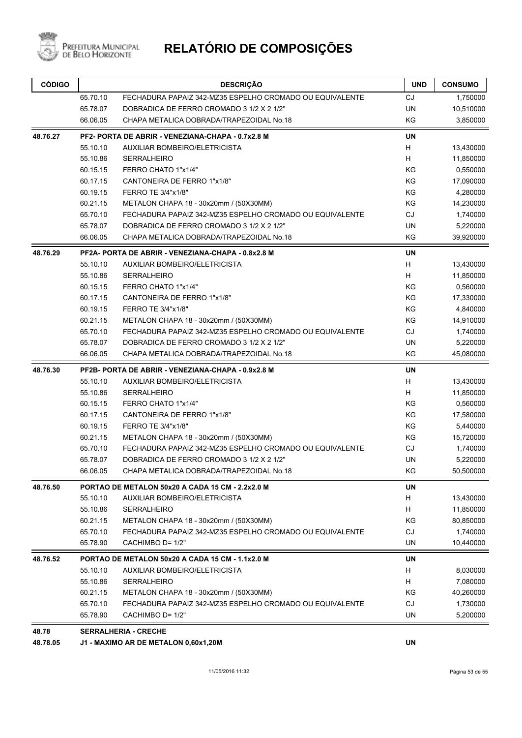# RELATÓRIO DE COMPOSIÇÕES

| CÓDIGO | | DESCRIÇÃO | UND | CONSUMO |
|---|---|---|---|---|
| | 65.70.10 | FECHADURA PAPAIZ 342-MZ35 ESPELHO CROMADO OU EQUIVALENTE | CJ | 1,750000 |
| | 65.78.07 | DOBRADICA DE FERRO CROMADO 3 1/2 X 2 1/2" | UN | 10,510000 |
| | 66.06.05 | CHAPA METALICA DOBRADA/TRAPEZOIDAL No.18 | KG | 3,850000 |
| **48.76.27** | | **PF2- PORTA DE ABRIR - VENEZIANA-CHAPA - 0.7x2.8 M** | **UN** | |
| | 55.10.10 | AUXILIAR BOMBEIRO/ELETRICISTA | H | 13,430000 |
| | 55.10.86 | SERRALHEIRO | H | 11,850000 |
| | 60.15.15 | FERRO CHATO 1"x1/4" | KG | 0,550000 |
| | 60.17.15 | CANTONEIRA DE FERRO 1"x1/8" | KG | 17,090000 |
| | 60.19.15 | FERRO TE 3/4"x1/8" | KG | 4,280000 |
| | 60.21.15 | METALON CHAPA 18 - 30x20mm / (50X30MM) | KG | 14,230000 |
| | 65.70.10 | FECHADURA PAPAIZ 342-MZ35 ESPELHO CROMADO OU EQUIVALENTE | CJ | 1,740000 |
| | 65.78.07 | DOBRADICA DE FERRO CROMADO 3 1/2 X 2 1/2" | UN | 5,220000 |
| | 66.06.05 | CHAPA METALICA DOBRADA/TRAPEZOIDAL No.18 | KG | 39,920000 |
| **48.76.29** | | **PF2A- PORTA DE ABRIR - VENEZIANA-CHAPA - 0.8x2.8 M** | **UN** | |
| | 55.10.10 | AUXILIAR BOMBEIRO/ELETRICISTA | H | 13,430000 |
| | 55.10.86 | SERRALHEIRO | H | 11,850000 |
| | 60.15.15 | FERRO CHATO 1"x1/4" | KG | 0,560000 |
| | 60.17.15 | CANTONEIRA DE FERRO 1"x1/8" | KG | 17,330000 |
| | 60.19.15 | FERRO TE 3/4"x1/8" | KG | 4,840000 |
| | 60.21.15 | METALON CHAPA 18 - 30x20mm / (50X30MM) | KG | 14,910000 |
| | 65.70.10 | FECHADURA PAPAIZ 342-MZ35 ESPELHO CROMADO OU EQUIVALENTE | CJ | 1,740000 |
| | 65.78.07 | DOBRADICA DE FERRO CROMADO 3 1/2 X 2 1/2" | UN | 5,220000 |
| | 66.06.05 | CHAPA METALICA DOBRADA/TRAPEZOIDAL No.18 | KG | 45,080000 |
| **48.76.30** | | **PF2B- PORTA DE ABRIR - VENEZIANA-CHAPA - 0.9x2.8 M** | **UN** | |
| | 55.10.10 | AUXILIAR BOMBEIRO/ELETRICISTA | H | 13,430000 |
| | 55.10.86 | SERRALHEIRO | H | 11,850000 |
| | 60.15.15 | FERRO CHATO 1"x1/4" | KG | 0,560000 |
| | 60.17.15 | CANTONEIRA DE FERRO 1"x1/8" | KG | 17,580000 |
| | 60.19.15 | FERRO TE 3/4"x1/8" | KG | 5,440000 |
| | 60.21.15 | METALON CHAPA 18 - 30x20mm / (50X30MM) | KG | 15,720000 |
| | 65.70.10 | FECHADURA PAPAIZ 342-MZ35 ESPELHO CROMADO OU EQUIVALENTE | CJ | 1,740000 |
| | 65.78.07 | DOBRADICA DE FERRO CROMADO 3 1/2 X 2 1/2" | UN | 5,220000 |
| | 66.06.05 | CHAPA METALICA DOBRADA/TRAPEZOIDAL No.18 | KG | 50,500000 |
| **48.76.50** | | **PORTAO DE METALON 50x20 A CADA 15 CM - 2.2x2.0 M** | **UN** | |
| | 55.10.10 | AUXILIAR BOMBEIRO/ELETRICISTA | H | 13,430000 |
| | 55.10.86 | SERRALHEIRO | H | 11,850000 |
| | 60.21.15 | METALON CHAPA 18 - 30x20mm / (50X30MM) | KG | 80,850000 |
| | 65.70.10 | FECHADURA PAPAIZ 342-MZ35 ESPELHO CROMADO OU EQUIVALENTE | CJ | 1,740000 |
| | 65.78.90 | CACHIMBO D= 1/2" | UN | 10,440000 |
| **48.76.52** | | **PORTAO DE METALON 50x20 A CADA 15 CM - 1.1x2.0 M** | **UN** | |
| | 55.10.10 | AUXILIAR BOMBEIRO/ELETRICISTA | H | 8,030000 |
| | 55.10.86 | SERRALHEIRO | H | 7,080000 |
| | 60.21.15 | METALON CHAPA 18 - 30x20mm / (50X30MM) | KG | 40,260000 |
| | 65.70.10 | FECHADURA PAPAIZ 342-MZ35 ESPELHO CROMADO OU EQUIVALENTE | CJ | 1,730000 |
| | 65.78.90 | CACHIMBO D= 1/2" | UN | 5,200000 |
| **48.78** | | **SERRALHERIA - CRECHE** | | |
| **48.78.05** | | **J1 - MAXIMO AR DE METALON 0,60x1,20M** | **UN** | |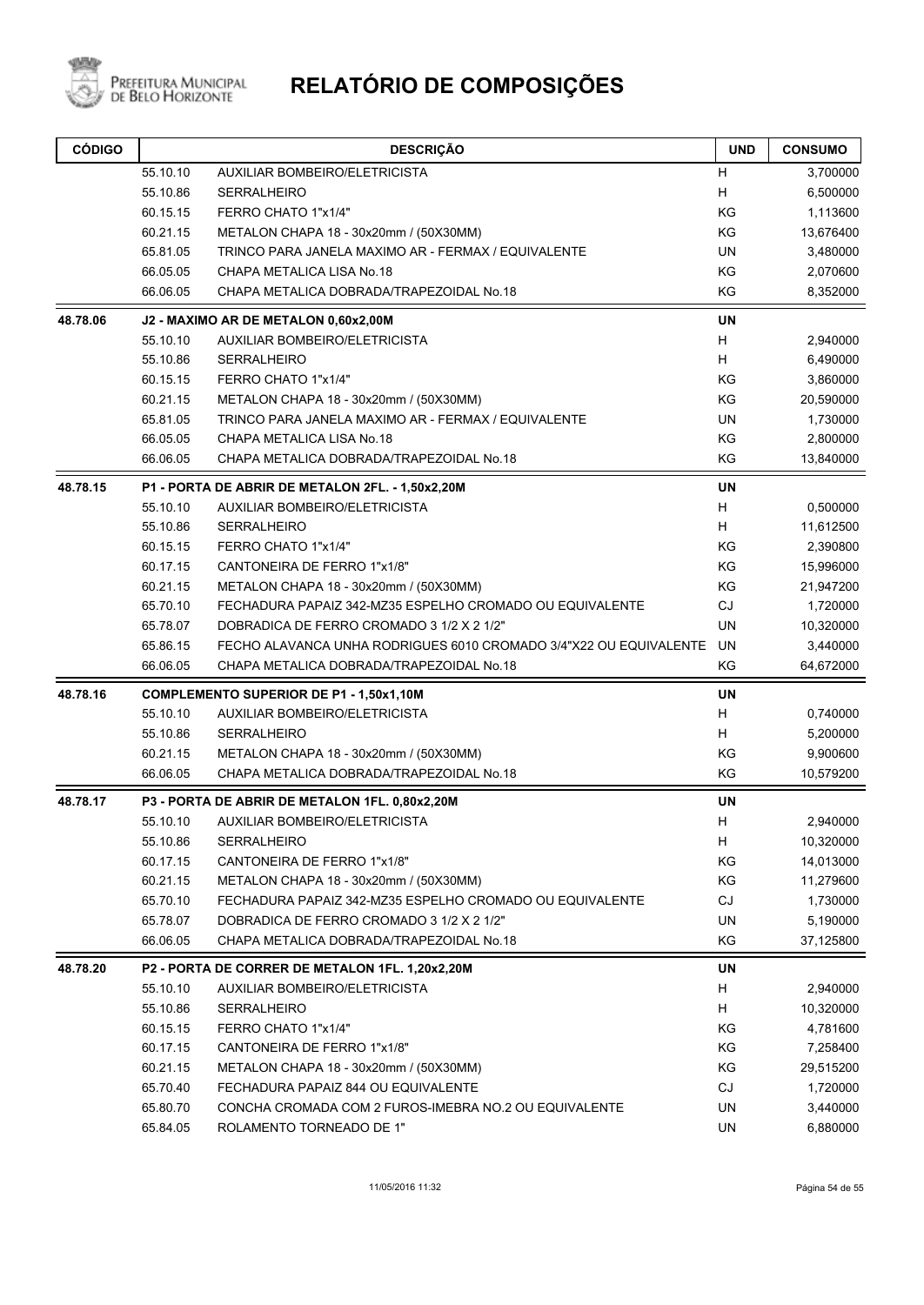# RELATÓRIO DE COMPOSIÇÕES

| CÓDIGO | | DESCRIÇÃO | UND | CONSUMO |
|---|---|---|---|---|
| | 55.10.10 | AUXILIAR BOMBEIRO/ELETRICISTA | H | 3,700000 |
| | 55.10.86 | SERRALHEIRO | H | 6,500000 |
| | 60.15.15 | FERRO CHATO 1"x1/4" | KG | 1,113600 |
| | 60.21.15 | METALON CHAPA 18 - 30x20mm / (50X30MM) | KG | 13,676400 |
| | 65.81.05 | TRINCO PARA JANELA MAXIMO AR - FERMAX / EQUIVALENTE | UN | 3,480000 |
| | 66.05.05 | CHAPA METALICA LISA No.18 | KG | 2,070600 |
| | 66.06.05 | CHAPA METALICA DOBRADA/TRAPEZOIDAL No.18 | KG | 8,352000 |
| **48.78.06** | | **J2 - MAXIMO AR DE METALON 0,60x2,00M** | **UN** | |
| | 55.10.10 | AUXILIAR BOMBEIRO/ELETRICISTA | H | 2,940000 |
| | 55.10.86 | SERRALHEIRO | H | 6,490000 |
| | 60.15.15 | FERRO CHATO 1"x1/4" | KG | 3,860000 |
| | 60.21.15 | METALON CHAPA 18 - 30x20mm / (50X30MM) | KG | 20,590000 |
| | 65.81.05 | TRINCO PARA JANELA MAXIMO AR - FERMAX / EQUIVALENTE | UN | 1,730000 |
| | 66.05.05 | CHAPA METALICA LISA No.18 | KG | 2,800000 |
| | 66.06.05 | CHAPA METALICA DOBRADA/TRAPEZOIDAL No.18 | KG | 13,840000 |
| **48.78.15** | | **P1 - PORTA DE ABRIR DE METALON 2FL. - 1,50x2,20M** | **UN** | |
| | 55.10.10 | AUXILIAR BOMBEIRO/ELETRICISTA | H | 0,500000 |
| | 55.10.86 | SERRALHEIRO | H | 11,612500 |
| | 60.15.15 | FERRO CHATO 1"x1/4" | KG | 2,390800 |
| | 60.17.15 | CANTONEIRA DE FERRO 1"x1/8" | KG | 15,996000 |
| | 60.21.15 | METALON CHAPA 18 - 30x20mm / (50X30MM) | KG | 21,947200 |
| | 65.70.10 | FECHADURA PAPAIZ 342-MZ35 ESPELHO CROMADO OU EQUIVALENTE | CJ | 1,720000 |
| | 65.78.07 | DOBRADICA DE FERRO CROMADO 3 1/2 X 2 1/2" | UN | 10,320000 |
| | 65.86.15 | FECHO ALAVANCA UNHA RODRIGUES 6010 CROMADO 3/4"X22 OU EQUIVALENTE | UN | 3,440000 |
| | 66.06.05 | CHAPA METALICA DOBRADA/TRAPEZOIDAL No.18 | KG | 64,672000 |
| **48.78.16** | | **COMPLEMENTO SUPERIOR DE P1 - 1,50x1,10M** | **UN** | |
| | 55.10.10 | AUXILIAR BOMBEIRO/ELETRICISTA | H | 0,740000 |
| | 55.10.86 | SERRALHEIRO | H | 5,200000 |
| | 60.21.15 | METALON CHAPA 18 - 30x20mm / (50X30MM) | KG | 9,900600 |
| | 66.06.05 | CHAPA METALICA DOBRADA/TRAPEZOIDAL No.18 | KG | 10,579200 |
| **48.78.17** | | **P3 - PORTA DE ABRIR DE METALON 1FL. 0,80x2,20M** | **UN** | |
| | 55.10.10 | AUXILIAR BOMBEIRO/ELETRICISTA | H | 2,940000 |
| | 55.10.86 | SERRALHEIRO | H | 10,320000 |
| | 60.17.15 | CANTONEIRA DE FERRO 1"x1/8" | KG | 14,013000 |
| | 60.21.15 | METALON CHAPA 18 - 30x20mm / (50X30MM) | KG | 11,279600 |
| | 65.70.10 | FECHADURA PAPAIZ 342-MZ35 ESPELHO CROMADO OU EQUIVALENTE | CJ | 1,730000 |
| | 65.78.07 | DOBRADICA DE FERRO CROMADO 3 1/2 X 2 1/2" | UN | 5,190000 |
| | 66.06.05 | CHAPA METALICA DOBRADA/TRAPEZOIDAL No.18 | KG | 37,125800 |
| **48.78.20** | | **P2 - PORTA DE CORRER DE METALON 1FL. 1,20x2,20M** | **UN** | |
| | 55.10.10 | AUXILIAR BOMBEIRO/ELETRICISTA | H | 2,940000 |
| | 55.10.86 | SERRALHEIRO | H | 10,320000 |
| | 60.15.15 | FERRO CHATO 1"x1/4" | KG | 4,781600 |
| | 60.17.15 | CANTONEIRA DE FERRO 1"x1/8" | KG | 7,258400 |
| | 60.21.15 | METALON CHAPA 18 - 30x20mm / (50X30MM) | KG | 29,515200 |
| | 65.70.40 | FECHADURA PAPAIZ 844 OU EQUIVALENTE | CJ | 1,720000 |
| | 65.80.70 | CONCHA CROMADA COM 2 FUROS-IMEBRA NO.2 OU EQUIVALENTE | UN | 3,440000 |
| | 65.84.05 | ROLAMENTO TORNEADO DE 1" | UN | 6,880000 |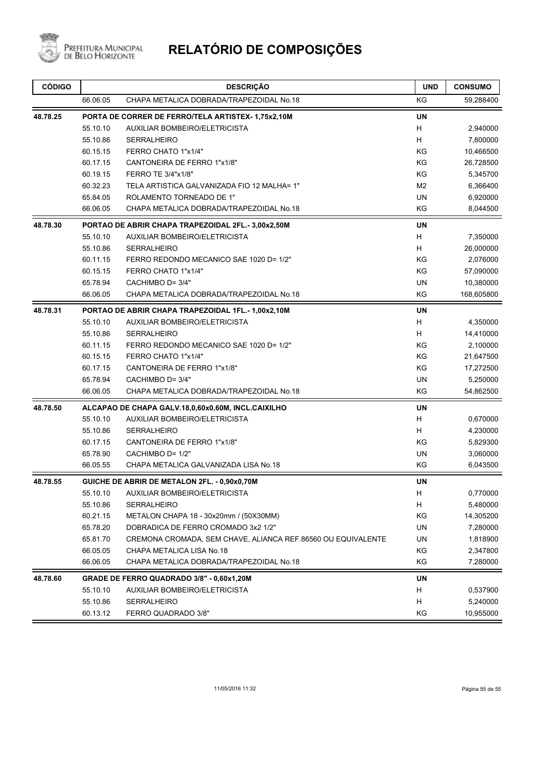# RELATÓRIO DE COMPOSIÇÕES

Prefeitura Municipal de Belo Horizonte

| CÓDIGO | | DESCRIÇÃO | UND | CONSUMO |
|---|---|---|---|---|
| | 66.06.05 | CHAPA METALICA DOBRADA/TRAPEZOIDAL No.18 | KG | 59,288400 |
| **48.78.25** | **PORTA DE CORRER DE FERRO/TELA ARTISTEX- 1,75x2,10M** | | **UN** | |
| | 55.10.10 | AUXILIAR BOMBEIRO/ELETRICISTA | H | 2,940000 |
| | 55.10.86 | SERRALHEIRO | H | 7,800000 |
| | 60.15.15 | FERRO CHATO 1"x1/4" | KG | 10,466500 |
| | 60.17.15 | CANTONEIRA DE FERRO 1"x1/8" | KG | 26,728500 |
| | 60.19.15 | FERRO TE 3/4"x1/8" | KG | 5,345700 |
| | 60.32.23 | TELA ARTISTICA GALVANIZADA FIO 12 MALHA= 1" | M2 | 6,366400 |
| | 65.84.05 | ROLAMENTO TORNEADO DE 1" | UN | 6,920000 |
| | 66.06.05 | CHAPA METALICA DOBRADA/TRAPEZOIDAL No.18 | KG | 8,044500 |
| **48.78.30** | **PORTAO DE ABRIR CHAPA TRAPEZOIDAL 2FL.- 3,00x2,50M** | | **UN** | |
| | 55.10.10 | AUXILIAR BOMBEIRO/ELETRICISTA | H | 7,350000 |
| | 55.10.86 | SERRALHEIRO | H | 26,000000 |
| | 60.11.15 | FERRO REDONDO MECANICO SAE 1020 D= 1/2" | KG | 2,076000 |
| | 60.15.15 | FERRO CHATO 1"x1/4" | KG | 57,090000 |
| | 65.78.94 | CACHIMBO D= 3/4" | UN | 10,380000 |
| | 66.06.05 | CHAPA METALICA DOBRADA/TRAPEZOIDAL No.18 | KG | 168,605800 |
| **48.78.31** | **PORTAO DE ABRIR CHAPA TRAPEZOIDAL 1FL.- 1,00x2,10M** | | **UN** | |
| | 55.10.10 | AUXILIAR BOMBEIRO/ELETRICISTA | H | 4,350000 |
| | 55.10.86 | SERRALHEIRO | H | 14,410000 |
| | 60.11.15 | FERRO REDONDO MECANICO SAE 1020 D= 1/2" | KG | 2,100000 |
| | 60.15.15 | FERRO CHATO 1"x1/4" | KG | 21,647500 |
| | 60.17.15 | CANTONEIRA DE FERRO 1"x1/8" | KG | 17,272500 |
| | 65.78.94 | CACHIMBO D= 3/4" | UN | 5,250000 |
| | 66.06.05 | CHAPA METALICA DOBRADA/TRAPEZOIDAL No.18 | KG | 54,862500 |
| **48.78.50** | **ALCAPAO DE CHAPA GALV.18,0,60x0,60M, INCL.CAIXILHO** | | **UN** | |
| | 55.10.10 | AUXILIAR BOMBEIRO/ELETRICISTA | H | 0,670000 |
| | 55.10.86 | SERRALHEIRO | H | 4,230000 |
| | 60.17.15 | CANTONEIRA DE FERRO 1"x1/8" | KG | 5,829300 |
| | 65.78.90 | CACHIMBO D= 1/2" | UN | 3,060000 |
| | 66.05.55 | CHAPA METALICA GALVANIZADA LISA No.18 | KG | 6,043500 |
| **48.78.55** | **GUICHE DE ABRIR DE METALON 2FL. - 0,90x0,70M** | | **UN** | |
| | 55.10.10 | AUXILIAR BOMBEIRO/ELETRICISTA | H | 0,770000 |
| | 55.10.86 | SERRALHEIRO | H | 5,480000 |
| | 60.21.15 | METALON CHAPA 18 - 30x20mm / (50X30MM) | KG | 14,305200 |
| | 65.78.20 | DOBRADICA DE FERRO CROMADO 3x2 1/2" | UN | 7,280000 |
| | 65.81.70 | CREMONA CROMADA, SEM CHAVE, ALIANCA REF.86560 OU EQUIVALENTE | UN | 1,818900 |
| | 66.05.05 | CHAPA METALICA LISA No.18 | KG | 2,347800 |
| | 66.06.05 | CHAPA METALICA DOBRADA/TRAPEZOIDAL No.18 | KG | 7,280000 |
| **48.78.60** | **GRADE DE FERRO QUADRADO 3/8" - 0,60x1,20M** | | **UN** | |
| | 55.10.10 | AUXILIAR BOMBEIRO/ELETRICISTA | H | 0,537900 |
| | 55.10.86 | SERRALHEIRO | H | 5,240000 |
| | 60.13.12 | FERRO QUADRADO 3/8" | KG | 10,955000 |

11/05/2016 11:32